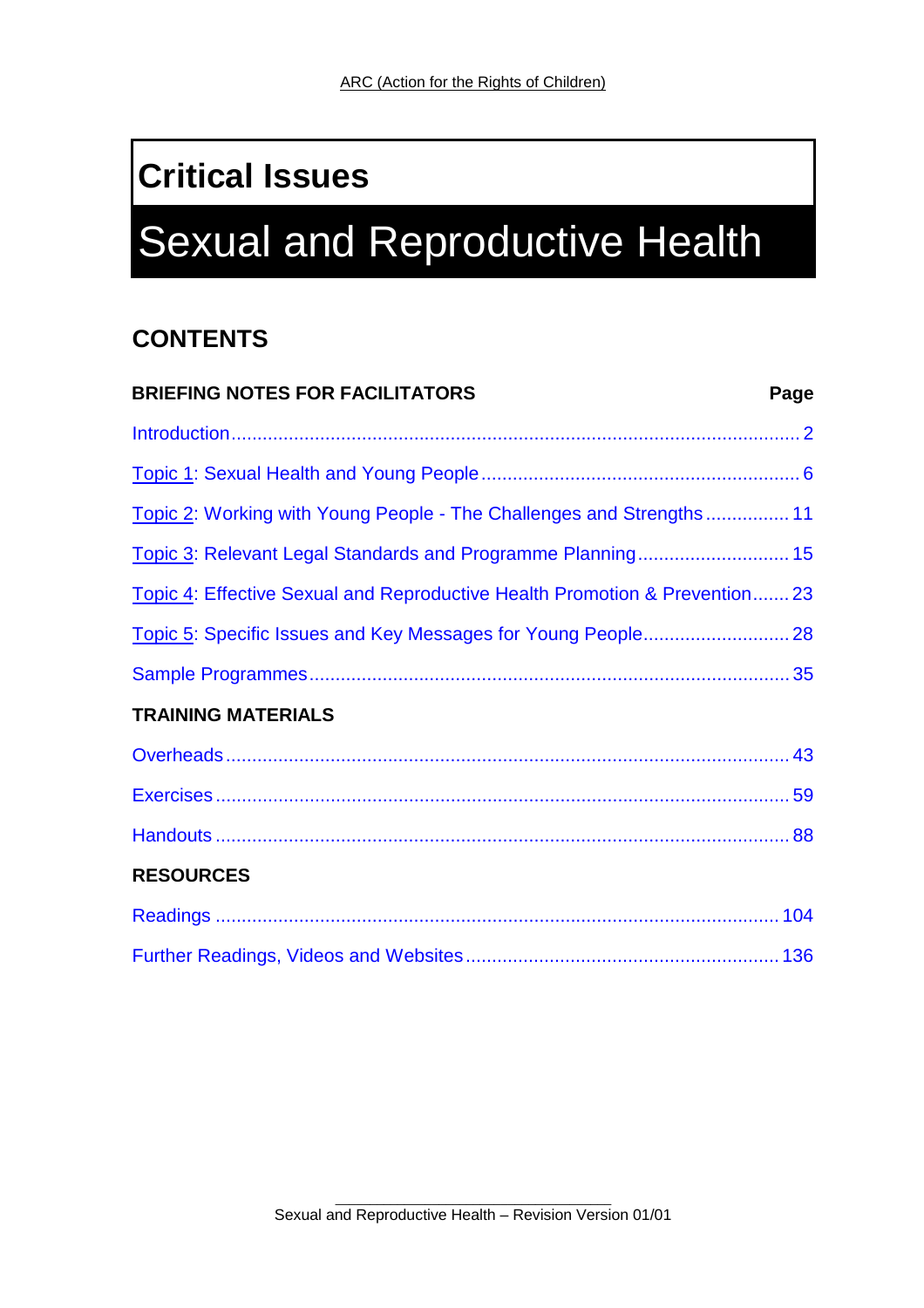ARC (Action for the Rights of Children)

# Critical Issues

# Sexual and Reproductive Health

## CONTENTS

| BRIEFING NOTES FOR FACILITATORS | Page |
| --- | --- |
| Introduction | 2 |
| Topic 1: Sexual Health and Young People | 6 |
| Topic 2: Working with Young People - The Challenges and Strengths | 11 |
| Topic 3: Relevant Legal Standards and Programme Planning | 15 |
| Topic 4: Effective Sexual and Reproductive Health Promotion & Prevention | 23 |
| Topic 5: Specific Issues and Key Messages for Young People | 28 |
| Sample Programmes | 35 |
| **TRAINING MATERIALS** | |
| Overheads | 43 |
| Exercises | 59 |
| Handouts | 88 |
| **RESOURCES** | |
| Readings | 104 |
| Further Readings, Videos and Websites | 136 |

Sexual and Reproductive Health – Revision Version 01/01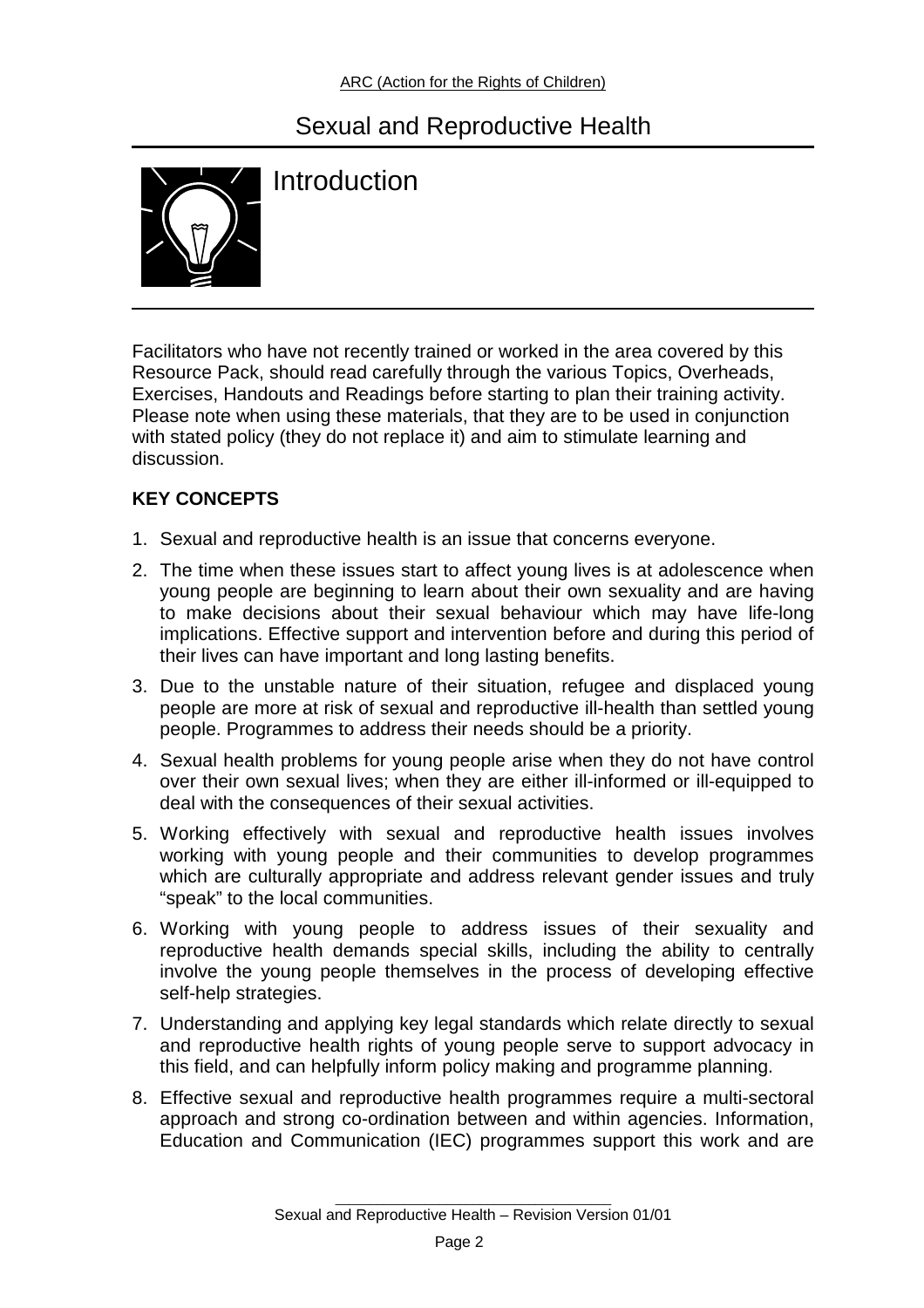# Sexual and Reproductive Health

## Introduction

Facilitators who have not recently trained or worked in the area covered by this Resource Pack, should read carefully through the various Topics, Overheads, Exercises, Handouts and Readings before starting to plan their training activity. Please note when using these materials, that they are to be used in conjunction with stated policy (they do not replace it) and aim to stimulate learning and discussion.

**KEY CONCEPTS**

1. Sexual and reproductive health is an issue that concerns everyone.
2. The time when these issues start to affect young lives is at adolescence when young people are beginning to learn about their own sexuality and are having to make decisions about their sexual behaviour which may have life-long implications. Effective support and intervention before and during this period of their lives can have important and long lasting benefits.
3. Due to the unstable nature of their situation, refugee and displaced young people are more at risk of sexual and reproductive ill-health than settled young people. Programmes to address their needs should be a priority.
4. Sexual health problems for young people arise when they do not have control over their own sexual lives; when they are either ill-informed or ill-equipped to deal with the consequences of their sexual activities.
5. Working effectively with sexual and reproductive health issues involves working with young people and their communities to develop programmes which are culturally appropriate and address relevant gender issues and truly "speak" to the local communities.
6. Working with young people to address issues of their sexuality and reproductive health demands special skills, including the ability to centrally involve the young people themselves in the process of developing effective self-help strategies.
7. Understanding and applying key legal standards which relate directly to sexual and reproductive health rights of young people serve to support advocacy in this field, and can helpfully inform policy making and programme planning.
8. Effective sexual and reproductive health programmes require a multi-sectoral approach and strong co-ordination between and within agencies. Information, Education and Communication (IEC) programmes support this work and are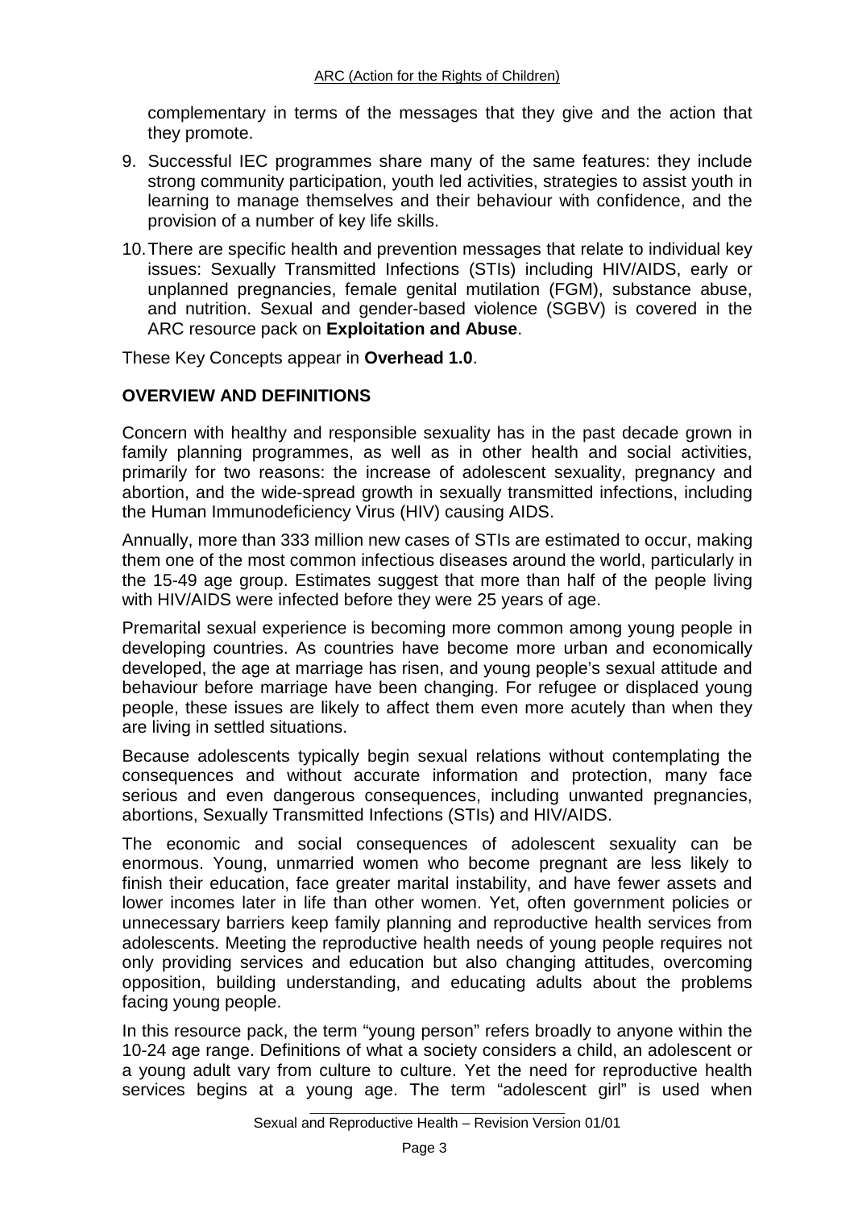complementary in terms of the messages that they give and the action that they promote.

9. Successful IEC programmes share many of the same features: they include strong community participation, youth led activities, strategies to assist youth in learning to manage themselves and their behaviour with confidence, and the provision of a number of key life skills.

10. There are specific health and prevention messages that relate to individual key issues: Sexually Transmitted Infections (STIs) including HIV/AIDS, early or unplanned pregnancies, female genital mutilation (FGM), substance abuse, and nutrition. Sexual and gender-based violence (SGBV) is covered in the ARC resource pack on **Exploitation and Abuse**.

These Key Concepts appear in **Overhead 1.0**.

## OVERVIEW AND DEFINITIONS

Concern with healthy and responsible sexuality has in the past decade grown in family planning programmes, as well as in other health and social activities, primarily for two reasons: the increase of adolescent sexuality, pregnancy and abortion, and the wide-spread growth in sexually transmitted infections, including the Human Immunodeficiency Virus (HIV) causing AIDS.

Annually, more than 333 million new cases of STIs are estimated to occur, making them one of the most common infectious diseases around the world, particularly in the 15-49 age group. Estimates suggest that more than half of the people living with HIV/AIDS were infected before they were 25 years of age.

Premarital sexual experience is becoming more common among young people in developing countries. As countries have become more urban and economically developed, the age at marriage has risen, and young people's sexual attitude and behaviour before marriage have been changing. For refugee or displaced young people, these issues are likely to affect them even more acutely than when they are living in settled situations.

Because adolescents typically begin sexual relations without contemplating the consequences and without accurate information and protection, many face serious and even dangerous consequences, including unwanted pregnancies, abortions, Sexually Transmitted Infections (STIs) and HIV/AIDS.

The economic and social consequences of adolescent sexuality can be enormous. Young, unmarried women who become pregnant are less likely to finish their education, face greater marital instability, and have fewer assets and lower incomes later in life than other women. Yet, often government policies or unnecessary barriers keep family planning and reproductive health services from adolescents. Meeting the reproductive health needs of young people requires not only providing services and education but also changing attitudes, overcoming opposition, building understanding, and educating adults about the problems facing young people.

In this resource pack, the term "young person" refers broadly to anyone within the 10-24 age range. Definitions of what a society considers a child, an adolescent or a young adult vary from culture to culture. Yet the need for reproductive health services begins at a young age. The term "adolescent girl" is used when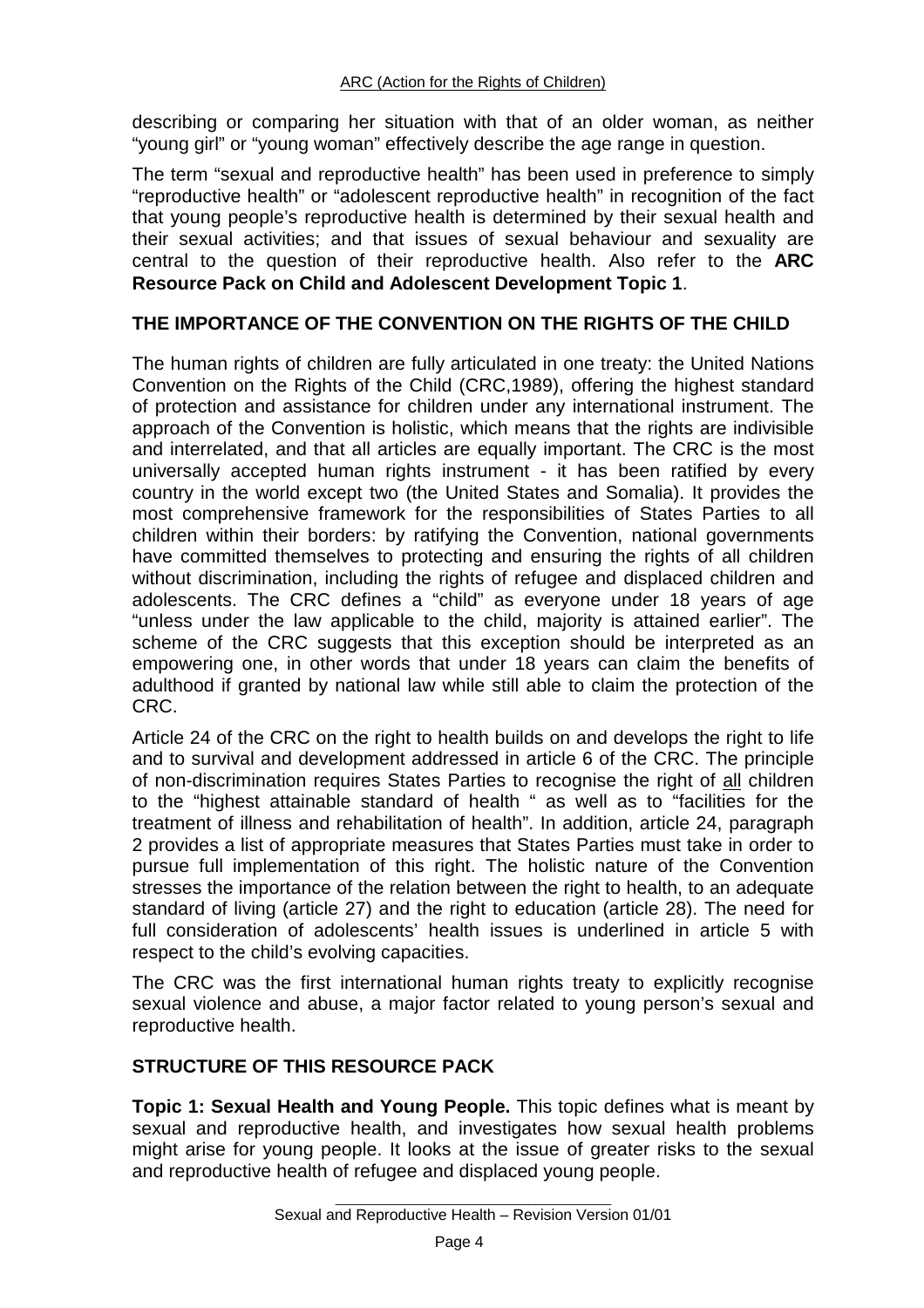describing or comparing her situation with that of an older woman, as neither "young girl" or "young woman" effectively describe the age range in question.

The term "sexual and reproductive health" has been used in preference to simply "reproductive health" or "adolescent reproductive health" in recognition of the fact that young people's reproductive health is determined by their sexual health and their sexual activities; and that issues of sexual behaviour and sexuality are central to the question of their reproductive health. Also refer to the **ARC Resource Pack on Child and Adolescent Development Topic 1**.

## THE IMPORTANCE OF THE CONVENTION ON THE RIGHTS OF THE CHILD

The human rights of children are fully articulated in one treaty: the United Nations Convention on the Rights of the Child (CRC,1989), offering the highest standard of protection and assistance for children under any international instrument. The approach of the Convention is holistic, which means that the rights are indivisible and interrelated, and that all articles are equally important. The CRC is the most universally accepted human rights instrument - it has been ratified by every country in the world except two (the United States and Somalia). It provides the most comprehensive framework for the responsibilities of States Parties to all children within their borders: by ratifying the Convention, national governments have committed themselves to protecting and ensuring the rights of all children without discrimination, including the rights of refugee and displaced children and adolescents. The CRC defines a "child" as everyone under 18 years of age "unless under the law applicable to the child, majority is attained earlier". The scheme of the CRC suggests that this exception should be interpreted as an empowering one, in other words that under 18 years can claim the benefits of adulthood if granted by national law while still able to claim the protection of the CRC.

Article 24 of the CRC on the right to health builds on and develops the right to life and to survival and development addressed in article 6 of the CRC. The principle of non-discrimination requires States Parties to recognise the right of all children to the "highest attainable standard of health " as well as to "facilities for the treatment of illness and rehabilitation of health". In addition, article 24, paragraph 2 provides a list of appropriate measures that States Parties must take in order to pursue full implementation of this right. The holistic nature of the Convention stresses the importance of the relation between the right to health, to an adequate standard of living (article 27) and the right to education (article 28). The need for full consideration of adolescents' health issues is underlined in article 5 with respect to the child's evolving capacities.

The CRC was the first international human rights treaty to explicitly recognise sexual violence and abuse, a major factor related to young person's sexual and reproductive health.

## STRUCTURE OF THIS RESOURCE PACK

**Topic 1: Sexual Health and Young People.** This topic defines what is meant by sexual and reproductive health, and investigates how sexual health problems might arise for young people. It looks at the issue of greater risks to the sexual and reproductive health of refugee and displaced young people.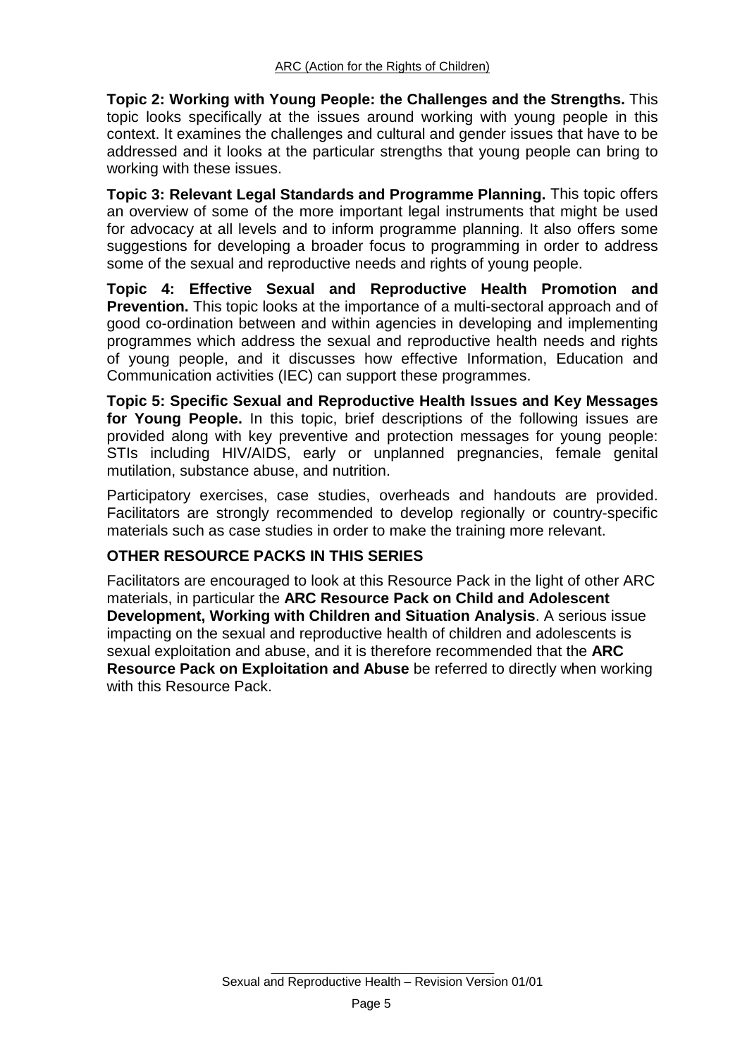**Topic 2: Working with Young People: the Challenges and the Strengths.** This topic looks specifically at the issues around working with young people in this context. It examines the challenges and cultural and gender issues that have to be addressed and it looks at the particular strengths that young people can bring to working with these issues.

**Topic 3: Relevant Legal Standards and Programme Planning.** This topic offers an overview of some of the more important legal instruments that might be used for advocacy at all levels and to inform programme planning. It also offers some suggestions for developing a broader focus to programming in order to address some of the sexual and reproductive needs and rights of young people.

**Topic 4: Effective Sexual and Reproductive Health Promotion and Prevention.** This topic looks at the importance of a multi-sectoral approach and of good co-ordination between and within agencies in developing and implementing programmes which address the sexual and reproductive health needs and rights of young people, and it discusses how effective Information, Education and Communication activities (IEC) can support these programmes.

**Topic 5: Specific Sexual and Reproductive Health Issues and Key Messages for Young People.** In this topic, brief descriptions of the following issues are provided along with key preventive and protection messages for young people: STIs including HIV/AIDS, early or unplanned pregnancies, female genital mutilation, substance abuse, and nutrition.

Participatory exercises, case studies, overheads and handouts are provided. Facilitators are strongly recommended to develop regionally or country-specific materials such as case studies in order to make the training more relevant.

## OTHER RESOURCE PACKS IN THIS SERIES

Facilitators are encouraged to look at this Resource Pack in the light of other ARC materials, in particular the **ARC Resource Pack on Child and Adolescent Development, Working with Children and Situation Analysis**. A serious issue impacting on the sexual and reproductive health of children and adolescents is sexual exploitation and abuse, and it is therefore recommended that the **ARC Resource Pack on Exploitation and Abuse** be referred to directly when working with this Resource Pack.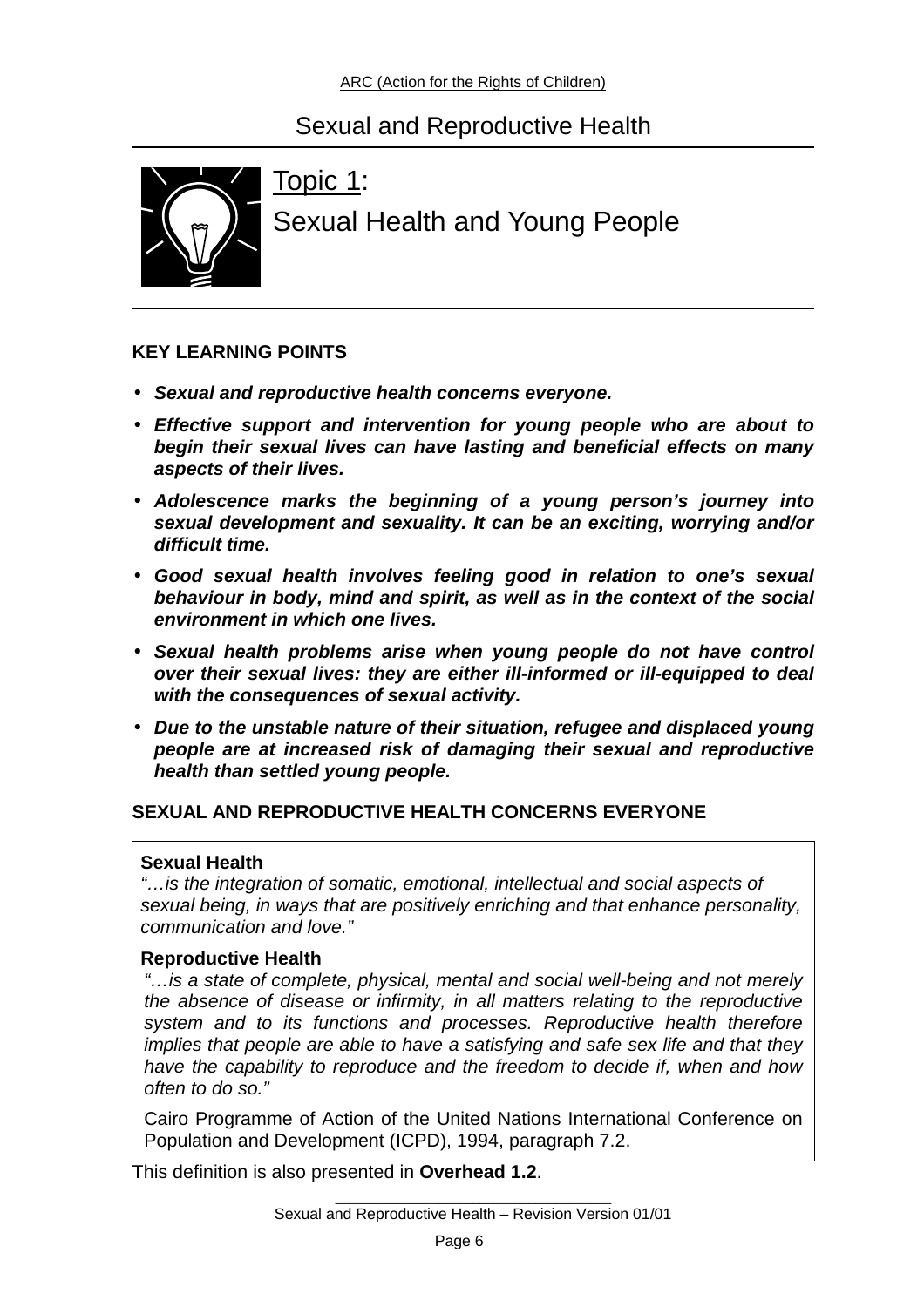# Topic 1:

# Sexual Health and Young People

**KEY LEARNING POINTS**

- ***Sexual and reproductive health concerns everyone.***
- ***Effective support and intervention for young people who are about to begin their sexual lives can have lasting and beneficial effects on many aspects of their lives.***
- ***Adolescence marks the beginning of a young person's journey into sexual development and sexuality. It can be an exciting, worrying and/or difficult time.***
- ***Good sexual health involves feeling good in relation to one's sexual behaviour in body, mind and spirit, as well as in the context of the social environment in which one lives.***
- ***Sexual health problems arise when young people do not have control over their sexual lives: they are either ill-informed or ill-equipped to deal with the consequences of sexual activity.***
- ***Due to the unstable nature of their situation, refugee and displaced young people are at increased risk of damaging their sexual and reproductive health than settled young people.***

**SEXUAL AND REPRODUCTIVE HEALTH CONCERNS EVERYONE**

**Sexual Health**
*"…is the integration of somatic, emotional, intellectual and social aspects of sexual being, in ways that are positively enriching and that enhance personality, communication and love."*

**Reproductive Health**
*"…is a state of complete, physical, mental and social well-being and not merely the absence of disease or infirmity, in all matters relating to the reproductive system and to its functions and processes. Reproductive health therefore implies that people are able to have a satisfying and safe sex life and that they have the capability to reproduce and the freedom to decide if, when and how often to do so."*

Cairo Programme of Action of the United Nations International Conference on Population and Development (ICPD), 1994, paragraph 7.2.

This definition is also presented in **Overhead 1.2**.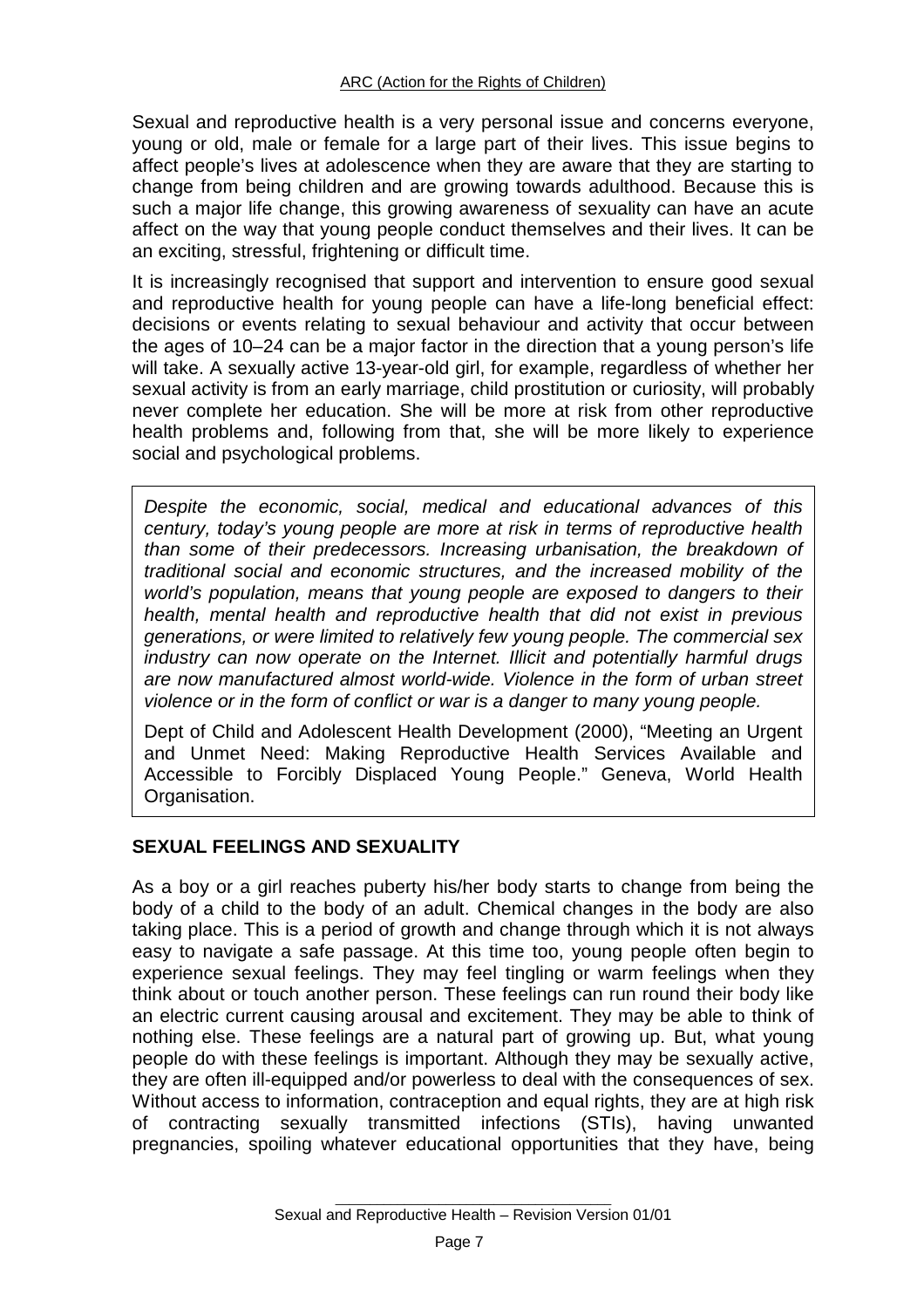Sexual and reproductive health is a very personal issue and concerns everyone, young or old, male or female for a large part of their lives. This issue begins to affect people's lives at adolescence when they are aware that they are starting to change from being children and are growing towards adulthood. Because this is such a major life change, this growing awareness of sexuality can have an acute affect on the way that young people conduct themselves and their lives. It can be an exciting, stressful, frightening or difficult time.

It is increasingly recognised that support and intervention to ensure good sexual and reproductive health for young people can have a life-long beneficial effect: decisions or events relating to sexual behaviour and activity that occur between the ages of 10–24 can be a major factor in the direction that a young person's life will take. A sexually active 13-year-old girl, for example, regardless of whether her sexual activity is from an early marriage, child prostitution or curiosity, will probably never complete her education. She will be more at risk from other reproductive health problems and, following from that, she will be more likely to experience social and psychological problems.

> *Despite the economic, social, medical and educational advances of this century, today's young people are more at risk in terms of reproductive health than some of their predecessors. Increasing urbanisation, the breakdown of traditional social and economic structures, and the increased mobility of the world's population, means that young people are exposed to dangers to their health, mental health and reproductive health that did not exist in previous generations, or were limited to relatively few young people. The commercial sex industry can now operate on the Internet. Illicit and potentially harmful drugs are now manufactured almost world-wide. Violence in the form of urban street violence or in the form of conflict or war is a danger to many young people.*
>
> Dept of Child and Adolescent Health Development (2000), "Meeting an Urgent and Unmet Need: Making Reproductive Health Services Available and Accessible to Forcibly Displaced Young People." Geneva, World Health Organisation.

## SEXUAL FEELINGS AND SEXUALITY

As a boy or a girl reaches puberty his/her body starts to change from being the body of a child to the body of an adult. Chemical changes in the body are also taking place. This is a period of growth and change through which it is not always easy to navigate a safe passage. At this time too, young people often begin to experience sexual feelings. They may feel tingling or warm feelings when they think about or touch another person. These feelings can run round their body like an electric current causing arousal and excitement. They may be able to think of nothing else. These feelings are a natural part of growing up. But, what young people do with these feelings is important. Although they may be sexually active, they are often ill-equipped and/or powerless to deal with the consequences of sex. Without access to information, contraception and equal rights, they are at high risk of contracting sexually transmitted infections (STIs), having unwanted pregnancies, spoiling whatever educational opportunities that they have, being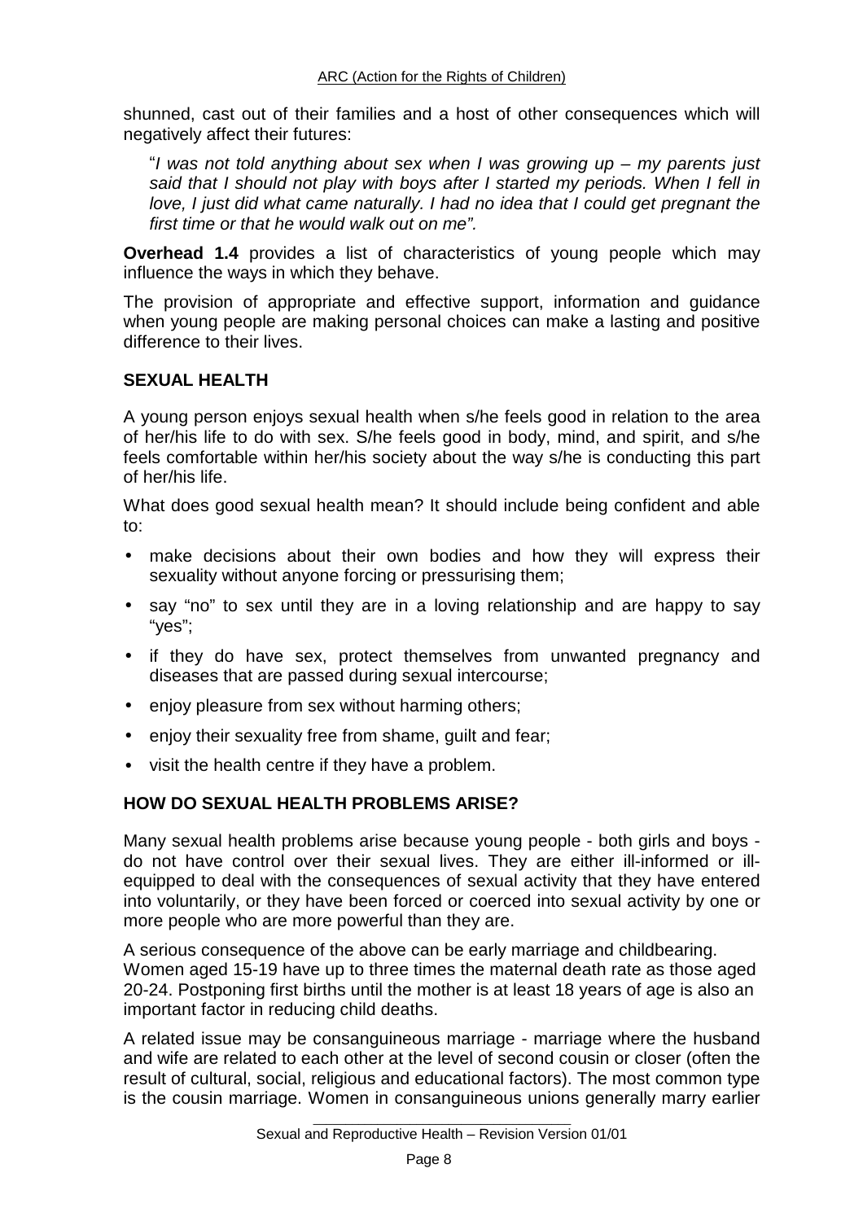shunned, cast out of their families and a host of other consequences which will negatively affect their futures:

> "*I was not told anything about sex when I was growing up – my parents just said that I should not play with boys after I started my periods. When I fell in love, I just did what came naturally. I had no idea that I could get pregnant the first time or that he would walk out on me".*

**Overhead 1.4** provides a list of characteristics of young people which may influence the ways in which they behave.

The provision of appropriate and effective support, information and guidance when young people are making personal choices can make a lasting and positive difference to their lives.

## SEXUAL HEALTH

A young person enjoys sexual health when s/he feels good in relation to the area of her/his life to do with sex. S/he feels good in body, mind, and spirit, and s/he feels comfortable within her/his society about the way s/he is conducting this part of her/his life.

What does good sexual health mean? It should include being confident and able to:

- make decisions about their own bodies and how they will express their sexuality without anyone forcing or pressurising them;
- say "no" to sex until they are in a loving relationship and are happy to say "yes";
- if they do have sex, protect themselves from unwanted pregnancy and diseases that are passed during sexual intercourse;
- enjoy pleasure from sex without harming others;
- enjoy their sexuality free from shame, guilt and fear;
- visit the health centre if they have a problem.

## HOW DO SEXUAL HEALTH PROBLEMS ARISE?

Many sexual health problems arise because young people - both girls and boys - do not have control over their sexual lives. They are either ill-informed or ill-equipped to deal with the consequences of sexual activity that they have entered into voluntarily, or they have been forced or coerced into sexual activity by one or more people who are more powerful than they are.

A serious consequence of the above can be early marriage and childbearing. Women aged 15-19 have up to three times the maternal death rate as those aged 20-24. Postponing first births until the mother is at least 18 years of age is also an important factor in reducing child deaths.

A related issue may be consanguineous marriage - marriage where the husband and wife are related to each other at the level of second cousin or closer (often the result of cultural, social, religious and educational factors). The most common type is the cousin marriage. Women in consanguineous unions generally marry earlier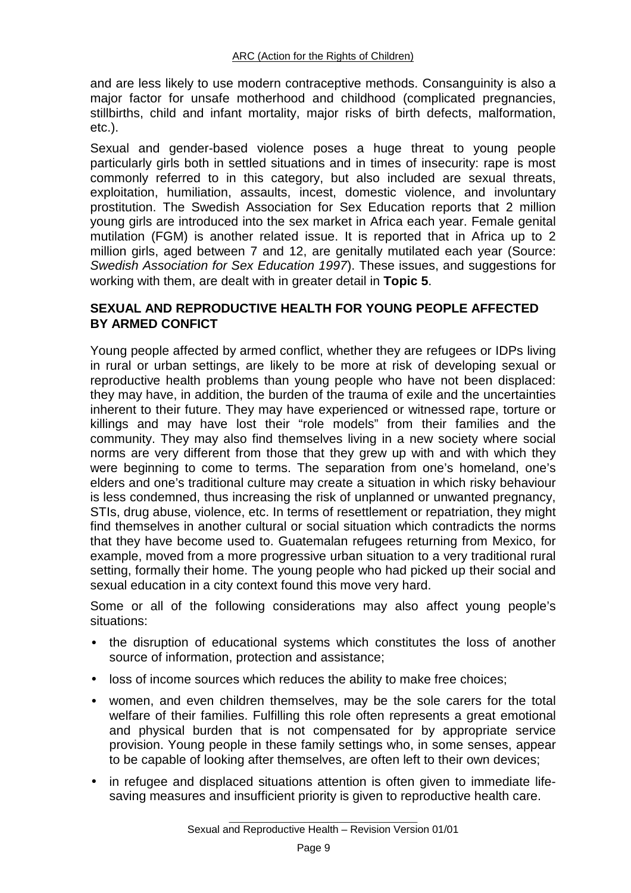and are less likely to use modern contraceptive methods. Consanguinity is also a major factor for unsafe motherhood and childhood (complicated pregnancies, stillbirths, child and infant mortality, major risks of birth defects, malformation, etc.).

Sexual and gender-based violence poses a huge threat to young people particularly girls both in settled situations and in times of insecurity: rape is most commonly referred to in this category, but also included are sexual threats, exploitation, humiliation, assaults, incest, domestic violence, and involuntary prostitution. The Swedish Association for Sex Education reports that 2 million young girls are introduced into the sex market in Africa each year. Female genital mutilation (FGM) is another related issue. It is reported that in Africa up to 2 million girls, aged between 7 and 12, are genitally mutilated each year (Source: *Swedish Association for Sex Education 1997*). These issues, and suggestions for working with them, are dealt with in greater detail in **Topic 5**.

## SEXUAL AND REPRODUCTIVE HEALTH FOR YOUNG PEOPLE AFFECTED BY ARMED CONFICT

Young people affected by armed conflict, whether they are refugees or IDPs living in rural or urban settings, are likely to be more at risk of developing sexual or reproductive health problems than young people who have not been displaced: they may have, in addition, the burden of the trauma of exile and the uncertainties inherent to their future. They may have experienced or witnessed rape, torture or killings and may have lost their "role models" from their families and the community. They may also find themselves living in a new society where social norms are very different from those that they grew up with and with which they were beginning to come to terms. The separation from one's homeland, one's elders and one's traditional culture may create a situation in which risky behaviour is less condemned, thus increasing the risk of unplanned or unwanted pregnancy, STIs, drug abuse, violence, etc. In terms of resettlement or repatriation, they might find themselves in another cultural or social situation which contradicts the norms that they have become used to. Guatemalan refugees returning from Mexico, for example, moved from a more progressive urban situation to a very traditional rural setting, formally their home. The young people who had picked up their social and sexual education in a city context found this move very hard.

Some or all of the following considerations may also affect young people's situations:

- the disruption of educational systems which constitutes the loss of another source of information, protection and assistance;
- loss of income sources which reduces the ability to make free choices;
- women, and even children themselves, may be the sole carers for the total welfare of their families. Fulfilling this role often represents a great emotional and physical burden that is not compensated for by appropriate service provision. Young people in these family settings who, in some senses, appear to be capable of looking after themselves, are often left to their own devices;
- in refugee and displaced situations attention is often given to immediate life-saving measures and insufficient priority is given to reproductive health care.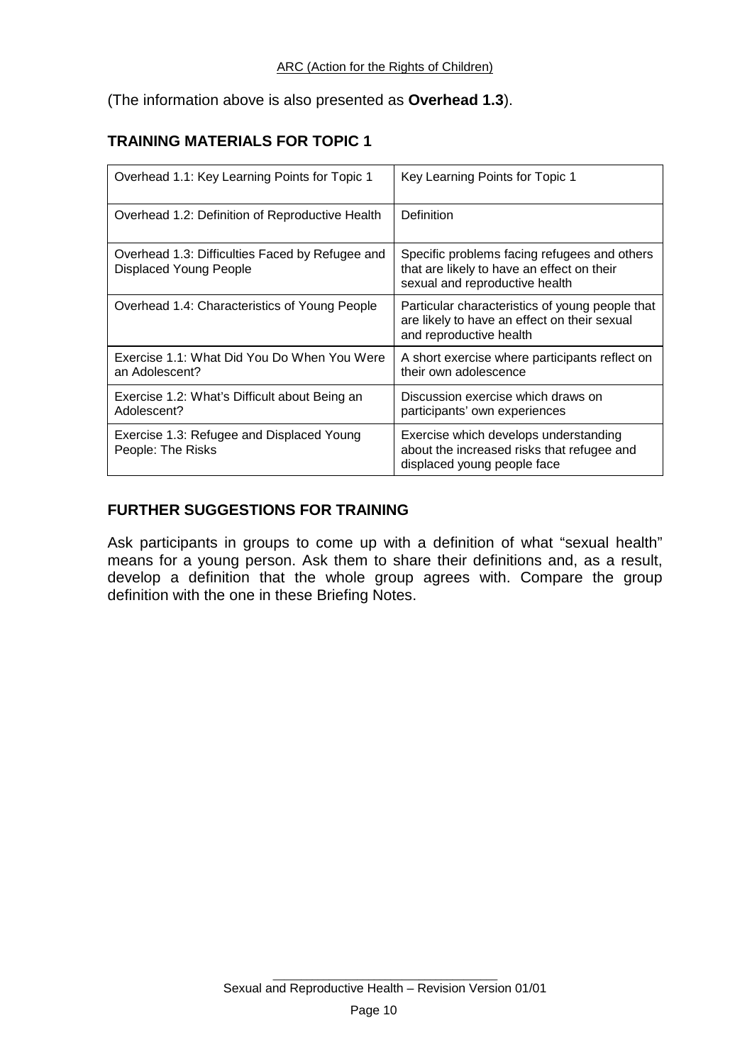(The information above is also presented as **Overhead 1.3**).

## TRAINING MATERIALS FOR TOPIC 1

| | |
|---|---|
| Overhead 1.1: Key Learning Points for Topic 1 | Key Learning Points for Topic 1 |
| Overhead 1.2: Definition of Reproductive Health | Definition |
| Overhead 1.3: Difficulties Faced by Refugee and Displaced Young People | Specific problems facing refugees and others that are likely to have an effect on their sexual and reproductive health |
| Overhead 1.4: Characteristics of Young People | Particular characteristics of young people that are likely to have an effect on their sexual and reproductive health |
| Exercise 1.1: What Did You Do When You Were an Adolescent? | A short exercise where participants reflect on their own adolescence |
| Exercise 1.2: What's Difficult about Being an Adolescent? | Discussion exercise which draws on participants' own experiences |
| Exercise 1.3: Refugee and Displaced Young People: The Risks | Exercise which develops understanding about the increased risks that refugee and displaced young people face |

## FURTHER SUGGESTIONS FOR TRAINING

Ask participants in groups to come up with a definition of what "sexual health" means for a young person. Ask them to share their definitions and, as a result, develop a definition that the whole group agrees with. Compare the group definition with the one in these Briefing Notes.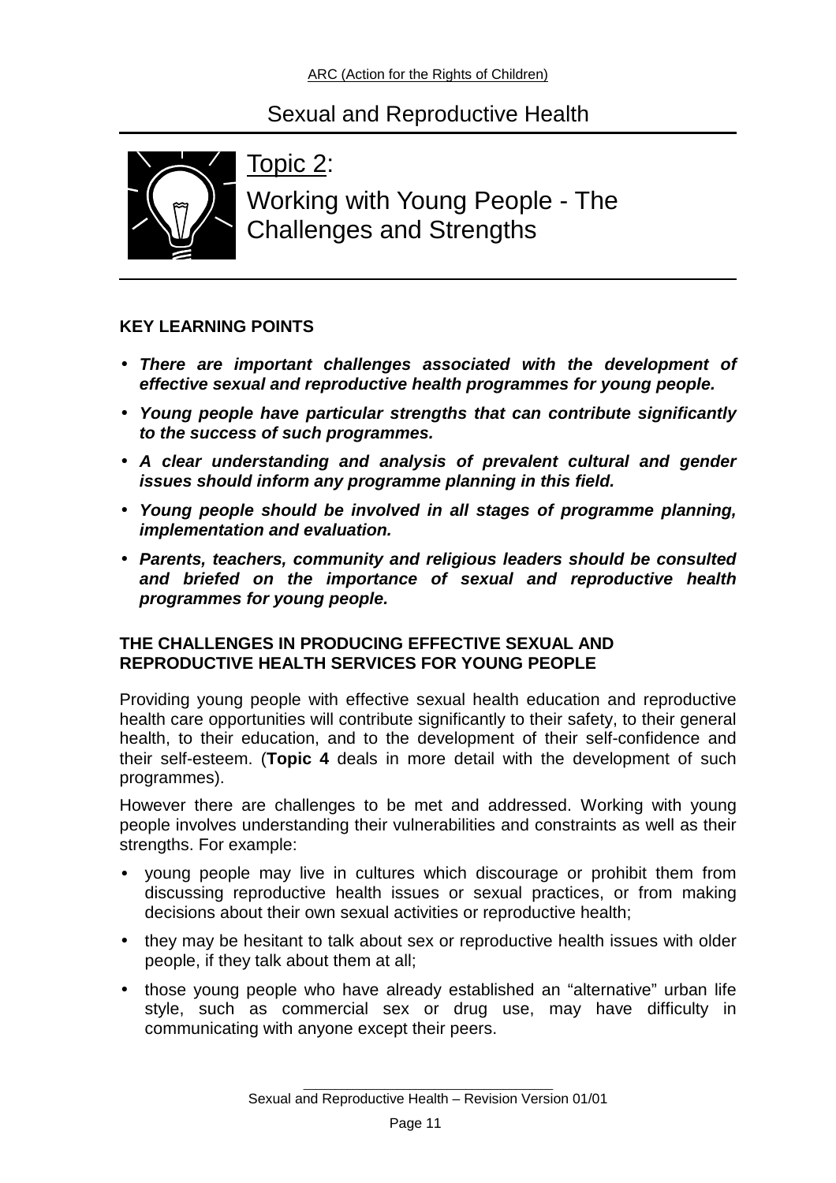# Topic 2:

# Working with Young People - The Challenges and Strengths

**KEY LEARNING POINTS**

- ***There are important challenges associated with the development of effective sexual and reproductive health programmes for young people.***
- ***Young people have particular strengths that can contribute significantly to the success of such programmes.***
- ***A clear understanding and analysis of prevalent cultural and gender issues should inform any programme planning in this field.***
- ***Young people should be involved in all stages of programme planning, implementation and evaluation.***
- ***Parents, teachers, community and religious leaders should be consulted and briefed on the importance of sexual and reproductive health programmes for young people.***

**THE CHALLENGES IN PRODUCING EFFECTIVE SEXUAL AND REPRODUCTIVE HEALTH SERVICES FOR YOUNG PEOPLE**

Providing young people with effective sexual health education and reproductive health care opportunities will contribute significantly to their safety, to their general health, to their education, and to the development of their self-confidence and their self-esteem. (**Topic 4** deals in more detail with the development of such programmes).

However there are challenges to be met and addressed. Working with young people involves understanding their vulnerabilities and constraints as well as their strengths. For example:

- young people may live in cultures which discourage or prohibit them from discussing reproductive health issues or sexual practices, or from making decisions about their own sexual activities or reproductive health;
- they may be hesitant to talk about sex or reproductive health issues with older people, if they talk about them at all;
- those young people who have already established an "alternative" urban life style, such as commercial sex or drug use, may have difficulty in communicating with anyone except their peers.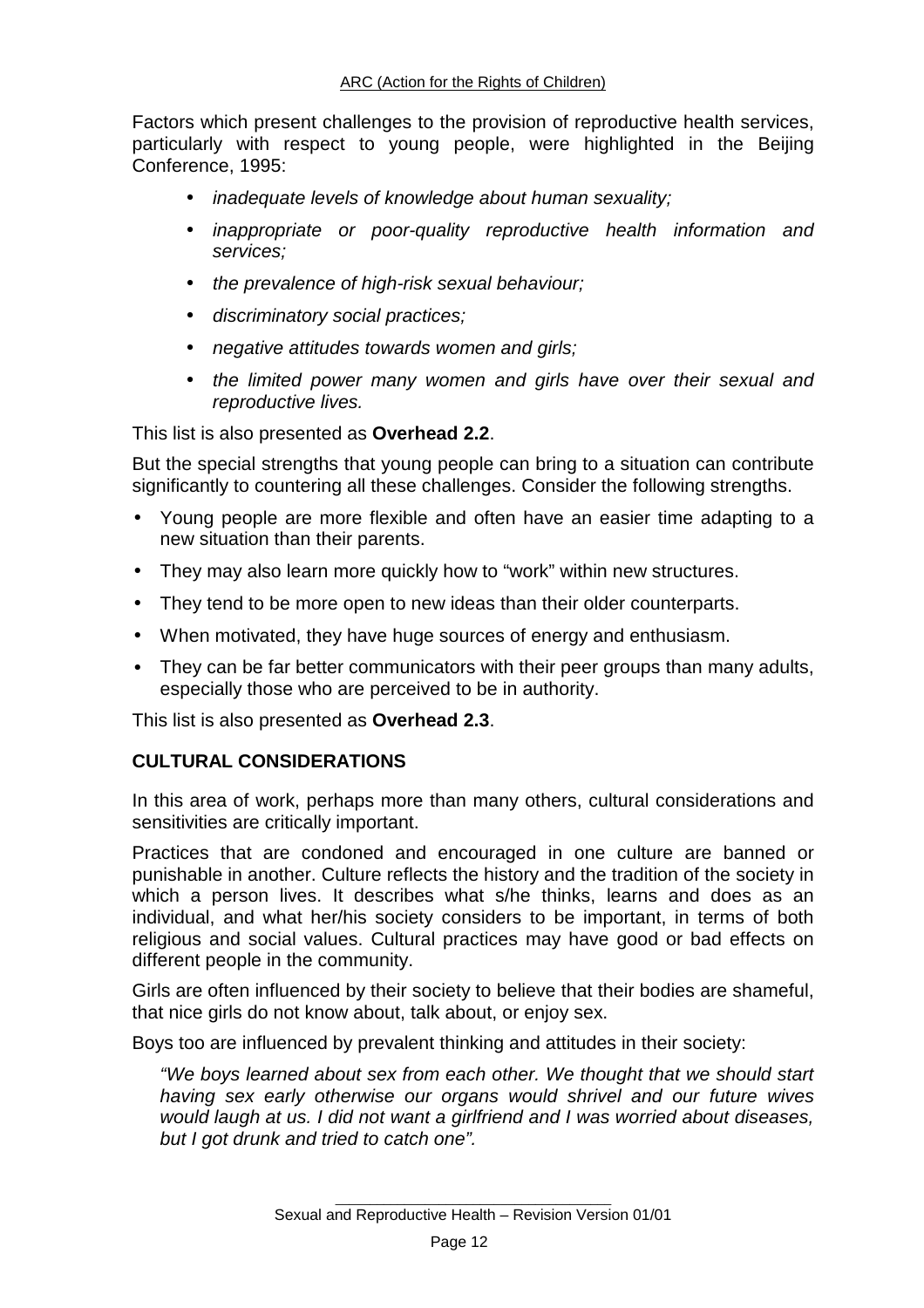Factors which present challenges to the provision of reproductive health services, particularly with respect to young people, were highlighted in the Beijing Conference, 1995:

- *inadequate levels of knowledge about human sexuality;*
- *inappropriate or poor-quality reproductive health information and services;*
- *the prevalence of high-risk sexual behaviour;*
- *discriminatory social practices;*
- *negative attitudes towards women and girls;*
- *the limited power many women and girls have over their sexual and reproductive lives.*

This list is also presented as **Overhead 2.2**.

But the special strengths that young people can bring to a situation can contribute significantly to countering all these challenges. Consider the following strengths.

- Young people are more flexible and often have an easier time adapting to a new situation than their parents.
- They may also learn more quickly how to "work" within new structures.
- They tend to be more open to new ideas than their older counterparts.
- When motivated, they have huge sources of energy and enthusiasm.
- They can be far better communicators with their peer groups than many adults, especially those who are perceived to be in authority.

This list is also presented as **Overhead 2.3**.

## CULTURAL CONSIDERATIONS

In this area of work, perhaps more than many others, cultural considerations and sensitivities are critically important.

Practices that are condoned and encouraged in one culture are banned or punishable in another. Culture reflects the history and the tradition of the society in which a person lives. It describes what s/he thinks, learns and does as an individual, and what her/his society considers to be important, in terms of both religious and social values. Cultural practices may have good or bad effects on different people in the community.

Girls are often influenced by their society to believe that their bodies are shameful, that nice girls do not know about, talk about, or enjoy sex.

Boys too are influenced by prevalent thinking and attitudes in their society:

> *"We boys learned about sex from each other. We thought that we should start having sex early otherwise our organs would shrivel and our future wives would laugh at us. I did not want a girlfriend and I was worried about diseases, but I got drunk and tried to catch one".*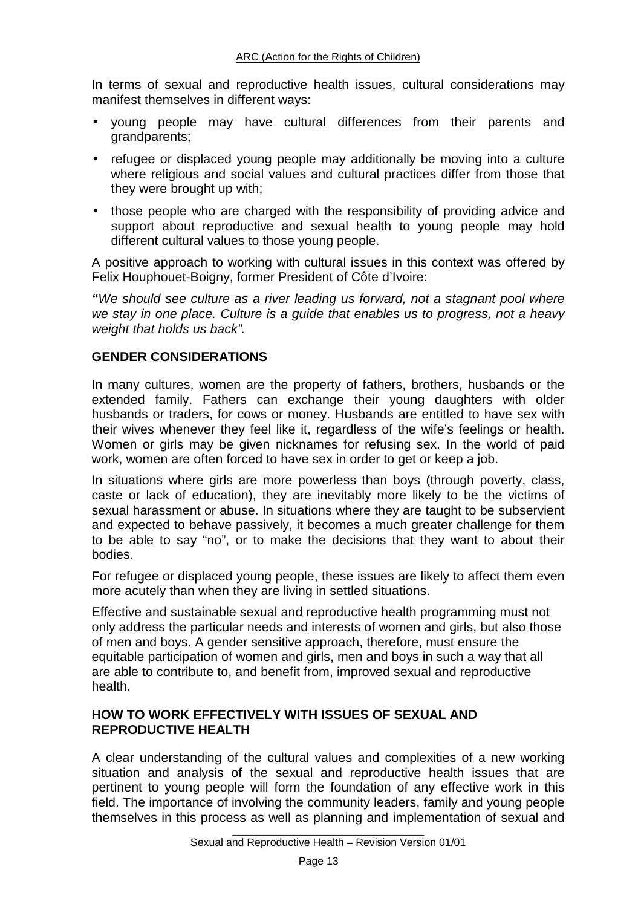In terms of sexual and reproductive health issues, cultural considerations may manifest themselves in different ways:

- young people may have cultural differences from their parents and grandparents;
- refugee or displaced young people may additionally be moving into a culture where religious and social values and cultural practices differ from those that they were brought up with;
- those people who are charged with the responsibility of providing advice and support about reproductive and sexual health to young people may hold different cultural values to those young people.

A positive approach to working with cultural issues in this context was offered by Felix Houphouet-Boigny, former President of Côte d'Ivoire:

***"****We should see culture as a river leading us forward, not a stagnant pool where we stay in one place. Culture is a guide that enables us to progress, not a heavy weight that holds us back".*

## GENDER CONSIDERATIONS

In many cultures, women are the property of fathers, brothers, husbands or the extended family. Fathers can exchange their young daughters with older husbands or traders, for cows or money. Husbands are entitled to have sex with their wives whenever they feel like it, regardless of the wife's feelings or health. Women or girls may be given nicknames for refusing sex. In the world of paid work, women are often forced to have sex in order to get or keep a job.

In situations where girls are more powerless than boys (through poverty, class, caste or lack of education), they are inevitably more likely to be the victims of sexual harassment or abuse. In situations where they are taught to be subservient and expected to behave passively, it becomes a much greater challenge for them to be able to say "no", or to make the decisions that they want to about their bodies.

For refugee or displaced young people, these issues are likely to affect them even more acutely than when they are living in settled situations.

Effective and sustainable sexual and reproductive health programming must not only address the particular needs and interests of women and girls, but also those of men and boys. A gender sensitive approach, therefore, must ensure the equitable participation of women and girls, men and boys in such a way that all are able to contribute to, and benefit from, improved sexual and reproductive health.

## HOW TO WORK EFFECTIVELY WITH ISSUES OF SEXUAL AND REPRODUCTIVE HEALTH

A clear understanding of the cultural values and complexities of a new working situation and analysis of the sexual and reproductive health issues that are pertinent to young people will form the foundation of any effective work in this field. The importance of involving the community leaders, family and young people themselves in this process as well as planning and implementation of sexual and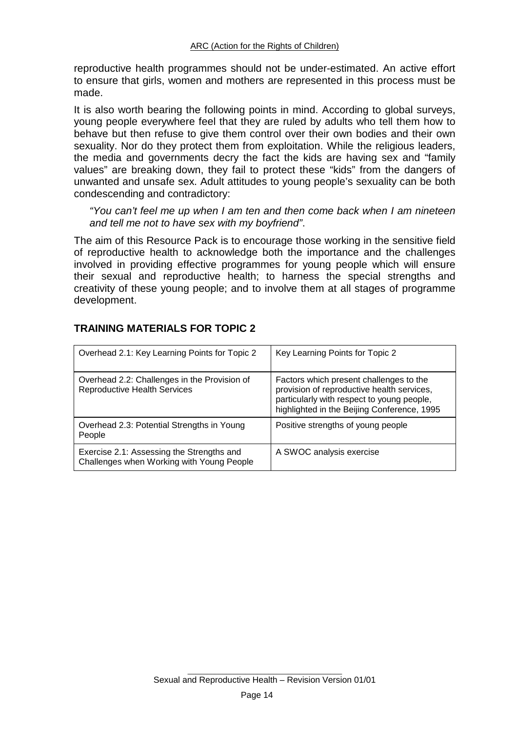reproductive health programmes should not be under-estimated. An active effort to ensure that girls, women and mothers are represented in this process must be made.

It is also worth bearing the following points in mind. According to global surveys, young people everywhere feel that they are ruled by adults who tell them how to behave but then refuse to give them control over their own bodies and their own sexuality. Nor do they protect them from exploitation. While the religious leaders, the media and governments decry the fact the kids are having sex and "family values" are breaking down, they fail to protect these "kids" from the dangers of unwanted and unsafe sex. Adult attitudes to young people's sexuality can be both condescending and contradictory:

> *"You can't feel me up when I am ten and then come back when I am nineteen and tell me not to have sex with my boyfriend"*.

The aim of this Resource Pack is to encourage those working in the sensitive field of reproductive health to acknowledge both the importance and the challenges involved in providing effective programmes for young people which will ensure their sexual and reproductive health; to harness the special strengths and creativity of these young people; and to involve them at all stages of programme development.

## TRAINING MATERIALS FOR TOPIC 2

| | |
|---|---|
| Overhead 2.1: Key Learning Points for Topic 2 | Key Learning Points for Topic 2 |
| Overhead 2.2: Challenges in the Provision of Reproductive Health Services | Factors which present challenges to the provision of reproductive health services, particularly with respect to young people, highlighted in the Beijing Conference, 1995 |
| Overhead 2.3: Potential Strengths in Young People | Positive strengths of young people |
| Exercise 2.1: Assessing the Strengths and Challenges when Working with Young People | A SWOC analysis exercise |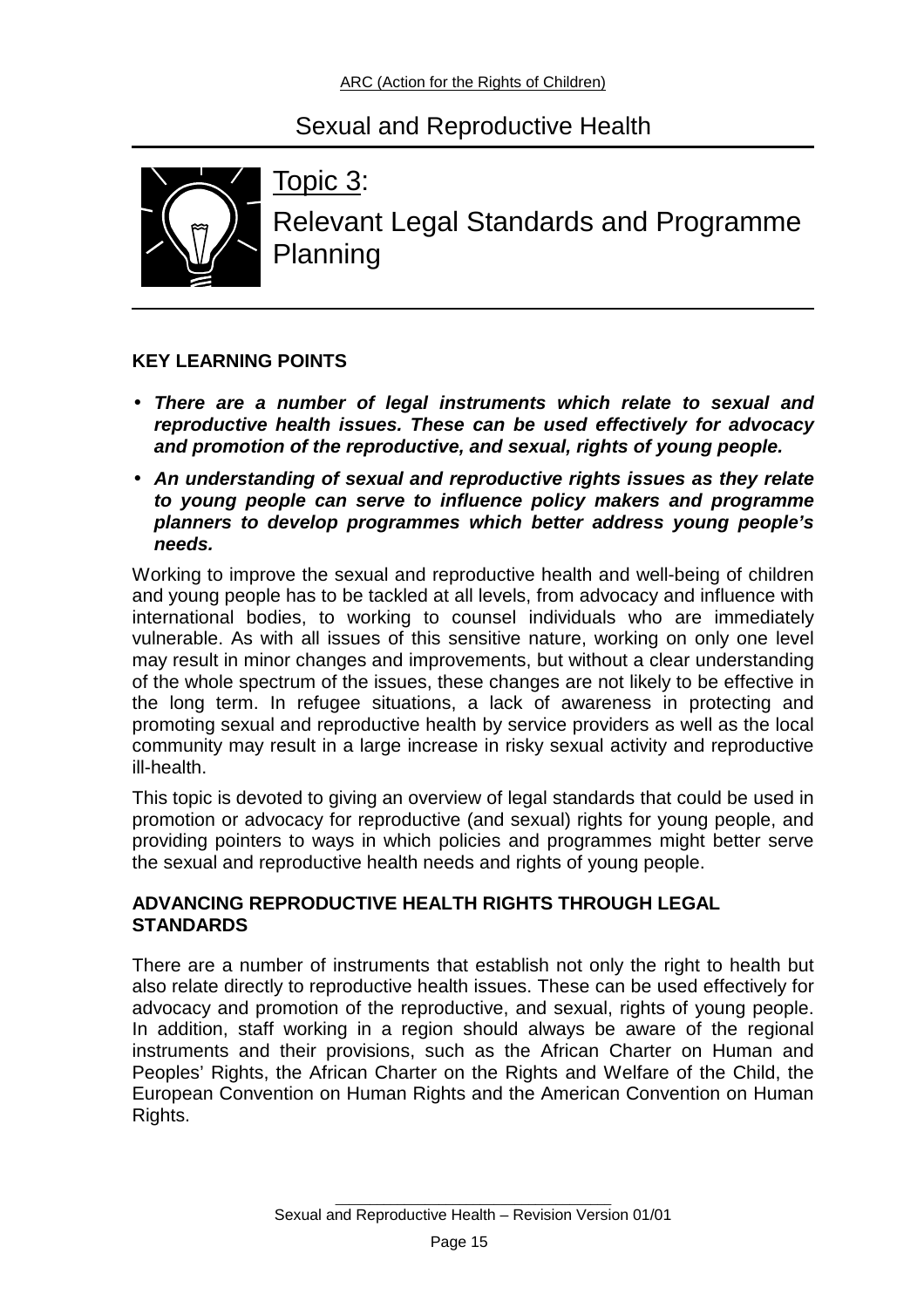## Topic 3:

## Relevant Legal Standards and Programme Planning

**KEY LEARNING POINTS**

- ***There are a number of legal instruments which relate to sexual and reproductive health issues. These can be used effectively for advocacy and promotion of the reproductive, and sexual, rights of young people.***
- ***An understanding of sexual and reproductive rights issues as they relate to young people can serve to influence policy makers and programme planners to develop programmes which better address young people's needs.***

Working to improve the sexual and reproductive health and well-being of children and young people has to be tackled at all levels, from advocacy and influence with international bodies, to working to counsel individuals who are immediately vulnerable. As with all issues of this sensitive nature, working on only one level may result in minor changes and improvements, but without a clear understanding of the whole spectrum of the issues, these changes are not likely to be effective in the long term. In refugee situations, a lack of awareness in protecting and promoting sexual and reproductive health by service providers as well as the local community may result in a large increase in risky sexual activity and reproductive ill-health.

This topic is devoted to giving an overview of legal standards that could be used in promotion or advocacy for reproductive (and sexual) rights for young people, and providing pointers to ways in which policies and programmes might better serve the sexual and reproductive health needs and rights of young people.

**ADVANCING REPRODUCTIVE HEALTH RIGHTS THROUGH LEGAL STANDARDS**

There are a number of instruments that establish not only the right to health but also relate directly to reproductive health issues. These can be used effectively for advocacy and promotion of the reproductive, and sexual, rights of young people. In addition, staff working in a region should always be aware of the regional instruments and their provisions, such as the African Charter on Human and Peoples' Rights, the African Charter on the Rights and Welfare of the Child, the European Convention on Human Rights and the American Convention on Human Rights.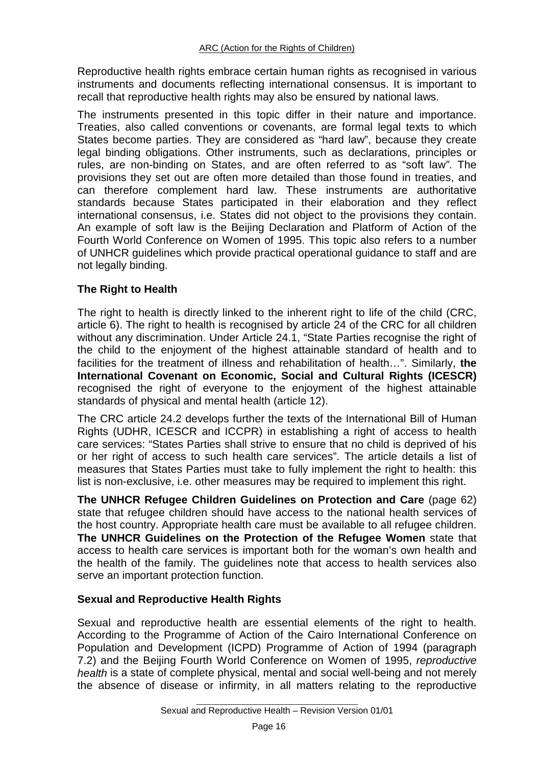Reproductive health rights embrace certain human rights as recognised in various instruments and documents reflecting international consensus. It is important to recall that reproductive health rights may also be ensured by national laws.

The instruments presented in this topic differ in their nature and importance. Treaties, also called conventions or covenants, are formal legal texts to which States become parties. They are considered as "hard law", because they create legal binding obligations. Other instruments, such as declarations, principles or rules, are non-binding on States, and are often referred to as "soft law". The provisions they set out are often more detailed than those found in treaties, and can therefore complement hard law. These instruments are authoritative standards because States participated in their elaboration and they reflect international consensus, i.e. States did not object to the provisions they contain. An example of soft law is the Beijing Declaration and Platform of Action of the Fourth World Conference on Women of 1995. This topic also refers to a number of UNHCR guidelines which provide practical operational guidance to staff and are not legally binding.

### The Right to Health

The right to health is directly linked to the inherent right to life of the child (CRC, article 6). The right to health is recognised by article 24 of the CRC for all children without any discrimination. Under Article 24.1, "State Parties recognise the right of the child to the enjoyment of the highest attainable standard of health and to facilities for the treatment of illness and rehabilitation of health…". Similarly, **the International Covenant on Economic, Social and Cultural Rights (ICESCR)** recognised the right of everyone to the enjoyment of the highest attainable standards of physical and mental health (article 12).

The CRC article 24.2 develops further the texts of the International Bill of Human Rights (UDHR, ICESCR and ICCPR) in establishing a right of access to health care services: "States Parties shall strive to ensure that no child is deprived of his or her right of access to such health care services". The article details a list of measures that States Parties must take to fully implement the right to health: this list is non-exclusive, i.e. other measures may be required to implement this right.

**The UNHCR Refugee Children Guidelines on Protection and Care** (page 62) state that refugee children should have access to the national health services of the host country. Appropriate health care must be available to all refugee children. **The UNHCR Guidelines on the Protection of the Refugee Women** state that access to health care services is important both for the woman's own health and the health of the family. The guidelines note that access to health services also serve an important protection function.

### Sexual and Reproductive Health Rights

Sexual and reproductive health are essential elements of the right to health. According to the Programme of Action of the Cairo International Conference on Population and Development (ICPD) Programme of Action of 1994 (paragraph 7.2) and the Beijing Fourth World Conference on Women of 1995, *reproductive health* is a state of complete physical, mental and social well-being and not merely the absence of disease or infirmity, in all matters relating to the reproductive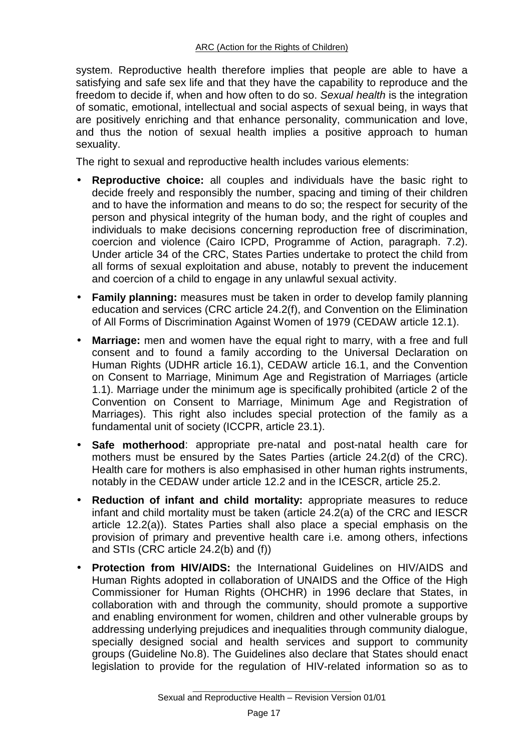system. Reproductive health therefore implies that people are able to have a satisfying and safe sex life and that they have the capability to reproduce and the freedom to decide if, when and how often to do so. *Sexual health* is the integration of somatic, emotional, intellectual and social aspects of sexual being, in ways that are positively enriching and that enhance personality, communication and love, and thus the notion of sexual health implies a positive approach to human sexuality.

The right to sexual and reproductive health includes various elements:

- **Reproductive choice:** all couples and individuals have the basic right to decide freely and responsibly the number, spacing and timing of their children and to have the information and means to do so; the respect for security of the person and physical integrity of the human body, and the right of couples and individuals to make decisions concerning reproduction free of discrimination, coercion and violence (Cairo ICPD, Programme of Action, paragraph. 7.2). Under article 34 of the CRC, States Parties undertake to protect the child from all forms of sexual exploitation and abuse, notably to prevent the inducement and coercion of a child to engage in any unlawful sexual activity.

- **Family planning:** measures must be taken in order to develop family planning education and services (CRC article 24.2(f), and Convention on the Elimination of All Forms of Discrimination Against Women of 1979 (CEDAW article 12.1).

- **Marriage:** men and women have the equal right to marry, with a free and full consent and to found a family according to the Universal Declaration on Human Rights (UDHR article 16.1), CEDAW article 16.1, and the Convention on Consent to Marriage, Minimum Age and Registration of Marriages (article 1.1). Marriage under the minimum age is specifically prohibited (article 2 of the Convention on Consent to Marriage, Minimum Age and Registration of Marriages). This right also includes special protection of the family as a fundamental unit of society (ICCPR, article 23.1).

- **Safe motherhood**: appropriate pre-natal and post-natal health care for mothers must be ensured by the Sates Parties (article 24.2(d) of the CRC). Health care for mothers is also emphasised in other human rights instruments, notably in the CEDAW under article 12.2 and in the ICESCR, article 25.2.

- **Reduction of infant and child mortality:** appropriate measures to reduce infant and child mortality must be taken (article 24.2(a) of the CRC and IESCR article 12.2(a)). States Parties shall also place a special emphasis on the provision of primary and preventive health care i.e. among others, infections and STIs (CRC article 24.2(b) and (f))

- **Protection from HIV/AIDS:** the International Guidelines on HIV/AIDS and Human Rights adopted in collaboration of UNAIDS and the Office of the High Commissioner for Human Rights (OHCHR) in 1996 declare that States, in collaboration with and through the community, should promote a supportive and enabling environment for women, children and other vulnerable groups by addressing underlying prejudices and inequalities through community dialogue, specially designed social and health services and support to community groups (Guideline No.8). The Guidelines also declare that States should enact legislation to provide for the regulation of HIV-related information so as to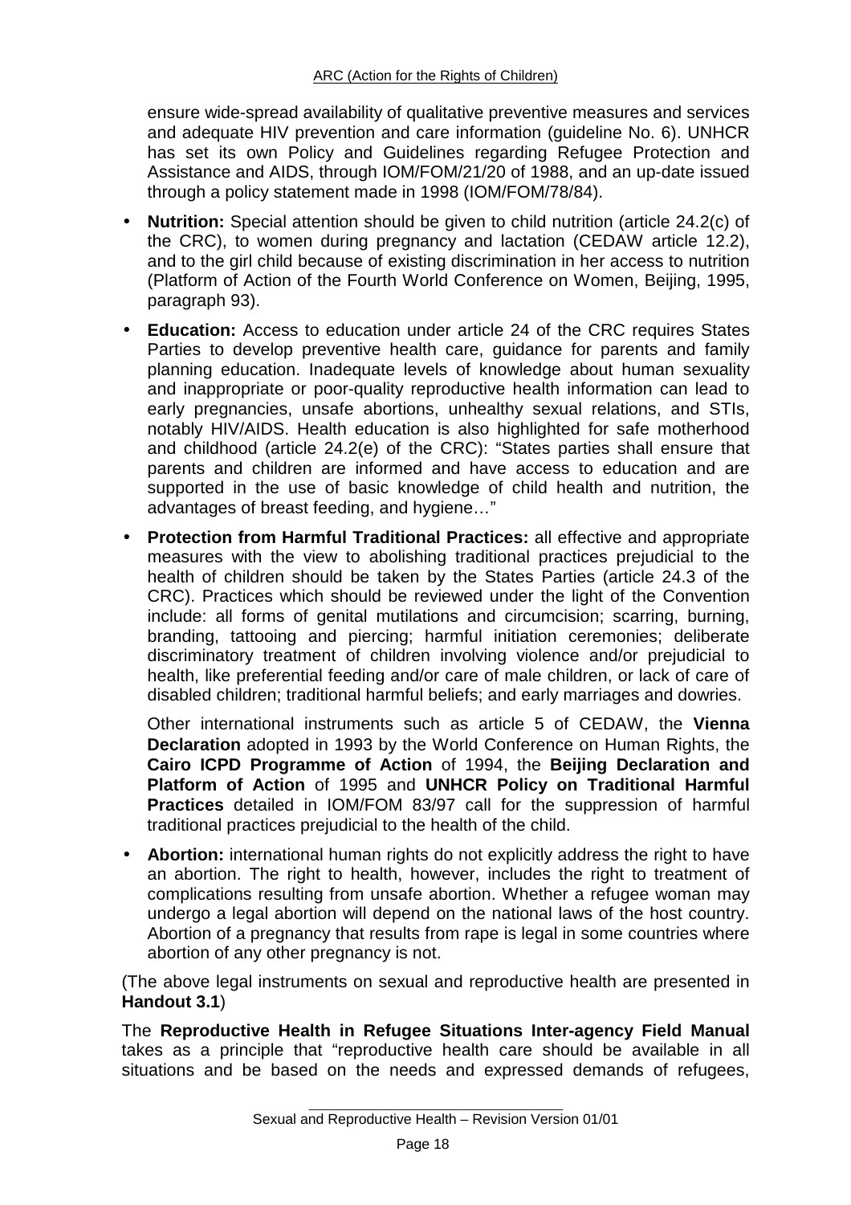ensure wide-spread availability of qualitative preventive measures and services and adequate HIV prevention and care information (guideline No. 6). UNHCR has set its own Policy and Guidelines regarding Refugee Protection and Assistance and AIDS, through IOM/FOM/21/20 of 1988, and an up-date issued through a policy statement made in 1998 (IOM/FOM/78/84).

- **Nutrition:** Special attention should be given to child nutrition (article 24.2(c) of the CRC), to women during pregnancy and lactation (CEDAW article 12.2), and to the girl child because of existing discrimination in her access to nutrition (Platform of Action of the Fourth World Conference on Women, Beijing, 1995, paragraph 93).
- **Education:** Access to education under article 24 of the CRC requires States Parties to develop preventive health care, guidance for parents and family planning education. Inadequate levels of knowledge about human sexuality and inappropriate or poor-quality reproductive health information can lead to early pregnancies, unsafe abortions, unhealthy sexual relations, and STIs, notably HIV/AIDS. Health education is also highlighted for safe motherhood and childhood (article 24.2(e) of the CRC): "States parties shall ensure that parents and children are informed and have access to education and are supported in the use of basic knowledge of child health and nutrition, the advantages of breast feeding, and hygiene…"
- **Protection from Harmful Traditional Practices:** all effective and appropriate measures with the view to abolishing traditional practices prejudicial to the health of children should be taken by the States Parties (article 24.3 of the CRC). Practices which should be reviewed under the light of the Convention include: all forms of genital mutilations and circumcision; scarring, burning, branding, tattooing and piercing; harmful initiation ceremonies; deliberate discriminatory treatment of children involving violence and/or prejudicial to health, like preferential feeding and/or care of male children, or lack of care of disabled children; traditional harmful beliefs; and early marriages and dowries.

  Other international instruments such as article 5 of CEDAW, the **Vienna Declaration** adopted in 1993 by the World Conference on Human Rights, the **Cairo ICPD Programme of Action** of 1994, the **Beijing Declaration and Platform of Action** of 1995 and **UNHCR Policy on Traditional Harmful Practices** detailed in IOM/FOM 83/97 call for the suppression of harmful traditional practices prejudicial to the health of the child.
- **Abortion:** international human rights do not explicitly address the right to have an abortion. The right to health, however, includes the right to treatment of complications resulting from unsafe abortion. Whether a refugee woman may undergo a legal abortion will depend on the national laws of the host country. Abortion of a pregnancy that results from rape is legal in some countries where abortion of any other pregnancy is not.

(The above legal instruments on sexual and reproductive health are presented in **Handout 3.1**)

The **Reproductive Health in Refugee Situations Inter-agency Field Manual** takes as a principle that "reproductive health care should be available in all situations and be based on the needs and expressed demands of refugees,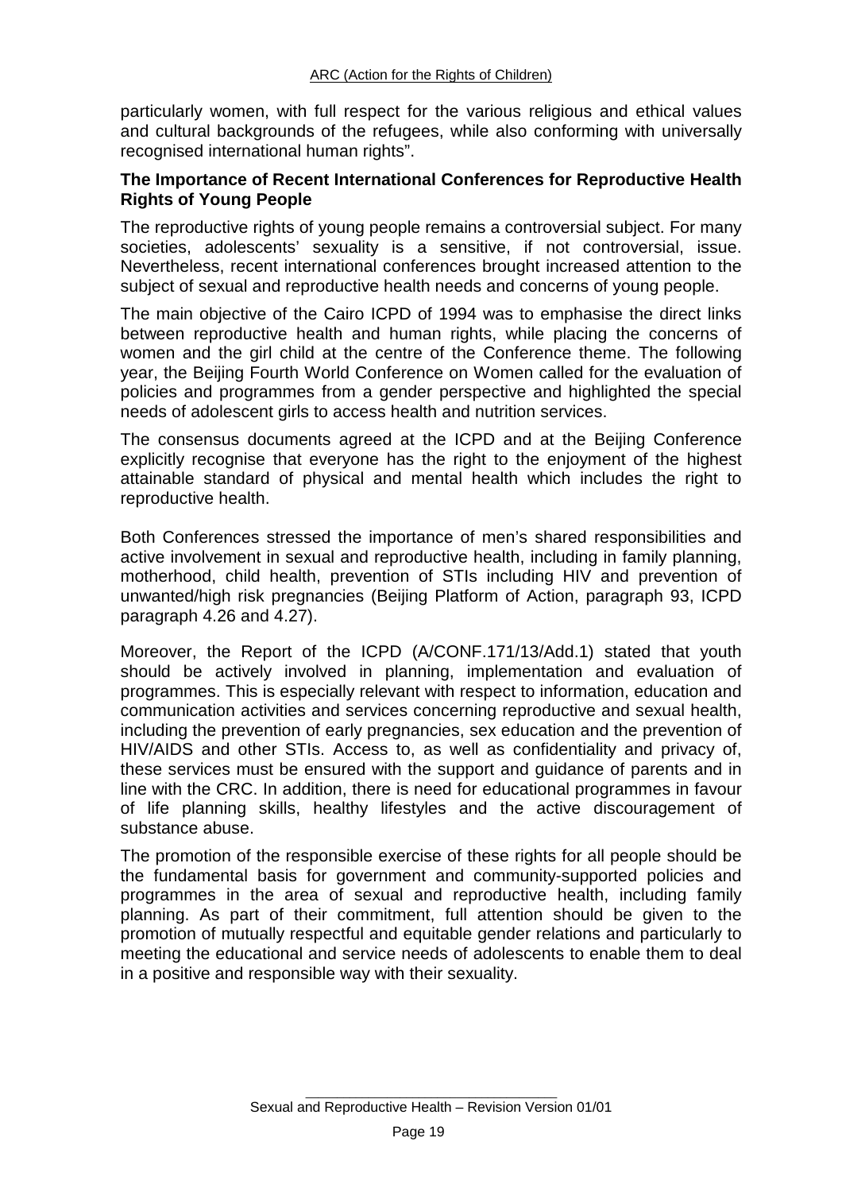particularly women, with full respect for the various religious and ethical values and cultural backgrounds of the refugees, while also conforming with universally recognised international human rights".

**The Importance of Recent International Conferences for Reproductive Health Rights of Young People**

The reproductive rights of young people remains a controversial subject. For many societies, adolescents' sexuality is a sensitive, if not controversial, issue. Nevertheless, recent international conferences brought increased attention to the subject of sexual and reproductive health needs and concerns of young people.

The main objective of the Cairo ICPD of 1994 was to emphasise the direct links between reproductive health and human rights, while placing the concerns of women and the girl child at the centre of the Conference theme. The following year, the Beijing Fourth World Conference on Women called for the evaluation of policies and programmes from a gender perspective and highlighted the special needs of adolescent girls to access health and nutrition services.

The consensus documents agreed at the ICPD and at the Beijing Conference explicitly recognise that everyone has the right to the enjoyment of the highest attainable standard of physical and mental health which includes the right to reproductive health.

Both Conferences stressed the importance of men's shared responsibilities and active involvement in sexual and reproductive health, including in family planning, motherhood, child health, prevention of STIs including HIV and prevention of unwanted/high risk pregnancies (Beijing Platform of Action, paragraph 93, ICPD paragraph 4.26 and 4.27).

Moreover, the Report of the ICPD (A/CONF.171/13/Add.1) stated that youth should be actively involved in planning, implementation and evaluation of programmes. This is especially relevant with respect to information, education and communication activities and services concerning reproductive and sexual health, including the prevention of early pregnancies, sex education and the prevention of HIV/AIDS and other STIs. Access to, as well as confidentiality and privacy of, these services must be ensured with the support and guidance of parents and in line with the CRC. In addition, there is need for educational programmes in favour of life planning skills, healthy lifestyles and the active discouragement of substance abuse.

The promotion of the responsible exercise of these rights for all people should be the fundamental basis for government and community-supported policies and programmes in the area of sexual and reproductive health, including family planning. As part of their commitment, full attention should be given to the promotion of mutually respectful and equitable gender relations and particularly to meeting the educational and service needs of adolescents to enable them to deal in a positive and responsible way with their sexuality.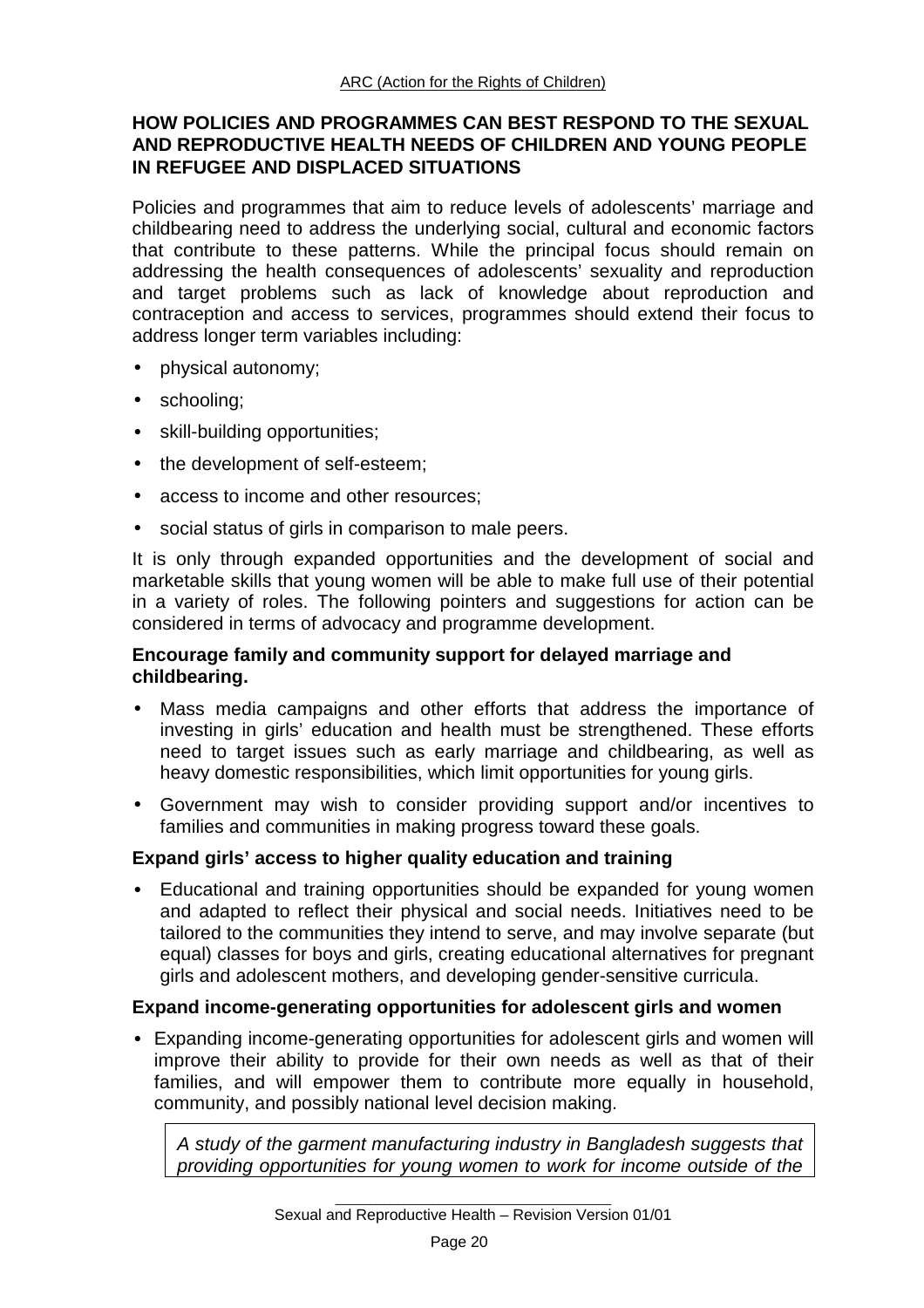## HOW POLICIES AND PROGRAMMES CAN BEST RESPOND TO THE SEXUAL AND REPRODUCTIVE HEALTH NEEDS OF CHILDREN AND YOUNG PEOPLE IN REFUGEE AND DISPLACED SITUATIONS

Policies and programmes that aim to reduce levels of adolescents' marriage and childbearing need to address the underlying social, cultural and economic factors that contribute to these patterns. While the principal focus should remain on addressing the health consequences of adolescents' sexuality and reproduction and target problems such as lack of knowledge about reproduction and contraception and access to services, programmes should extend their focus to address longer term variables including:

- physical autonomy;
- schooling;
- skill-building opportunities;
- the development of self-esteem;
- access to income and other resources;
- social status of girls in comparison to male peers.

It is only through expanded opportunities and the development of social and marketable skills that young women will be able to make full use of their potential in a variety of roles. The following pointers and suggestions for action can be considered in terms of advocacy and programme development.

### Encourage family and community support for delayed marriage and childbearing.

- Mass media campaigns and other efforts that address the importance of investing in girls' education and health must be strengthened. These efforts need to target issues such as early marriage and childbearing, as well as heavy domestic responsibilities, which limit opportunities for young girls.
- Government may wish to consider providing support and/or incentives to families and communities in making progress toward these goals.

### Expand girls' access to higher quality education and training

- Educational and training opportunities should be expanded for young women and adapted to reflect their physical and social needs. Initiatives need to be tailored to the communities they intend to serve, and may involve separate (but equal) classes for boys and girls, creating educational alternatives for pregnant girls and adolescent mothers, and developing gender-sensitive curricula.

### Expand income-generating opportunities for adolescent girls and women

- Expanding income-generating opportunities for adolescent girls and women will improve their ability to provide for their own needs as well as that of their families, and will empower them to contribute more equally in household, community, and possibly national level decision making.

*A study of the garment manufacturing industry in Bangladesh suggests that providing opportunities for young women to work for income outside of the*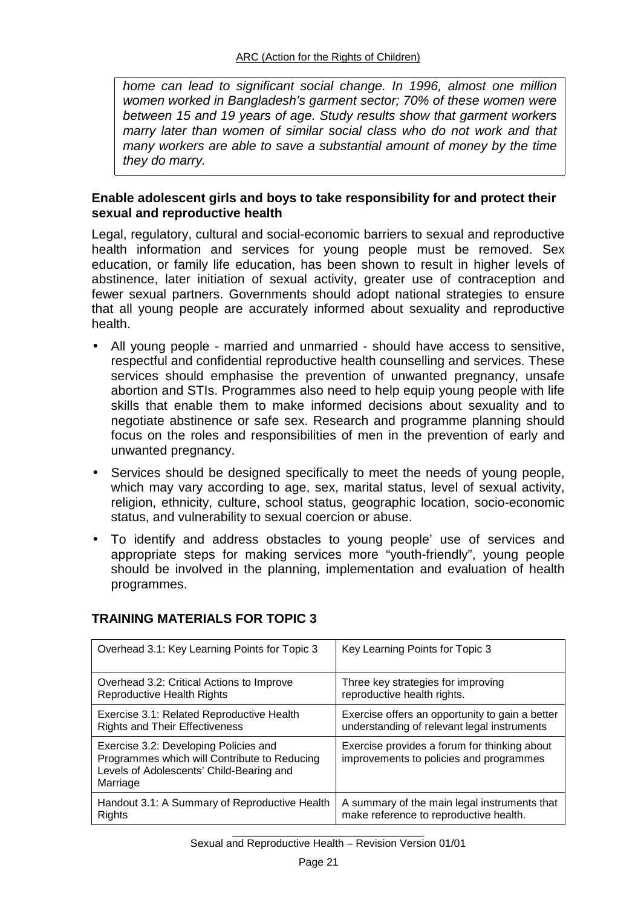*home can lead to significant social change. In 1996, almost one million women worked in Bangladesh's garment sector; 70% of these women were between 15 and 19 years of age. Study results show that garment workers marry later than women of similar social class who do not work and that many workers are able to save a substantial amount of money by the time they do marry.*

**Enable adolescent girls and boys to take responsibility for and protect their sexual and reproductive health**

Legal, regulatory, cultural and social-economic barriers to sexual and reproductive health information and services for young people must be removed. Sex education, or family life education, has been shown to result in higher levels of abstinence, later initiation of sexual activity, greater use of contraception and fewer sexual partners. Governments should adopt national strategies to ensure that all young people are accurately informed about sexuality and reproductive health.

- All young people - married and unmarried - should have access to sensitive, respectful and confidential reproductive health counselling and services. These services should emphasise the prevention of unwanted pregnancy, unsafe abortion and STIs. Programmes also need to help equip young people with life skills that enable them to make informed decisions about sexuality and to negotiate abstinence or safe sex. Research and programme planning should focus on the roles and responsibilities of men in the prevention of early and unwanted pregnancy.
- Services should be designed specifically to meet the needs of young people, which may vary according to age, sex, marital status, level of sexual activity, religion, ethnicity, culture, school status, geographic location, socio-economic status, and vulnerability to sexual coercion or abuse.
- To identify and address obstacles to young people' use of services and appropriate steps for making services more "youth-friendly", young people should be involved in the planning, implementation and evaluation of health programmes.

## TRAINING MATERIALS FOR TOPIC 3

| | |
|---|---|
| Overhead 3.1: Key Learning Points for Topic 3 | Key Learning Points for Topic 3 |
| Overhead 3.2: Critical Actions to Improve Reproductive Health Rights | Three key strategies for improving reproductive health rights. |
| Exercise 3.1: Related Reproductive Health Rights and Their Effectiveness | Exercise offers an opportunity to gain a better understanding of relevant legal instruments |
| Exercise 3.2: Developing Policies and Programmes which will Contribute to Reducing Levels of Adolescents' Child-Bearing and Marriage | Exercise provides a forum for thinking about improvements to policies and programmes |
| Handout 3.1: A Summary of Reproductive Health Rights | A summary of the main legal instruments that make reference to reproductive health. |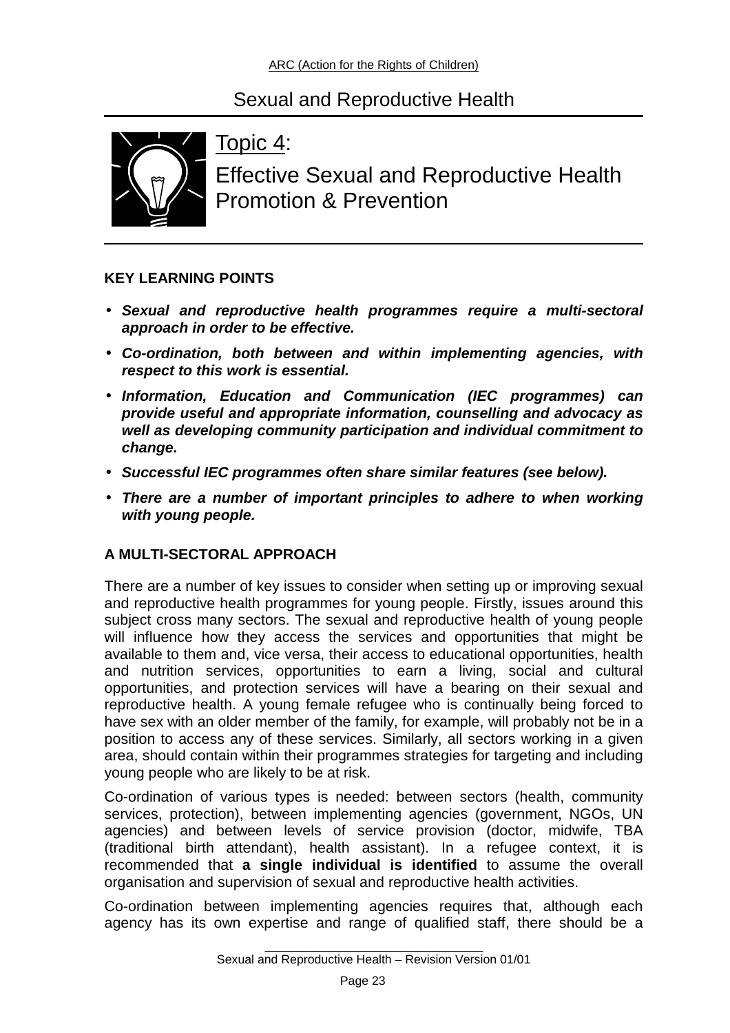## Topic 4:

## Effective Sexual and Reproductive Health Promotion & Prevention

**KEY LEARNING POINTS**

- ***Sexual and reproductive health programmes require a multi-sectoral approach in order to be effective.***
- ***Co-ordination, both between and within implementing agencies, with respect to this work is essential.***
- ***Information, Education and Communication (IEC programmes) can provide useful and appropriate information, counselling and advocacy as well as developing community participation and individual commitment to change.***
- ***Successful IEC programmes often share similar features (see below).***
- ***There are a number of important principles to adhere to when working with young people.***

**A MULTI-SECTORAL APPROACH**

There are a number of key issues to consider when setting up or improving sexual and reproductive health programmes for young people. Firstly, issues around this subject cross many sectors. The sexual and reproductive health of young people will influence how they access the services and opportunities that might be available to them and, vice versa, their access to educational opportunities, health and nutrition services, opportunities to earn a living, social and cultural opportunities, and protection services will have a bearing on their sexual and reproductive health. A young female refugee who is continually being forced to have sex with an older member of the family, for example, will probably not be in a position to access any of these services. Similarly, all sectors working in a given area, should contain within their programmes strategies for targeting and including young people who are likely to be at risk.

Co-ordination of various types is needed: between sectors (health, community services, protection), between implementing agencies (government, NGOs, UN agencies) and between levels of service provision (doctor, midwife, TBA (traditional birth attendant), health assistant). In a refugee context, it is recommended that **a single individual is identified** to assume the overall organisation and supervision of sexual and reproductive health activities.

Co-ordination between implementing agencies requires that, although each agency has its own expertise and range of qualified staff, there should be a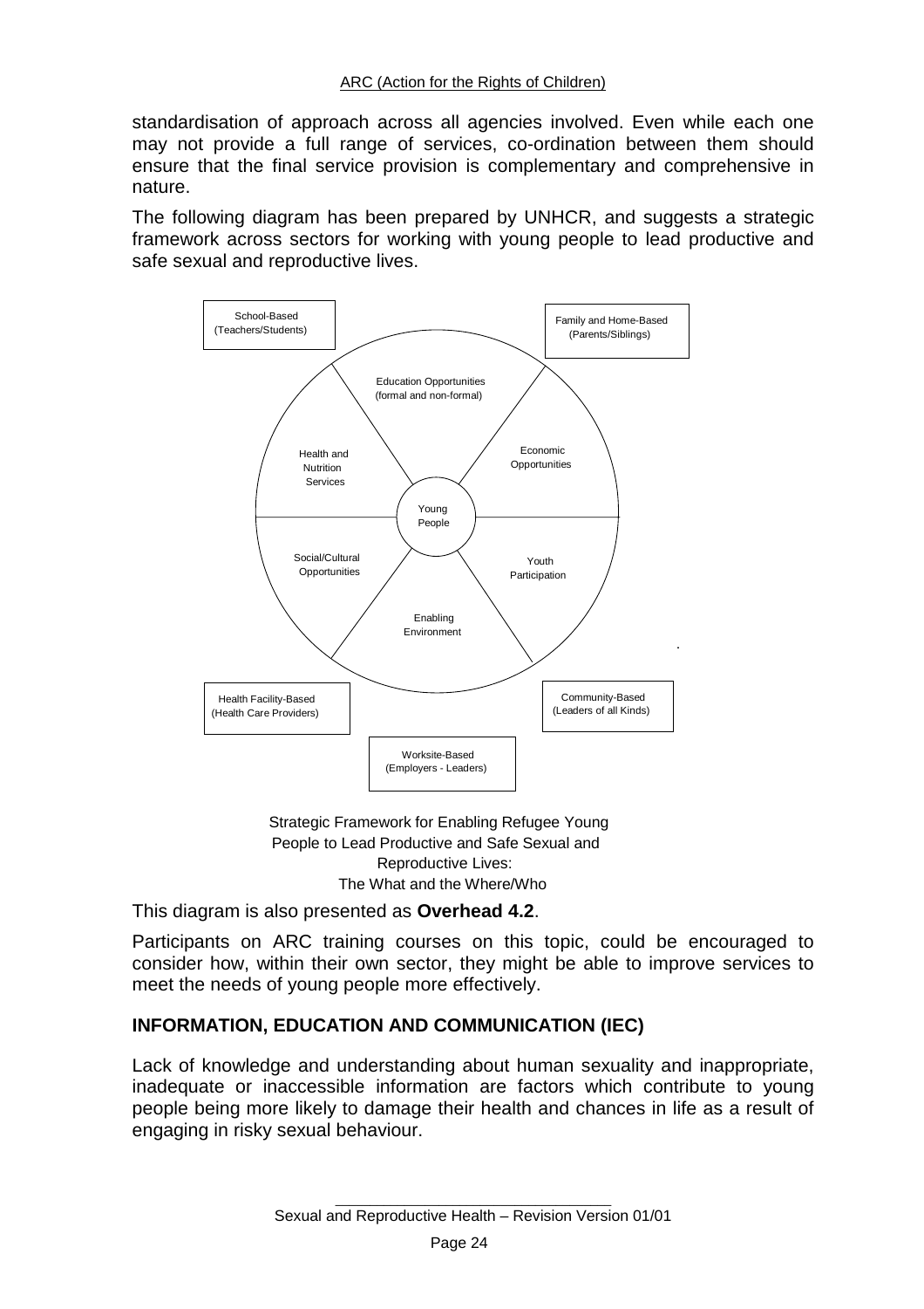standardisation of approach across all agencies involved. Even while each one may not provide a full range of services, co-ordination between them should ensure that the final service provision is complementary and comprehensive in nature.

The following diagram has been prepared by UNHCR, and suggests a strategic framework across sectors for working with young people to lead productive and safe sexual and reproductive lives.

Strategic Framework for Enabling Refugee Young People to Lead Productive and Safe Sexual and Reproductive Lives: The What and the Where/Who

This diagram is also presented as **Overhead 4.2**.

Participants on ARC training courses on this topic, could be encouraged to consider how, within their own sector, they might be able to improve services to meet the needs of young people more effectively.

## INFORMATION, EDUCATION AND COMMUNICATION (IEC)

Lack of knowledge and understanding about human sexuality and inappropriate, inadequate or inaccessible information are factors which contribute to young people being more likely to damage their health and chances in life as a result of engaging in risky sexual behaviour.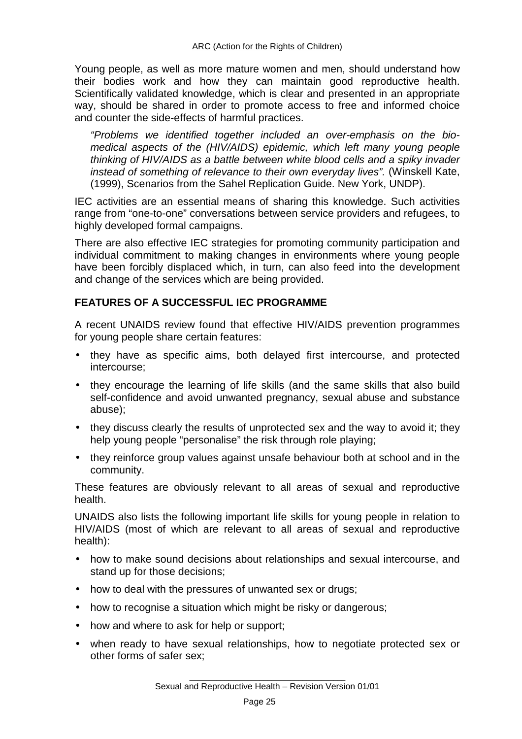Young people, as well as more mature women and men, should understand how their bodies work and how they can maintain good reproductive health. Scientifically validated knowledge, which is clear and presented in an appropriate way, should be shared in order to promote access to free and informed choice and counter the side-effects of harmful practices.

> *"Problems we identified together included an over-emphasis on the bio-medical aspects of the (HIV/AIDS) epidemic, which left many young people thinking of HIV/AIDS as a battle between white blood cells and a spiky invader instead of something of relevance to their own everyday lives".* (Winskell Kate, (1999), Scenarios from the Sahel Replication Guide. New York, UNDP).

IEC activities are an essential means of sharing this knowledge. Such activities range from "one-to-one" conversations between service providers and refugees, to highly developed formal campaigns.

There are also effective IEC strategies for promoting community participation and individual commitment to making changes in environments where young people have been forcibly displaced which, in turn, can also feed into the development and change of the services which are being provided.

## FEATURES OF A SUCCESSFUL IEC PROGRAMME

A recent UNAIDS review found that effective HIV/AIDS prevention programmes for young people share certain features:

- they have as specific aims, both delayed first intercourse, and protected intercourse;
- they encourage the learning of life skills (and the same skills that also build self-confidence and avoid unwanted pregnancy, sexual abuse and substance abuse);
- they discuss clearly the results of unprotected sex and the way to avoid it; they help young people "personalise" the risk through role playing;
- they reinforce group values against unsafe behaviour both at school and in the community.

These features are obviously relevant to all areas of sexual and reproductive health.

UNAIDS also lists the following important life skills for young people in relation to HIV/AIDS (most of which are relevant to all areas of sexual and reproductive health):

- how to make sound decisions about relationships and sexual intercourse, and stand up for those decisions;
- how to deal with the pressures of unwanted sex or drugs;
- how to recognise a situation which might be risky or dangerous;
- how and where to ask for help or support;
- when ready to have sexual relationships, how to negotiate protected sex or other forms of safer sex;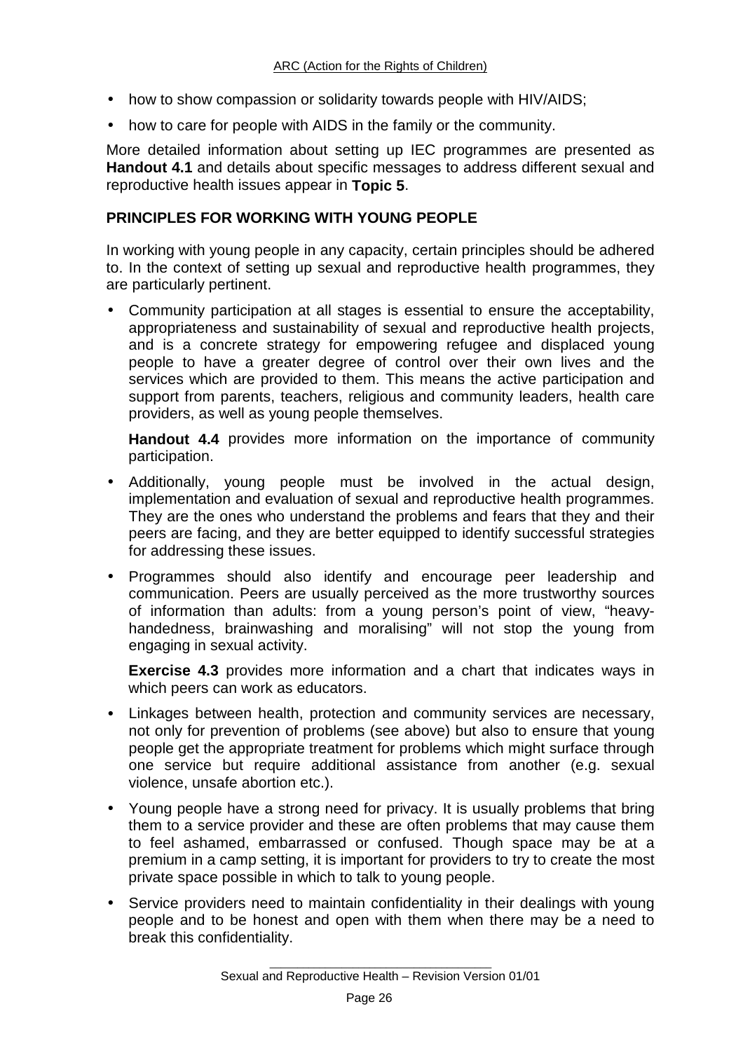- how to show compassion or solidarity towards people with HIV/AIDS;
- how to care for people with AIDS in the family or the community.

More detailed information about setting up IEC programmes are presented as **Handout 4.1** and details about specific messages to address different sexual and reproductive health issues appear in **Topic 5**.

## PRINCIPLES FOR WORKING WITH YOUNG PEOPLE

In working with young people in any capacity, certain principles should be adhered to. In the context of setting up sexual and reproductive health programmes, they are particularly pertinent.

- Community participation at all stages is essential to ensure the acceptability, appropriateness and sustainability of sexual and reproductive health projects, and is a concrete strategy for empowering refugee and displaced young people to have a greater degree of control over their own lives and the services which are provided to them. This means the active participation and support from parents, teachers, religious and community leaders, health care providers, as well as young people themselves.

  **Handout 4.4** provides more information on the importance of community participation.

- Additionally, young people must be involved in the actual design, implementation and evaluation of sexual and reproductive health programmes. They are the ones who understand the problems and fears that they and their peers are facing, and they are better equipped to identify successful strategies for addressing these issues.

- Programmes should also identify and encourage peer leadership and communication. Peers are usually perceived as the more trustworthy sources of information than adults: from a young person's point of view, "heavy-handedness, brainwashing and moralising" will not stop the young from engaging in sexual activity.

  **Exercise 4.3** provides more information and a chart that indicates ways in which peers can work as educators.

- Linkages between health, protection and community services are necessary, not only for prevention of problems (see above) but also to ensure that young people get the appropriate treatment for problems which might surface through one service but require additional assistance from another (e.g. sexual violence, unsafe abortion etc.).

- Young people have a strong need for privacy. It is usually problems that bring them to a service provider and these are often problems that may cause them to feel ashamed, embarrassed or confused. Though space may be at a premium in a camp setting, it is important for providers to try to create the most private space possible in which to talk to young people.

- Service providers need to maintain confidentiality in their dealings with young people and to be honest and open with them when there may be a need to break this confidentiality.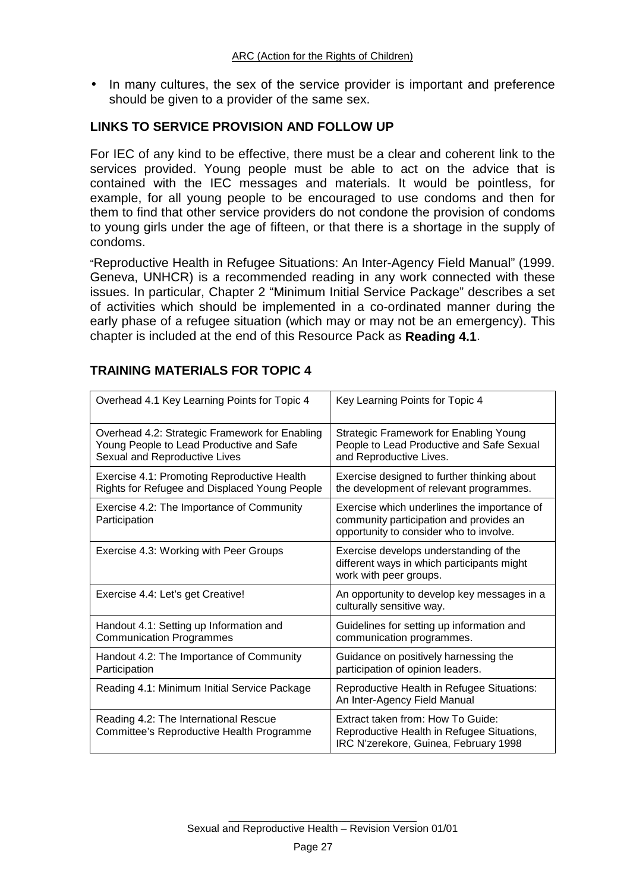- In many cultures, the sex of the service provider is important and preference should be given to a provider of the same sex.

## LINKS TO SERVICE PROVISION AND FOLLOW UP

For IEC of any kind to be effective, there must be a clear and coherent link to the services provided. Young people must be able to act on the advice that is contained with the IEC messages and materials. It would be pointless, for example, for all young people to be encouraged to use condoms and then for them to find that other service providers do not condone the provision of condoms to young girls under the age of fifteen, or that there is a shortage in the supply of condoms.

"Reproductive Health in Refugee Situations: An Inter-Agency Field Manual" (1999. Geneva, UNHCR) is a recommended reading in any work connected with these issues. In particular, Chapter 2 "Minimum Initial Service Package" describes a set of activities which should be implemented in a co-ordinated manner during the early phase of a refugee situation (which may or may not be an emergency). This chapter is included at the end of this Resource Pack as **Reading 4.1**.

## TRAINING MATERIALS FOR TOPIC 4

| | |
|---|---|
| Overhead 4.1 Key Learning Points for Topic 4 | Key Learning Points for Topic 4 |
| Overhead 4.2: Strategic Framework for Enabling Young People to Lead Productive and Safe Sexual and Reproductive Lives | Strategic Framework for Enabling Young People to Lead Productive and Safe Sexual and Reproductive Lives. |
| Exercise 4.1: Promoting Reproductive Health Rights for Refugee and Displaced Young People | Exercise designed to further thinking about the development of relevant programmes. |
| Exercise 4.2: The Importance of Community Participation | Exercise which underlines the importance of community participation and provides an opportunity to consider who to involve. |
| Exercise 4.3: Working with Peer Groups | Exercise develops understanding of the different ways in which participants might work with peer groups. |
| Exercise 4.4: Let's get Creative! | An opportunity to develop key messages in a culturally sensitive way. |
| Handout 4.1: Setting up Information and Communication Programmes | Guidelines for setting up information and communication programmes. |
| Handout 4.2: The Importance of Community Participation | Guidance on positively harnessing the participation of opinion leaders. |
| Reading 4.1: Minimum Initial Service Package | Reproductive Health in Refugee Situations: An Inter-Agency Field Manual |
| Reading 4.2: The International Rescue Committee's Reproductive Health Programme | Extract taken from: How To Guide: Reproductive Health in Refugee Situations, IRC N'zerekore, Guinea, February 1998 |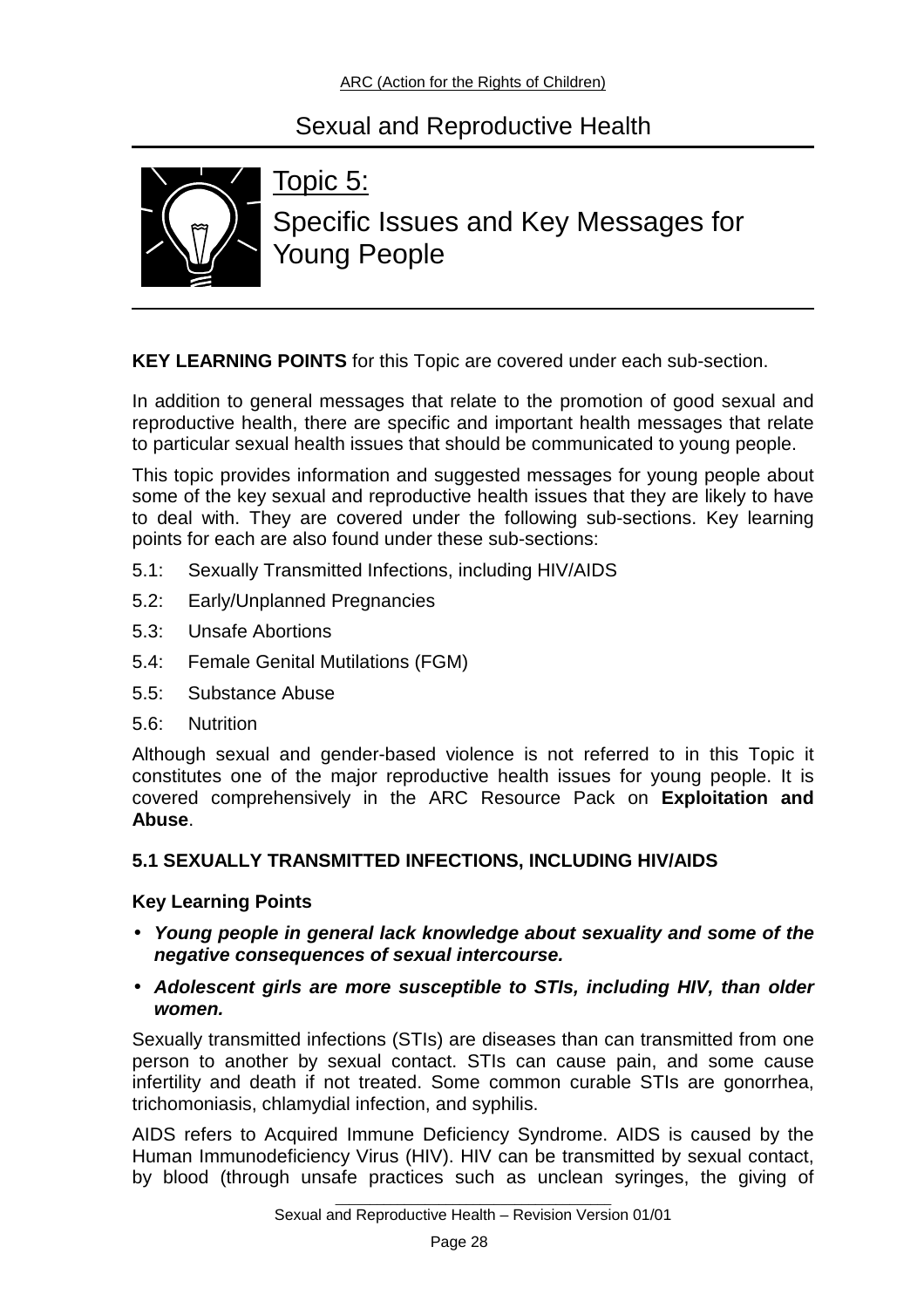# Topic 5:

## Specific Issues and Key Messages for Young People

**KEY LEARNING POINTS** for this Topic are covered under each sub-section.

In addition to general messages that relate to the promotion of good sexual and reproductive health, there are specific and important health messages that relate to particular sexual health issues that should be communicated to young people.

This topic provides information and suggested messages for young people about some of the key sexual and reproductive health issues that they are likely to have to deal with. They are covered under the following sub-sections. Key learning points for each are also found under these sub-sections:

5.1: Sexually Transmitted Infections, including HIV/AIDS

5.2: Early/Unplanned Pregnancies

5.3: Unsafe Abortions

5.4: Female Genital Mutilations (FGM)

5.5: Substance Abuse

5.6: Nutrition

Although sexual and gender-based violence is not referred to in this Topic it constitutes one of the major reproductive health issues for young people. It is covered comprehensively in the ARC Resource Pack on **Exploitation and Abuse**.

### 5.1 SEXUALLY TRANSMITTED INFECTIONS, INCLUDING HIV/AIDS

**Key Learning Points**

- ***Young people in general lack knowledge about sexuality and some of the negative consequences of sexual intercourse.***
- ***Adolescent girls are more susceptible to STIs, including HIV, than older women.***

Sexually transmitted infections (STIs) are diseases than can transmitted from one person to another by sexual contact. STIs can cause pain, and some cause infertility and death if not treated. Some common curable STIs are gonorrhea, trichomoniasis, chlamydial infection, and syphilis.

AIDS refers to Acquired Immune Deficiency Syndrome. AIDS is caused by the Human Immunodeficiency Virus (HIV). HIV can be transmitted by sexual contact, by blood (through unsafe practices such as unclean syringes, the giving of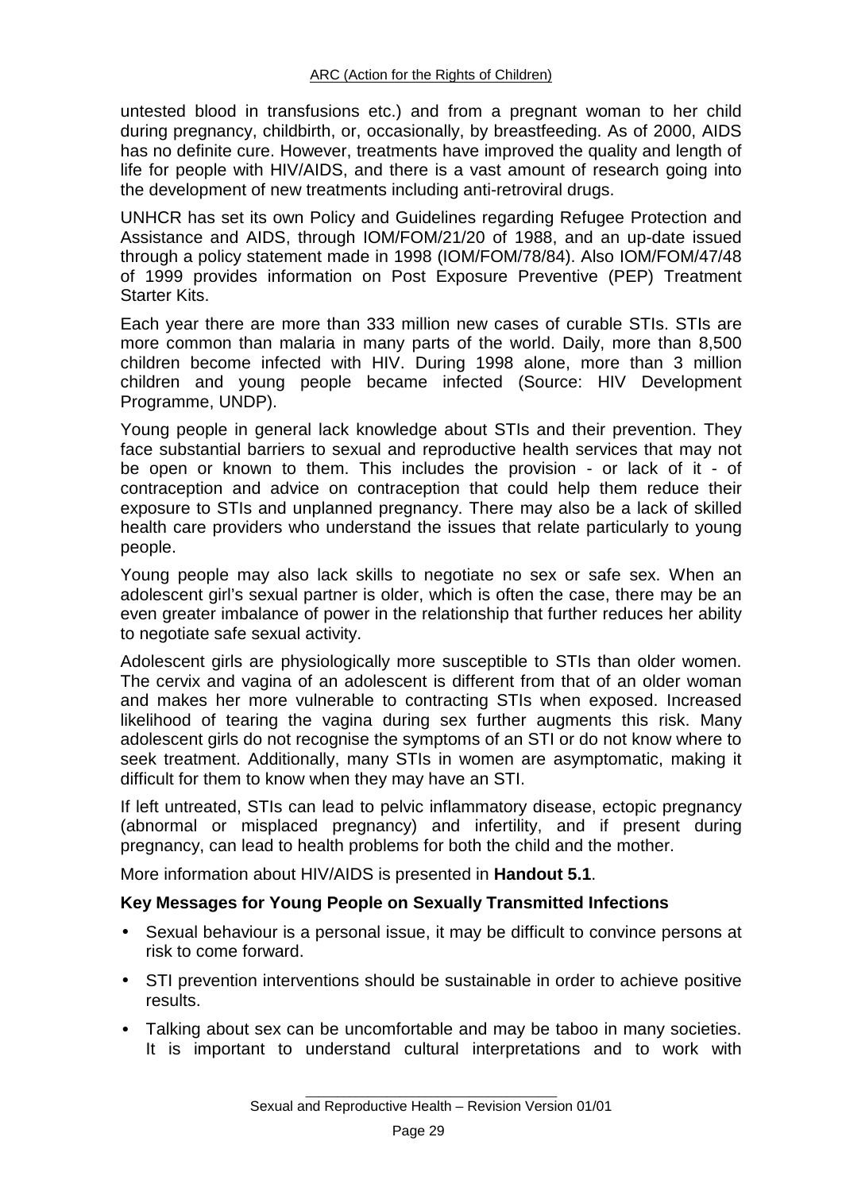untested blood in transfusions etc.) and from a pregnant woman to her child during pregnancy, childbirth, or, occasionally, by breastfeeding. As of 2000, AIDS has no definite cure. However, treatments have improved the quality and length of life for people with HIV/AIDS, and there is a vast amount of research going into the development of new treatments including anti-retroviral drugs.

UNHCR has set its own Policy and Guidelines regarding Refugee Protection and Assistance and AIDS, through IOM/FOM/21/20 of 1988, and an up-date issued through a policy statement made in 1998 (IOM/FOM/78/84). Also IOM/FOM/47/48 of 1999 provides information on Post Exposure Preventive (PEP) Treatment Starter Kits.

Each year there are more than 333 million new cases of curable STIs. STIs are more common than malaria in many parts of the world. Daily, more than 8,500 children become infected with HIV. During 1998 alone, more than 3 million children and young people became infected (Source: HIV Development Programme, UNDP).

Young people in general lack knowledge about STIs and their prevention. They face substantial barriers to sexual and reproductive health services that may not be open or known to them. This includes the provision - or lack of it - of contraception and advice on contraception that could help them reduce their exposure to STIs and unplanned pregnancy. There may also be a lack of skilled health care providers who understand the issues that relate particularly to young people.

Young people may also lack skills to negotiate no sex or safe sex. When an adolescent girl's sexual partner is older, which is often the case, there may be an even greater imbalance of power in the relationship that further reduces her ability to negotiate safe sexual activity.

Adolescent girls are physiologically more susceptible to STIs than older women. The cervix and vagina of an adolescent is different from that of an older woman and makes her more vulnerable to contracting STIs when exposed. Increased likelihood of tearing the vagina during sex further augments this risk. Many adolescent girls do not recognise the symptoms of an STI or do not know where to seek treatment. Additionally, many STIs in women are asymptomatic, making it difficult for them to know when they may have an STI.

If left untreated, STIs can lead to pelvic inflammatory disease, ectopic pregnancy (abnormal or misplaced pregnancy) and infertility, and if present during pregnancy, can lead to health problems for both the child and the mother.

More information about HIV/AIDS is presented in **Handout 5.1**.

### Key Messages for Young People on Sexually Transmitted Infections

- Sexual behaviour is a personal issue, it may be difficult to convince persons at risk to come forward.
- STI prevention interventions should be sustainable in order to achieve positive results.
- Talking about sex can be uncomfortable and may be taboo in many societies. It is important to understand cultural interpretations and to work with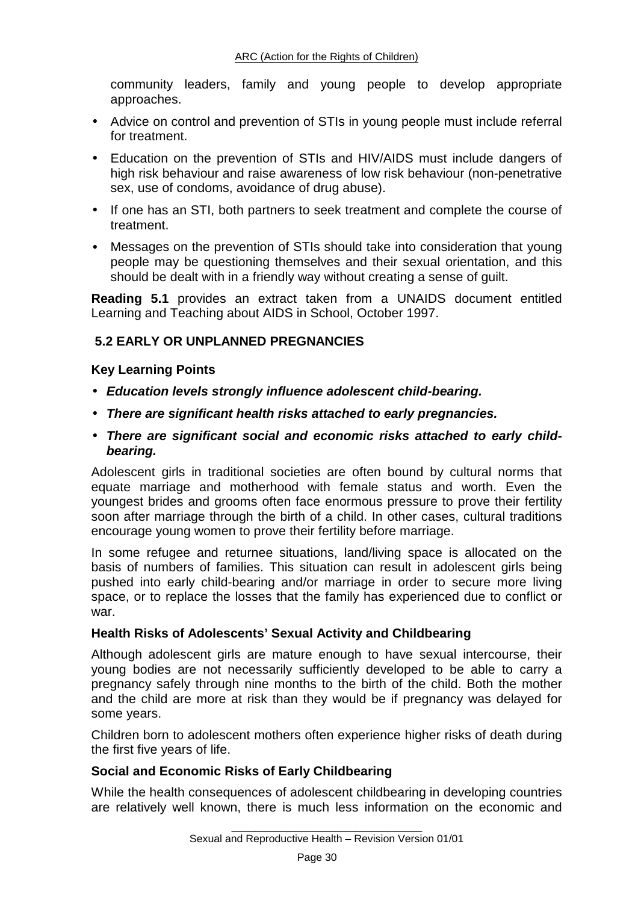community leaders, family and young people to develop appropriate approaches.

- Advice on control and prevention of STIs in young people must include referral for treatment.
- Education on the prevention of STIs and HIV/AIDS must include dangers of high risk behaviour and raise awareness of low risk behaviour (non-penetrative sex, use of condoms, avoidance of drug abuse).
- If one has an STI, both partners to seek treatment and complete the course of treatment.
- Messages on the prevention of STIs should take into consideration that young people may be questioning themselves and their sexual orientation, and this should be dealt with in a friendly way without creating a sense of guilt.

**Reading 5.1** provides an extract taken from a UNAIDS document entitled Learning and Teaching about AIDS in School, October 1997.

## 5.2 EARLY OR UNPLANNED PREGNANCIES

### Key Learning Points

- ***Education levels strongly influence adolescent child-bearing.***
- ***There are significant health risks attached to early pregnancies.***
- ***There are significant social and economic risks attached to early child-bearing.***

Adolescent girls in traditional societies are often bound by cultural norms that equate marriage and motherhood with female status and worth. Even the youngest brides and grooms often face enormous pressure to prove their fertility soon after marriage through the birth of a child. In other cases, cultural traditions encourage young women to prove their fertility before marriage.

In some refugee and returnee situations, land/living space is allocated on the basis of numbers of families. This situation can result in adolescent girls being pushed into early child-bearing and/or marriage in order to secure more living space, or to replace the losses that the family has experienced due to conflict or war.

### Health Risks of Adolescents' Sexual Activity and Childbearing

Although adolescent girls are mature enough to have sexual intercourse, their young bodies are not necessarily sufficiently developed to be able to carry a pregnancy safely through nine months to the birth of the child. Both the mother and the child are more at risk than they would be if pregnancy was delayed for some years.

Children born to adolescent mothers often experience higher risks of death during the first five years of life.

### Social and Economic Risks of Early Childbearing

While the health consequences of adolescent childbearing in developing countries are relatively well known, there is much less information on the economic and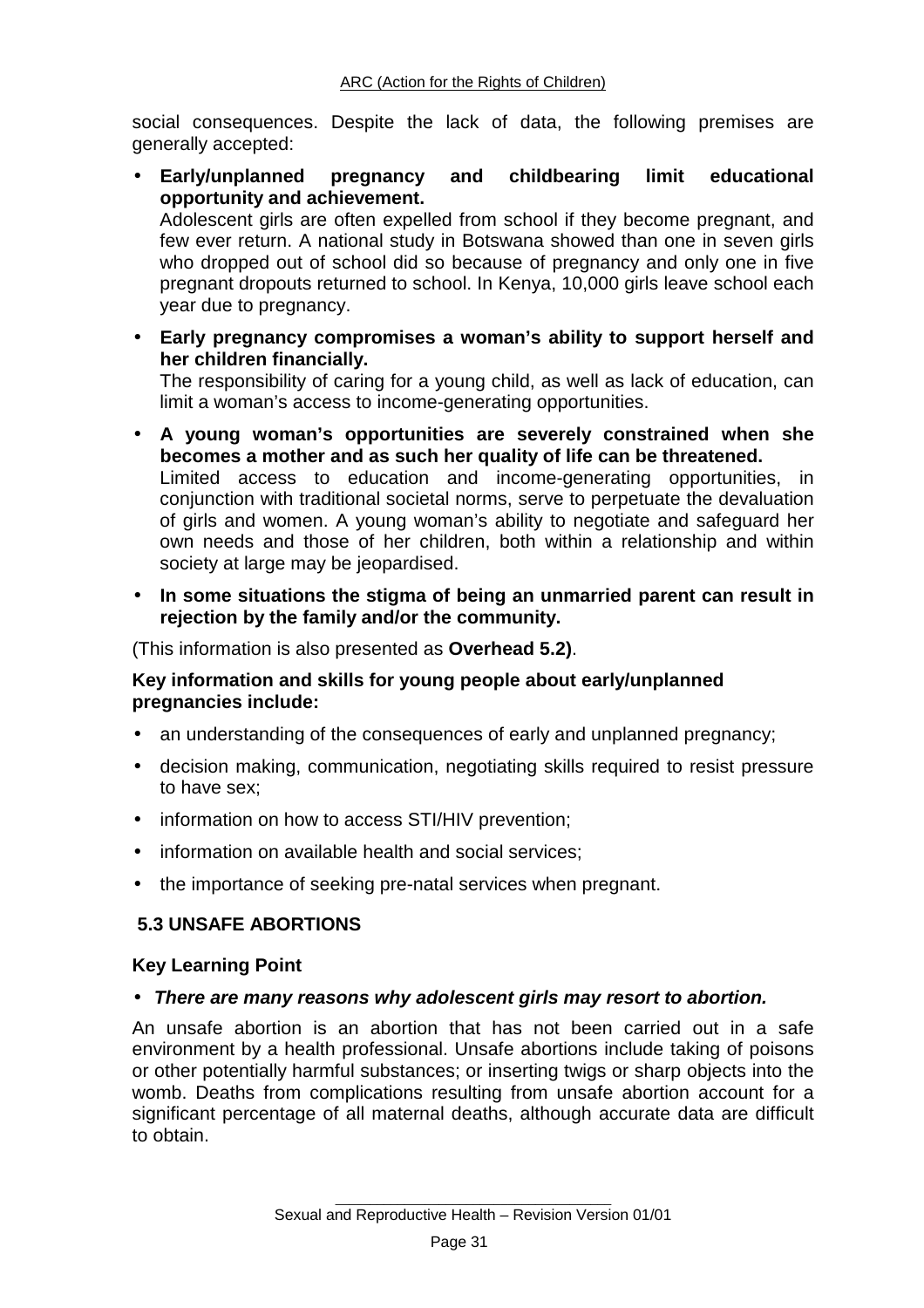social consequences. Despite the lack of data, the following premises are generally accepted:

- **Early/unplanned pregnancy and childbearing limit educational opportunity and achievement.**
  Adolescent girls are often expelled from school if they become pregnant, and few ever return. A national study in Botswana showed than one in seven girls who dropped out of school did so because of pregnancy and only one in five pregnant dropouts returned to school. In Kenya, 10,000 girls leave school each year due to pregnancy.

- **Early pregnancy compromises a woman's ability to support herself and her children financially.**
  The responsibility of caring for a young child, as well as lack of education, can limit a woman's access to income-generating opportunities.

- **A young woman's opportunities are severely constrained when she becomes a mother and as such her quality of life can be threatened.**
  Limited access to education and income-generating opportunities, in conjunction with traditional societal norms, serve to perpetuate the devaluation of girls and women. A young woman's ability to negotiate and safeguard her own needs and those of her children, both within a relationship and within society at large may be jeopardised.

- **In some situations the stigma of being an unmarried parent can result in rejection by the family and/or the community.**

(This information is also presented as **Overhead 5.2)**.

**Key information and skills for young people about early/unplanned pregnancies include:**

- an understanding of the consequences of early and unplanned pregnancy;
- decision making, communication, negotiating skills required to resist pressure to have sex;
- information on how to access STI/HIV prevention;
- information on available health and social services;
- the importance of seeking pre-natal services when pregnant.

## 5.3 UNSAFE ABORTIONS

**Key Learning Point**

- ***There are many reasons why adolescent girls may resort to abortion.***

An unsafe abortion is an abortion that has not been carried out in a safe environment by a health professional. Unsafe abortions include taking of poisons or other potentially harmful substances; or inserting twigs or sharp objects into the womb. Deaths from complications resulting from unsafe abortion account for a significant percentage of all maternal deaths, although accurate data are difficult to obtain.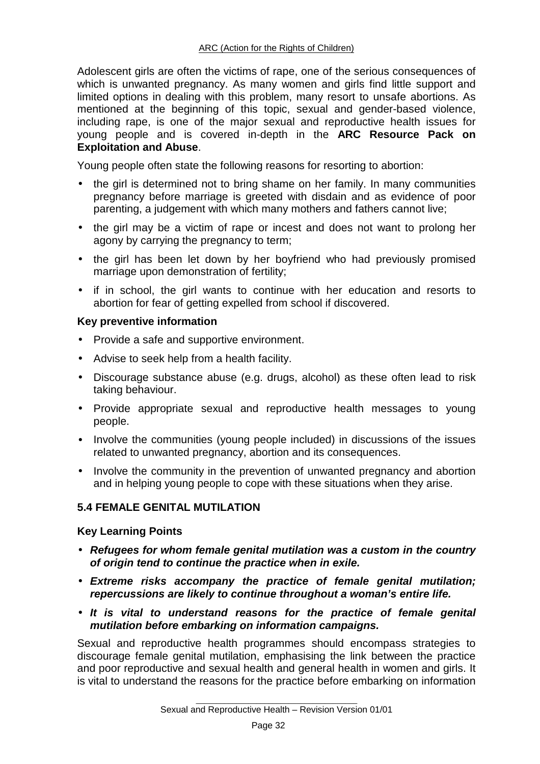Adolescent girls are often the victims of rape, one of the serious consequences of which is unwanted pregnancy. As many women and girls find little support and limited options in dealing with this problem, many resort to unsafe abortions. As mentioned at the beginning of this topic, sexual and gender-based violence, including rape, is one of the major sexual and reproductive health issues for young people and is covered in-depth in the **ARC Resource Pack on Exploitation and Abuse**.

Young people often state the following reasons for resorting to abortion:

- the girl is determined not to bring shame on her family. In many communities pregnancy before marriage is greeted with disdain and as evidence of poor parenting, a judgement with which many mothers and fathers cannot live;
- the girl may be a victim of rape or incest and does not want to prolong her agony by carrying the pregnancy to term;
- the girl has been let down by her boyfriend who had previously promised marriage upon demonstration of fertility;
- if in school, the girl wants to continue with her education and resorts to abortion for fear of getting expelled from school if discovered.

**Key preventive information**

- Provide a safe and supportive environment.
- Advise to seek help from a health facility.
- Discourage substance abuse (e.g. drugs, alcohol) as these often lead to risk taking behaviour.
- Provide appropriate sexual and reproductive health messages to young people.
- Involve the communities (young people included) in discussions of the issues related to unwanted pregnancy, abortion and its consequences.
- Involve the community in the prevention of unwanted pregnancy and abortion and in helping young people to cope with these situations when they arise.

## 5.4 FEMALE GENITAL MUTILATION

**Key Learning Points**

- ***Refugees for whom female genital mutilation was a custom in the country of origin tend to continue the practice when in exile.***
- ***Extreme risks accompany the practice of female genital mutilation; repercussions are likely to continue throughout a woman's entire life.***
- ***It is vital to understand reasons for the practice of female genital mutilation before embarking on information campaigns.***

Sexual and reproductive health programmes should encompass strategies to discourage female genital mutilation, emphasising the link between the practice and poor reproductive and sexual health and general health in women and girls. It is vital to understand the reasons for the practice before embarking on information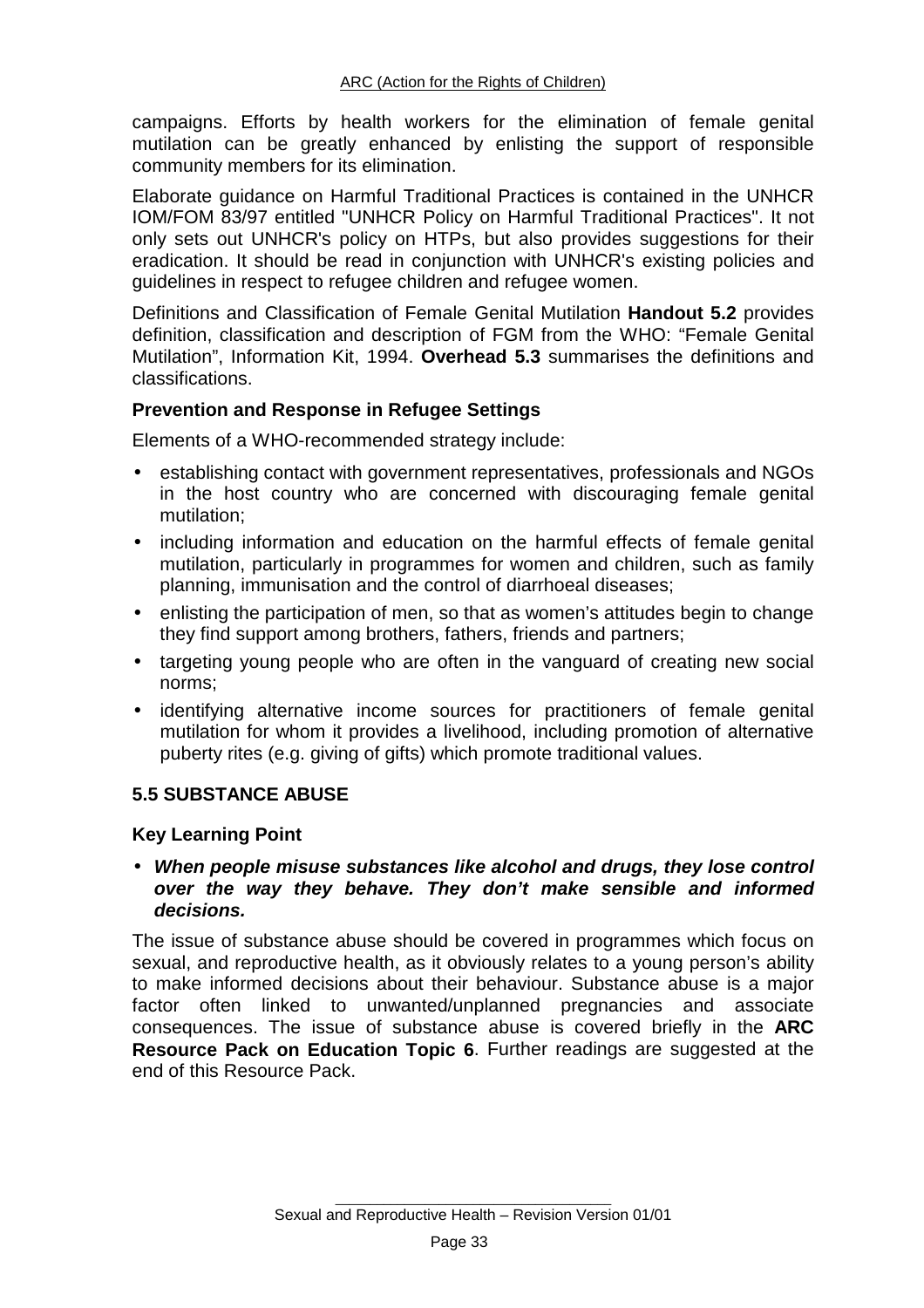campaigns. Efforts by health workers for the elimination of female genital mutilation can be greatly enhanced by enlisting the support of responsible community members for its elimination.

Elaborate guidance on Harmful Traditional Practices is contained in the UNHCR IOM/FOM 83/97 entitled "UNHCR Policy on Harmful Traditional Practices". It not only sets out UNHCR's policy on HTPs, but also provides suggestions for their eradication. It should be read in conjunction with UNHCR's existing policies and guidelines in respect to refugee children and refugee women.

Definitions and Classification of Female Genital Mutilation **Handout 5.2** provides definition, classification and description of FGM from the WHO: “Female Genital Mutilation”, Information Kit, 1994. **Overhead 5.3** summarises the definitions and classifications.

### Prevention and Response in Refugee Settings

Elements of a WHO-recommended strategy include:

- establishing contact with government representatives, professionals and NGOs in the host country who are concerned with discouraging female genital mutilation;
- including information and education on the harmful effects of female genital mutilation, particularly in programmes for women and children, such as family planning, immunisation and the control of diarrhoeal diseases;
- enlisting the participation of men, so that as women’s attitudes begin to change they find support among brothers, fathers, friends and partners;
- targeting young people who are often in the vanguard of creating new social norms;
- identifying alternative income sources for practitioners of female genital mutilation for whom it provides a livelihood, including promotion of alternative puberty rites (e.g. giving of gifts) which promote traditional values.

## 5.5 SUBSTANCE ABUSE

### Key Learning Point

- ***When people misuse substances like alcohol and drugs, they lose control over the way they behave. They don’t make sensible and informed decisions.***

The issue of substance abuse should be covered in programmes which focus on sexual, and reproductive health, as it obviously relates to a young person’s ability to make informed decisions about their behaviour. Substance abuse is a major factor often linked to unwanted/unplanned pregnancies and associate consequences. The issue of substance abuse is covered briefly in the **ARC Resource Pack on Education Topic 6**. Further readings are suggested at the end of this Resource Pack.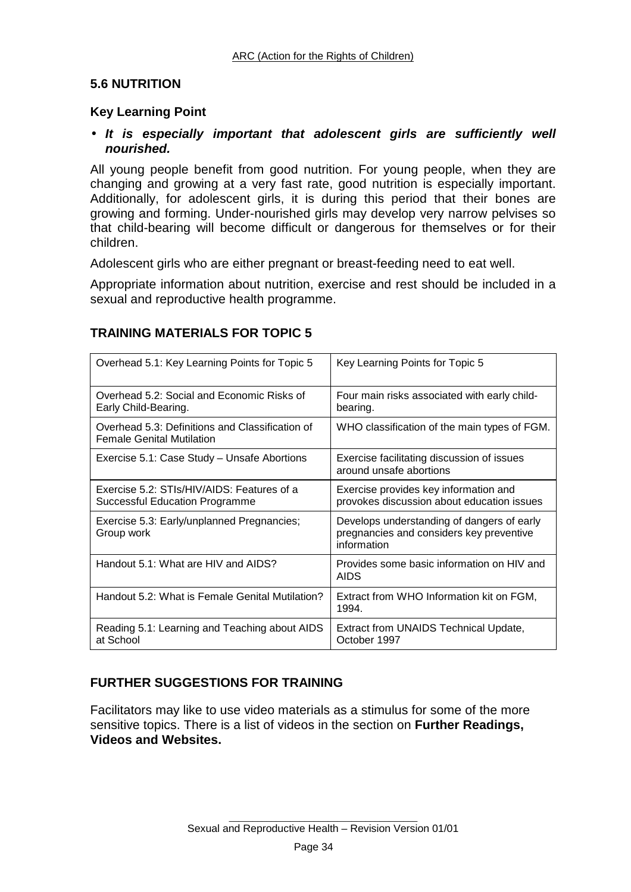## 5.6 NUTRITION

### Key Learning Point

- ***It is especially important that adolescent girls are sufficiently well nourished.***

All young people benefit from good nutrition. For young people, when they are changing and growing at a very fast rate, good nutrition is especially important. Additionally, for adolescent girls, it is during this period that their bones are growing and forming. Under-nourished girls may develop very narrow pelvises so that child-bearing will become difficult or dangerous for themselves or for their children.

Adolescent girls who are either pregnant or breast-feeding need to eat well.

Appropriate information about nutrition, exercise and rest should be included in a sexual and reproductive health programme.

## TRAINING MATERIALS FOR TOPIC 5

| | |
|---|---|
| Overhead 5.1: Key Learning Points for Topic 5 | Key Learning Points for Topic 5 |
| Overhead 5.2: Social and Economic Risks of Early Child-Bearing. | Four main risks associated with early child-bearing. |
| Overhead 5.3: Definitions and Classification of Female Genital Mutilation | WHO classification of the main types of FGM. |
| Exercise 5.1: Case Study – Unsafe Abortions | Exercise facilitating discussion of issues around unsafe abortions |
| Exercise 5.2: STIs/HIV/AIDS: Features of a Successful Education Programme | Exercise provides key information and provokes discussion about education issues |
| Exercise 5.3: Early/unplanned Pregnancies; Group work | Develops understanding of dangers of early pregnancies and considers key preventive information |
| Handout 5.1: What are HIV and AIDS? | Provides some basic information on HIV and AIDS |
| Handout 5.2: What is Female Genital Mutilation? | Extract from WHO Information kit on FGM, 1994. |
| Reading 5.1: Learning and Teaching about AIDS at School | Extract from UNAIDS Technical Update, October 1997 |

## FURTHER SUGGESTIONS FOR TRAINING

Facilitators may like to use video materials as a stimulus for some of the more sensitive topics. There is a list of videos in the section on **Further Readings, Videos and Websites.**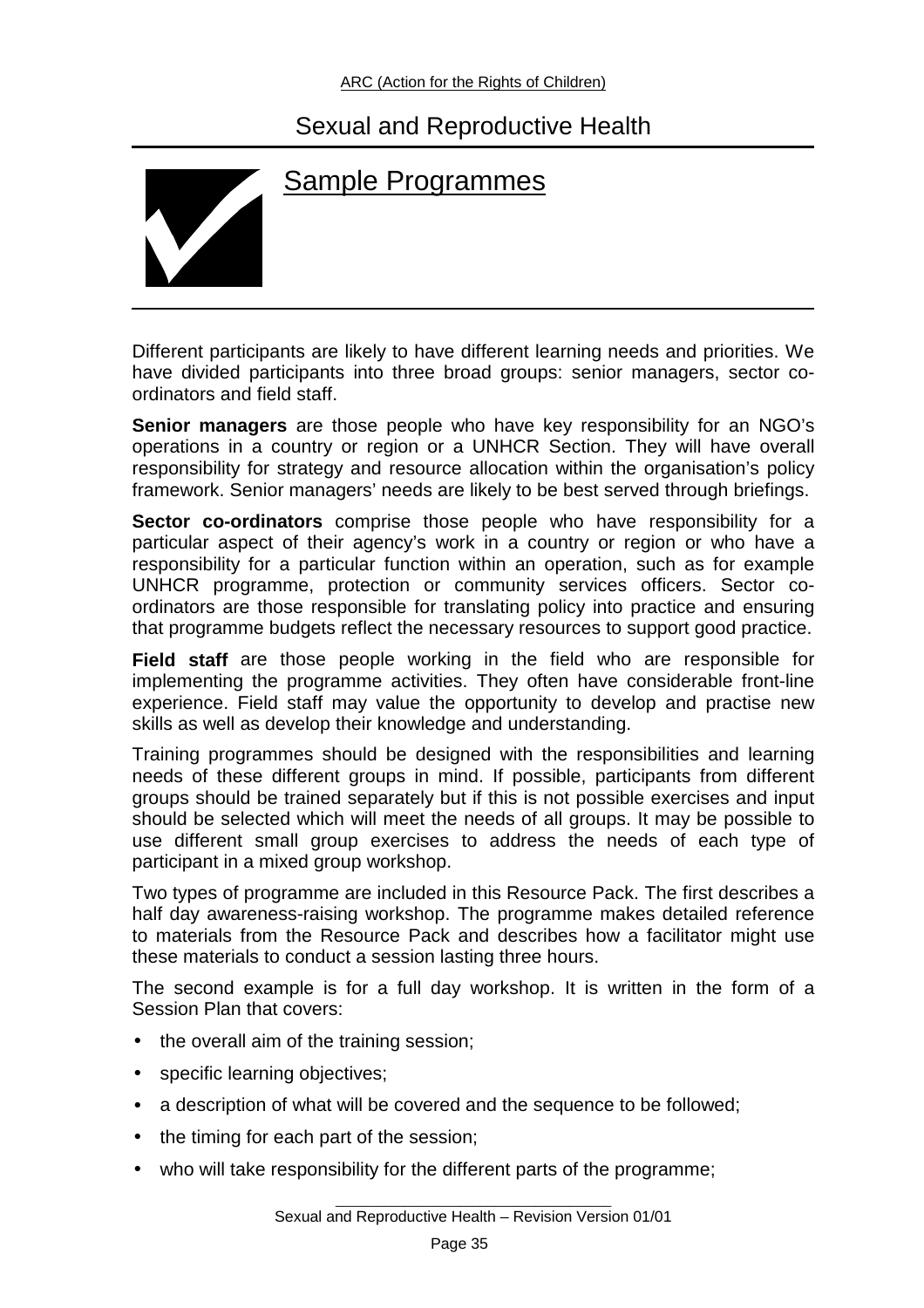## Sample Programmes

Different participants are likely to have different learning needs and priorities. We have divided participants into three broad groups: senior managers, sector co-ordinators and field staff.

**Senior managers** are those people who have key responsibility for an NGO's operations in a country or region or a UNHCR Section. They will have overall responsibility for strategy and resource allocation within the organisation's policy framework. Senior managers' needs are likely to be best served through briefings.

**Sector co-ordinators** comprise those people who have responsibility for a particular aspect of their agency's work in a country or region or who have a responsibility for a particular function within an operation, such as for example UNHCR programme, protection or community services officers. Sector co-ordinators are those responsible for translating policy into practice and ensuring that programme budgets reflect the necessary resources to support good practice.

**Field staff** are those people working in the field who are responsible for implementing the programme activities. They often have considerable front-line experience. Field staff may value the opportunity to develop and practise new skills as well as develop their knowledge and understanding.

Training programmes should be designed with the responsibilities and learning needs of these different groups in mind. If possible, participants from different groups should be trained separately but if this is not possible exercises and input should be selected which will meet the needs of all groups. It may be possible to use different small group exercises to address the needs of each type of participant in a mixed group workshop.

Two types of programme are included in this Resource Pack. The first describes a half day awareness-raising workshop. The programme makes detailed reference to materials from the Resource Pack and describes how a facilitator might use these materials to conduct a session lasting three hours.

The second example is for a full day workshop. It is written in the form of a Session Plan that covers:

- the overall aim of the training session;
- specific learning objectives;
- a description of what will be covered and the sequence to be followed;
- the timing for each part of the session;
- who will take responsibility for the different parts of the programme;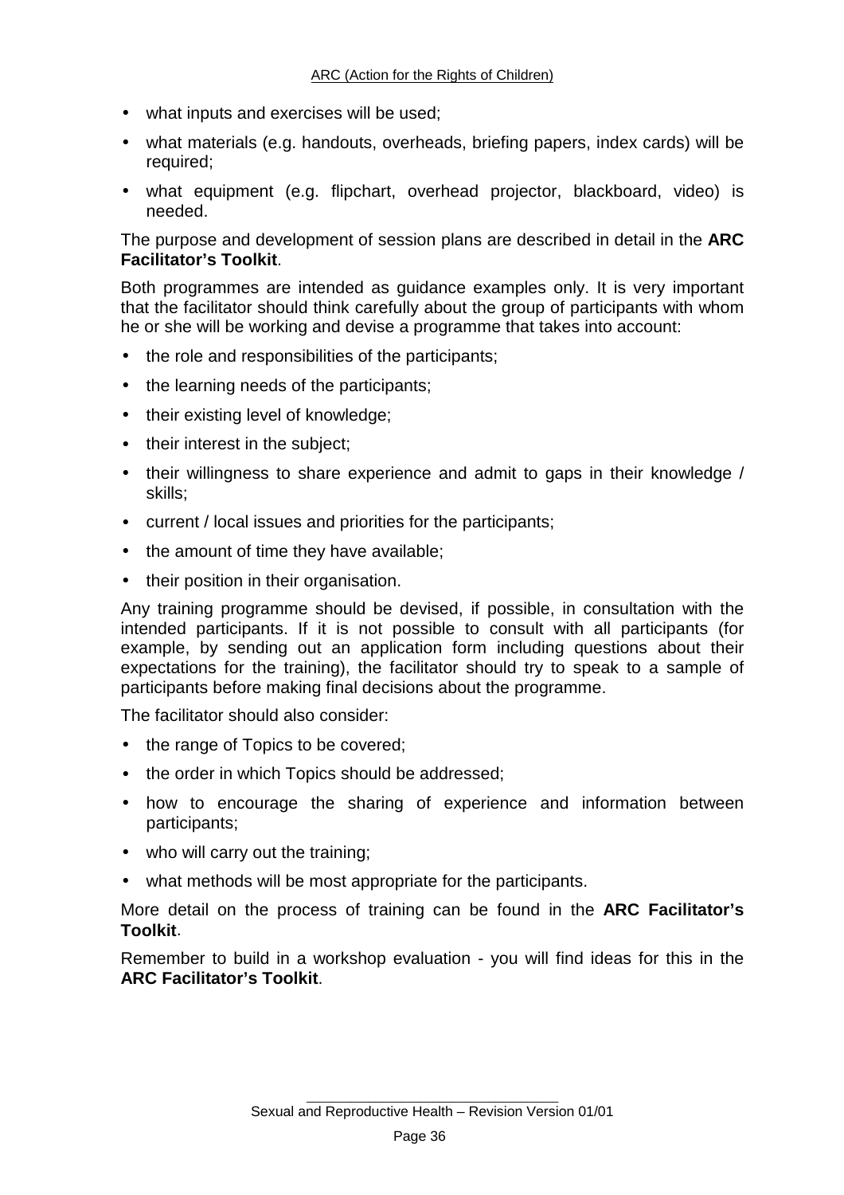- what inputs and exercises will be used;
- what materials (e.g. handouts, overheads, briefing papers, index cards) will be required;
- what equipment (e.g. flipchart, overhead projector, blackboard, video) is needed.

The purpose and development of session plans are described in detail in the **ARC Facilitator's Toolkit**.

Both programmes are intended as guidance examples only. It is very important that the facilitator should think carefully about the group of participants with whom he or she will be working and devise a programme that takes into account:

- the role and responsibilities of the participants;
- the learning needs of the participants;
- their existing level of knowledge;
- their interest in the subject;
- their willingness to share experience and admit to gaps in their knowledge / skills;
- current / local issues and priorities for the participants;
- the amount of time they have available;
- their position in their organisation.

Any training programme should be devised, if possible, in consultation with the intended participants. If it is not possible to consult with all participants (for example, by sending out an application form including questions about their expectations for the training), the facilitator should try to speak to a sample of participants before making final decisions about the programme.

The facilitator should also consider:

- the range of Topics to be covered;
- the order in which Topics should be addressed;
- how to encourage the sharing of experience and information between participants;
- who will carry out the training;
- what methods will be most appropriate for the participants.

More detail on the process of training can be found in the **ARC Facilitator's Toolkit**.

Remember to build in a workshop evaluation - you will find ideas for this in the **ARC Facilitator's Toolkit**.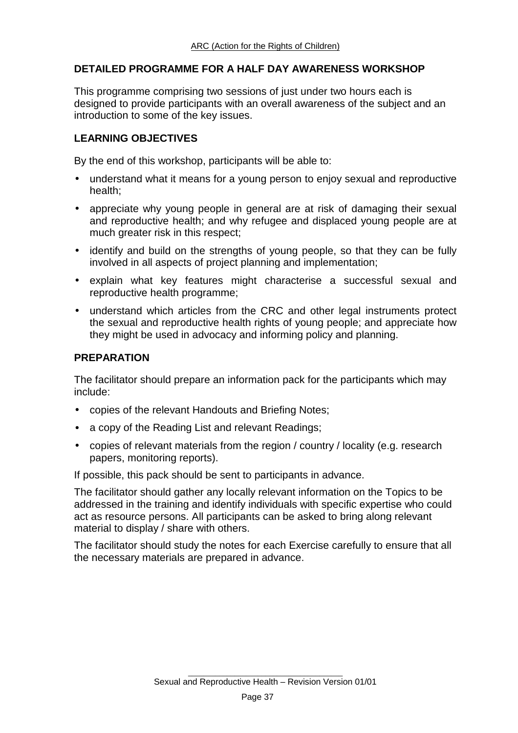## DETAILED PROGRAMME FOR A HALF DAY AWARENESS WORKSHOP

This programme comprising two sessions of just under two hours each is designed to provide participants with an overall awareness of the subject and an introduction to some of the key issues.

## LEARNING OBJECTIVES

By the end of this workshop, participants will be able to:

- understand what it means for a young person to enjoy sexual and reproductive health;
- appreciate why young people in general are at risk of damaging their sexual and reproductive health; and why refugee and displaced young people are at much greater risk in this respect;
- identify and build on the strengths of young people, so that they can be fully involved in all aspects of project planning and implementation;
- explain what key features might characterise a successful sexual and reproductive health programme;
- understand which articles from the CRC and other legal instruments protect the sexual and reproductive health rights of young people; and appreciate how they might be used in advocacy and informing policy and planning.

## PREPARATION

The facilitator should prepare an information pack for the participants which may include:

- copies of the relevant Handouts and Briefing Notes;
- a copy of the Reading List and relevant Readings;
- copies of relevant materials from the region / country / locality (e.g. research papers, monitoring reports).

If possible, this pack should be sent to participants in advance.

The facilitator should gather any locally relevant information on the Topics to be addressed in the training and identify individuals with specific expertise who could act as resource persons. All participants can be asked to bring along relevant material to display / share with others.

The facilitator should study the notes for each Exercise carefully to ensure that all the necessary materials are prepared in advance.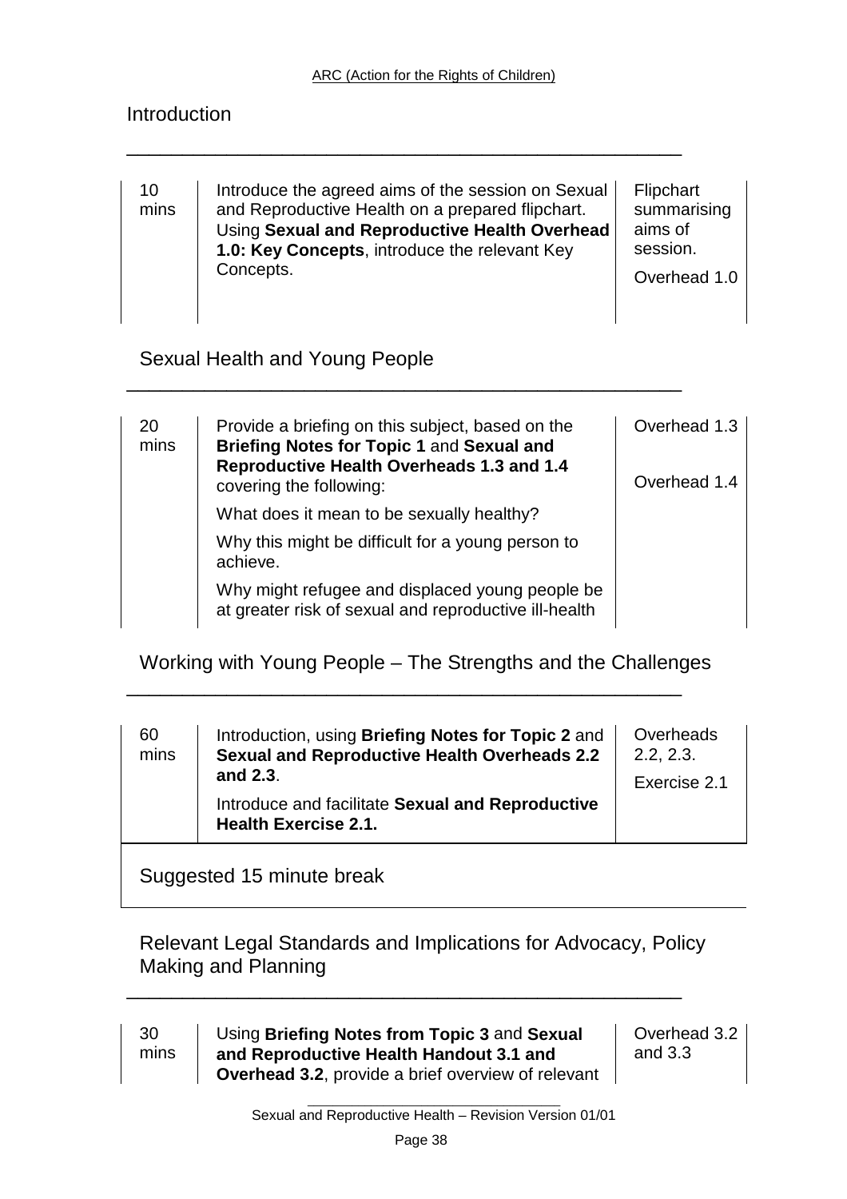## Introduction

| | | |
|---|---|---|
| 10 mins | Introduce the agreed aims of the session on Sexual and Reproductive Health on a prepared flipchart. Using **Sexual and Reproductive Health Overhead 1.0: Key Concepts**, introduce the relevant Key Concepts. | Flipchart summarising aims of session.<br><br>Overhead 1.0 |

## Sexual Health and Young People

| | | |
|---|---|---|
| 20 mins | Provide a briefing on this subject, based on the **Briefing Notes for Topic 1** and **Sexual and Reproductive Health Overheads 1.3 and 1.4** covering the following:<br><br>What does it mean to be sexually healthy?<br><br>Why this might be difficult for a young person to achieve.<br><br>Why might refugee and displaced young people be at greater risk of sexual and reproductive ill-health | Overhead 1.3<br><br>Overhead 1.4 |

## Working with Young People – The Strengths and the Challenges

| | | |
|---|---|---|
| 60 mins | Introduction, using **Briefing Notes for Topic 2** and **Sexual and Reproductive Health Overheads 2.2 and 2.3**.<br><br>Introduce and facilitate **Sexual and Reproductive Health Exercise 2.1.** | Overheads 2.2, 2.3.<br><br>Exercise 2.1 |

Suggested 15 minute break

## Relevant Legal Standards and Implications for Advocacy, Policy Making and Planning

| | | |
|---|---|---|
| 30 mins | Using **Briefing Notes from Topic 3** and **Sexual and Reproductive Health Handout 3.1 and Overhead 3.2**, provide a brief overview of relevant | Overhead 3.2 and 3.3 |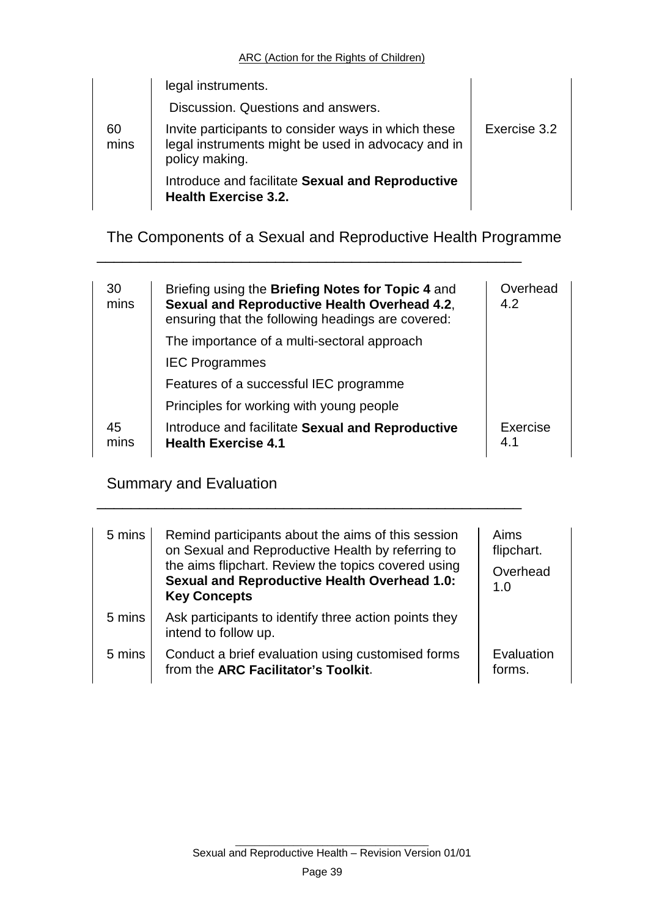| | | |
|---|---|---|
| 60 mins | legal instruments.<br><br>Discussion. Questions and answers.<br><br>Invite participants to consider ways in which these legal instruments might be used in advocacy and in policy making.<br><br>Introduce and facilitate **Sexual and Reproductive Health Exercise 3.2.** | Exercise 3.2 |

## The Components of a Sexual and Reproductive Health Programme

| | | |
|---|---|---|
| 30 mins | Briefing using the **Briefing Notes for Topic 4** and **Sexual and Reproductive Health Overhead 4.2**, ensuring that the following headings are covered:<br><br>The importance of a multi-sectoral approach<br><br>IEC Programmes<br><br>Features of a successful IEC programme<br><br>Principles for working with young people | Overhead 4.2 |
| 45 mins | Introduce and facilitate **Sexual and Reproductive Health Exercise 4.1** | Exercise 4.1 |

## Summary and Evaluation

| | | |
|---|---|---|
| 5 mins | Remind participants about the aims of this session on Sexual and Reproductive Health by referring to the aims flipchart. Review the topics covered using **Sexual and Reproductive Health Overhead 1.0: Key Concepts** | Aims flipchart.<br><br>Overhead 1.0 |
| 5 mins | Ask participants to identify three action points they intend to follow up. | |
| 5 mins | Conduct a brief evaluation using customised forms from the **ARC Facilitator's Toolkit**. | Evaluation forms. |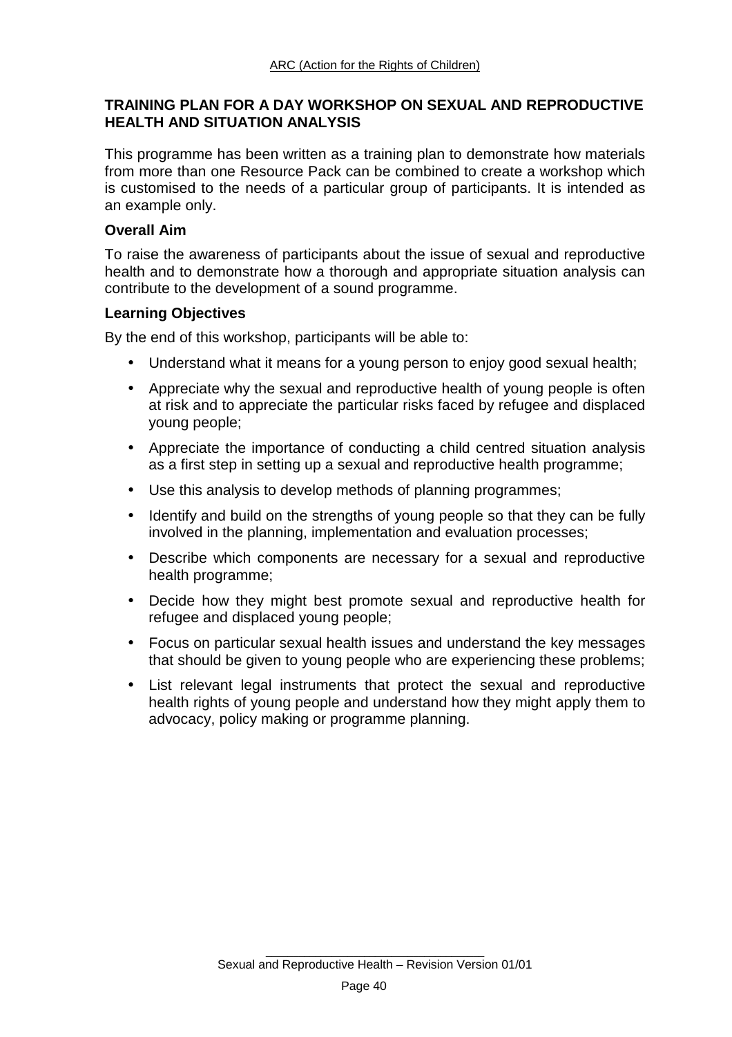## TRAINING PLAN FOR A DAY WORKSHOP ON SEXUAL AND REPRODUCTIVE HEALTH AND SITUATION ANALYSIS

This programme has been written as a training plan to demonstrate how materials from more than one Resource Pack can be combined to create a workshop which is customised to the needs of a particular group of participants. It is intended as an example only.

### Overall Aim

To raise the awareness of participants about the issue of sexual and reproductive health and to demonstrate how a thorough and appropriate situation analysis can contribute to the development of a sound programme.

### Learning Objectives

By the end of this workshop, participants will be able to:

- Understand what it means for a young person to enjoy good sexual health;
- Appreciate why the sexual and reproductive health of young people is often at risk and to appreciate the particular risks faced by refugee and displaced young people;
- Appreciate the importance of conducting a child centred situation analysis as a first step in setting up a sexual and reproductive health programme;
- Use this analysis to develop methods of planning programmes;
- Identify and build on the strengths of young people so that they can be fully involved in the planning, implementation and evaluation processes;
- Describe which components are necessary for a sexual and reproductive health programme;
- Decide how they might best promote sexual and reproductive health for refugee and displaced young people;
- Focus on particular sexual health issues and understand the key messages that should be given to young people who are experiencing these problems;
- List relevant legal instruments that protect the sexual and reproductive health rights of young people and understand how they might apply them to advocacy, policy making or programme planning.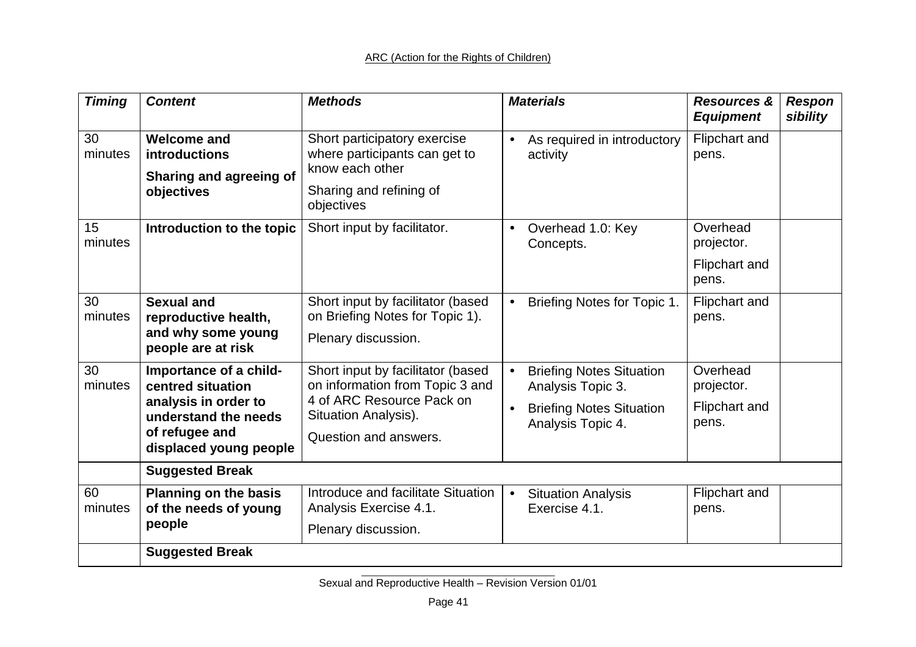| *Timing* | *Content* | *Methods* | *Materials* | *Resources & Equipment* | *Respon sibility* |
|---|---|---|---|---|---|
| 30 minutes | **Welcome and introductions**<br>**Sharing and agreeing of objectives** | Short participatory exercise where participants can get to know each other<br>Sharing and refining of objectives | • As required in introductory activity | Flipchart and pens. | |
| 15 minutes | **Introduction to the topic** | Short input by facilitator. | • Overhead 1.0: Key Concepts. | Overhead projector.<br>Flipchart and pens. | |
| 30 minutes | **Sexual and reproductive health, and why some young people are at risk** | Short input by facilitator (based on Briefing Notes for Topic 1).<br>Plenary discussion. | • Briefing Notes for Topic 1. | Flipchart and pens. | |
| 30 minutes | **Importance of a child-centred situation analysis in order to understand the needs of refugee and displaced young people** | Short input by facilitator (based on information from Topic 3 and 4 of ARC Resource Pack on Situation Analysis).<br>Question and answers. | • Briefing Notes Situation Analysis Topic 3.<br>• Briefing Notes Situation Analysis Topic 4. | Overhead projector.<br>Flipchart and pens. | |
| | **Suggested Break** | | | | |
| 60 minutes | **Planning on the basis of the needs of young people** | Introduce and facilitate Situation Analysis Exercise 4.1.<br>Plenary discussion. | • Situation Analysis Exercise 4.1. | Flipchart and pens. | |
| | **Suggested Break** | | | | |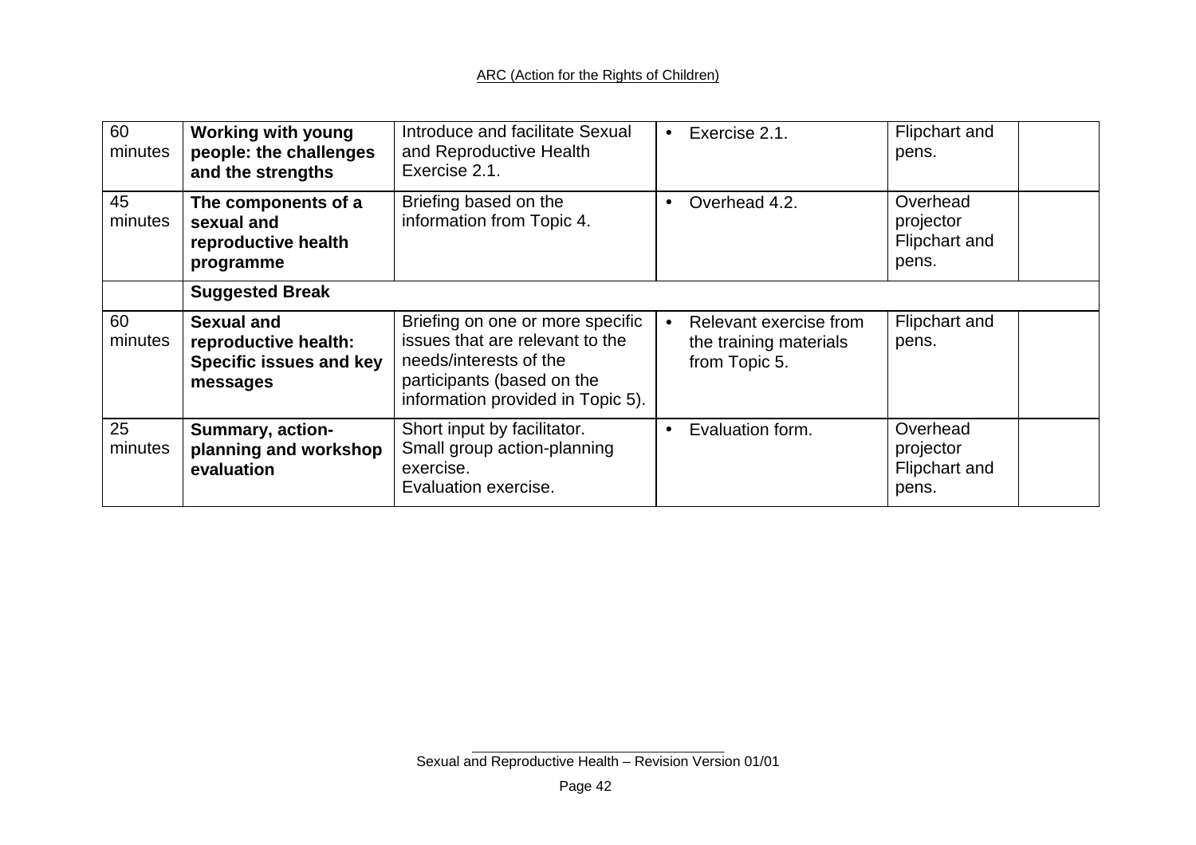| | | | | | |
|---|---|---|---|---|---|
| 60 minutes | **Working with young people: the challenges and the strengths** | Introduce and facilitate Sexual and Reproductive Health Exercise 2.1. | • Exercise 2.1. | Flipchart and pens. | |
| 45 minutes | **The components of a sexual and reproductive health programme** | Briefing based on the information from Topic 4. | • Overhead 4.2. | Overhead projector Flipchart and pens. | |
| | **Suggested Break** | | | | |
| 60 minutes | **Sexual and reproductive health: Specific issues and key messages** | Briefing on one or more specific issues that are relevant to the needs/interests of the participants (based on the information provided in Topic 5). | • Relevant exercise from the training materials from Topic 5. | Flipchart and pens. | |
| 25 minutes | **Summary, action-planning and workshop evaluation** | Short input by facilitator. Small group action-planning exercise. Evaluation exercise. | • Evaluation form. | Overhead projector Flipchart and pens. | |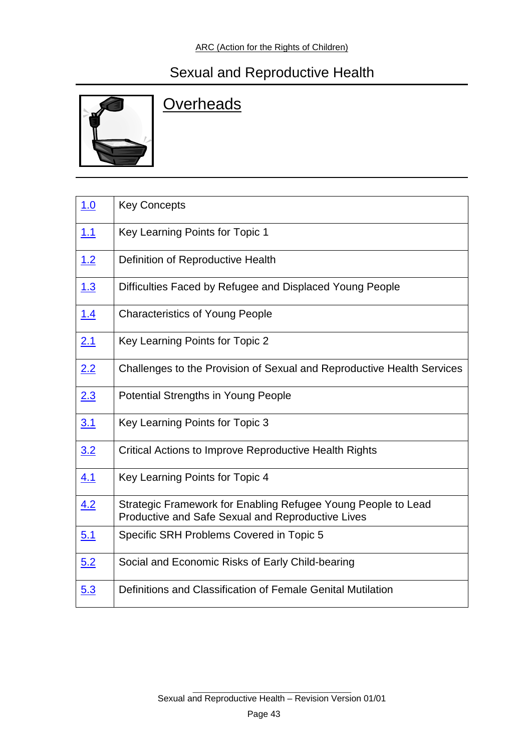# Overheads

| | |
|---|---|
| 1.0 | Key Concepts |
| 1.1 | Key Learning Points for Topic 1 |
| 1.2 | Definition of Reproductive Health |
| 1.3 | Difficulties Faced by Refugee and Displaced Young People |
| 1.4 | Characteristics of Young People |
| 2.1 | Key Learning Points for Topic 2 |
| 2.2 | Challenges to the Provision of Sexual and Reproductive Health Services |
| 2.3 | Potential Strengths in Young People |
| 3.1 | Key Learning Points for Topic 3 |
| 3.2 | Critical Actions to Improve Reproductive Health Rights |
| 4.1 | Key Learning Points for Topic 4 |
| 4.2 | Strategic Framework for Enabling Refugee Young People to Lead Productive and Safe Sexual and Reproductive Lives |
| 5.1 | Specific SRH Problems Covered in Topic 5 |
| 5.2 | Social and Economic Risks of Early Child-bearing |
| 5.3 | Definitions and Classification of Female Genital Mutilation |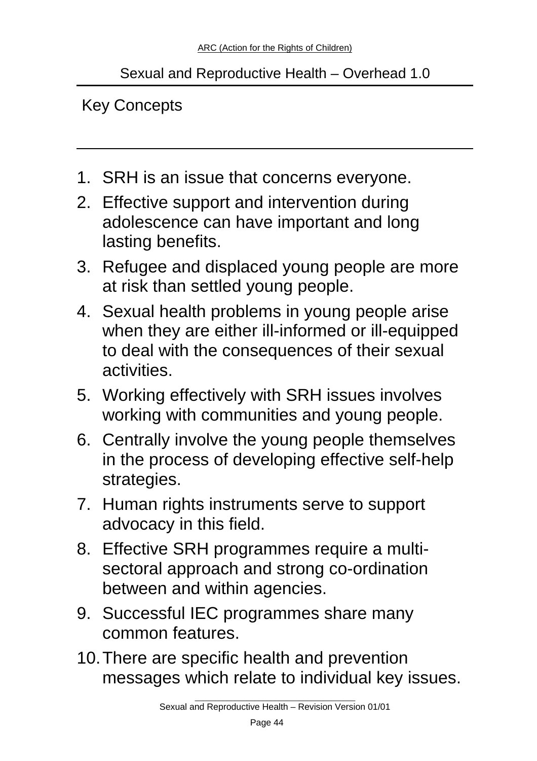## Sexual and Reproductive Health – Overhead 1.0

### Key Concepts

1. SRH is an issue that concerns everyone.
2. Effective support and intervention during adolescence can have important and long lasting benefits.
3. Refugee and displaced young people are more at risk than settled young people.
4. Sexual health problems in young people arise when they are either ill-informed or ill-equipped to deal with the consequences of their sexual activities.
5. Working effectively with SRH issues involves working with communities and young people.
6. Centrally involve the young people themselves in the process of developing effective self-help strategies.
7. Human rights instruments serve to support advocacy in this field.
8. Effective SRH programmes require a multi-sectoral approach and strong co-ordination between and within agencies.
9. Successful IEC programmes share many common features.
10. There are specific health and prevention messages which relate to individual key issues.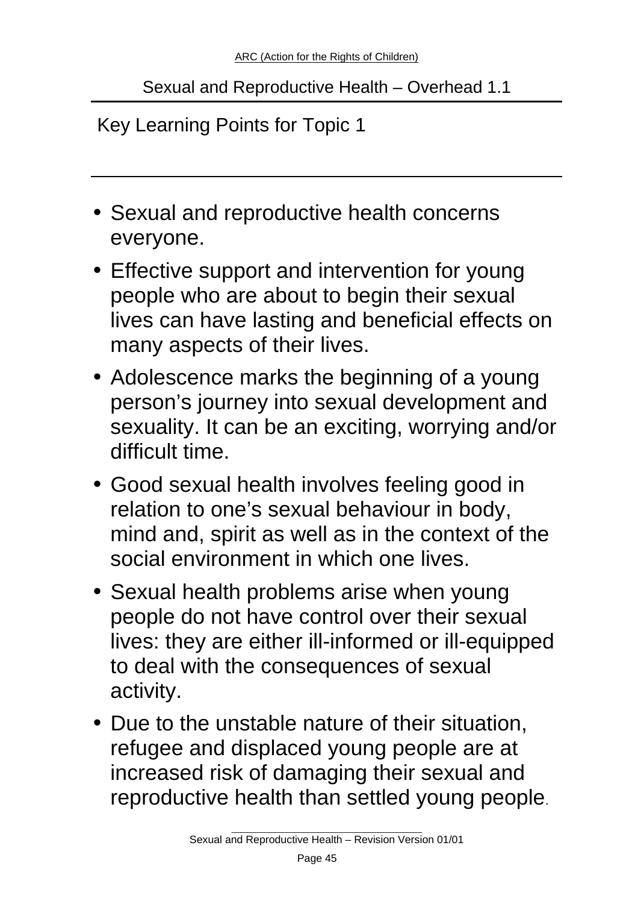## Sexual and Reproductive Health – Overhead 1.1

### Key Learning Points for Topic 1

- Sexual and reproductive health concerns everyone.
- Effective support and intervention for young people who are about to begin their sexual lives can have lasting and beneficial effects on many aspects of their lives.
- Adolescence marks the beginning of a young person's journey into sexual development and sexuality. It can be an exciting, worrying and/or difficult time.
- Good sexual health involves feeling good in relation to one's sexual behaviour in body, mind and, spirit as well as in the context of the social environment in which one lives.
- Sexual health problems arise when young people do not have control over their sexual lives: they are either ill-informed or ill-equipped to deal with the consequences of sexual activity.
- Due to the unstable nature of their situation, refugee and displaced young people are at increased risk of damaging their sexual and reproductive health than settled young people.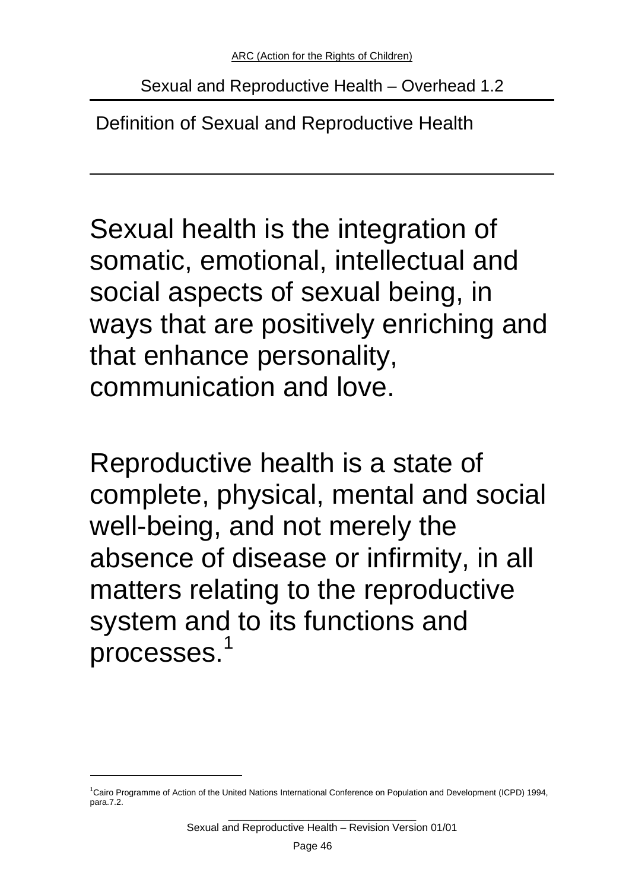## Sexual and Reproductive Health – Overhead 1.2

### Definition of Sexual and Reproductive Health

Sexual health is the integration of somatic, emotional, intellectual and social aspects of sexual being, in ways that are positively enriching and that enhance personality, communication and love.

Reproductive health is a state of complete, physical, mental and social well-being, and not merely the absence of disease or infirmity, in all matters relating to the reproductive system and to its functions and processes.[1]

[1] Cairo Programme of Action of the United Nations International Conference on Population and Development (ICPD) 1994, para.7.2.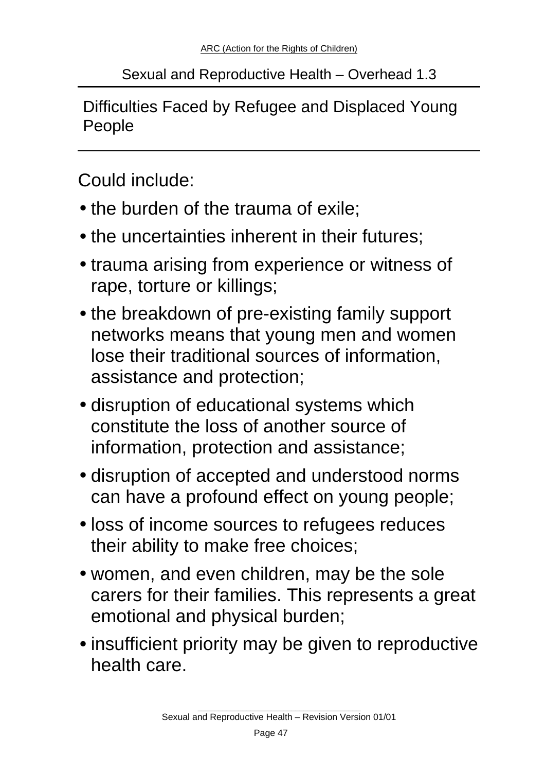Sexual and Reproductive Health – Overhead 1.3

## Difficulties Faced by Refugee and Displaced Young People

Could include:

- the burden of the trauma of exile;
- the uncertainties inherent in their futures;
- trauma arising from experience or witness of rape, torture or killings;
- the breakdown of pre-existing family support networks means that young men and women lose their traditional sources of information, assistance and protection;
- disruption of educational systems which constitute the loss of another source of information, protection and assistance;
- disruption of accepted and understood norms can have a profound effect on young people;
- loss of income sources to refugees reduces their ability to make free choices;
- women, and even children, may be the sole carers for their families. This represents a great emotional and physical burden;
- insufficient priority may be given to reproductive health care.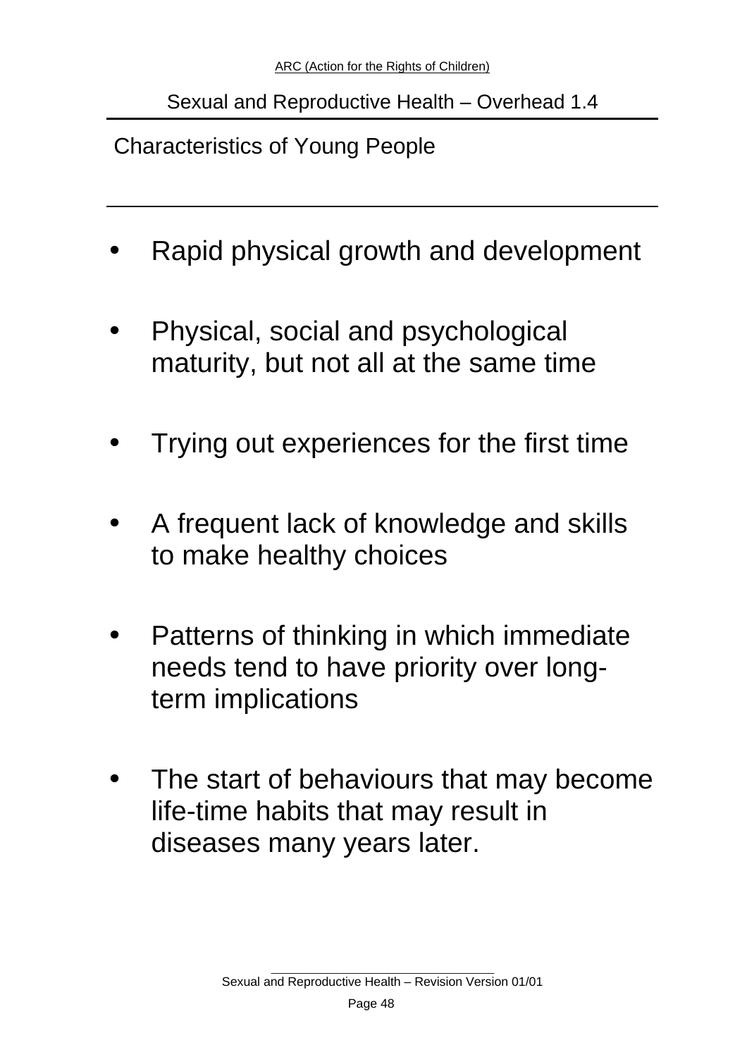## Sexual and Reproductive Health – Overhead 1.4

### Characteristics of Young People

- Rapid physical growth and development
- Physical, social and psychological maturity, but not all at the same time
- Trying out experiences for the first time
- A frequent lack of knowledge and skills to make healthy choices
- Patterns of thinking in which immediate needs tend to have priority over long-term implications
- The start of behaviours that may become life-time habits that may result in diseases many years later.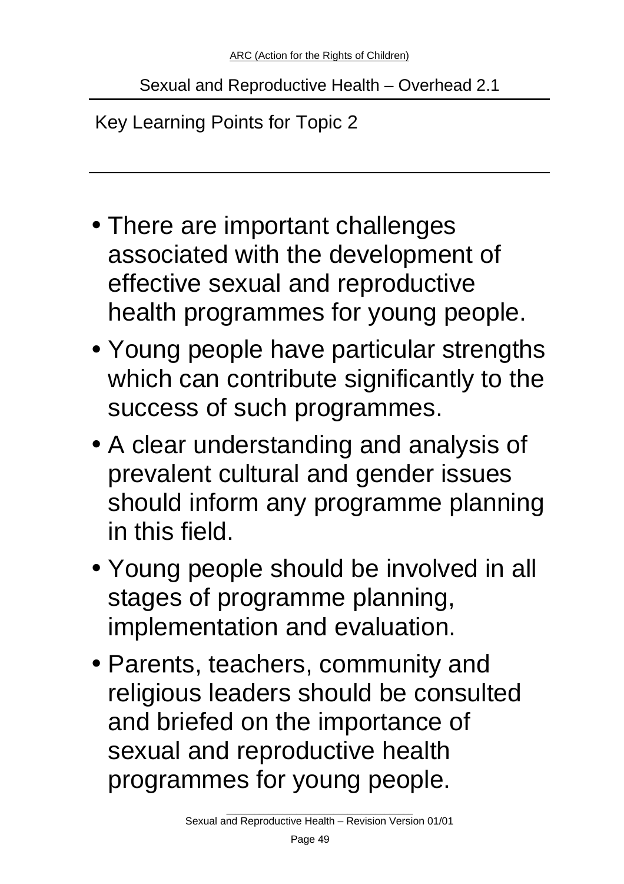## Sexual and Reproductive Health – Overhead 2.1

### Key Learning Points for Topic 2

- There are important challenges associated with the development of effective sexual and reproductive health programmes for young people.
- Young people have particular strengths which can contribute significantly to the success of such programmes.
- A clear understanding and analysis of prevalent cultural and gender issues should inform any programme planning in this field.
- Young people should be involved in all stages of programme planning, implementation and evaluation.
- Parents, teachers, community and religious leaders should be consulted and briefed on the importance of sexual and reproductive health programmes for young people.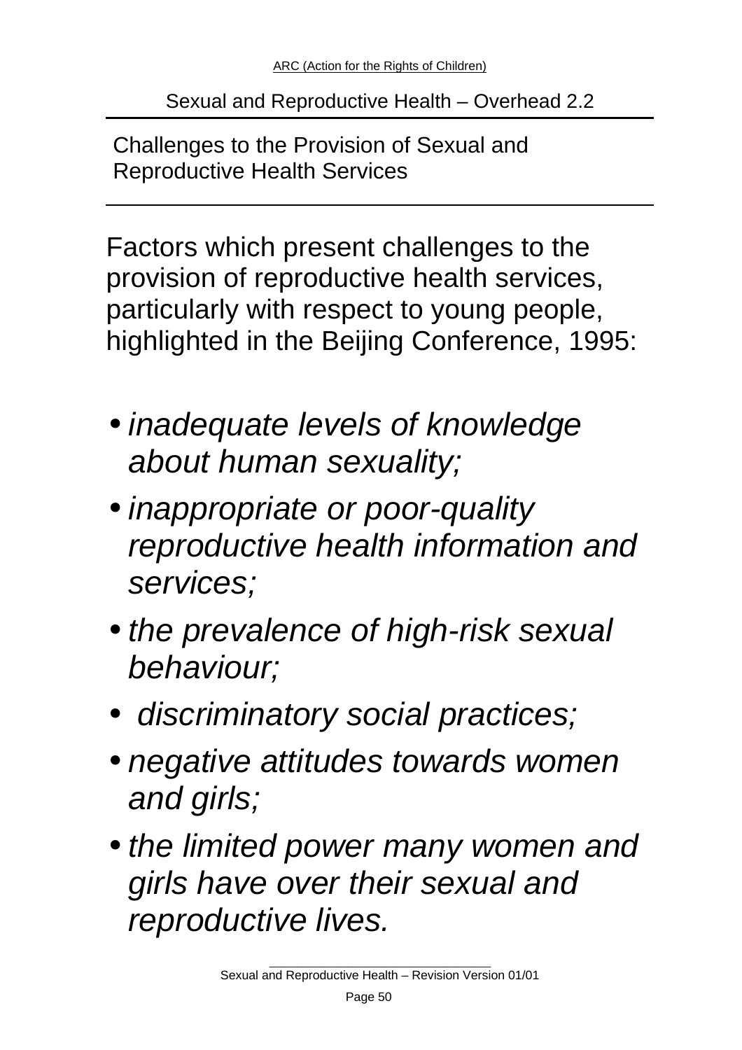## Sexual and Reproductive Health – Overhead 2.2

### Challenges to the Provision of Sexual and Reproductive Health Services

Factors which present challenges to the provision of reproductive health services, particularly with respect to young people, highlighted in the Beijing Conference, 1995:

- *inadequate levels of knowledge about human sexuality;*
- *inappropriate or poor-quality reproductive health information and services;*
- *the prevalence of high-risk sexual behaviour;*
- *discriminatory social practices;*
- *negative attitudes towards women and girls;*
- *the limited power many women and girls have over their sexual and reproductive lives.*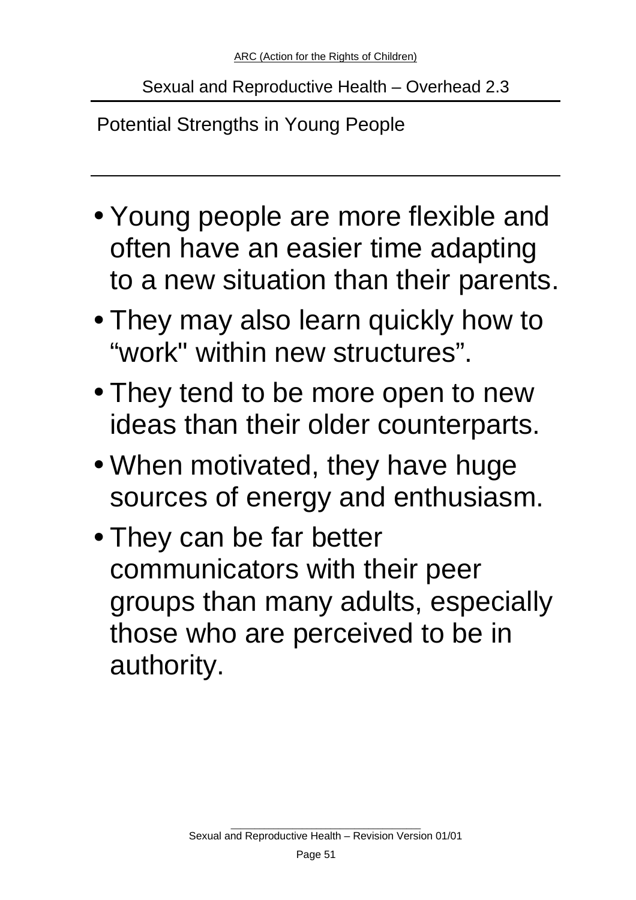## Sexual and Reproductive Health – Overhead 2.3

### Potential Strengths in Young People

- Young people are more flexible and often have an easier time adapting to a new situation than their parents.
- They may also learn quickly how to “work" within new structures”.
- They tend to be more open to new ideas than their older counterparts.
- When motivated, they have huge sources of energy and enthusiasm.
- They can be far better communicators with their peer groups than many adults, especially those who are perceived to be in authority.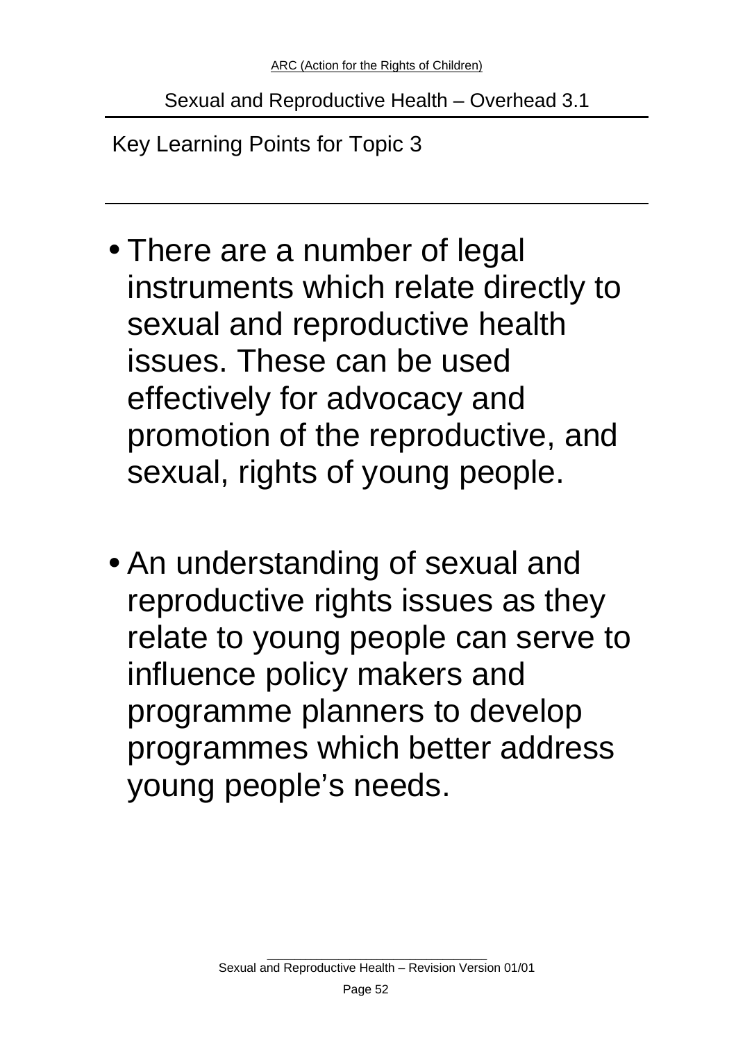Sexual and Reproductive Health – Overhead 3.1

## Key Learning Points for Topic 3

- There are a number of legal instruments which relate directly to sexual and reproductive health issues. These can be used effectively for advocacy and promotion of the reproductive, and sexual, rights of young people.

- An understanding of sexual and reproductive rights issues as they relate to young people can serve to influence policy makers and programme planners to develop programmes which better address young people's needs.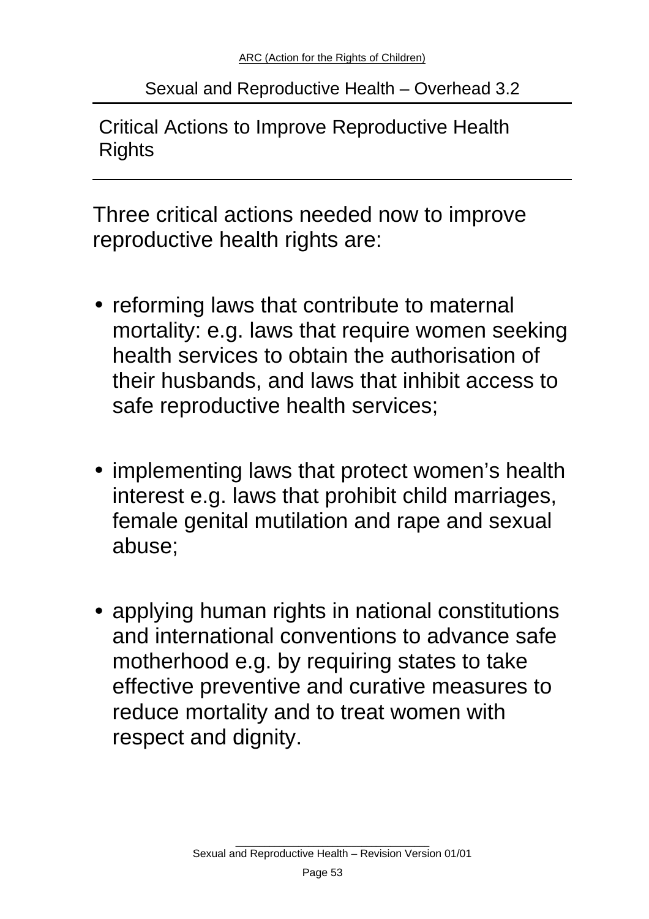## Sexual and Reproductive Health – Overhead 3.2

### Critical Actions to Improve Reproductive Health Rights

Three critical actions needed now to improve reproductive health rights are:

- reforming laws that contribute to maternal mortality: e.g. laws that require women seeking health services to obtain the authorisation of their husbands, and laws that inhibit access to safe reproductive health services;

- implementing laws that protect women's health interest e.g. laws that prohibit child marriages, female genital mutilation and rape and sexual abuse;

- applying human rights in national constitutions and international conventions to advance safe motherhood e.g. by requiring states to take effective preventive and curative measures to reduce mortality and to treat women with respect and dignity.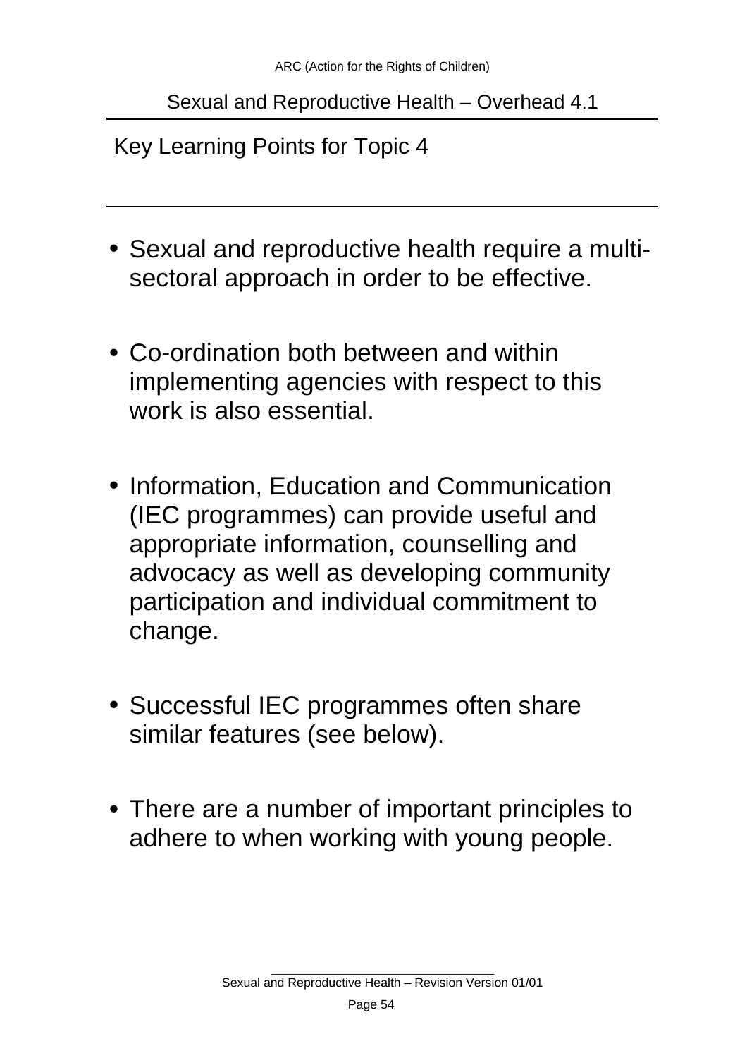Sexual and Reproductive Health – Overhead 4.1

## Key Learning Points for Topic 4

- Sexual and reproductive health require a multi-sectoral approach in order to be effective.

- Co-ordination both between and within implementing agencies with respect to this work is also essential.

- Information, Education and Communication (IEC programmes) can provide useful and appropriate information, counselling and advocacy as well as developing community participation and individual commitment to change.

- Successful IEC programmes often share similar features (see below).

- There are a number of important principles to adhere to when working with young people.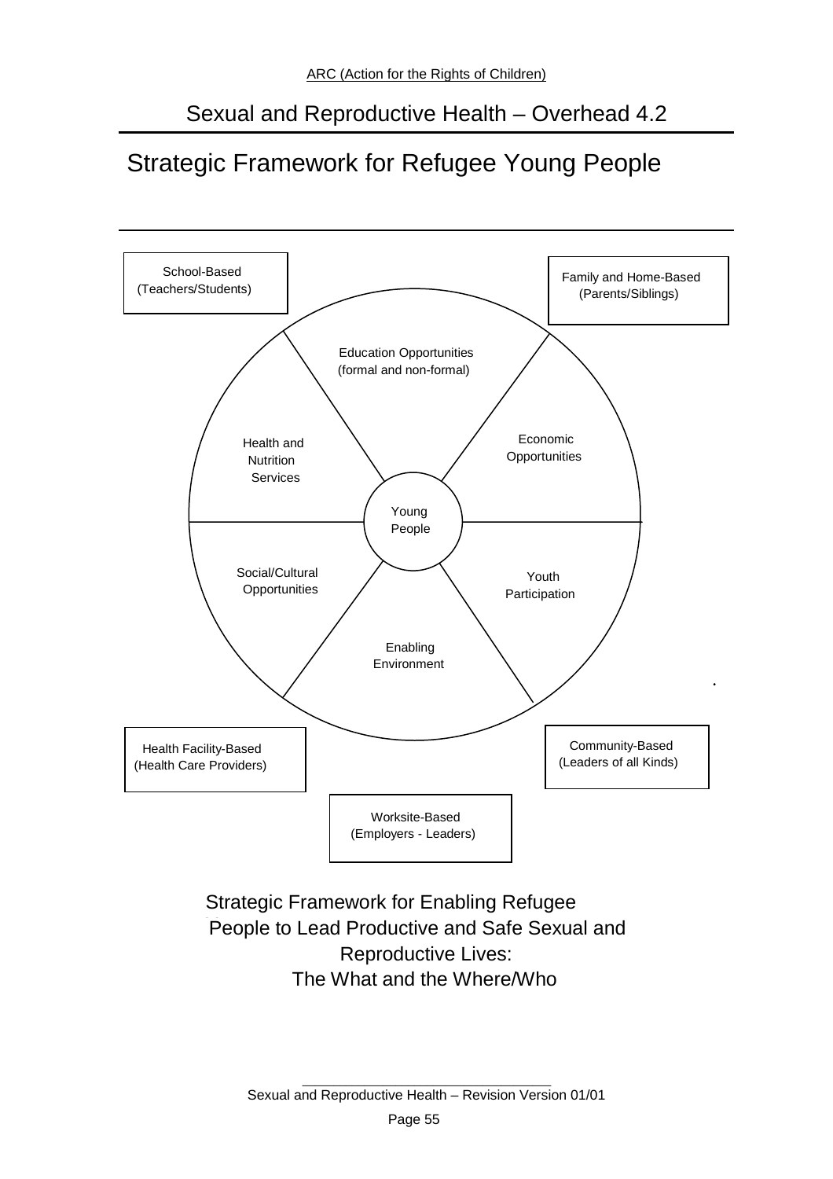## Sexual and Reproductive Health – Overhead 4.2

# Strategic Framework for Refugee Young People

School-Based
(Teachers/Students)

Family and Home-Based
(Parents/Siblings)

Education Opportunities
(formal and non-formal)

Economic
Opportunities

Health and
Nutrition
Services

Young
People

Social/Cultural
Opportunities

Youth
Participation

Enabling
Environment

Health Facility-Based
(Health Care Providers)

Community-Based
(Leaders of all Kinds)

Worksite-Based
(Employers - Leaders)

Strategic Framework for Enabling Refugee People to Lead Productive and Safe Sexual and Reproductive Lives:
The What and the Where/Who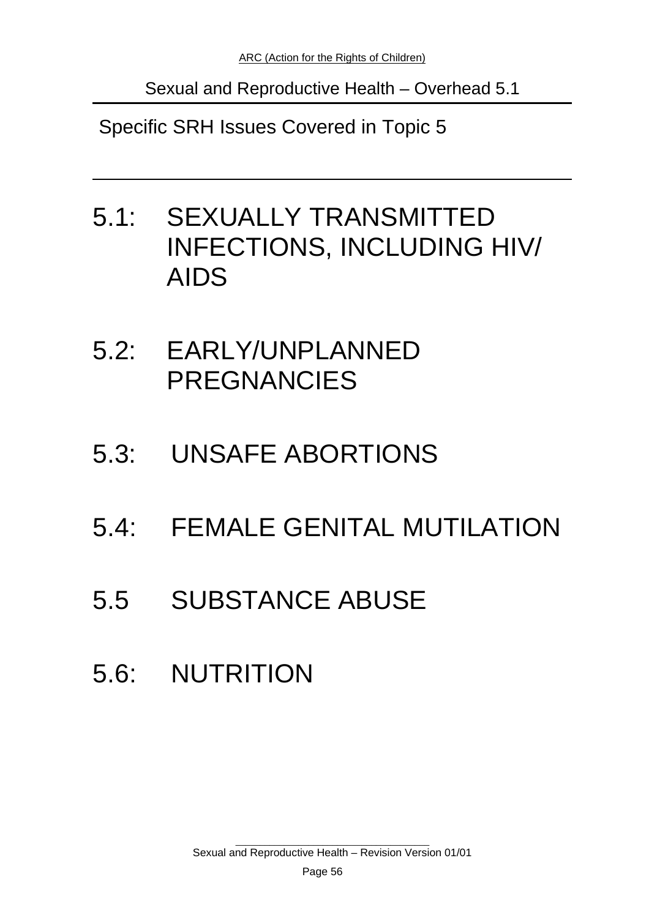## Sexual and Reproductive Health – Overhead 5.1

### Specific SRH Issues Covered in Topic 5

5.1: SEXUALLY TRANSMITTED INFECTIONS, INCLUDING HIV/ AIDS

5.2: EARLY/UNPLANNED PREGNANCIES

5.3: UNSAFE ABORTIONS

5.4: FEMALE GENITAL MUTILATION

5.5 SUBSTANCE ABUSE

5.6: NUTRITION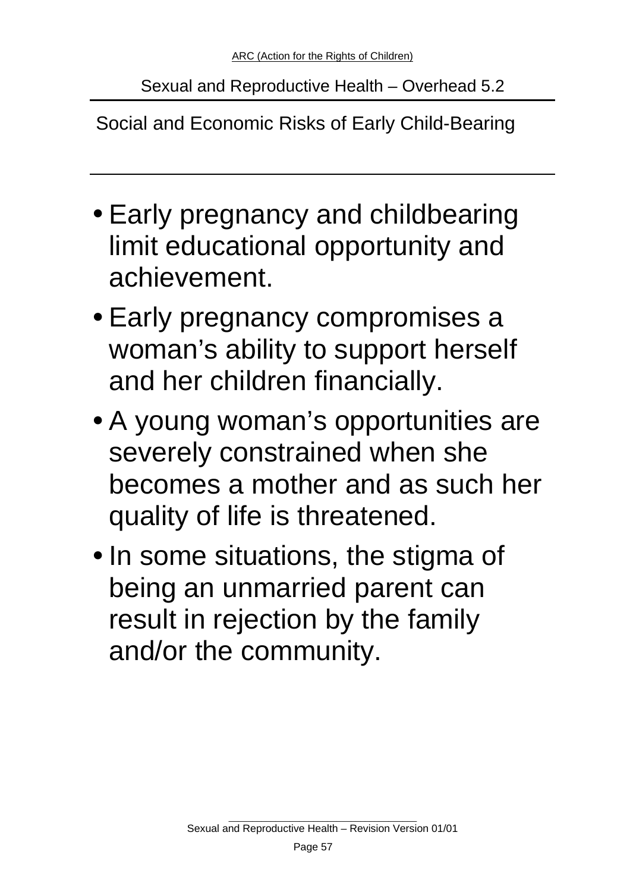## Sexual and Reproductive Health – Overhead 5.2

### Social and Economic Risks of Early Child-Bearing

- Early pregnancy and childbearing limit educational opportunity and achievement.
- Early pregnancy compromises a woman's ability to support herself and her children financially.
- A young woman's opportunities are severely constrained when she becomes a mother and as such her quality of life is threatened.
- In some situations, the stigma of being an unmarried parent can result in rejection by the family and/or the community.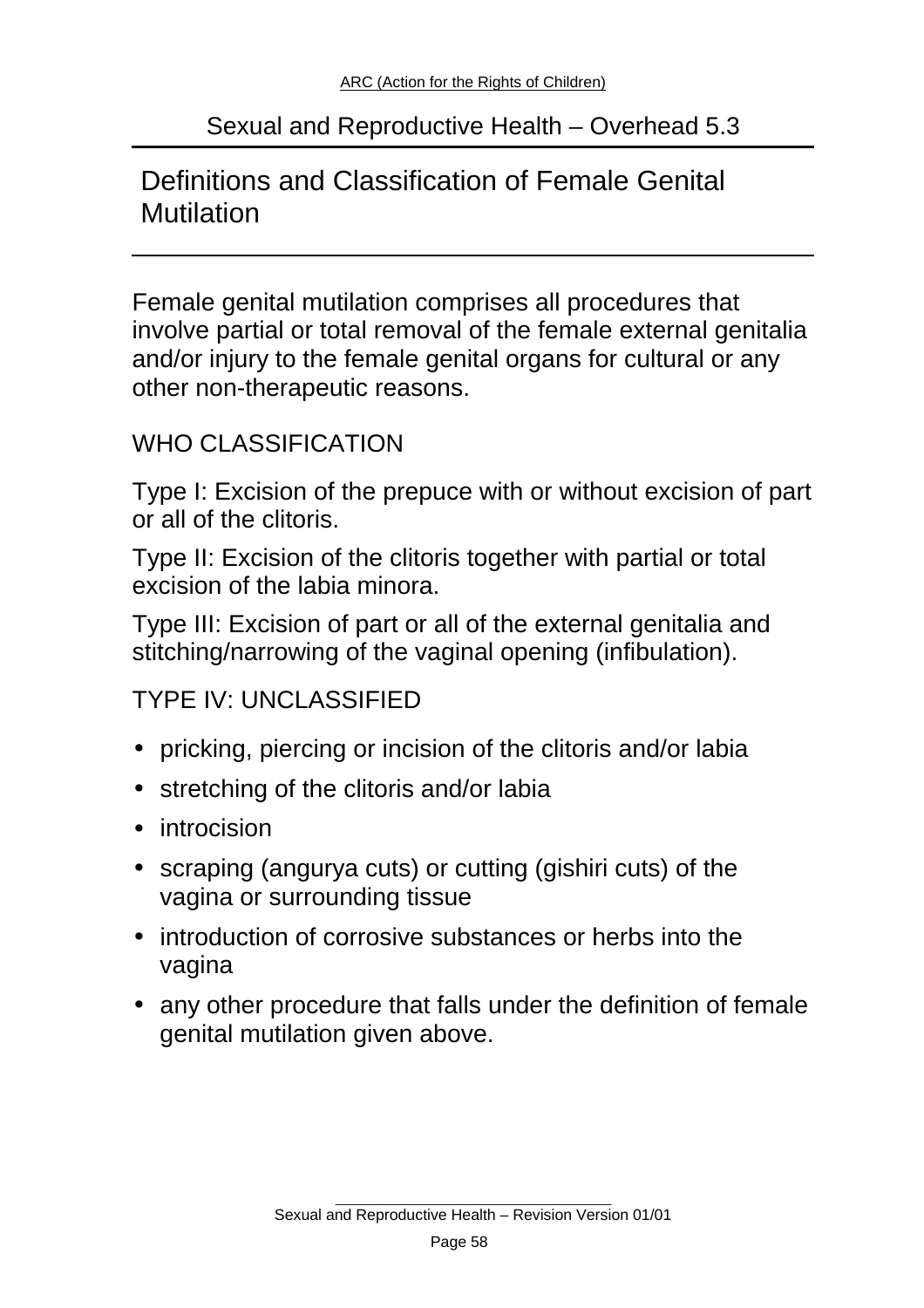## Sexual and Reproductive Health – Overhead 5.3

# Definitions and Classification of Female Genital Mutilation

Female genital mutilation comprises all procedures that involve partial or total removal of the female external genitalia and/or injury to the female genital organs for cultural or any other non-therapeutic reasons.

WHO CLASSIFICATION

Type I: Excision of the prepuce with or without excision of part or all of the clitoris.

Type II: Excision of the clitoris together with partial or total excision of the labia minora.

Type III: Excision of part or all of the external genitalia and stitching/narrowing of the vaginal opening (infibulation).

TYPE IV: UNCLASSIFIED

- pricking, piercing or incision of the clitoris and/or labia
- stretching of the clitoris and/or labia
- introcision
- scraping (angurya cuts) or cutting (gishiri cuts) of the vagina or surrounding tissue
- introduction of corrosive substances or herbs into the vagina
- any other procedure that falls under the definition of female genital mutilation given above.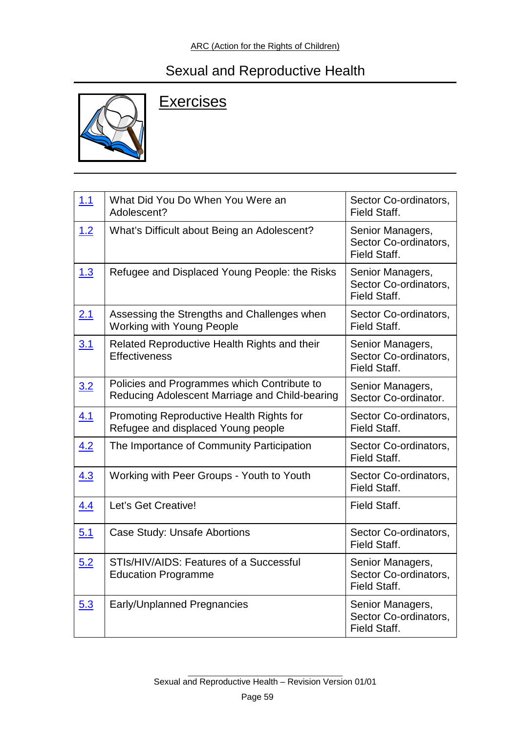# Sexual and Reproductive Health

## Exercises

| | | |
|---|---|---|
| 1.1 | What Did You Do When You Were an Adolescent? | Sector Co-ordinators, Field Staff. |
| 1.2 | What's Difficult about Being an Adolescent? | Senior Managers, Sector Co-ordinators, Field Staff. |
| 1.3 | Refugee and Displaced Young People: the Risks | Senior Managers, Sector Co-ordinators, Field Staff. |
| 2.1 | Assessing the Strengths and Challenges when Working with Young People | Sector Co-ordinators, Field Staff. |
| 3.1 | Related Reproductive Health Rights and their Effectiveness | Senior Managers, Sector Co-ordinators, Field Staff. |
| 3.2 | Policies and Programmes which Contribute to Reducing Adolescent Marriage and Child-bearing | Senior Managers, Sector Co-ordinator. |
| 4.1 | Promoting Reproductive Health Rights for Refugee and displaced Young people | Sector Co-ordinators, Field Staff. |
| 4.2 | The Importance of Community Participation | Sector Co-ordinators, Field Staff. |
| 4.3 | Working with Peer Groups - Youth to Youth | Sector Co-ordinators, Field Staff. |
| 4.4 | Let's Get Creative! | Field Staff. |
| 5.1 | Case Study: Unsafe Abortions | Sector Co-ordinators, Field Staff. |
| 5.2 | STIs/HIV/AIDS: Features of a Successful Education Programme | Senior Managers, Sector Co-ordinators, Field Staff. |
| 5.3 | Early/Unplanned Pregnancies | Senior Managers, Sector Co-ordinators, Field Staff. |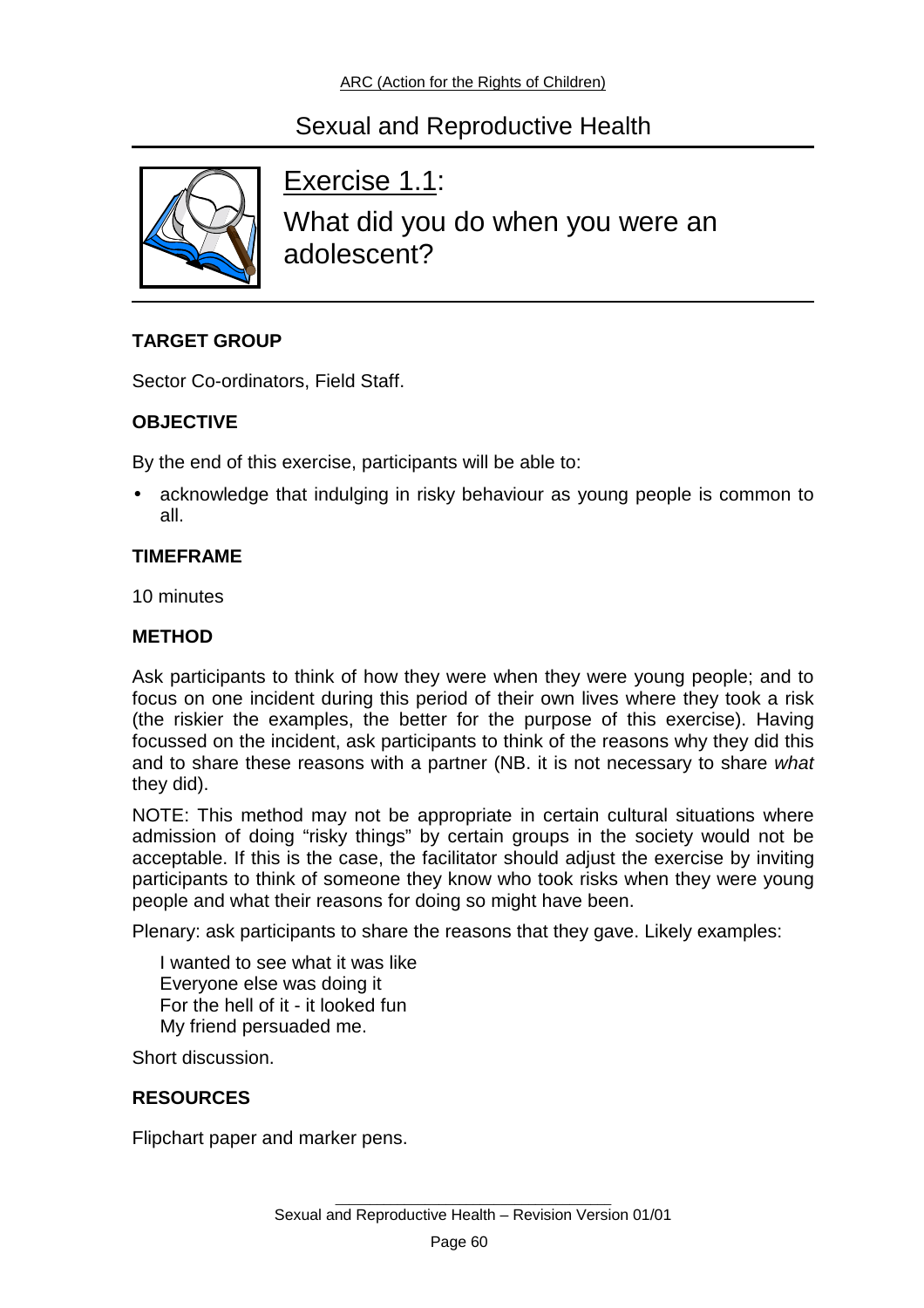## Sexual and Reproductive Health

# Exercise 1.1:

# What did you do when you were an adolescent?

**TARGET GROUP**

Sector Co-ordinators, Field Staff.

**OBJECTIVE**

By the end of this exercise, participants will be able to:

- acknowledge that indulging in risky behaviour as young people is common to all.

**TIMEFRAME**

10 minutes

**METHOD**

Ask participants to think of how they were when they were young people; and to focus on one incident during this period of their own lives where they took a risk (the riskier the examples, the better for the purpose of this exercise). Having focussed on the incident, ask participants to think of the reasons why they did this and to share these reasons with a partner (NB. it is not necessary to share *what* they did).

NOTE: This method may not be appropriate in certain cultural situations where admission of doing "risky things" by certain groups in the society would not be acceptable. If this is the case, the facilitator should adjust the exercise by inviting participants to think of someone they know who took risks when they were young people and what their reasons for doing so might have been.

Plenary: ask participants to share the reasons that they gave. Likely examples:

I wanted to see what it was like
Everyone else was doing it
For the hell of it - it looked fun
My friend persuaded me.

Short discussion.

**RESOURCES**

Flipchart paper and marker pens.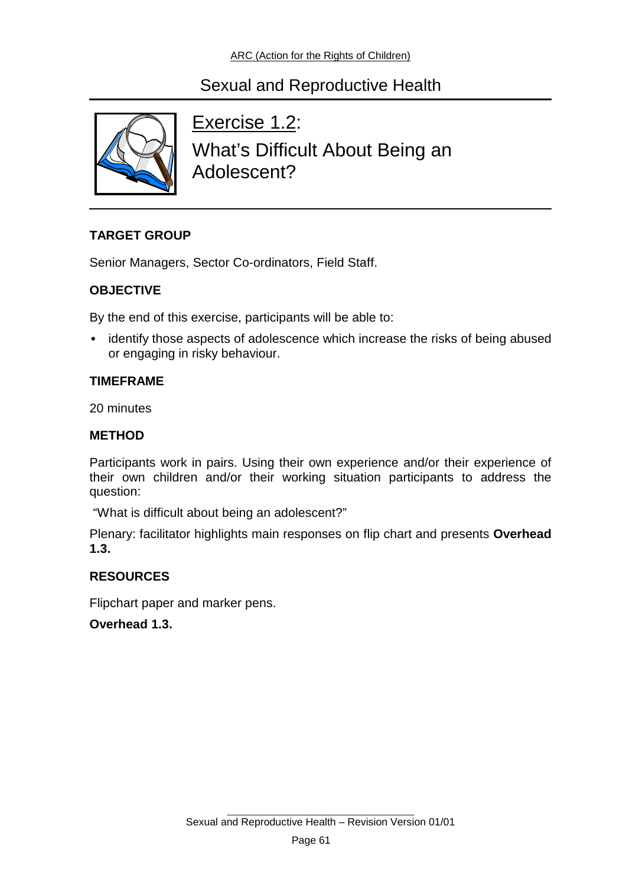# Sexual and Reproductive Health

## Exercise 1.2:

## What's Difficult About Being an Adolescent?

### TARGET GROUP

Senior Managers, Sector Co-ordinators, Field Staff.

### OBJECTIVE

By the end of this exercise, participants will be able to:

- identify those aspects of adolescence which increase the risks of being abused or engaging in risky behaviour.

### TIMEFRAME

20 minutes

### METHOD

Participants work in pairs. Using their own experience and/or their experience of their own children and/or their working situation participants to address the question:

"What is difficult about being an adolescent?"

Plenary: facilitator highlights main responses on flip chart and presents **Overhead 1.3.**

### RESOURCES

Flipchart paper and marker pens.

**Overhead 1.3.**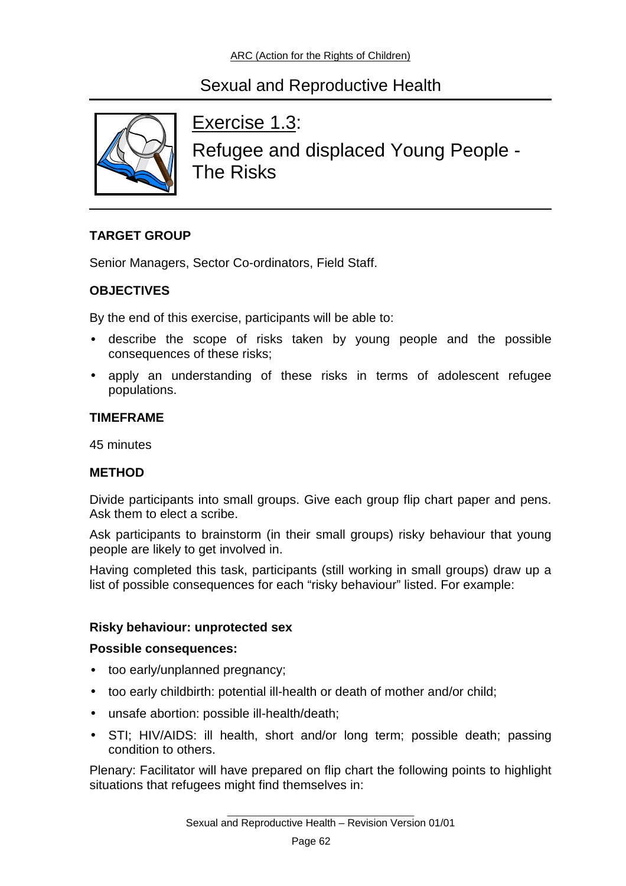## Sexual and Reproductive Health

# Exercise 1.3: Refugee and displaced Young People - The Risks

**TARGET GROUP**

Senior Managers, Sector Co-ordinators, Field Staff.

**OBJECTIVES**

By the end of this exercise, participants will be able to:

- describe the scope of risks taken by young people and the possible consequences of these risks;
- apply an understanding of these risks in terms of adolescent refugee populations.

**TIMEFRAME**

45 minutes

**METHOD**

Divide participants into small groups. Give each group flip chart paper and pens. Ask them to elect a scribe.

Ask participants to brainstorm (in their small groups) risky behaviour that young people are likely to get involved in.

Having completed this task, participants (still working in small groups) draw up a list of possible consequences for each "risky behaviour" listed. For example:

**Risky behaviour: unprotected sex**

**Possible consequences:**

- too early/unplanned pregnancy;
- too early childbirth: potential ill-health or death of mother and/or child;
- unsafe abortion: possible ill-health/death;
- STI; HIV/AIDS: ill health, short and/or long term; possible death; passing condition to others.

Plenary: Facilitator will have prepared on flip chart the following points to highlight situations that refugees might find themselves in: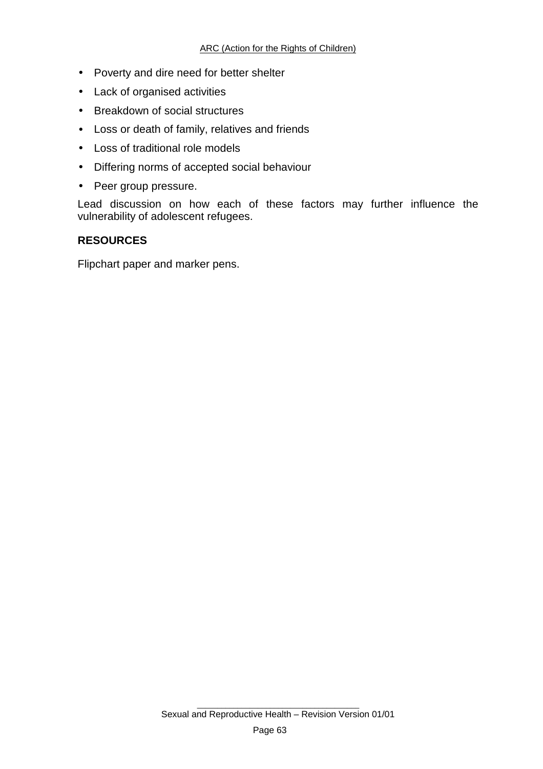- Poverty and dire need for better shelter
- Lack of organised activities
- Breakdown of social structures
- Loss or death of family, relatives and friends
- Loss of traditional role models
- Differing norms of accepted social behaviour
- Peer group pressure.

Lead discussion on how each of these factors may further influence the vulnerability of adolescent refugees.

**RESOURCES**

Flipchart paper and marker pens.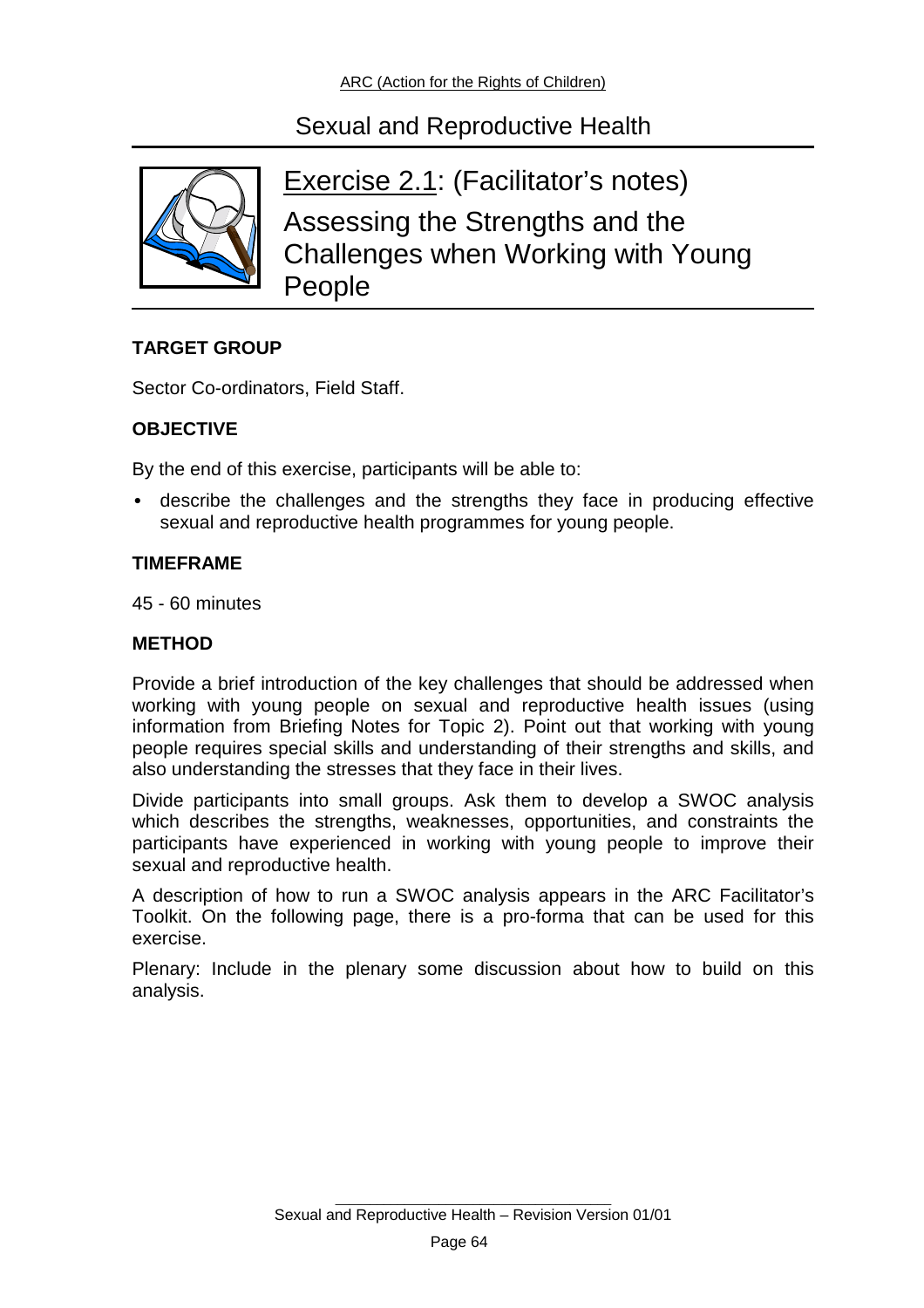# Sexual and Reproductive Health

## Exercise 2.1: (Facilitator's notes)

## Assessing the Strengths and the Challenges when Working with Young People

**TARGET GROUP**

Sector Co-ordinators, Field Staff.

**OBJECTIVE**

By the end of this exercise, participants will be able to:

- describe the challenges and the strengths they face in producing effective sexual and reproductive health programmes for young people.

**TIMEFRAME**

45 - 60 minutes

**METHOD**

Provide a brief introduction of the key challenges that should be addressed when working with young people on sexual and reproductive health issues (using information from Briefing Notes for Topic 2). Point out that working with young people requires special skills and understanding of their strengths and skills, and also understanding the stresses that they face in their lives.

Divide participants into small groups. Ask them to develop a SWOC analysis which describes the strengths, weaknesses, opportunities, and constraints the participants have experienced in working with young people to improve their sexual and reproductive health.

A description of how to run a SWOC analysis appears in the ARC Facilitator's Toolkit. On the following page, there is a pro-forma that can be used for this exercise.

Plenary: Include in the plenary some discussion about how to build on this analysis.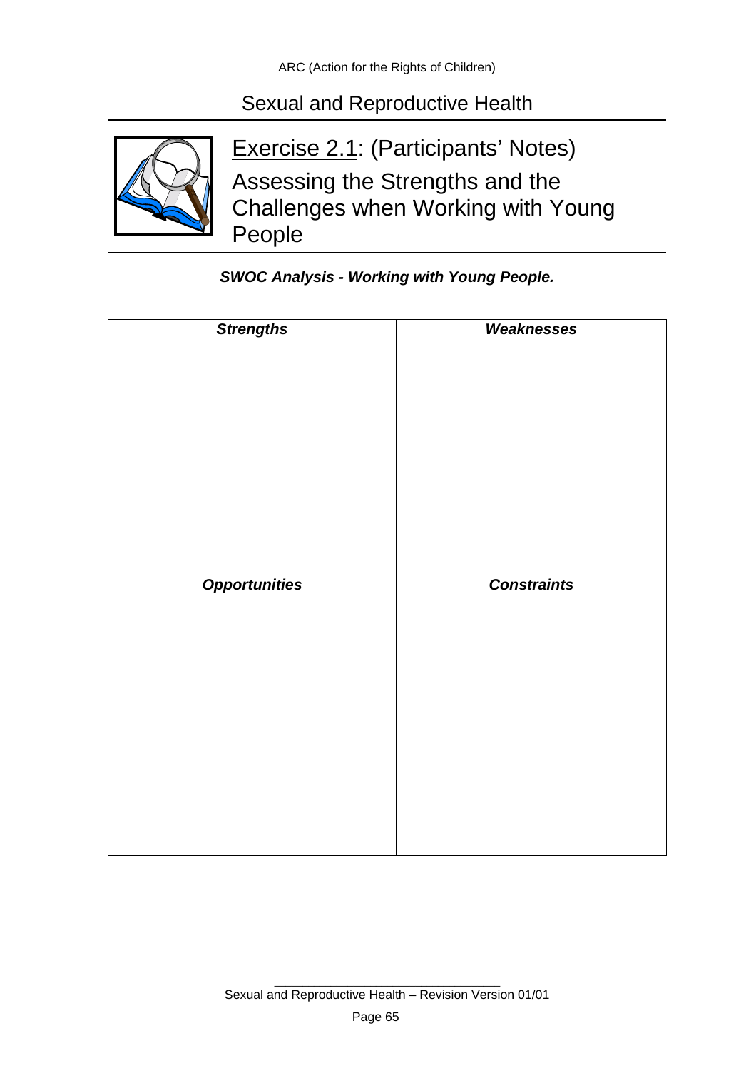## Sexual and Reproductive Health

### Exercise 2.1: (Participants' Notes)

### Assessing the Strengths and the Challenges when Working with Young People

***SWOC Analysis - Working with Young People.***

| ***Strengths*** | ***Weaknesses*** |
|---|---|
| | |
| ***Opportunities*** | ***Constraints*** |
| | |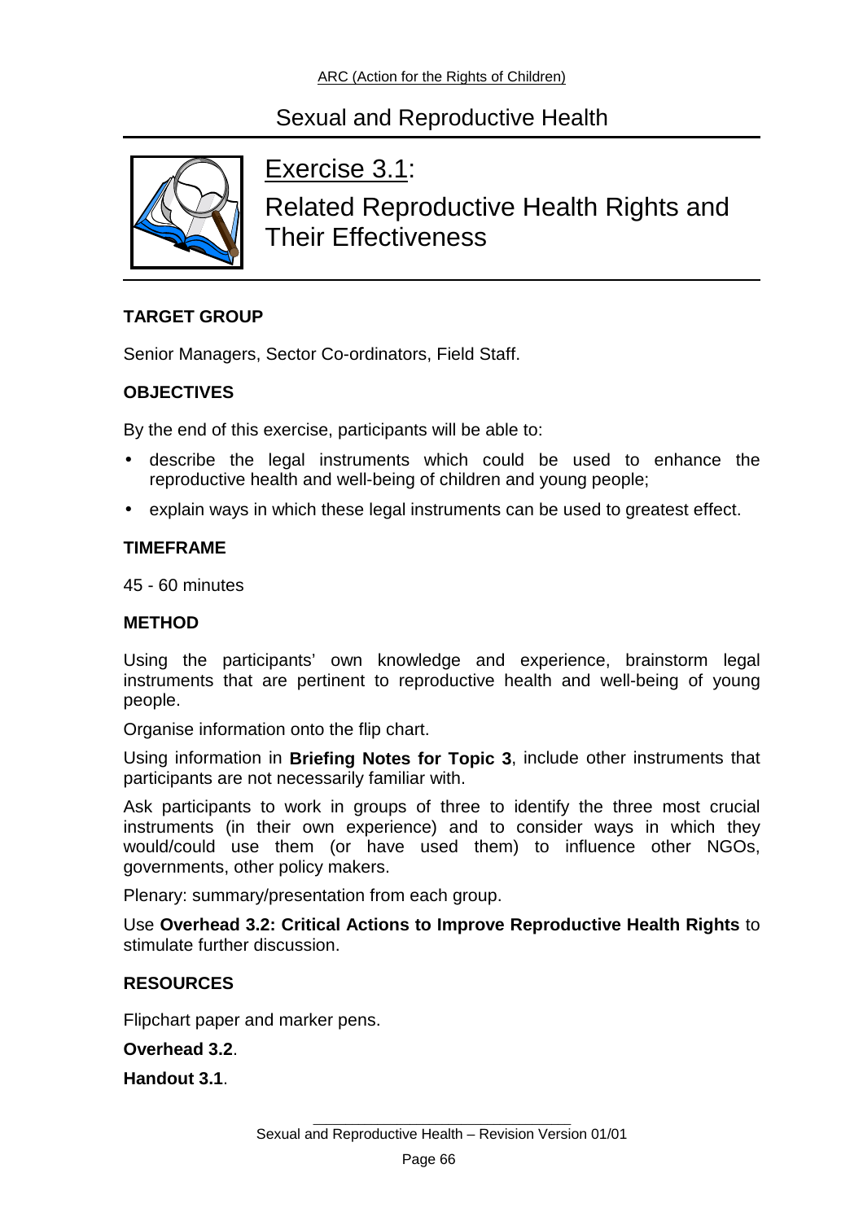# Sexual and Reproductive Health

## Exercise 3.1:

## Related Reproductive Health Rights and Their Effectiveness

**TARGET GROUP**

Senior Managers, Sector Co-ordinators, Field Staff.

**OBJECTIVES**

By the end of this exercise, participants will be able to:

- describe the legal instruments which could be used to enhance the reproductive health and well-being of children and young people;
- explain ways in which these legal instruments can be used to greatest effect.

**TIMEFRAME**

45 - 60 minutes

**METHOD**

Using the participants' own knowledge and experience, brainstorm legal instruments that are pertinent to reproductive health and well-being of young people.

Organise information onto the flip chart.

Using information in **Briefing Notes for Topic 3**, include other instruments that participants are not necessarily familiar with.

Ask participants to work in groups of three to identify the three most crucial instruments (in their own experience) and to consider ways in which they would/could use them (or have used them) to influence other NGOs, governments, other policy makers.

Plenary: summary/presentation from each group.

Use **Overhead 3.2: Critical Actions to Improve Reproductive Health Rights** to stimulate further discussion.

**RESOURCES**

Flipchart paper and marker pens.

**Overhead 3.2**.

**Handout 3.1**.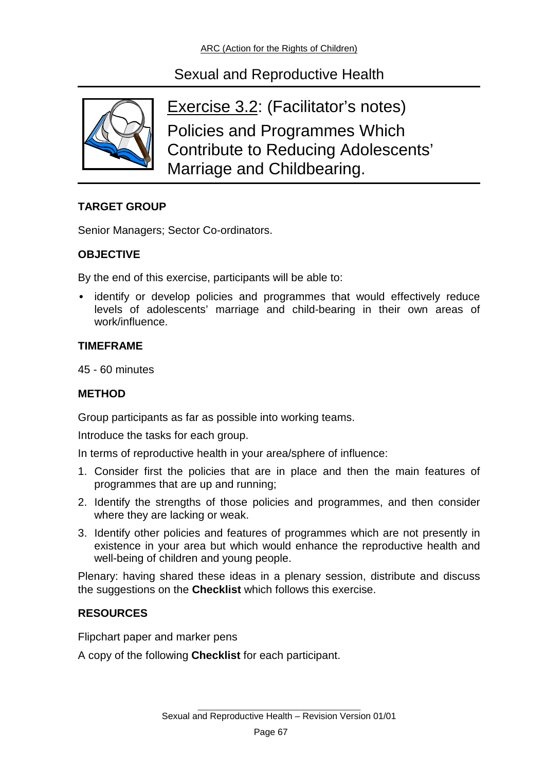# Sexual and Reproductive Health

## Exercise 3.2: (Facilitator's notes)

## Policies and Programmes Which Contribute to Reducing Adolescents' Marriage and Childbearing.

**TARGET GROUP**

Senior Managers; Sector Co-ordinators.

**OBJECTIVE**

By the end of this exercise, participants will be able to:

- identify or develop policies and programmes that would effectively reduce levels of adolescents' marriage and child-bearing in their own areas of work/influence.

**TIMEFRAME**

45 - 60 minutes

**METHOD**

Group participants as far as possible into working teams.

Introduce the tasks for each group.

In terms of reproductive health in your area/sphere of influence:

1. Consider first the policies that are in place and then the main features of programmes that are up and running;
2. Identify the strengths of those policies and programmes, and then consider where they are lacking or weak.
3. Identify other policies and features of programmes which are not presently in existence in your area but which would enhance the reproductive health and well-being of children and young people.

Plenary: having shared these ideas in a plenary session, distribute and discuss the suggestions on the **Checklist** which follows this exercise.

**RESOURCES**

Flipchart paper and marker pens

A copy of the following **Checklist** for each participant.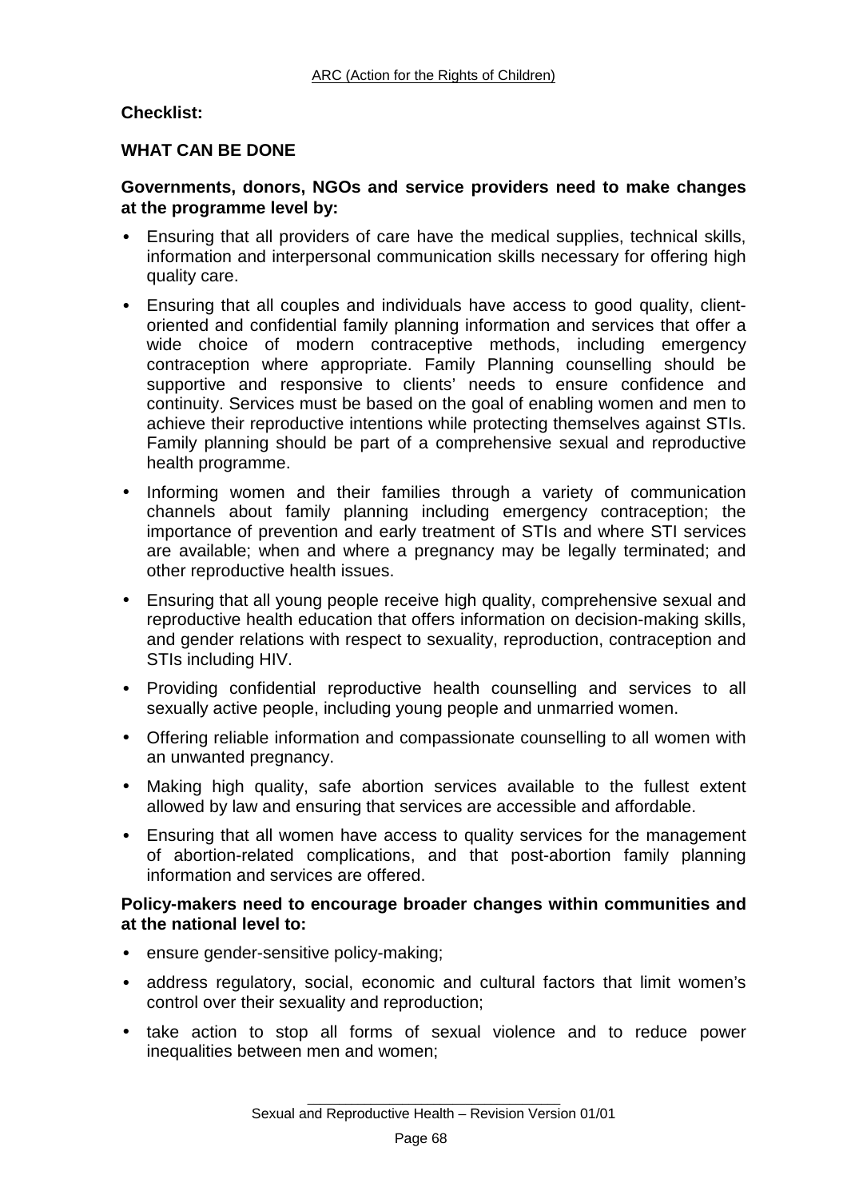**Checklist:**

**WHAT CAN BE DONE**

**Governments, donors, NGOs and service providers need to make changes at the programme level by:**

- Ensuring that all providers of care have the medical supplies, technical skills, information and interpersonal communication skills necessary for offering high quality care.
- Ensuring that all couples and individuals have access to good quality, client-oriented and confidential family planning information and services that offer a wide choice of modern contraceptive methods, including emergency contraception where appropriate. Family Planning counselling should be supportive and responsive to clients' needs to ensure confidence and continuity. Services must be based on the goal of enabling women and men to achieve their reproductive intentions while protecting themselves against STIs. Family planning should be part of a comprehensive sexual and reproductive health programme.
- Informing women and their families through a variety of communication channels about family planning including emergency contraception; the importance of prevention and early treatment of STIs and where STI services are available; when and where a pregnancy may be legally terminated; and other reproductive health issues.
- Ensuring that all young people receive high quality, comprehensive sexual and reproductive health education that offers information on decision-making skills, and gender relations with respect to sexuality, reproduction, contraception and STIs including HIV.
- Providing confidential reproductive health counselling and services to all sexually active people, including young people and unmarried women.
- Offering reliable information and compassionate counselling to all women with an unwanted pregnancy.
- Making high quality, safe abortion services available to the fullest extent allowed by law and ensuring that services are accessible and affordable.
- Ensuring that all women have access to quality services for the management of abortion-related complications, and that post-abortion family planning information and services are offered.

**Policy-makers need to encourage broader changes within communities and at the national level to:**

- ensure gender-sensitive policy-making;
- address regulatory, social, economic and cultural factors that limit women's control over their sexuality and reproduction;
- take action to stop all forms of sexual violence and to reduce power inequalities between men and women;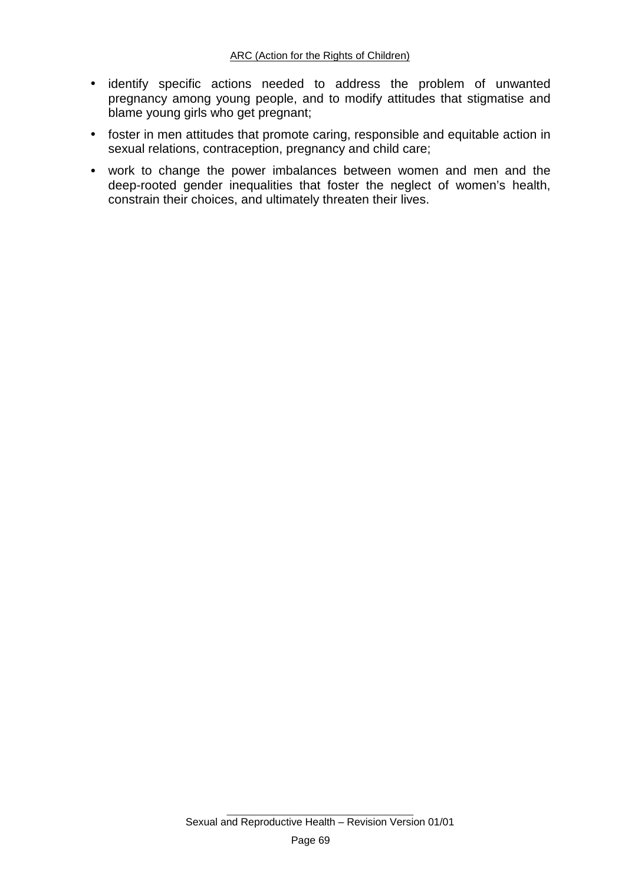- identify specific actions needed to address the problem of unwanted pregnancy among young people, and to modify attitudes that stigmatise and blame young girls who get pregnant;
- foster in men attitudes that promote caring, responsible and equitable action in sexual relations, contraception, pregnancy and child care;
- work to change the power imbalances between women and men and the deep-rooted gender inequalities that foster the neglect of women's health, constrain their choices, and ultimately threaten their lives.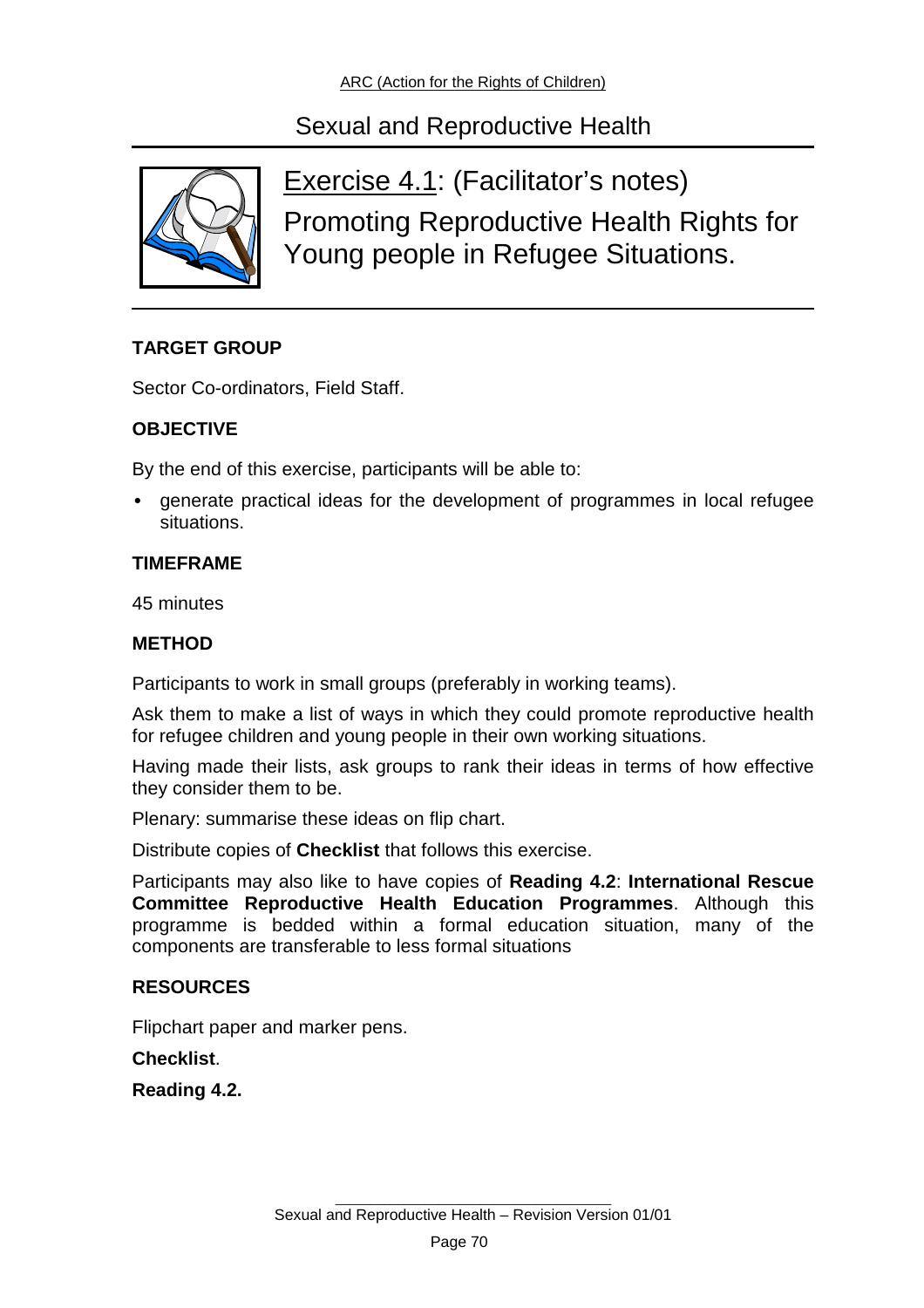# Sexual and Reproductive Health

## Exercise 4.1: (Facilitator's notes)

## Promoting Reproductive Health Rights for Young people in Refugee Situations.

**TARGET GROUP**

Sector Co-ordinators, Field Staff.

**OBJECTIVE**

By the end of this exercise, participants will be able to:

- generate practical ideas for the development of programmes in local refugee situations.

**TIMEFRAME**

45 minutes

**METHOD**

Participants to work in small groups (preferably in working teams).

Ask them to make a list of ways in which they could promote reproductive health for refugee children and young people in their own working situations.

Having made their lists, ask groups to rank their ideas in terms of how effective they consider them to be.

Plenary: summarise these ideas on flip chart.

Distribute copies of **Checklist** that follows this exercise.

Participants may also like to have copies of **Reading 4.2**: **International Rescue Committee Reproductive Health Education Programmes**. Although this programme is bedded within a formal education situation, many of the components are transferable to less formal situations

**RESOURCES**

Flipchart paper and marker pens.

**Checklist**.

**Reading 4.2.**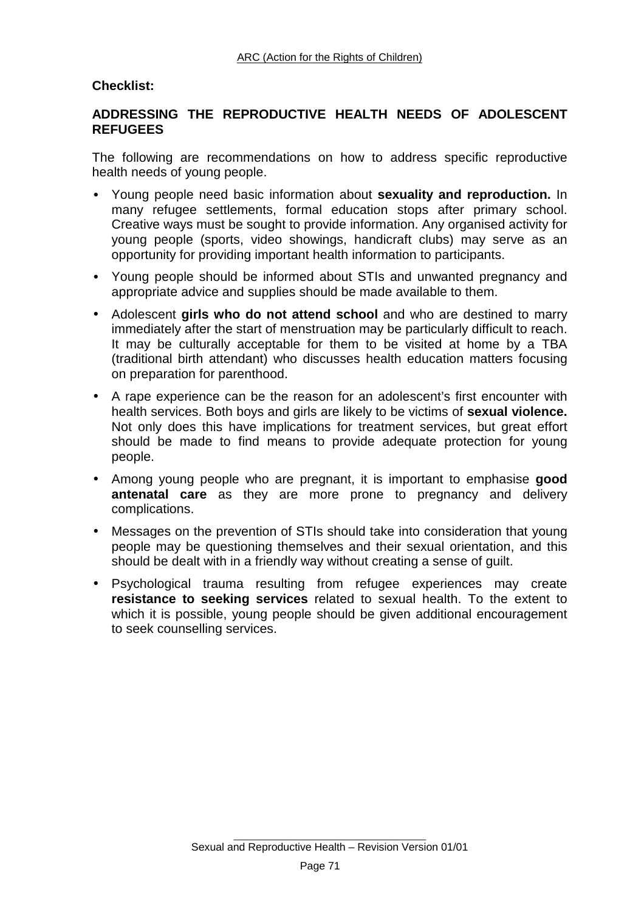**Checklist:**

## ADDRESSING THE REPRODUCTIVE HEALTH NEEDS OF ADOLESCENT REFUGEES

The following are recommendations on how to address specific reproductive health needs of young people.

- Young people need basic information about **sexuality and reproduction.** In many refugee settlements, formal education stops after primary school. Creative ways must be sought to provide information. Any organised activity for young people (sports, video showings, handicraft clubs) may serve as an opportunity for providing important health information to participants.
- Young people should be informed about STIs and unwanted pregnancy and appropriate advice and supplies should be made available to them.
- Adolescent **girls who do not attend school** and who are destined to marry immediately after the start of menstruation may be particularly difficult to reach. It may be culturally acceptable for them to be visited at home by a TBA (traditional birth attendant) who discusses health education matters focusing on preparation for parenthood.
- A rape experience can be the reason for an adolescent's first encounter with health services. Both boys and girls are likely to be victims of **sexual violence.** Not only does this have implications for treatment services, but great effort should be made to find means to provide adequate protection for young people.
- Among young people who are pregnant, it is important to emphasise **good antenatal care** as they are more prone to pregnancy and delivery complications.
- Messages on the prevention of STIs should take into consideration that young people may be questioning themselves and their sexual orientation, and this should be dealt with in a friendly way without creating a sense of guilt.
- Psychological trauma resulting from refugee experiences may create **resistance to seeking services** related to sexual health. To the extent to which it is possible, young people should be given additional encouragement to seek counselling services.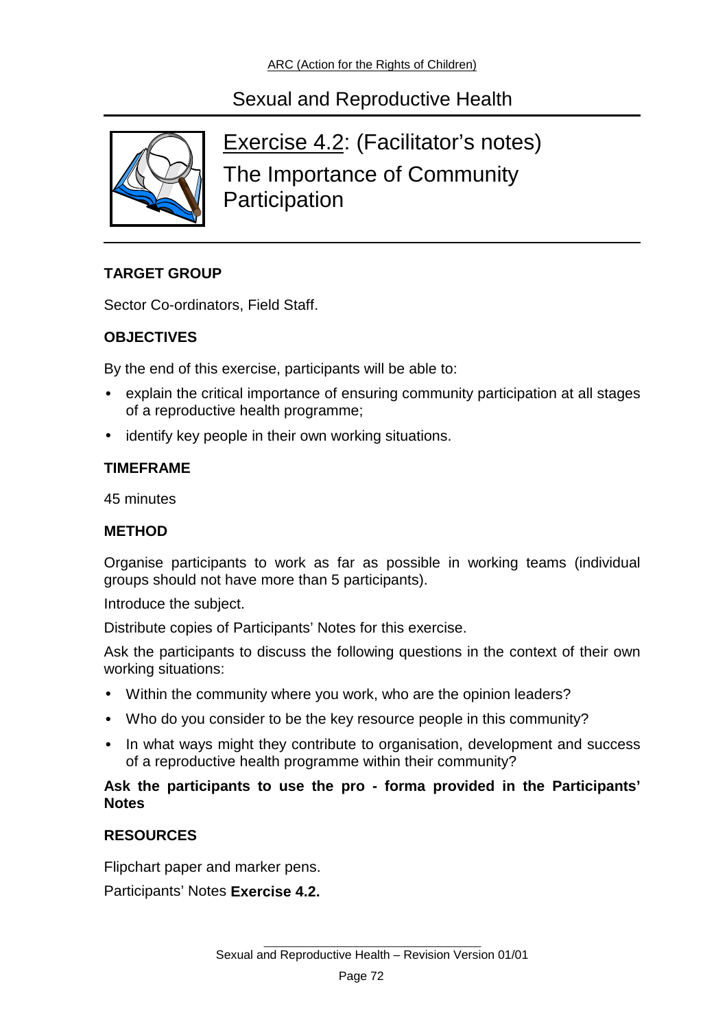# Sexual and Reproductive Health

## Exercise 4.2: (Facilitator's notes)

## The Importance of Community Participation

**TARGET GROUP**

Sector Co-ordinators, Field Staff.

**OBJECTIVES**

By the end of this exercise, participants will be able to:

- explain the critical importance of ensuring community participation at all stages of a reproductive health programme;
- identify key people in their own working situations.

**TIMEFRAME**

45 minutes

**METHOD**

Organise participants to work as far as possible in working teams (individual groups should not have more than 5 participants).

Introduce the subject.

Distribute copies of Participants' Notes for this exercise.

Ask the participants to discuss the following questions in the context of their own working situations:

- Within the community where you work, who are the opinion leaders?
- Who do you consider to be the key resource people in this community?
- In what ways might they contribute to organisation, development and success of a reproductive health programme within their community?

**Ask the participants to use the pro - forma provided in the Participants' Notes**

**RESOURCES**

Flipchart paper and marker pens.

Participants' Notes **Exercise 4.2.**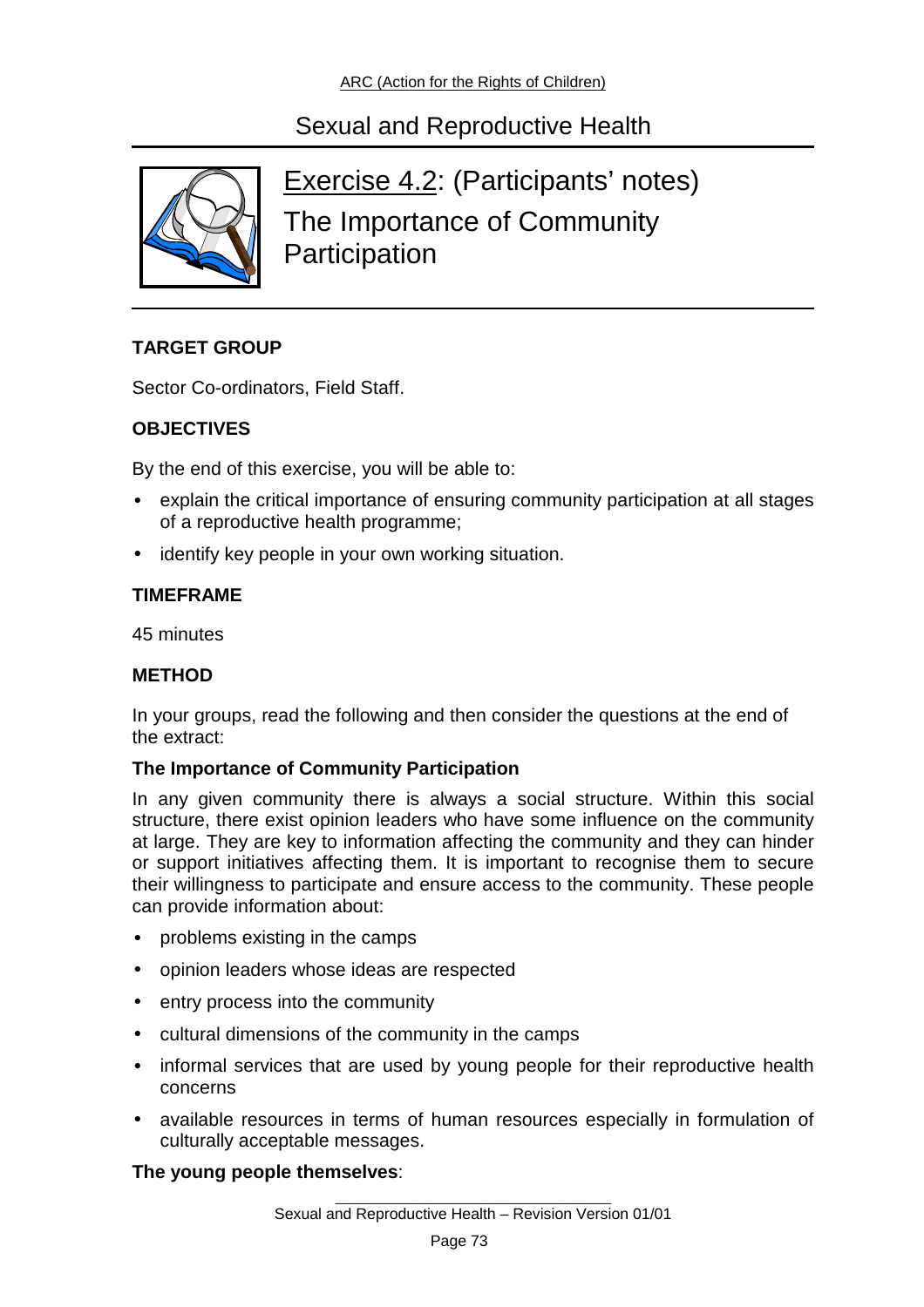## Sexual and Reproductive Health

# Exercise 4.2: (Participants' notes) The Importance of Community Participation

**TARGET GROUP**

Sector Co-ordinators, Field Staff.

**OBJECTIVES**

By the end of this exercise, you will be able to:

- explain the critical importance of ensuring community participation at all stages of a reproductive health programme;
- identify key people in your own working situation.

**TIMEFRAME**

45 minutes

**METHOD**

In your groups, read the following and then consider the questions at the end of the extract:

**The Importance of Community Participation**

In any given community there is always a social structure. Within this social structure, there exist opinion leaders who have some influence on the community at large. They are key to information affecting the community and they can hinder or support initiatives affecting them. It is important to recognise them to secure their willingness to participate and ensure access to the community. These people can provide information about:

- problems existing in the camps
- opinion leaders whose ideas are respected
- entry process into the community
- cultural dimensions of the community in the camps
- informal services that are used by young people for their reproductive health concerns
- available resources in terms of human resources especially in formulation of culturally acceptable messages.

**The young people themselves**: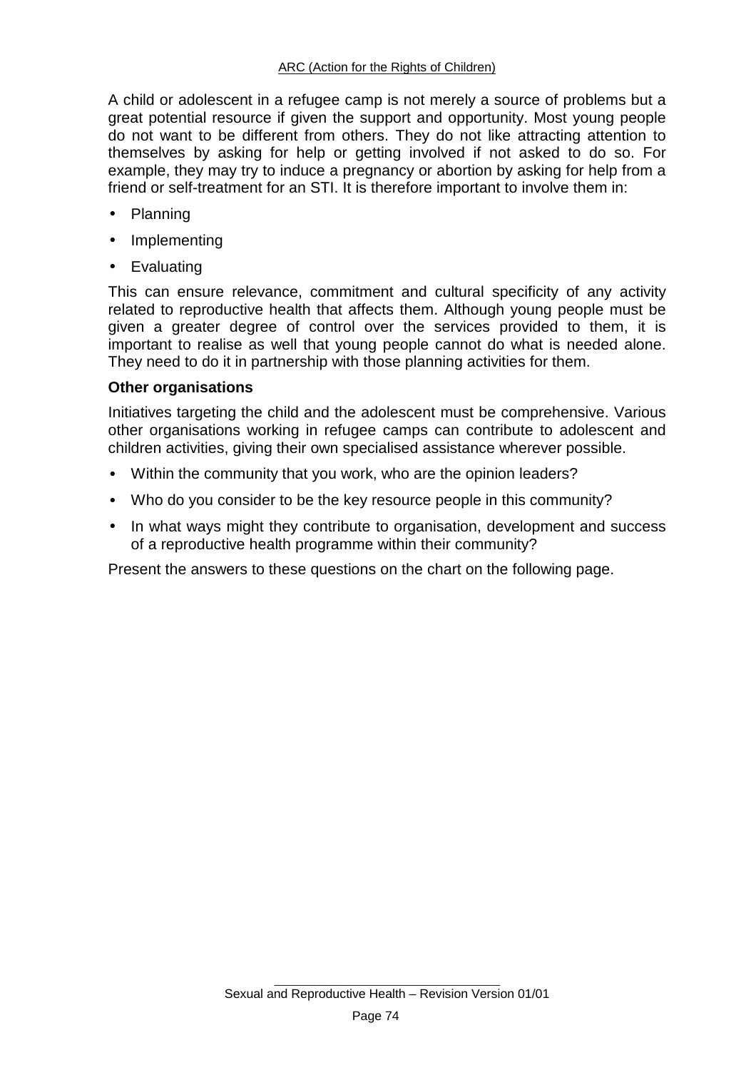A child or adolescent in a refugee camp is not merely a source of problems but a great potential resource if given the support and opportunity. Most young people do not want to be different from others. They do not like attracting attention to themselves by asking for help or getting involved if not asked to do so. For example, they may try to induce a pregnancy or abortion by asking for help from a friend or self-treatment for an STI. It is therefore important to involve them in:

- Planning
- Implementing
- Evaluating

This can ensure relevance, commitment and cultural specificity of any activity related to reproductive health that affects them. Although young people must be given a greater degree of control over the services provided to them, it is important to realise as well that young people cannot do what is needed alone. They need to do it in partnership with those planning activities for them.

**Other organisations**

Initiatives targeting the child and the adolescent must be comprehensive. Various other organisations working in refugee camps can contribute to adolescent and children activities, giving their own specialised assistance wherever possible.

- Within the community that you work, who are the opinion leaders?
- Who do you consider to be the key resource people in this community?
- In what ways might they contribute to organisation, development and success of a reproductive health programme within their community?

Present the answers to these questions on the chart on the following page.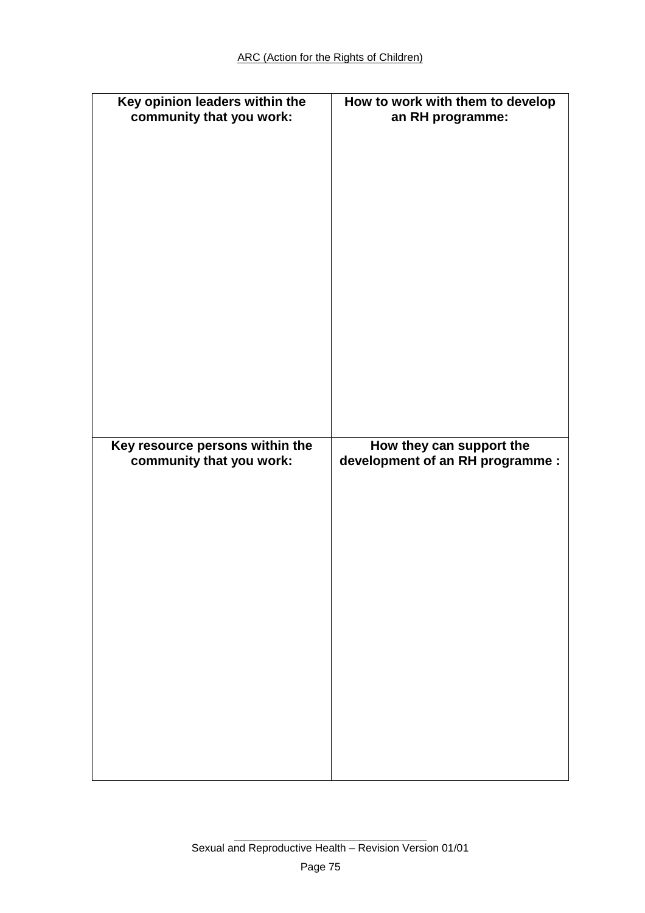| Key opinion leaders within the community that you work: | How to work with them to develop an RH programme: |
|---|---|
| | |
| **Key resource persons within the community that you work:** | **How they can support the development of an RH programme :** |
| | |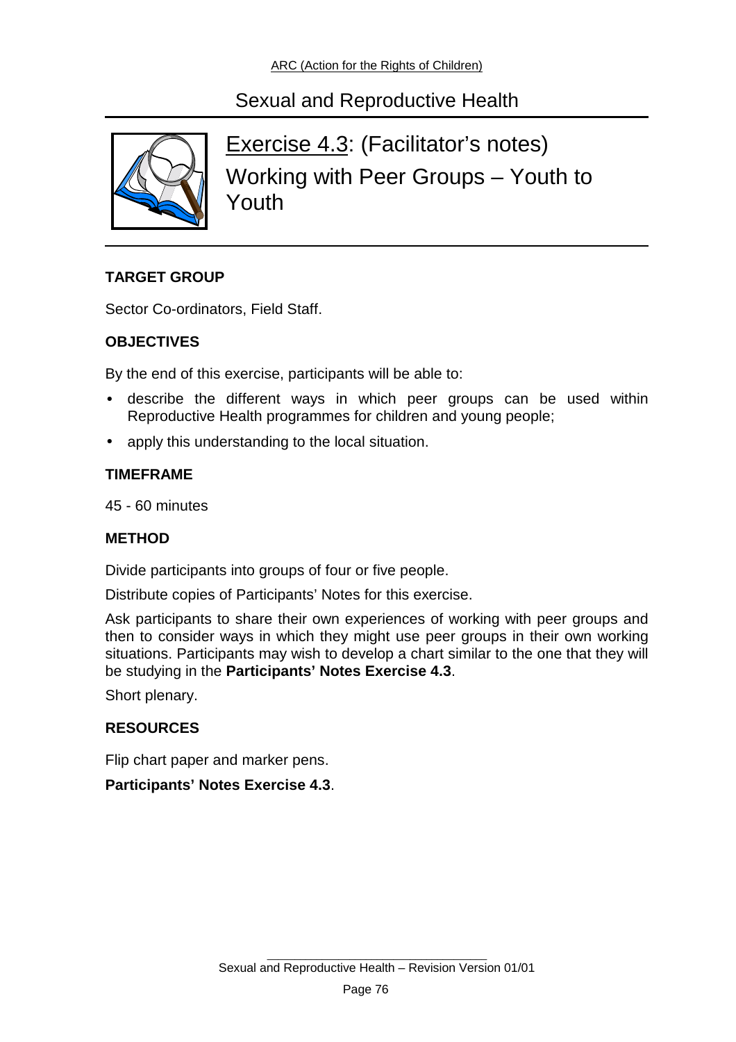# Sexual and Reproductive Health

## Exercise 4.3: (Facilitator's notes) Working with Peer Groups – Youth to Youth

**TARGET GROUP**

Sector Co-ordinators, Field Staff.

**OBJECTIVES**

By the end of this exercise, participants will be able to:

- describe the different ways in which peer groups can be used within Reproductive Health programmes for children and young people;
- apply this understanding to the local situation.

**TIMEFRAME**

45 - 60 minutes

**METHOD**

Divide participants into groups of four or five people.

Distribute copies of Participants' Notes for this exercise.

Ask participants to share their own experiences of working with peer groups and then to consider ways in which they might use peer groups in their own working situations. Participants may wish to develop a chart similar to the one that they will be studying in the **Participants' Notes Exercise 4.3**.

Short plenary.

**RESOURCES**

Flip chart paper and marker pens.

**Participants' Notes Exercise 4.3**.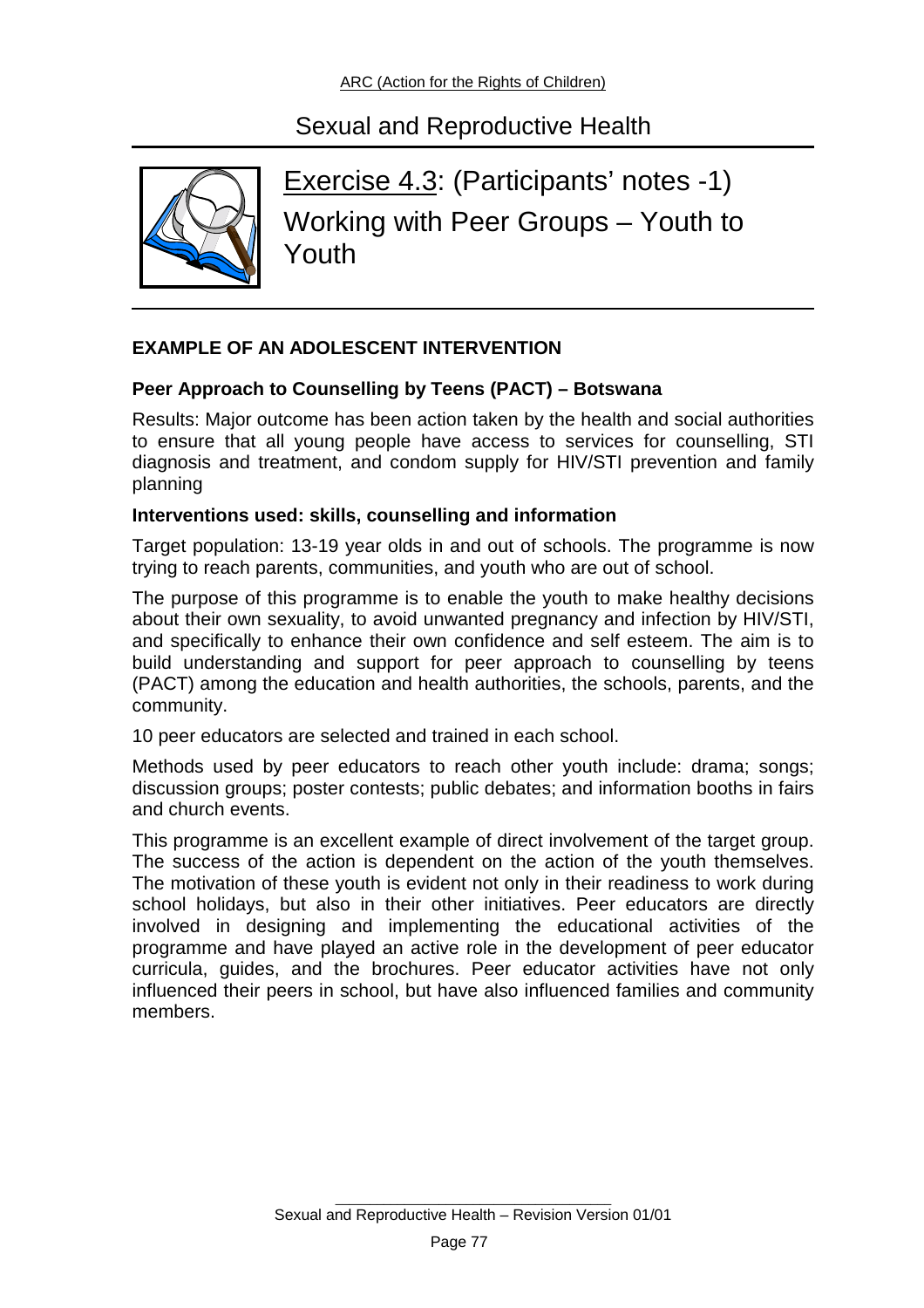# Sexual and Reproductive Health

## Exercise 4.3: (Participants' notes -1)
## Working with Peer Groups – Youth to Youth

### EXAMPLE OF AN ADOLESCENT INTERVENTION

**Peer Approach to Counselling by Teens (PACT) – Botswana**

Results: Major outcome has been action taken by the health and social authorities to ensure that all young people have access to services for counselling, STI diagnosis and treatment, and condom supply for HIV/STI prevention and family planning

**Interventions used: skills, counselling and information**

Target population: 13-19 year olds in and out of schools. The programme is now trying to reach parents, communities, and youth who are out of school.

The purpose of this programme is to enable the youth to make healthy decisions about their own sexuality, to avoid unwanted pregnancy and infection by HIV/STI, and specifically to enhance their own confidence and self esteem. The aim is to build understanding and support for peer approach to counselling by teens (PACT) among the education and health authorities, the schools, parents, and the community.

10 peer educators are selected and trained in each school.

Methods used by peer educators to reach other youth include: drama; songs; discussion groups; poster contests; public debates; and information booths in fairs and church events.

This programme is an excellent example of direct involvement of the target group. The success of the action is dependent on the action of the youth themselves. The motivation of these youth is evident not only in their readiness to work during school holidays, but also in their other initiatives. Peer educators are directly involved in designing and implementing the educational activities of the programme and have played an active role in the development of peer educator curricula, guides, and the brochures. Peer educator activities have not only influenced their peers in school, but have also influenced families and community members.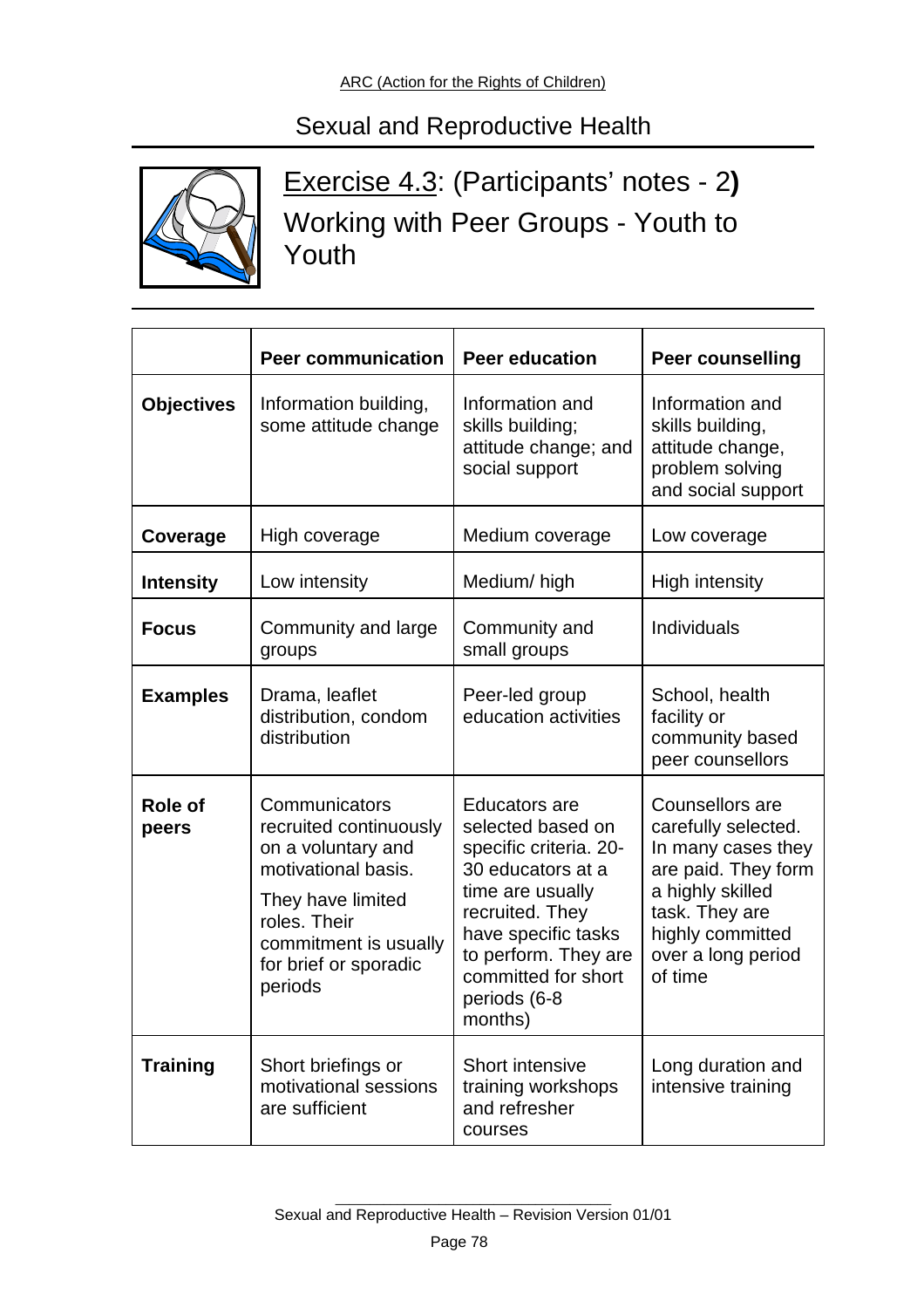# Sexual and Reproductive Health

## Exercise 4.3: (Participants' notes - 2**)**

## Working with Peer Groups - Youth to Youth

| | Peer communication | Peer education | Peer counselling |
|---|---|---|---|
| **Objectives** | Information building, some attitude change | Information and skills building; attitude change; and social support | Information and skills building, attitude change, problem solving and social support |
| **Coverage** | High coverage | Medium coverage | Low coverage |
| **Intensity** | Low intensity | Medium/ high | High intensity |
| **Focus** | Community and large groups | Community and small groups | Individuals |
| **Examples** | Drama, leaflet distribution, condom distribution | Peer-led group education activities | School, health facility or community based peer counsellors |
| **Role of peers** | Communicators recruited continuously on a voluntary and motivational basis. They have limited roles. Their commitment is usually for brief or sporadic periods | Educators are selected based on specific criteria. 20-30 educators at a time are usually recruited. They have specific tasks to perform. They are committed for short periods (6-8 months) | Counsellors are carefully selected. In many cases they are paid. They form a highly skilled task. They are highly committed over a long period of time |
| **Training** | Short briefings or motivational sessions are sufficient | Short intensive training workshops and refresher courses | Long duration and intensive training |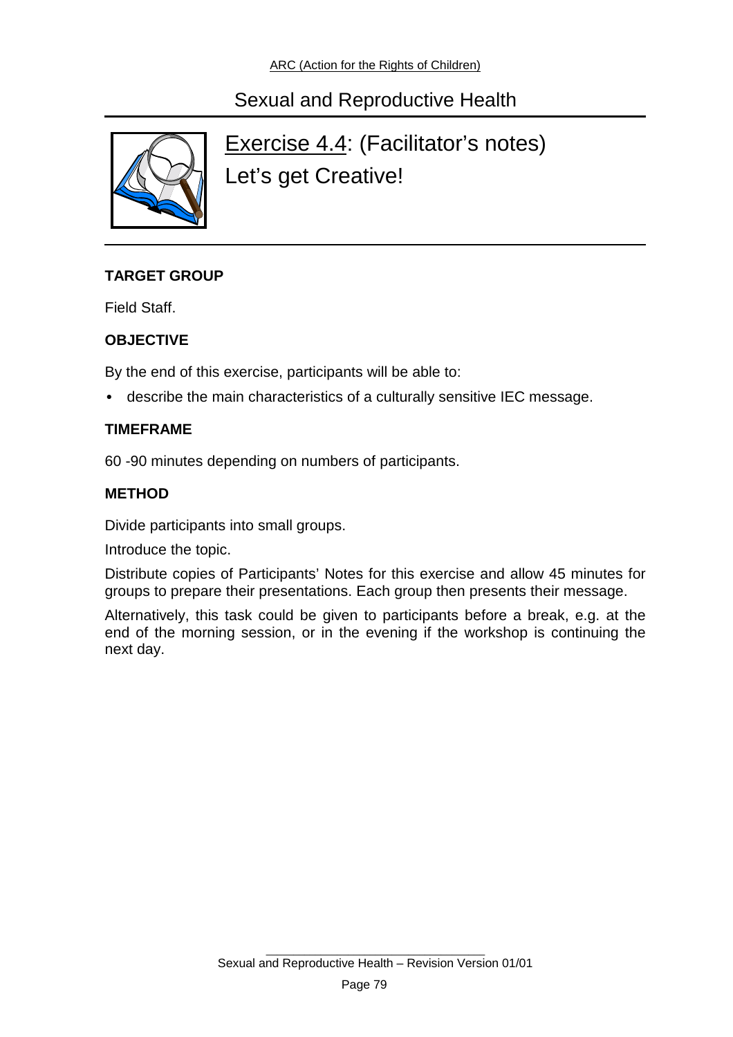## Sexual and Reproductive Health

# Exercise 4.4: (Facilitator's notes) Let's get Creative!

**TARGET GROUP**

Field Staff.

**OBJECTIVE**

By the end of this exercise, participants will be able to:

- describe the main characteristics of a culturally sensitive IEC message.

**TIMEFRAME**

60 -90 minutes depending on numbers of participants.

**METHOD**

Divide participants into small groups.

Introduce the topic.

Distribute copies of Participants' Notes for this exercise and allow 45 minutes for groups to prepare their presentations. Each group then presents their message.

Alternatively, this task could be given to participants before a break, e.g. at the end of the morning session, or in the evening if the workshop is continuing the next day.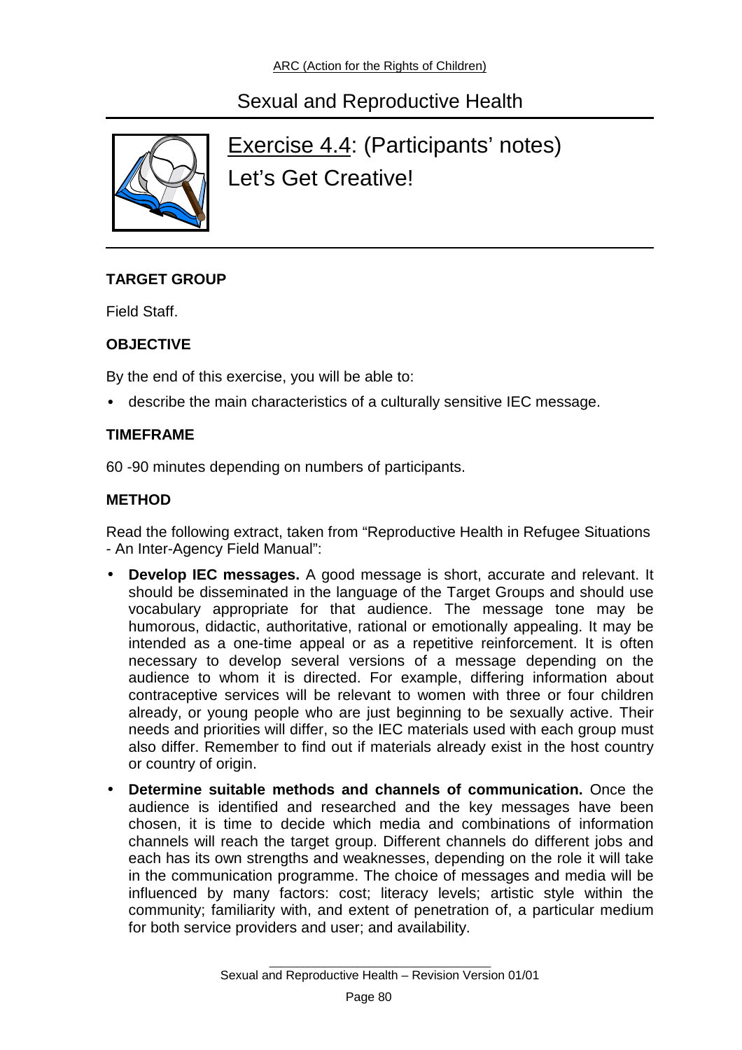# Sexual and Reproductive Health

## Exercise 4.4: (Participants' notes) Let's Get Creative!

### TARGET GROUP

Field Staff.

### OBJECTIVE

By the end of this exercise, you will be able to:

- describe the main characteristics of a culturally sensitive IEC message.

### TIMEFRAME

60 -90 minutes depending on numbers of participants.

### METHOD

Read the following extract, taken from "Reproductive Health in Refugee Situations - An Inter-Agency Field Manual":

- **Develop IEC messages.** A good message is short, accurate and relevant. It should be disseminated in the language of the Target Groups and should use vocabulary appropriate for that audience. The message tone may be humorous, didactic, authoritative, rational or emotionally appealing. It may be intended as a one-time appeal or as a repetitive reinforcement. It is often necessary to develop several versions of a message depending on the audience to whom it is directed. For example, differing information about contraceptive services will be relevant to women with three or four children already, or young people who are just beginning to be sexually active. Their needs and priorities will differ, so the IEC materials used with each group must also differ. Remember to find out if materials already exist in the host country or country of origin.
- **Determine suitable methods and channels of communication.** Once the audience is identified and researched and the key messages have been chosen, it is time to decide which media and combinations of information channels will reach the target group. Different channels do different jobs and each has its own strengths and weaknesses, depending on the role it will take in the communication programme. The choice of messages and media will be influenced by many factors: cost; literacy levels; artistic style within the community; familiarity with, and extent of penetration of, a particular medium for both service providers and user; and availability.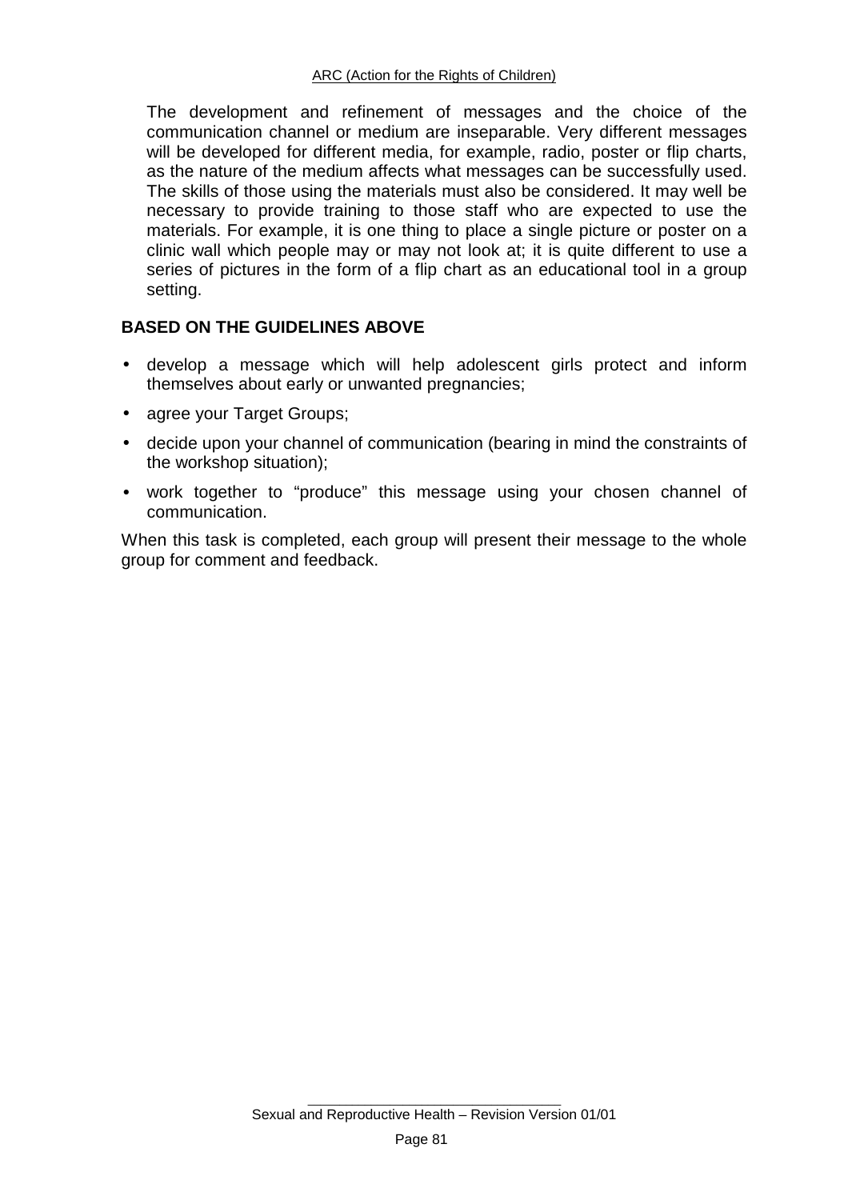The development and refinement of messages and the choice of the communication channel or medium are inseparable. Very different messages will be developed for different media, for example, radio, poster or flip charts, as the nature of the medium affects what messages can be successfully used. The skills of those using the materials must also be considered. It may well be necessary to provide training to those staff who are expected to use the materials. For example, it is one thing to place a single picture or poster on a clinic wall which people may or may not look at; it is quite different to use a series of pictures in the form of a flip chart as an educational tool in a group setting.

**BASED ON THE GUIDELINES ABOVE**

- develop a message which will help adolescent girls protect and inform themselves about early or unwanted pregnancies;
- agree your Target Groups;
- decide upon your channel of communication (bearing in mind the constraints of the workshop situation);
- work together to "produce" this message using your chosen channel of communication.

When this task is completed, each group will present their message to the whole group for comment and feedback.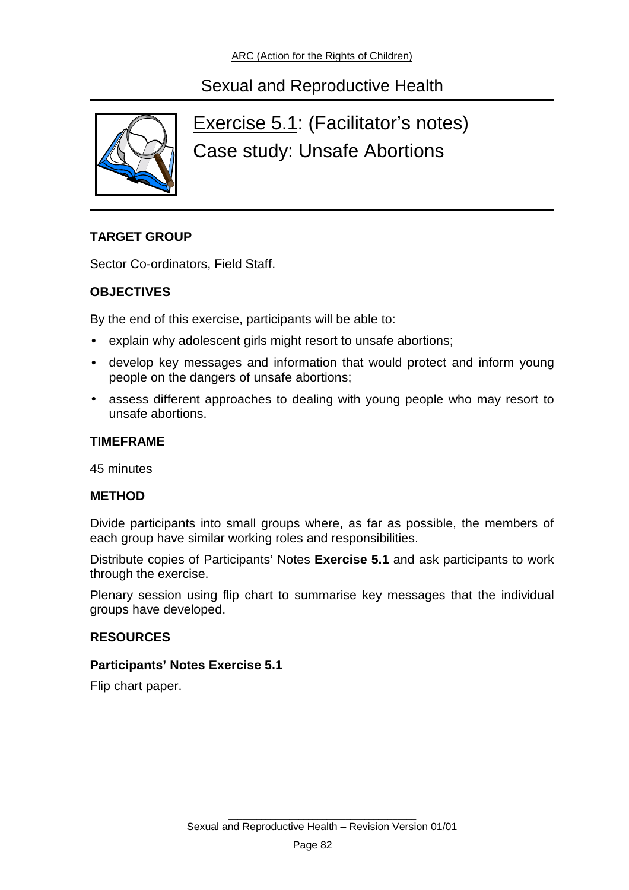# Sexual and Reproductive Health

## Exercise 5.1: (Facilitator's notes)
## Case study: Unsafe Abortions

**TARGET GROUP**

Sector Co-ordinators, Field Staff.

**OBJECTIVES**

By the end of this exercise, participants will be able to:

- explain why adolescent girls might resort to unsafe abortions;
- develop key messages and information that would protect and inform young people on the dangers of unsafe abortions;
- assess different approaches to dealing with young people who may resort to unsafe abortions.

**TIMEFRAME**

45 minutes

**METHOD**

Divide participants into small groups where, as far as possible, the members of each group have similar working roles and responsibilities.

Distribute copies of Participants' Notes **Exercise 5.1** and ask participants to work through the exercise.

Plenary session using flip chart to summarise key messages that the individual groups have developed.

**RESOURCES**

**Participants' Notes Exercise 5.1**

Flip chart paper.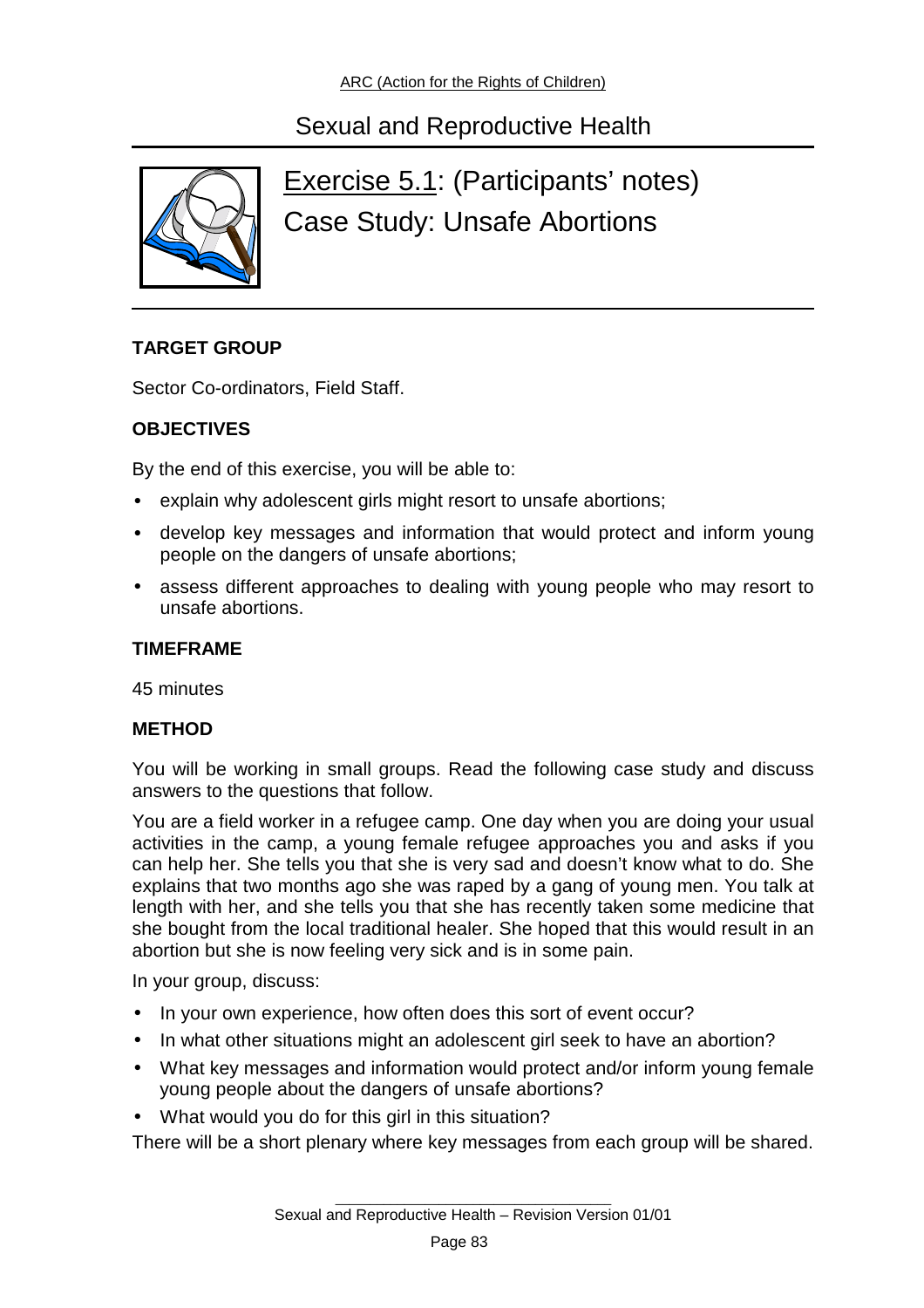# Sexual and Reproductive Health

## Exercise 5.1: (Participants' notes) Case Study: Unsafe Abortions

**TARGET GROUP**

Sector Co-ordinators, Field Staff.

**OBJECTIVES**

By the end of this exercise, you will be able to:

- explain why adolescent girls might resort to unsafe abortions;
- develop key messages and information that would protect and inform young people on the dangers of unsafe abortions;
- assess different approaches to dealing with young people who may resort to unsafe abortions.

**TIMEFRAME**

45 minutes

**METHOD**

You will be working in small groups. Read the following case study and discuss answers to the questions that follow.

You are a field worker in a refugee camp. One day when you are doing your usual activities in the camp, a young female refugee approaches you and asks if you can help her. She tells you that she is very sad and doesn't know what to do. She explains that two months ago she was raped by a gang of young men. You talk at length with her, and she tells you that she has recently taken some medicine that she bought from the local traditional healer. She hoped that this would result in an abortion but she is now feeling very sick and is in some pain.

In your group, discuss:

- In your own experience, how often does this sort of event occur?
- In what other situations might an adolescent girl seek to have an abortion?
- What key messages and information would protect and/or inform young female young people about the dangers of unsafe abortions?
- What would you do for this girl in this situation?

There will be a short plenary where key messages from each group will be shared.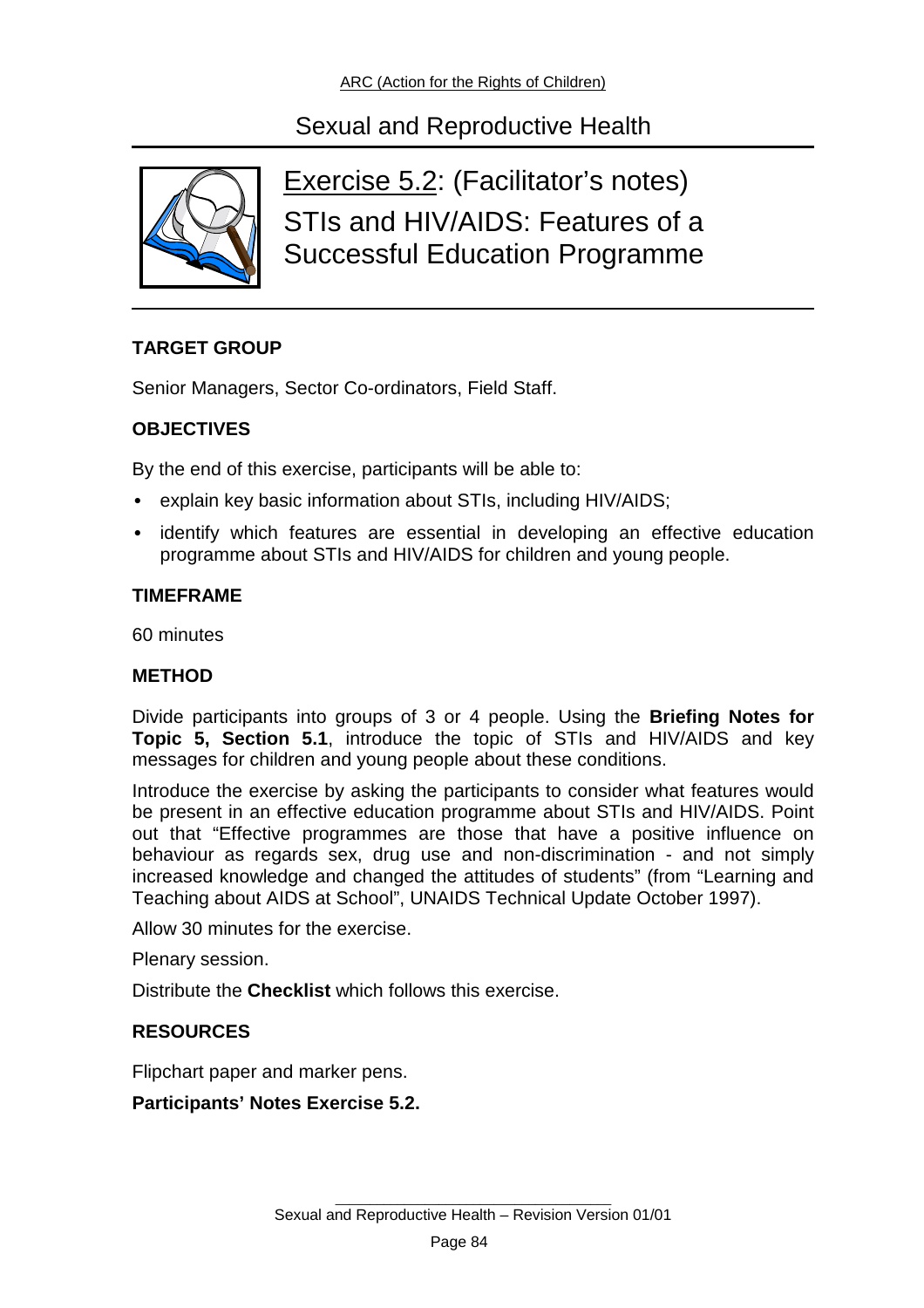# Sexual and Reproductive Health

## Exercise 5.2: (Facilitator's notes)

## STIs and HIV/AIDS: Features of a Successful Education Programme

**TARGET GROUP**

Senior Managers, Sector Co-ordinators, Field Staff.

**OBJECTIVES**

By the end of this exercise, participants will be able to:

- explain key basic information about STIs, including HIV/AIDS;
- identify which features are essential in developing an effective education programme about STIs and HIV/AIDS for children and young people.

**TIMEFRAME**

60 minutes

**METHOD**

Divide participants into groups of 3 or 4 people. Using the **Briefing Notes for Topic 5, Section 5.1**, introduce the topic of STIs and HIV/AIDS and key messages for children and young people about these conditions.

Introduce the exercise by asking the participants to consider what features would be present in an effective education programme about STIs and HIV/AIDS. Point out that "Effective programmes are those that have a positive influence on behaviour as regards sex, drug use and non-discrimination - and not simply increased knowledge and changed the attitudes of students" (from "Learning and Teaching about AIDS at School", UNAIDS Technical Update October 1997).

Allow 30 minutes for the exercise.

Plenary session.

Distribute the **Checklist** which follows this exercise.

**RESOURCES**

Flipchart paper and marker pens.

**Participants' Notes Exercise 5.2.**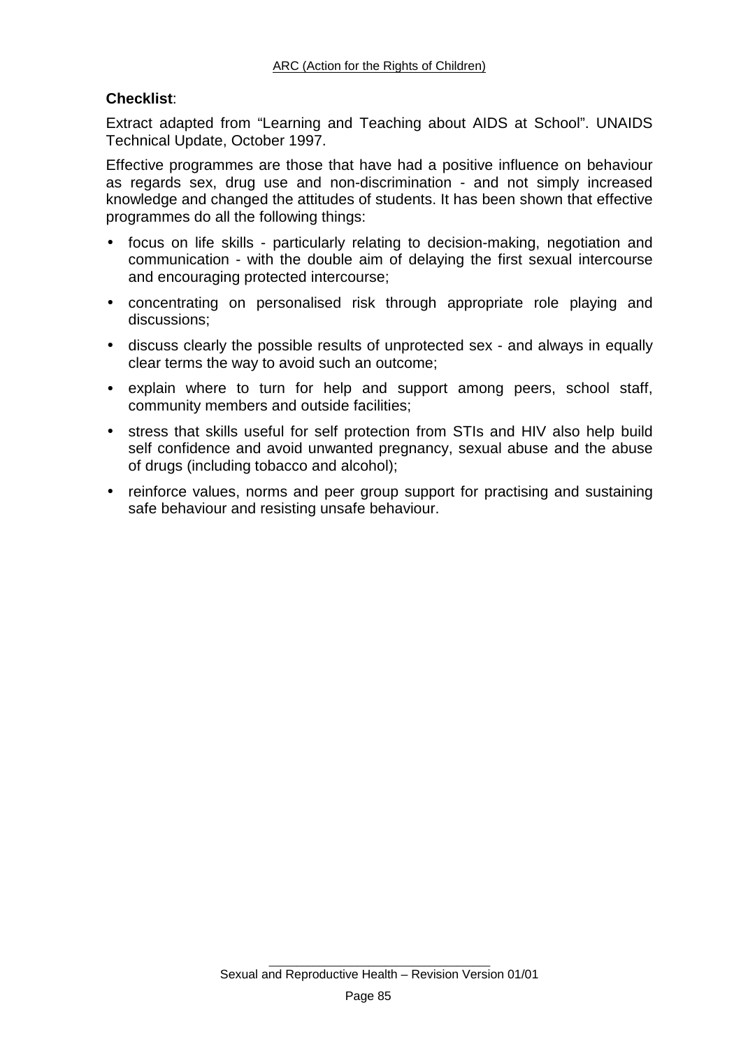**Checklist**:

Extract adapted from “Learning and Teaching about AIDS at School”. UNAIDS Technical Update, October 1997.

Effective programmes are those that have had a positive influence on behaviour as regards sex, drug use and non-discrimination - and not simply increased knowledge and changed the attitudes of students. It has been shown that effective programmes do all the following things:

- focus on life skills - particularly relating to decision-making, negotiation and communication - with the double aim of delaying the first sexual intercourse and encouraging protected intercourse;
- concentrating on personalised risk through appropriate role playing and discussions;
- discuss clearly the possible results of unprotected sex - and always in equally clear terms the way to avoid such an outcome;
- explain where to turn for help and support among peers, school staff, community members and outside facilities;
- stress that skills useful for self protection from STIs and HIV also help build self confidence and avoid unwanted pregnancy, sexual abuse and the abuse of drugs (including tobacco and alcohol);
- reinforce values, norms and peer group support for practising and sustaining safe behaviour and resisting unsafe behaviour.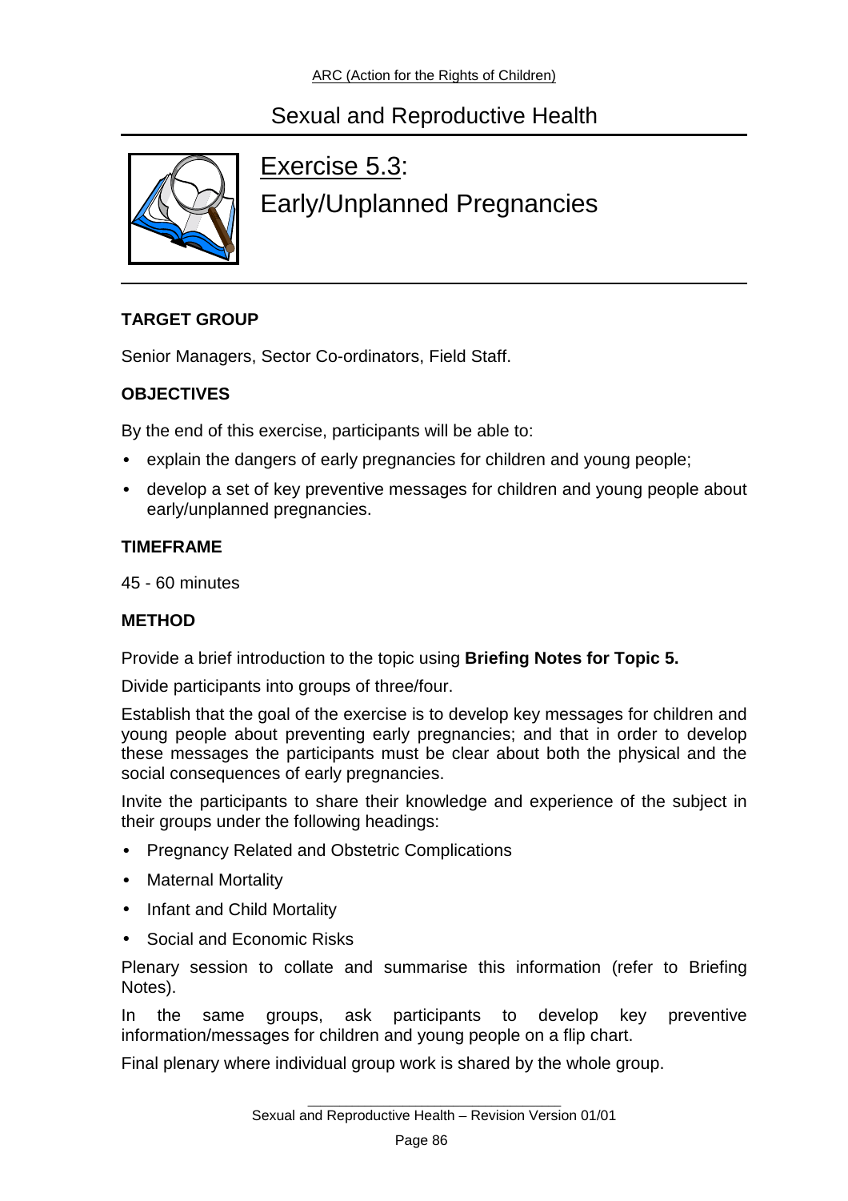# Sexual and Reproductive Health

## Exercise 5.3: Early/Unplanned Pregnancies

### TARGET GROUP

Senior Managers, Sector Co-ordinators, Field Staff.

### OBJECTIVES

By the end of this exercise, participants will be able to:

- explain the dangers of early pregnancies for children and young people;
- develop a set of key preventive messages for children and young people about early/unplanned pregnancies.

### TIMEFRAME

45 - 60 minutes

### METHOD

Provide a brief introduction to the topic using **Briefing Notes for Topic 5.**

Divide participants into groups of three/four.

Establish that the goal of the exercise is to develop key messages for children and young people about preventing early pregnancies; and that in order to develop these messages the participants must be clear about both the physical and the social consequences of early pregnancies.

Invite the participants to share their knowledge and experience of the subject in their groups under the following headings:

- Pregnancy Related and Obstetric Complications
- Maternal Mortality
- Infant and Child Mortality
- Social and Economic Risks

Plenary session to collate and summarise this information (refer to Briefing Notes).

In the same groups, ask participants to develop key preventive information/messages for children and young people on a flip chart.

Final plenary where individual group work is shared by the whole group.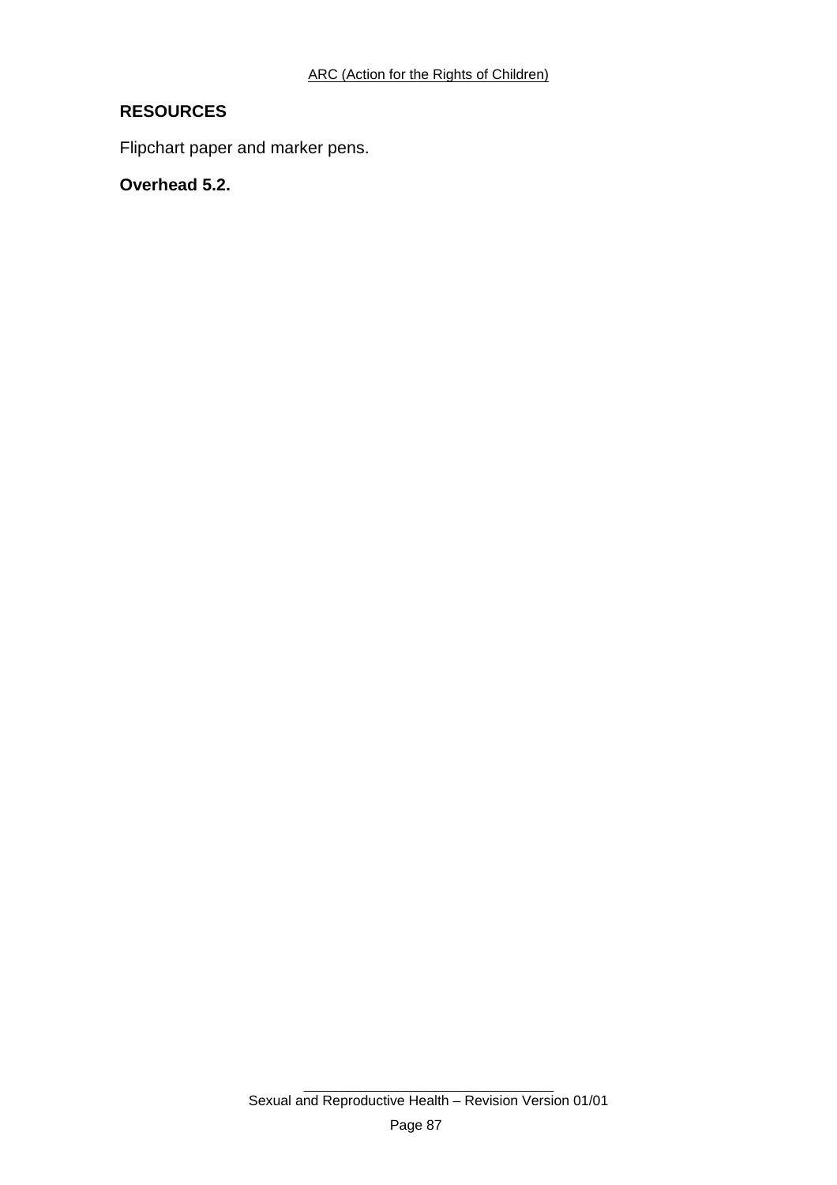**RESOURCES**

Flipchart paper and marker pens.

**Overhead 5.2.**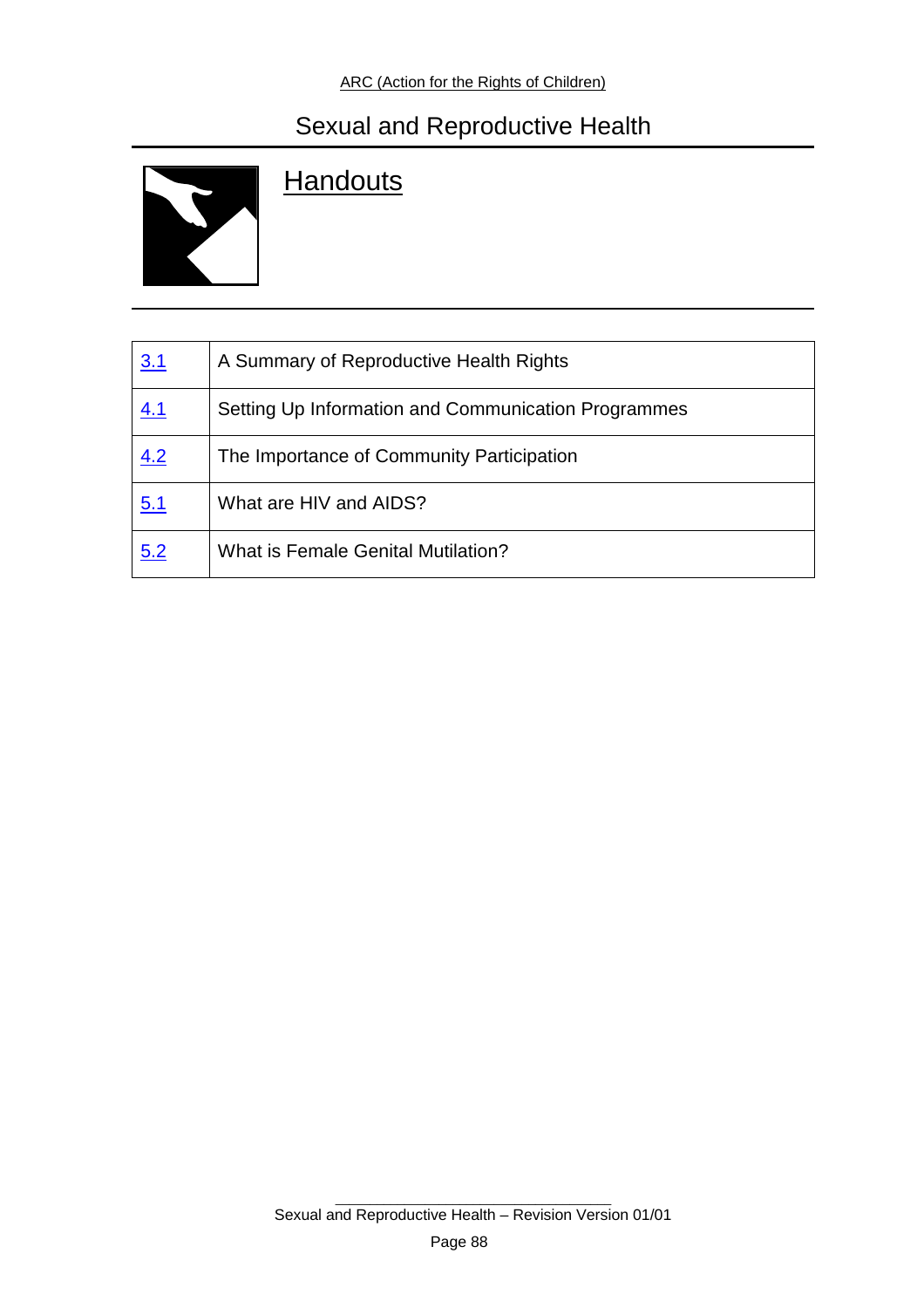# Handouts

| | |
|---|---|
| 3.1 | A Summary of Reproductive Health Rights |
| 4.1 | Setting Up Information and Communication Programmes |
| 4.2 | The Importance of Community Participation |
| 5.1 | What are HIV and AIDS? |
| 5.2 | What is Female Genital Mutilation? |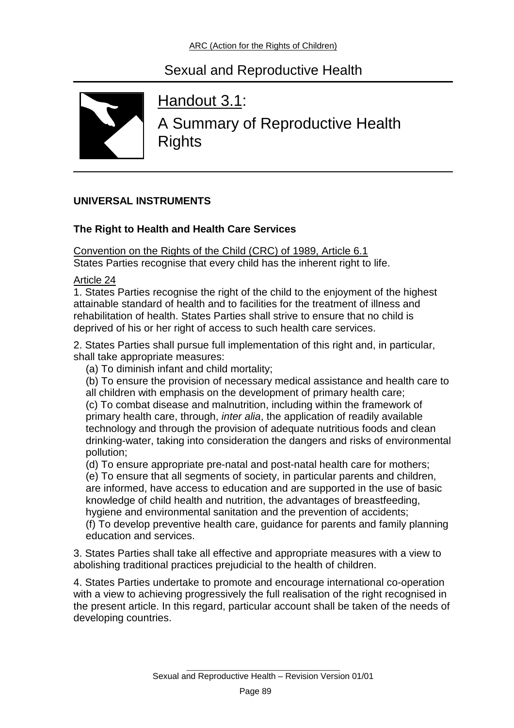# Sexual and Reproductive Health

## Handout 3.1:

## A Summary of Reproductive Health Rights

**UNIVERSAL INSTRUMENTS**

**The Right to Health and Health Care Services**

Convention on the Rights of the Child (CRC) of 1989, Article 6.1
States Parties recognise that every child has the inherent right to life.

Article 24

1. States Parties recognise the right of the child to the enjoyment of the highest attainable standard of health and to facilities for the treatment of illness and rehabilitation of health. States Parties shall strive to ensure that no child is deprived of his or her right of access to such health care services.

2. States Parties shall pursue full implementation of this right and, in particular, shall take appropriate measures:

   (a) To diminish infant and child mortality;
   (b) To ensure the provision of necessary medical assistance and health care to all children with emphasis on the development of primary health care;
   (c) To combat disease and malnutrition, including within the framework of primary health care, through, *inter alia*, the application of readily available technology and through the provision of adequate nutritious foods and clean drinking-water, taking into consideration the dangers and risks of environmental pollution;
   (d) To ensure appropriate pre-natal and post-natal health care for mothers;
   (e) To ensure that all segments of society, in particular parents and children, are informed, have access to education and are supported in the use of basic knowledge of child health and nutrition, the advantages of breastfeeding, hygiene and environmental sanitation and the prevention of accidents;
   (f) To develop preventive health care, guidance for parents and family planning education and services.

3. States Parties shall take all effective and appropriate measures with a view to abolishing traditional practices prejudicial to the health of children.

4. States Parties undertake to promote and encourage international co-operation with a view to achieving progressively the full realisation of the right recognised in the present article. In this regard, particular account shall be taken of the needs of developing countries.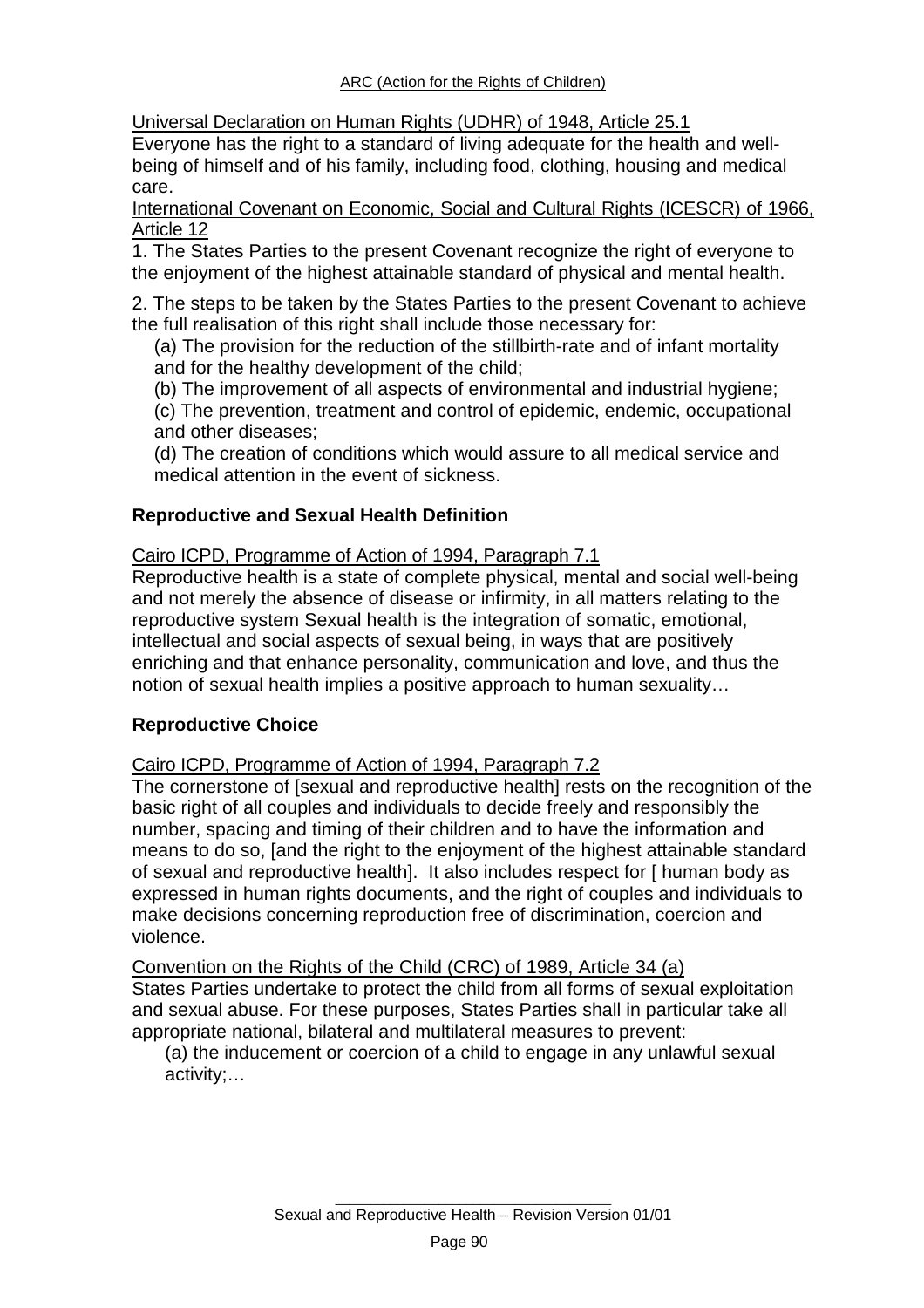<u>Universal Declaration on Human Rights (UDHR) of 1948, Article 25.1</u>
Everyone has the right to a standard of living adequate for the health and well-being of himself and of his family, including food, clothing, housing and medical care.

<u>International Covenant on Economic, Social and Cultural Rights (ICESCR) of 1966, Article 12</u>
1. The States Parties to the present Covenant recognize the right of everyone to the enjoyment of the highest attainable standard of physical and mental health.

2. The steps to be taken by the States Parties to the present Covenant to achieve the full realisation of this right shall include those necessary for:

(a) The provision for the reduction of the stillbirth-rate and of infant mortality and for the healthy development of the child;
(b) The improvement of all aspects of environmental and industrial hygiene;
(c) The prevention, treatment and control of epidemic, endemic, occupational and other diseases;
(d) The creation of conditions which would assure to all medical service and medical attention in the event of sickness.

**Reproductive and Sexual Health Definition**

<u>Cairo ICPD, Programme of Action of 1994, Paragraph 7.1</u>
Reproductive health is a state of complete physical, mental and social well-being and not merely the absence of disease or infirmity, in all matters relating to the reproductive system Sexual health is the integration of somatic, emotional, intellectual and social aspects of sexual being, in ways that are positively enriching and that enhance personality, communication and love, and thus the notion of sexual health implies a positive approach to human sexuality…

**Reproductive Choice**

<u>Cairo ICPD, Programme of Action of 1994, Paragraph 7.2</u>
The cornerstone of [sexual and reproductive health] rests on the recognition of the basic right of all couples and individuals to decide freely and responsibly the number, spacing and timing of their children and to have the information and means to do so, [and the right to the enjoyment of the highest attainable standard of sexual and reproductive health]. It also includes respect for [ human body as expressed in human rights documents, and the right of couples and individuals to make decisions concerning reproduction free of discrimination, coercion and violence.

<u>Convention on the Rights of the Child (CRC) of 1989, Article 34 (a)</u>
States Parties undertake to protect the child from all forms of sexual exploitation and sexual abuse. For these purposes, States Parties shall in particular take all appropriate national, bilateral and multilateral measures to prevent:

(a) the inducement or coercion of a child to engage in any unlawful sexual activity;…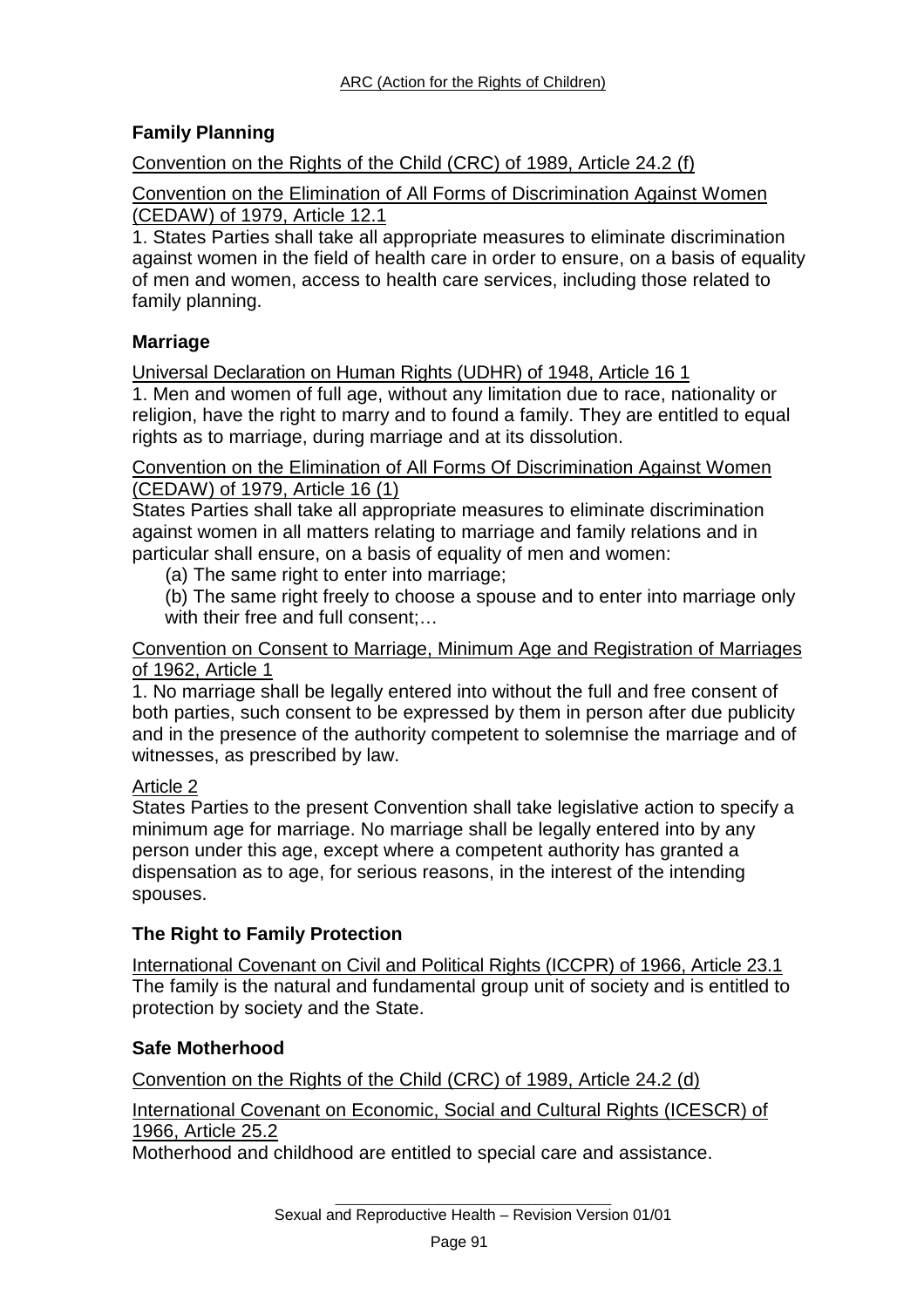## Family Planning

Convention on the Rights of the Child (CRC) of 1989, Article 24.2 (f)

Convention on the Elimination of All Forms of Discrimination Against Women (CEDAW) of 1979, Article 12.1

1. States Parties shall take all appropriate measures to eliminate discrimination against women in the field of health care in order to ensure, on a basis of equality of men and women, access to health care services, including those related to family planning.

## Marriage

Universal Declaration on Human Rights (UDHR) of 1948, Article 16 1

1. Men and women of full age, without any limitation due to race, nationality or religion, have the right to marry and to found a family. They are entitled to equal rights as to marriage, during marriage and at its dissolution.

Convention on the Elimination of All Forms Of Discrimination Against Women (CEDAW) of 1979, Article 16 (1)

States Parties shall take all appropriate measures to eliminate discrimination against women in all matters relating to marriage and family relations and in particular shall ensure, on a basis of equality of men and women:

(a) The same right to enter into marriage;

(b) The same right freely to choose a spouse and to enter into marriage only with their free and full consent;…

Convention on Consent to Marriage, Minimum Age and Registration of Marriages of 1962, Article 1

1. No marriage shall be legally entered into without the full and free consent of both parties, such consent to be expressed by them in person after due publicity and in the presence of the authority competent to solemnise the marriage and of witnesses, as prescribed by law.

Article 2

States Parties to the present Convention shall take legislative action to specify a minimum age for marriage. No marriage shall be legally entered into by any person under this age, except where a competent authority has granted a dispensation as to age, for serious reasons, in the interest of the intending spouses.

## The Right to Family Protection

International Covenant on Civil and Political Rights (ICCPR) of 1966, Article 23.1

The family is the natural and fundamental group unit of society and is entitled to protection by society and the State.

## Safe Motherhood

Convention on the Rights of the Child (CRC) of 1989, Article 24.2 (d)

International Covenant on Economic, Social and Cultural Rights (ICESCR) of 1966, Article 25.2

Motherhood and childhood are entitled to special care and assistance.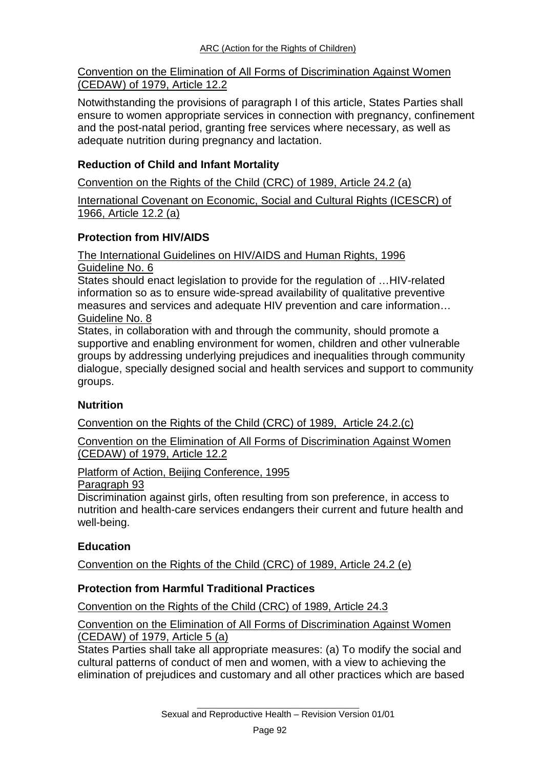Convention on the Elimination of All Forms of Discrimination Against Women (CEDAW) of 1979, Article 12.2

Notwithstanding the provisions of paragraph I of this article, States Parties shall ensure to women appropriate services in connection with pregnancy, confinement and the post-natal period, granting free services where necessary, as well as adequate nutrition during pregnancy and lactation.

### Reduction of Child and Infant Mortality

Convention on the Rights of the Child (CRC) of 1989, Article 24.2 (a)

International Covenant on Economic, Social and Cultural Rights (ICESCR) of 1966, Article 12.2 (a)

### Protection from HIV/AIDS

The International Guidelines on HIV/AIDS and Human Rights, 1996
Guideline No. 6

States should enact legislation to provide for the regulation of …HIV-related information so as to ensure wide-spread availability of qualitative preventive measures and services and adequate HIV prevention and care information…
Guideline No. 8

States, in collaboration with and through the community, should promote a supportive and enabling environment for women, children and other vulnerable groups by addressing underlying prejudices and inequalities through community dialogue, specially designed social and health services and support to community groups.

### Nutrition

Convention on the Rights of the Child (CRC) of 1989, Article 24.2.(c)

Convention on the Elimination of All Forms of Discrimination Against Women (CEDAW) of 1979, Article 12.2

Platform of Action, Beijing Conference, 1995
Paragraph 93

Discrimination against girls, often resulting from son preference, in access to nutrition and health-care services endangers their current and future health and well-being.

### Education

Convention on the Rights of the Child (CRC) of 1989, Article 24.2 (e)

### Protection from Harmful Traditional Practices

Convention on the Rights of the Child (CRC) of 1989, Article 24.3

Convention on the Elimination of All Forms of Discrimination Against Women (CEDAW) of 1979, Article 5 (a)

States Parties shall take all appropriate measures: (a) To modify the social and cultural patterns of conduct of men and women, with a view to achieving the elimination of prejudices and customary and all other practices which are based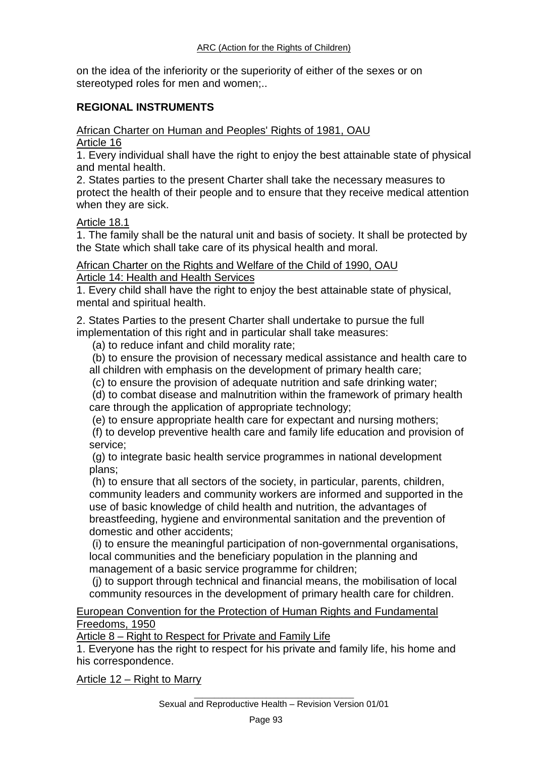on the idea of the inferiority or the superiority of either of the sexes or on stereotyped roles for men and women;..

## REGIONAL INSTRUMENTS

African Charter on Human and Peoples' Rights of 1981, OAU

Article 16

1. Every individual shall have the right to enjoy the best attainable state of physical and mental health.
2. States parties to the present Charter shall take the necessary measures to protect the health of their people and to ensure that they receive medical attention when they are sick.

Article 18.1

1. The family shall be the natural unit and basis of society. It shall be protected by the State which shall take care of its physical health and moral.

African Charter on the Rights and Welfare of the Child of 1990, OAU

Article 14: Health and Health Services

1. Every child shall have the right to enjoy the best attainable state of physical, mental and spiritual health.

2. States Parties to the present Charter shall undertake to pursue the full implementation of this right and in particular shall take measures:

(a) to reduce infant and child morality rate;

(b) to ensure the provision of necessary medical assistance and health care to all children with emphasis on the development of primary health care;

(c) to ensure the provision of adequate nutrition and safe drinking water;

(d) to combat disease and malnutrition within the framework of primary health care through the application of appropriate technology;

(e) to ensure appropriate health care for expectant and nursing mothers;

(f) to develop preventive health care and family life education and provision of service;

(g) to integrate basic health service programmes in national development plans;

(h) to ensure that all sectors of the society, in particular, parents, children, community leaders and community workers are informed and supported in the use of basic knowledge of child health and nutrition, the advantages of breastfeeding, hygiene and environmental sanitation and the prevention of domestic and other accidents;

(i) to ensure the meaningful participation of non-governmental organisations, local communities and the beneficiary population in the planning and management of a basic service programme for children;

(j) to support through technical and financial means, the mobilisation of local community resources in the development of primary health care for children.

European Convention for the Protection of Human Rights and Fundamental Freedoms, 1950

Article 8 – Right to Respect for Private and Family Life

1. Everyone has the right to respect for his private and family life, his home and his correspondence.

Article 12 – Right to Marry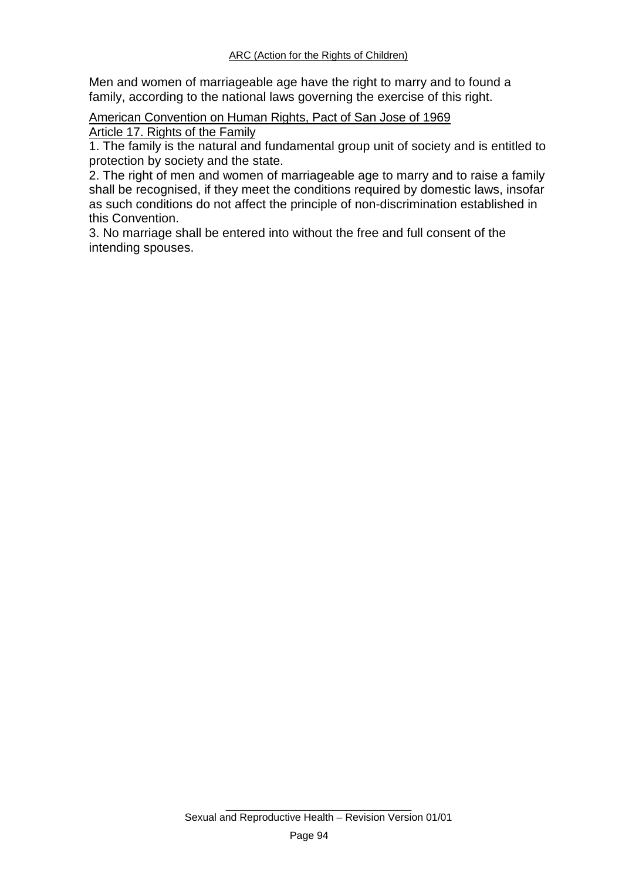Men and women of marriageable age have the right to marry and to found a family, according to the national laws governing the exercise of this right.

American Convention on Human Rights, Pact of San Jose of 1969
Article 17. Rights of the Family

1. The family is the natural and fundamental group unit of society and is entitled to protection by society and the state.
2. The right of men and women of marriageable age to marry and to raise a family shall be recognised, if they meet the conditions required by domestic laws, insofar as such conditions do not affect the principle of non-discrimination established in this Convention.
3. No marriage shall be entered into without the free and full consent of the intending spouses.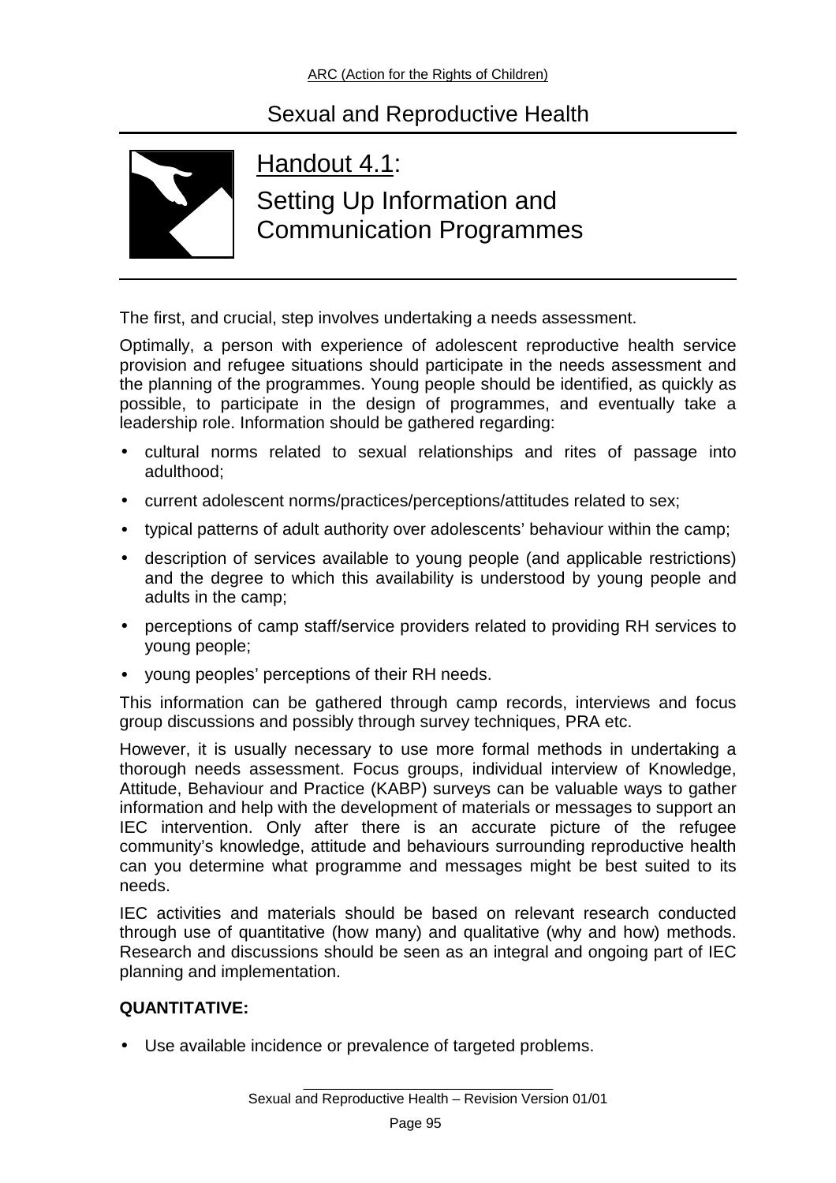# Sexual and Reproductive Health

## Handout 4.1:

## Setting Up Information and Communication Programmes

The first, and crucial, step involves undertaking a needs assessment.

Optimally, a person with experience of adolescent reproductive health service provision and refugee situations should participate in the needs assessment and the planning of the programmes. Young people should be identified, as quickly as possible, to participate in the design of programmes, and eventually take a leadership role. Information should be gathered regarding:

- cultural norms related to sexual relationships and rites of passage into adulthood;
- current adolescent norms/practices/perceptions/attitudes related to sex;
- typical patterns of adult authority over adolescents' behaviour within the camp;
- description of services available to young people (and applicable restrictions) and the degree to which this availability is understood by young people and adults in the camp;
- perceptions of camp staff/service providers related to providing RH services to young people;
- young peoples' perceptions of their RH needs.

This information can be gathered through camp records, interviews and focus group discussions and possibly through survey techniques, PRA etc.

However, it is usually necessary to use more formal methods in undertaking a thorough needs assessment. Focus groups, individual interview of Knowledge, Attitude, Behaviour and Practice (KABP) surveys can be valuable ways to gather information and help with the development of materials or messages to support an IEC intervention. Only after there is an accurate picture of the refugee community's knowledge, attitude and behaviours surrounding reproductive health can you determine what programme and messages might be best suited to its needs.

IEC activities and materials should be based on relevant research conducted through use of quantitative (how many) and qualitative (why and how) methods. Research and discussions should be seen as an integral and ongoing part of IEC planning and implementation.

**QUANTITATIVE:**

- Use available incidence or prevalence of targeted problems.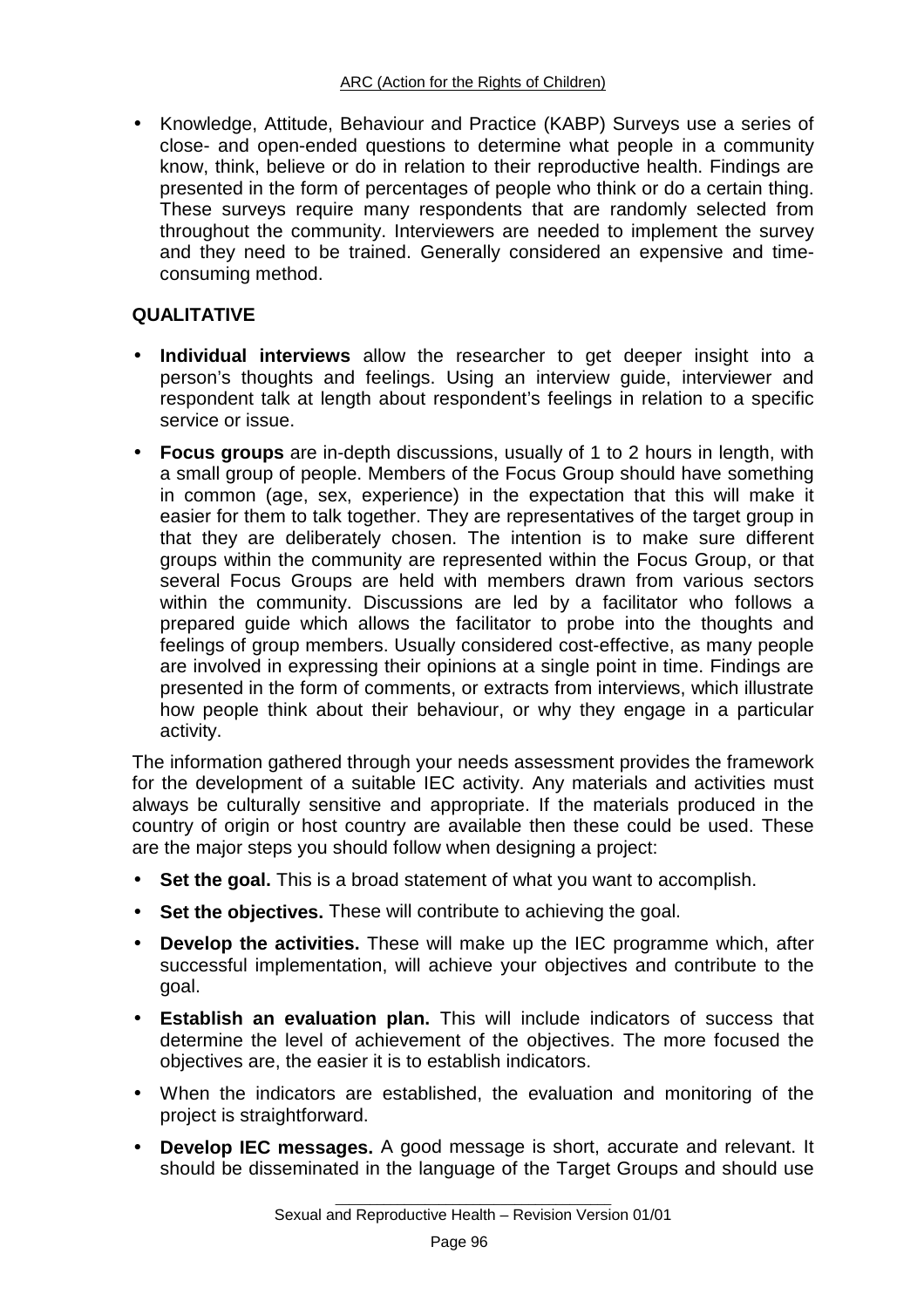- Knowledge, Attitude, Behaviour and Practice (KABP) Surveys use a series of close- and open-ended questions to determine what people in a community know, think, believe or do in relation to their reproductive health. Findings are presented in the form of percentages of people who think or do a certain thing. These surveys require many respondents that are randomly selected from throughout the community. Interviewers are needed to implement the survey and they need to be trained. Generally considered an expensive and time-consuming method.

**QUALITATIVE**

- **Individual interviews** allow the researcher to get deeper insight into a person's thoughts and feelings. Using an interview guide, interviewer and respondent talk at length about respondent's feelings in relation to a specific service or issue.
- **Focus groups** are in-depth discussions, usually of 1 to 2 hours in length, with a small group of people. Members of the Focus Group should have something in common (age, sex, experience) in the expectation that this will make it easier for them to talk together. They are representatives of the target group in that they are deliberately chosen. The intention is to make sure different groups within the community are represented within the Focus Group, or that several Focus Groups are held with members drawn from various sectors within the community. Discussions are led by a facilitator who follows a prepared guide which allows the facilitator to probe into the thoughts and feelings of group members. Usually considered cost-effective, as many people are involved in expressing their opinions at a single point in time. Findings are presented in the form of comments, or extracts from interviews, which illustrate how people think about their behaviour, or why they engage in a particular activity.

The information gathered through your needs assessment provides the framework for the development of a suitable IEC activity. Any materials and activities must always be culturally sensitive and appropriate. If the materials produced in the country of origin or host country are available then these could be used. These are the major steps you should follow when designing a project:

- **Set the goal.** This is a broad statement of what you want to accomplish.
- **Set the objectives.** These will contribute to achieving the goal.
- **Develop the activities.** These will make up the IEC programme which, after successful implementation, will achieve your objectives and contribute to the goal.
- **Establish an evaluation plan.** This will include indicators of success that determine the level of achievement of the objectives. The more focused the objectives are, the easier it is to establish indicators.
- When the indicators are established, the evaluation and monitoring of the project is straightforward.
- **Develop IEC messages.** A good message is short, accurate and relevant. It should be disseminated in the language of the Target Groups and should use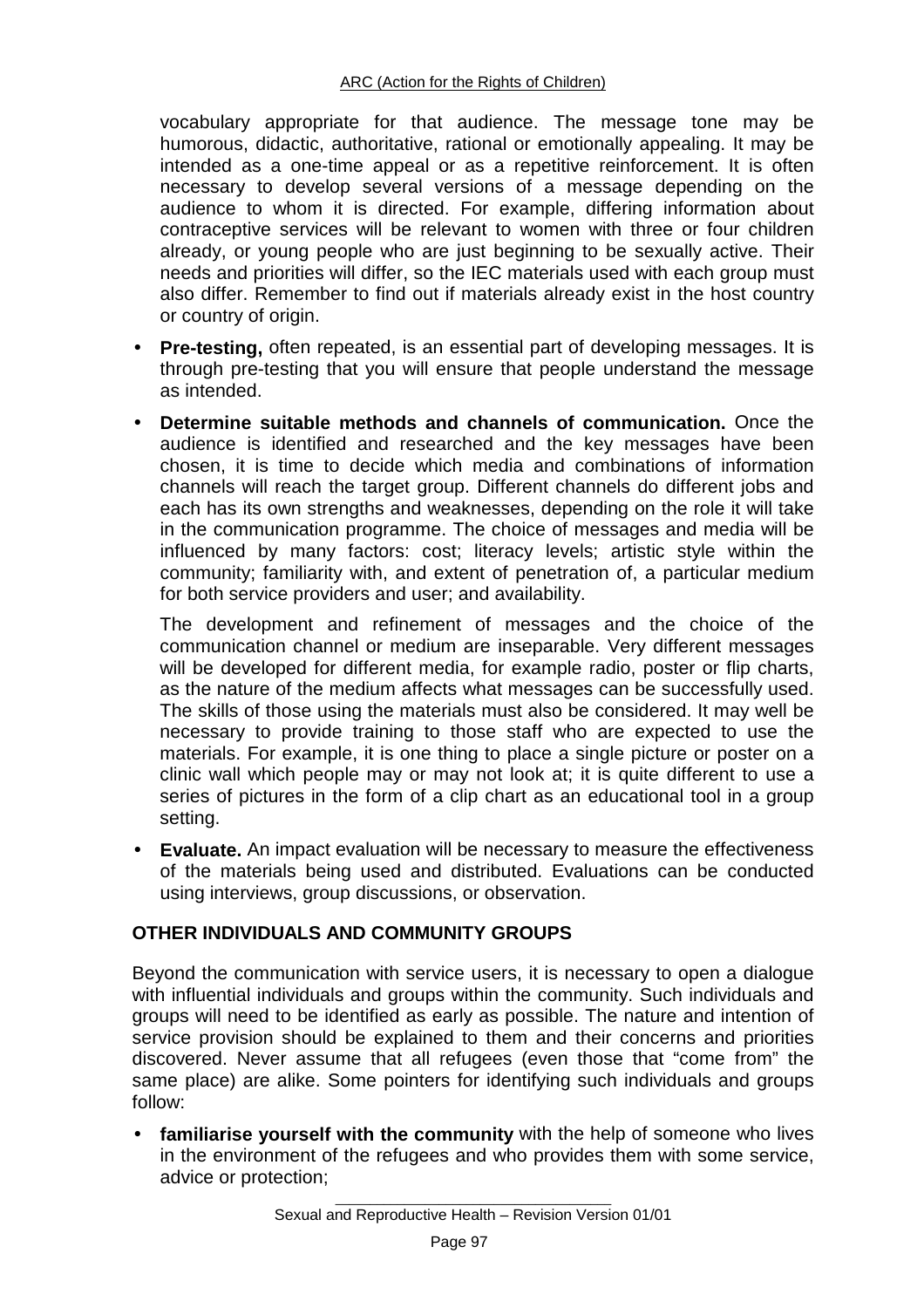vocabulary appropriate for that audience. The message tone may be humorous, didactic, authoritative, rational or emotionally appealing. It may be intended as a one-time appeal or as a repetitive reinforcement. It is often necessary to develop several versions of a message depending on the audience to whom it is directed. For example, differing information about contraceptive services will be relevant to women with three or four children already, or young people who are just beginning to be sexually active. Their needs and priorities will differ, so the IEC materials used with each group must also differ. Remember to find out if materials already exist in the host country or country of origin.

- **Pre-testing,** often repeated, is an essential part of developing messages. It is through pre-testing that you will ensure that people understand the message as intended.
- **Determine suitable methods and channels of communication.** Once the audience is identified and researched and the key messages have been chosen, it is time to decide which media and combinations of information channels will reach the target group. Different channels do different jobs and each has its own strengths and weaknesses, depending on the role it will take in the communication programme. The choice of messages and media will be influenced by many factors: cost; literacy levels; artistic style within the community; familiarity with, and extent of penetration of, a particular medium for both service providers and user; and availability.

  The development and refinement of messages and the choice of the communication channel or medium are inseparable. Very different messages will be developed for different media, for example radio, poster or flip charts, as the nature of the medium affects what messages can be successfully used. The skills of those using the materials must also be considered. It may well be necessary to provide training to those staff who are expected to use the materials. For example, it is one thing to place a single picture or poster on a clinic wall which people may or may not look at; it is quite different to use a series of pictures in the form of a clip chart as an educational tool in a group setting.
- **Evaluate.** An impact evaluation will be necessary to measure the effectiveness of the materials being used and distributed. Evaluations can be conducted using interviews, group discussions, or observation.

## OTHER INDIVIDUALS AND COMMUNITY GROUPS

Beyond the communication with service users, it is necessary to open a dialogue with influential individuals and groups within the community. Such individuals and groups will need to be identified as early as possible. The nature and intention of service provision should be explained to them and their concerns and priorities discovered. Never assume that all refugees (even those that "come from" the same place) are alike. Some pointers for identifying such individuals and groups follow:

- **familiarise yourself with the community** with the help of someone who lives in the environment of the refugees and who provides them with some service, advice or protection;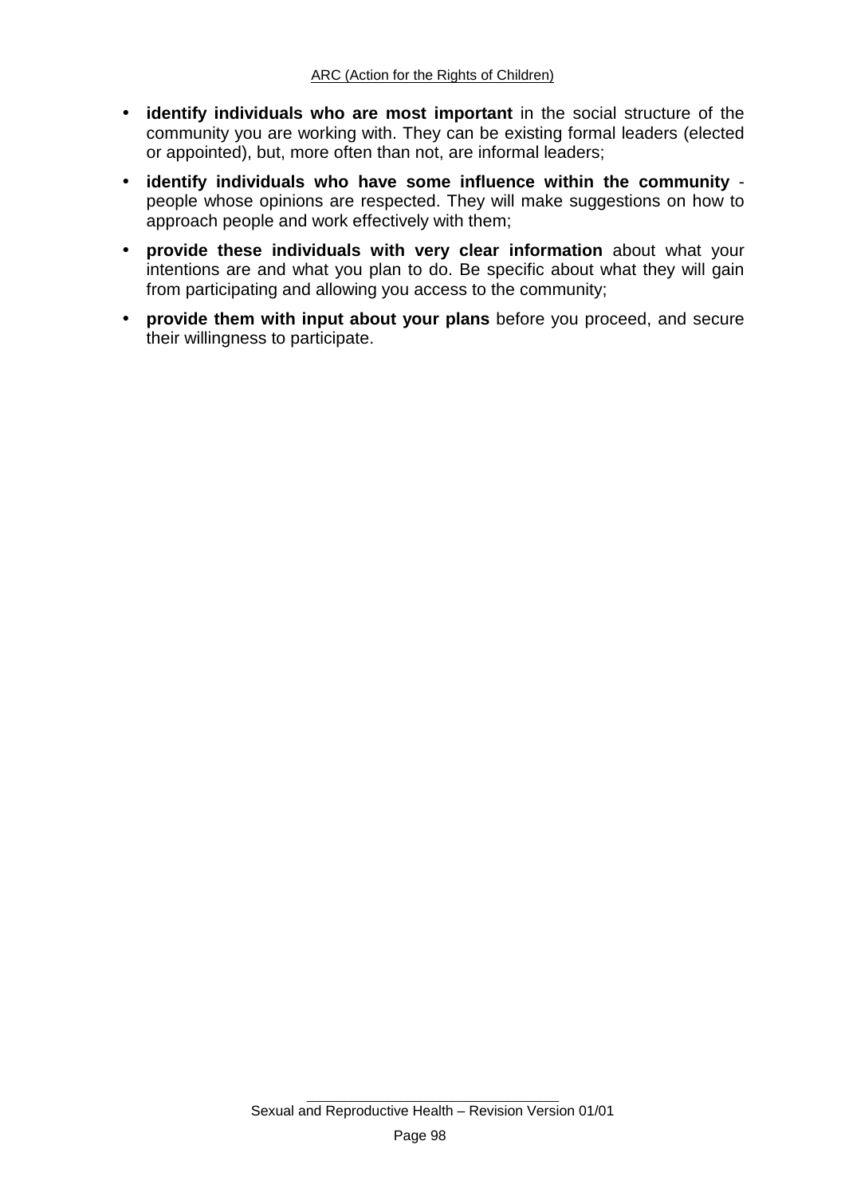- **identify individuals who are most important** in the social structure of the community you are working with. They can be existing formal leaders (elected or appointed), but, more often than not, are informal leaders;
- **identify individuals who have some influence within the community** - people whose opinions are respected. They will make suggestions on how to approach people and work effectively with them;
- **provide these individuals with very clear information** about what your intentions are and what you plan to do. Be specific about what they will gain from participating and allowing you access to the community;
- **provide them with input about your plans** before you proceed, and secure their willingness to participate.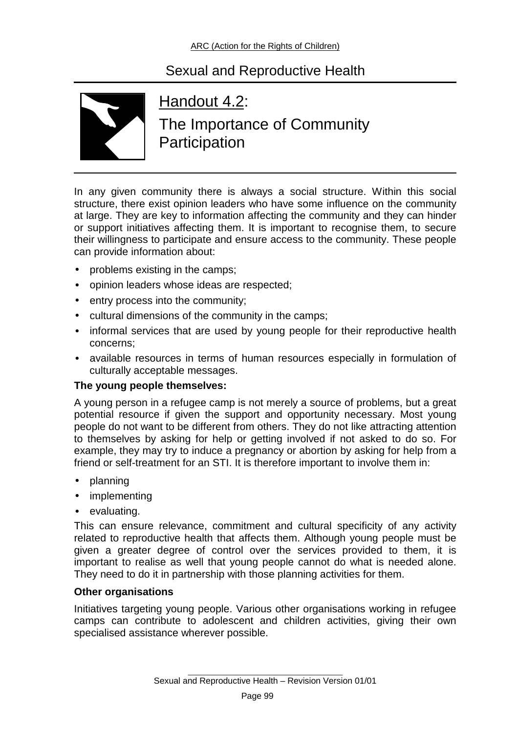# Handout 4.2: The Importance of Community Participation

In any given community there is always a social structure. Within this social structure, there exist opinion leaders who have some influence on the community at large. They are key to information affecting the community and they can hinder or support initiatives affecting them. It is important to recognise them, to secure their willingness to participate and ensure access to the community. These people can provide information about:

- problems existing in the camps;
- opinion leaders whose ideas are respected;
- entry process into the community;
- cultural dimensions of the community in the camps;
- informal services that are used by young people for their reproductive health concerns;
- available resources in terms of human resources especially in formulation of culturally acceptable messages.

**The young people themselves:**

A young person in a refugee camp is not merely a source of problems, but a great potential resource if given the support and opportunity necessary. Most young people do not want to be different from others. They do not like attracting attention to themselves by asking for help or getting involved if not asked to do so. For example, they may try to induce a pregnancy or abortion by asking for help from a friend or self-treatment for an STI. It is therefore important to involve them in:

- planning
- implementing
- evaluating.

This can ensure relevance, commitment and cultural specificity of any activity related to reproductive health that affects them. Although young people must be given a greater degree of control over the services provided to them, it is important to realise as well that young people cannot do what is needed alone. They need to do it in partnership with those planning activities for them.

**Other organisations**

Initiatives targeting young people. Various other organisations working in refugee camps can contribute to adolescent and children activities, giving their own specialised assistance wherever possible.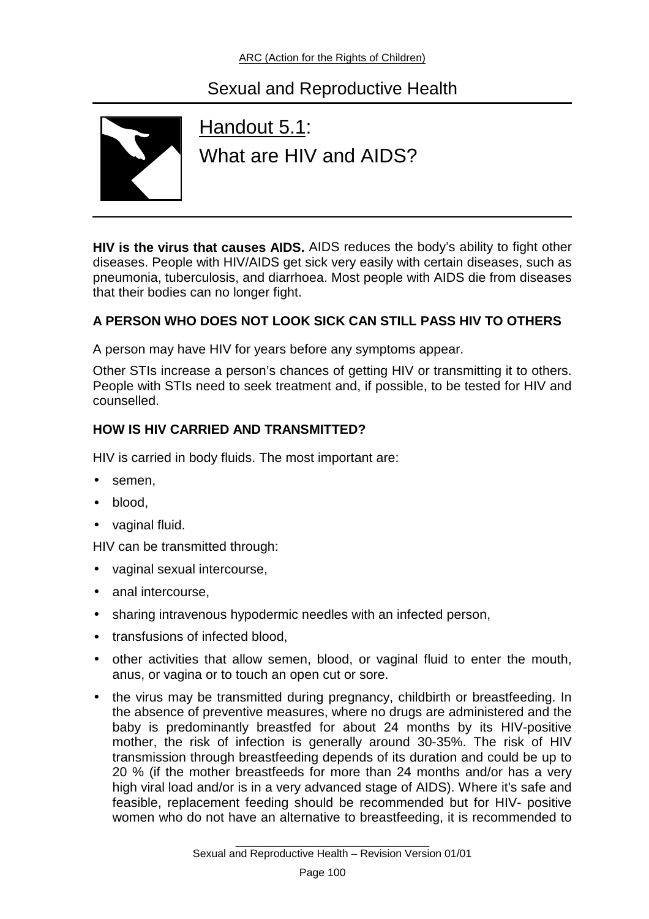## Handout 5.1:
## What are HIV and AIDS?

**HIV is the virus that causes AIDS.** AIDS reduces the body's ability to fight other diseases. People with HIV/AIDS get sick very easily with certain diseases, such as pneumonia, tuberculosis, and diarrhoea. Most people with AIDS die from diseases that their bodies can no longer fight.

### A PERSON WHO DOES NOT LOOK SICK CAN STILL PASS HIV TO OTHERS

A person may have HIV for years before any symptoms appear.

Other STIs increase a person's chances of getting HIV or transmitting it to others. People with STIs need to seek treatment and, if possible, to be tested for HIV and counselled.

### HOW IS HIV CARRIED AND TRANSMITTED?

HIV is carried in body fluids. The most important are:

- semen,
- blood,
- vaginal fluid.

HIV can be transmitted through:

- vaginal sexual intercourse,
- anal intercourse,
- sharing intravenous hypodermic needles with an infected person,
- transfusions of infected blood,
- other activities that allow semen, blood, or vaginal fluid to enter the mouth, anus, or vagina or to touch an open cut or sore.
- the virus may be transmitted during pregnancy, childbirth or breastfeeding. In the absence of preventive measures, where no drugs are administered and the baby is predominantly breastfed for about 24 months by its HIV-positive mother, the risk of infection is generally around 30-35%. The risk of HIV transmission through breastfeeding depends of its duration and could be up to 20 % (if the mother breastfeeds for more than 24 months and/or has a very high viral load and/or is in a very advanced stage of AIDS). Where it's safe and feasible, replacement feeding should be recommended but for HIV- positive women who do not have an alternative to breastfeeding, it is recommended to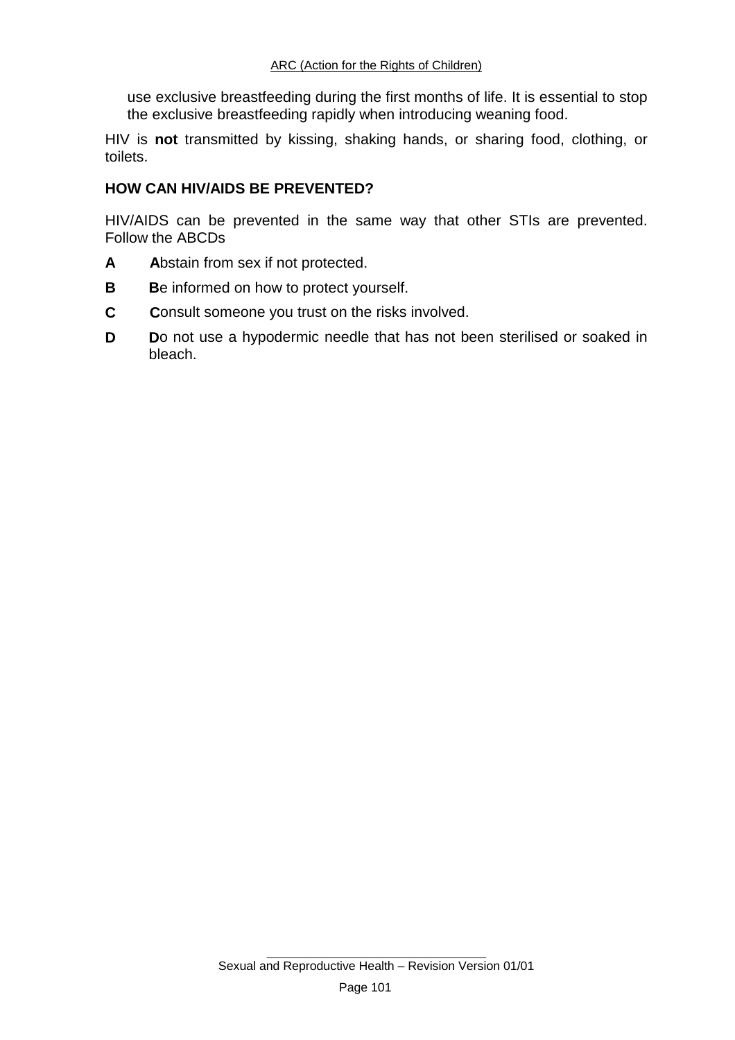use exclusive breastfeeding during the first months of life. It is essential to stop the exclusive breastfeeding rapidly when introducing weaning food.

HIV is **not** transmitted by kissing, shaking hands, or sharing food, clothing, or toilets.

**HOW CAN HIV/AIDS BE PREVENTED?**

HIV/AIDS can be prevented in the same way that other STIs are prevented. Follow the ABCDs

**A** **A**bstain from sex if not protected.

**B** **B**e informed on how to protect yourself.

**C** **C**onsult someone you trust on the risks involved.

**D** **D**o not use a hypodermic needle that has not been sterilised or soaked in bleach.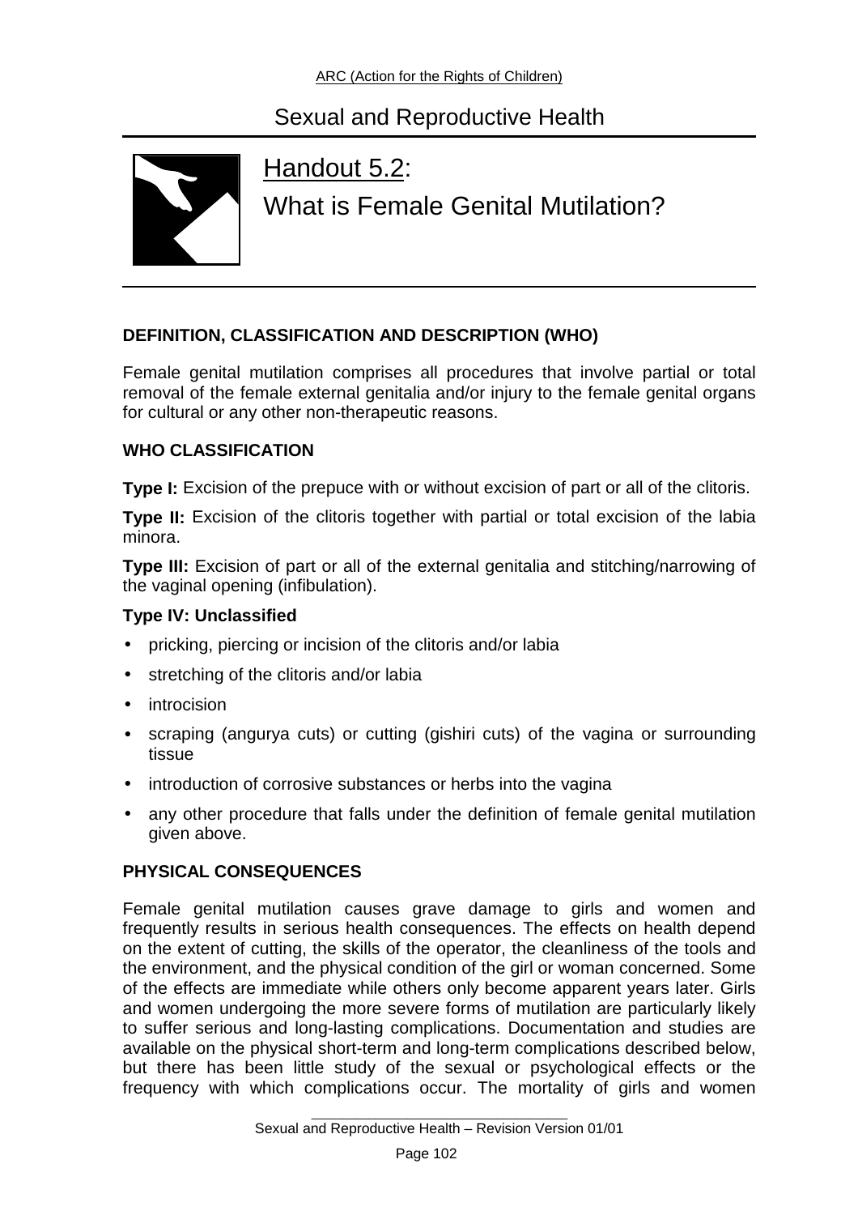# Handout 5.2: What is Female Genital Mutilation?

## DEFINITION, CLASSIFICATION AND DESCRIPTION (WHO)

Female genital mutilation comprises all procedures that involve partial or total removal of the female external genitalia and/or injury to the female genital organs for cultural or any other non-therapeutic reasons.

### WHO CLASSIFICATION

**Type I:** Excision of the prepuce with or without excision of part or all of the clitoris.

**Type II:** Excision of the clitoris together with partial or total excision of the labia minora.

**Type III:** Excision of part or all of the external genitalia and stitching/narrowing of the vaginal opening (infibulation).

**Type IV: Unclassified**

- pricking, piercing or incision of the clitoris and/or labia
- stretching of the clitoris and/or labia
- introcision
- scraping (angurya cuts) or cutting (gishiri cuts) of the vagina or surrounding tissue
- introduction of corrosive substances or herbs into the vagina
- any other procedure that falls under the definition of female genital mutilation given above.

### PHYSICAL CONSEQUENCES

Female genital mutilation causes grave damage to girls and women and frequently results in serious health consequences. The effects on health depend on the extent of cutting, the skills of the operator, the cleanliness of the tools and the environment, and the physical condition of the girl or woman concerned. Some of the effects are immediate while others only become apparent years later. Girls and women undergoing the more severe forms of mutilation are particularly likely to suffer serious and long-lasting complications. Documentation and studies are available on the physical short-term and long-term complications described below, but there has been little study of the sexual or psychological effects or the frequency with which complications occur. The mortality of girls and women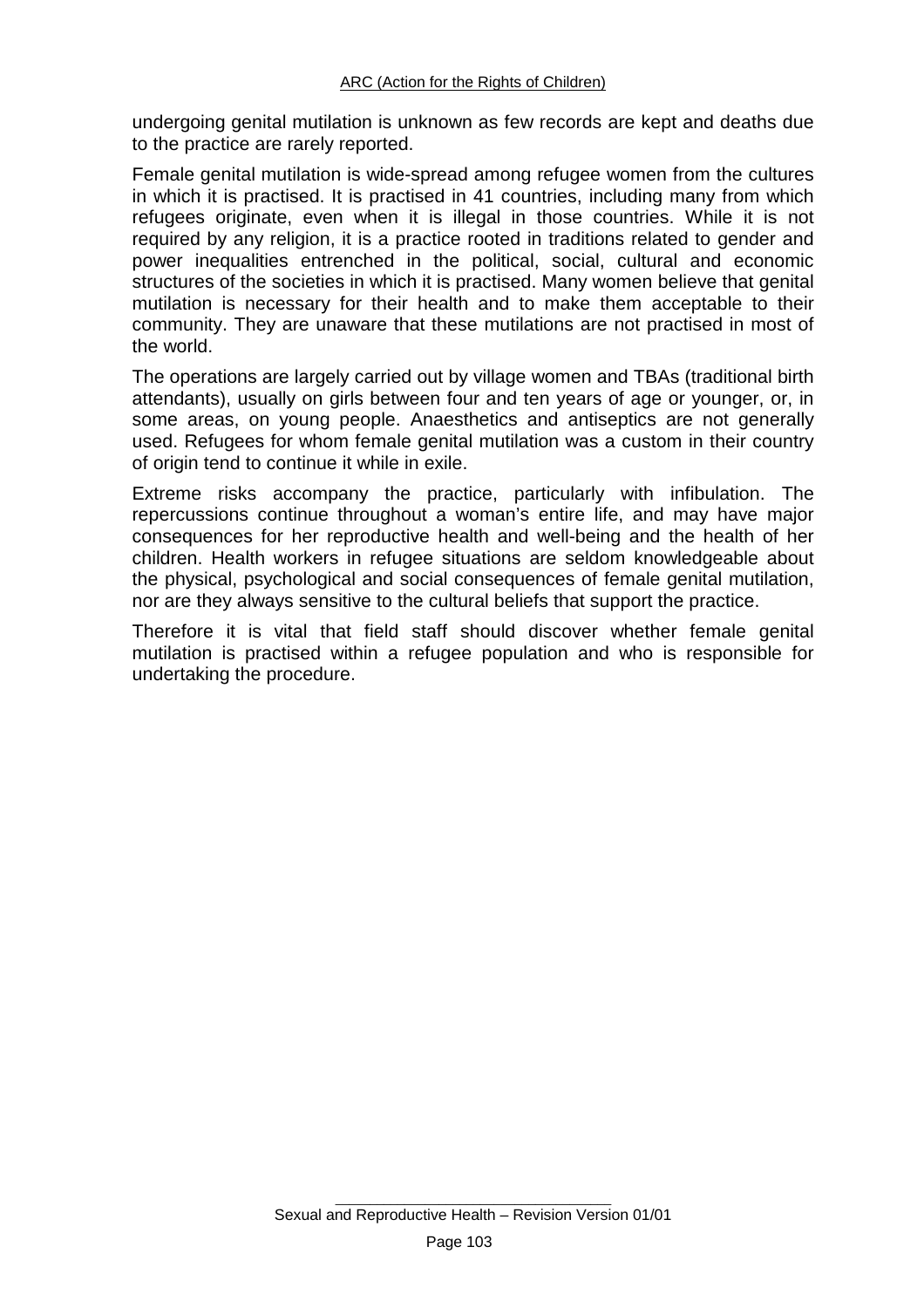undergoing genital mutilation is unknown as few records are kept and deaths due to the practice are rarely reported.

Female genital mutilation is wide-spread among refugee women from the cultures in which it is practised. It is practised in 41 countries, including many from which refugees originate, even when it is illegal in those countries. While it is not required by any religion, it is a practice rooted in traditions related to gender and power inequalities entrenched in the political, social, cultural and economic structures of the societies in which it is practised. Many women believe that genital mutilation is necessary for their health and to make them acceptable to their community. They are unaware that these mutilations are not practised in most of the world.

The operations are largely carried out by village women and TBAs (traditional birth attendants), usually on girls between four and ten years of age or younger, or, in some areas, on young people. Anaesthetics and antiseptics are not generally used. Refugees for whom female genital mutilation was a custom in their country of origin tend to continue it while in exile.

Extreme risks accompany the practice, particularly with infibulation. The repercussions continue throughout a woman's entire life, and may have major consequences for her reproductive health and well-being and the health of her children. Health workers in refugee situations are seldom knowledgeable about the physical, psychological and social consequences of female genital mutilation, nor are they always sensitive to the cultural beliefs that support the practice.

Therefore it is vital that field staff should discover whether female genital mutilation is practised within a refugee population and who is responsible for undertaking the procedure.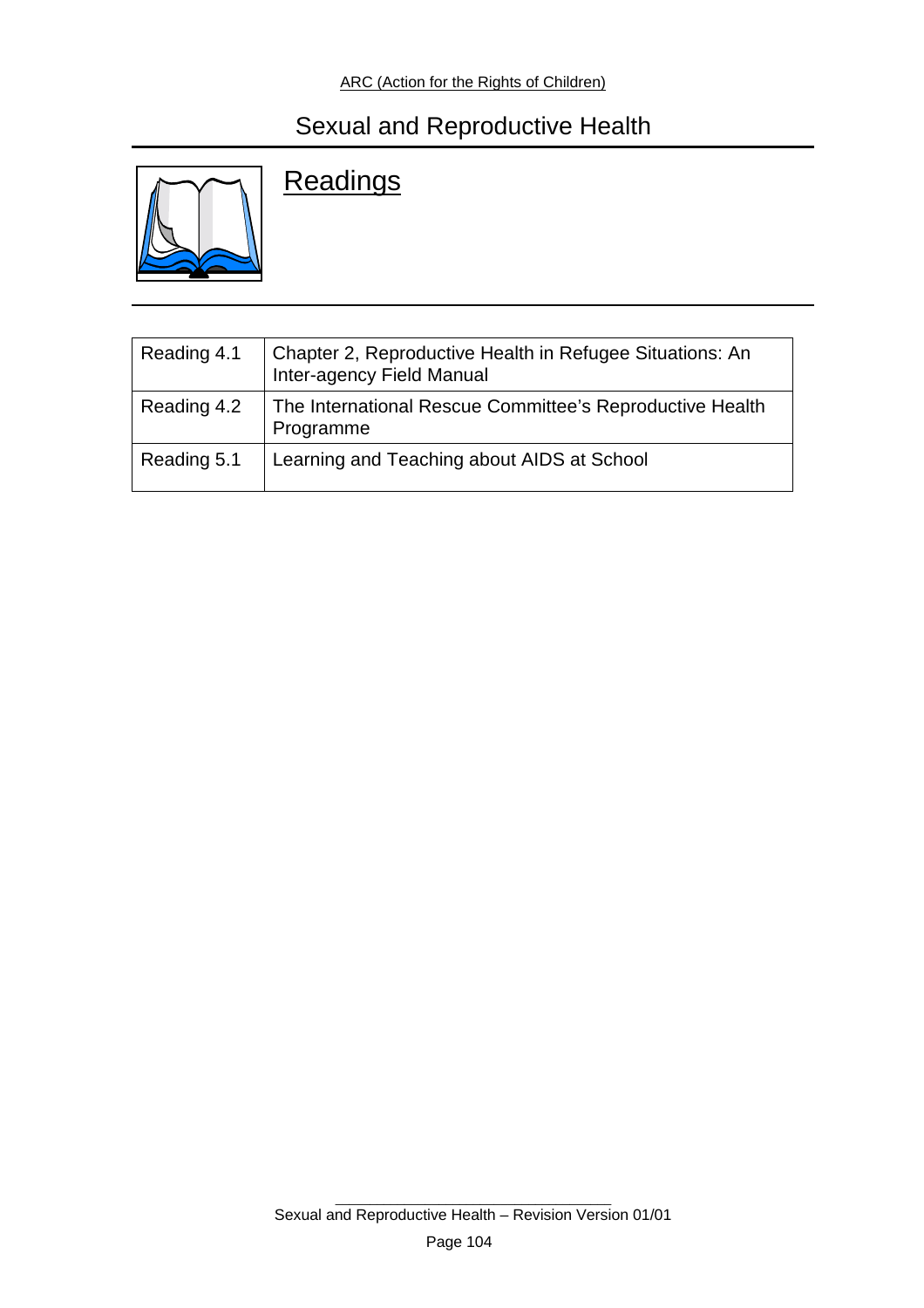# Sexual and Reproductive Health

## Readings

| | |
|---|---|
| Reading 4.1 | Chapter 2, Reproductive Health in Refugee Situations: An Inter-agency Field Manual |
| Reading 4.2 | The International Rescue Committee's Reproductive Health Programme |
| Reading 5.1 | Learning and Teaching about AIDS at School |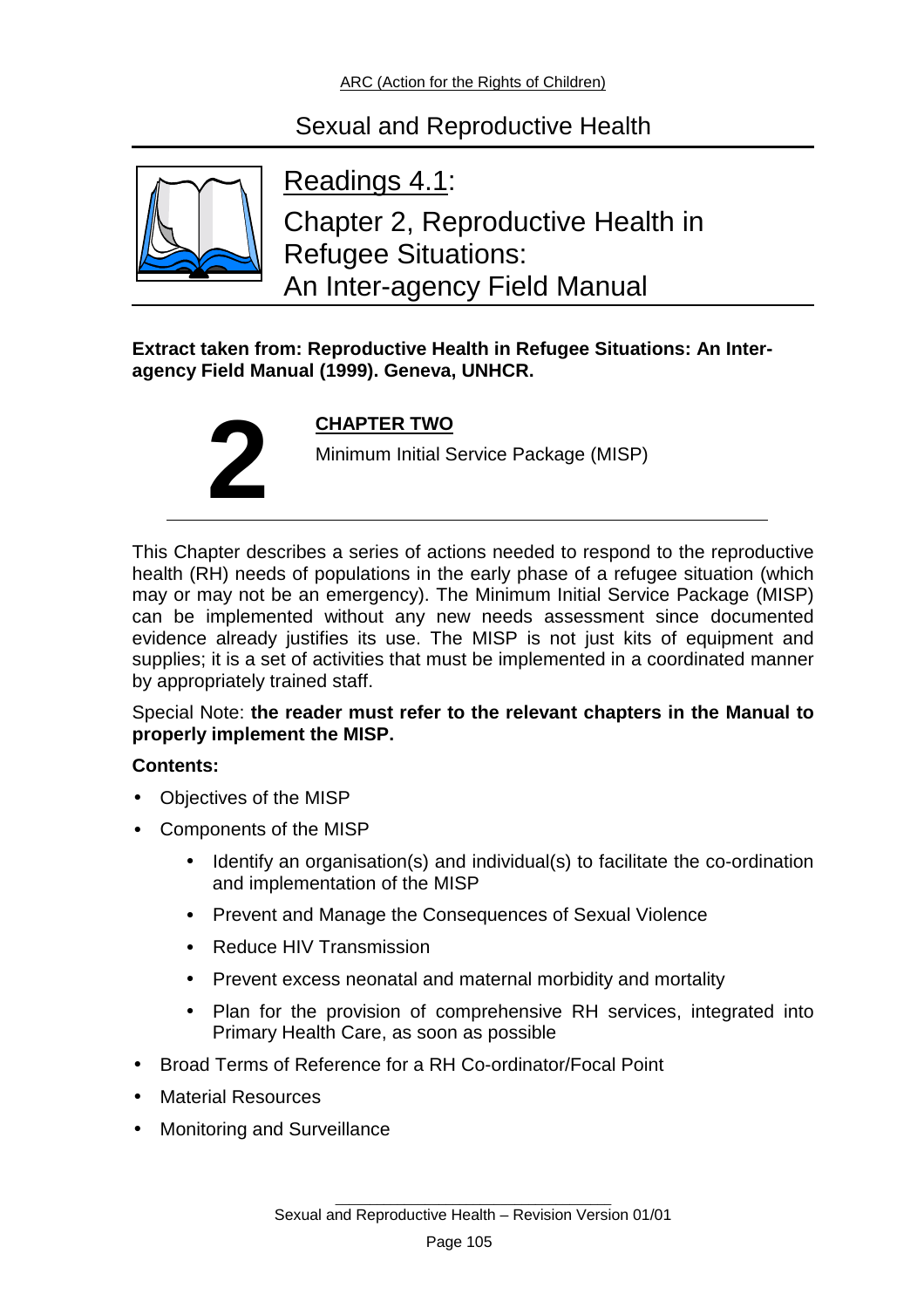# Readings 4.1:

## Chapter 2, Reproductive Health in Refugee Situations: An Inter-agency Field Manual

**Extract taken from: Reproductive Health in Refugee Situations: An Inter-agency Field Manual (1999). Geneva, UNHCR.**

# 2

**CHAPTER TWO**

Minimum Initial Service Package (MISP)

---

This Chapter describes a series of actions needed to respond to the reproductive health (RH) needs of populations in the early phase of a refugee situation (which may or may not be an emergency). The Minimum Initial Service Package (MISP) can be implemented without any new needs assessment since documented evidence already justifies its use. The MISP is not just kits of equipment and supplies; it is a set of activities that must be implemented in a coordinated manner by appropriately trained staff.

Special Note: **the reader must refer to the relevant chapters in the Manual to properly implement the MISP.**

**Contents:**

- Objectives of the MISP
- Components of the MISP
    - Identify an organisation(s) and individual(s) to facilitate the co-ordination and implementation of the MISP
    - Prevent and Manage the Consequences of Sexual Violence
    - Reduce HIV Transmission
    - Prevent excess neonatal and maternal morbidity and mortality
    - Plan for the provision of comprehensive RH services, integrated into Primary Health Care, as soon as possible
- Broad Terms of Reference for a RH Co-ordinator/Focal Point
- Material Resources
- Monitoring and Surveillance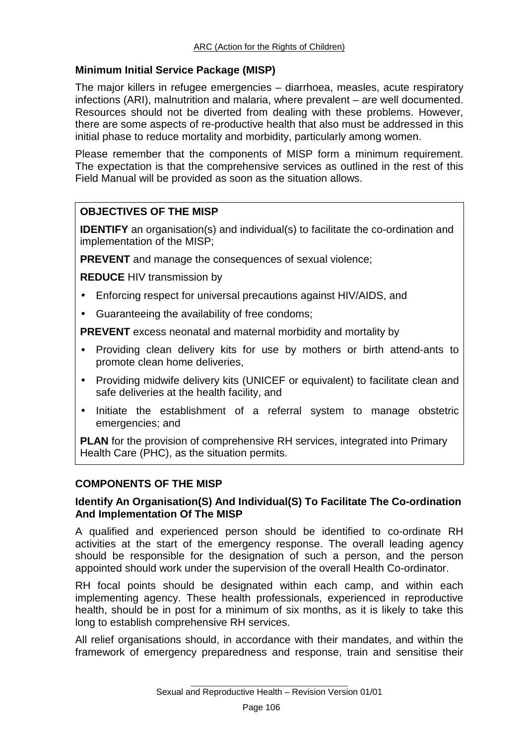## Minimum Initial Service Package (MISP)

The major killers in refugee emergencies – diarrhoea, measles, acute respiratory infections (ARI), malnutrition and malaria, where prevalent – are well documented. Resources should not be diverted from dealing with these problems. However, there are some aspects of re-productive health that also must be addressed in this initial phase to reduce mortality and morbidity, particularly among women.

Please remember that the components of MISP form a minimum requirement. The expectation is that the comprehensive services as outlined in the rest of this Field Manual will be provided as soon as the situation allows.

> **OBJECTIVES OF THE MISP**
>
> **IDENTIFY** an organisation(s) and individual(s) to facilitate the co-ordination and implementation of the MISP;
>
> **PREVENT** and manage the consequences of sexual violence;
>
> **REDUCE** HIV transmission by
>
> - Enforcing respect for universal precautions against HIV/AIDS, and
> - Guaranteeing the availability of free condoms;
>
> **PREVENT** excess neonatal and maternal morbidity and mortality by
>
> - Providing clean delivery kits for use by mothers or birth attend-ants to promote clean home deliveries,
> - Providing midwife delivery kits (UNICEF or equivalent) to facilitate clean and safe deliveries at the health facility, and
> - Initiate the establishment of a referral system to manage obstetric emergencies; and
>
> **PLAN** for the provision of comprehensive RH services, integrated into Primary Health Care (PHC), as the situation permits.

## COMPONENTS OF THE MISP

### Identify An Organisation(S) And Individual(S) To Facilitate The Co-ordination And Implementation Of The MISP

A qualified and experienced person should be identified to co-ordinate RH activities at the start of the emergency response. The overall leading agency should be responsible for the designation of such a person, and the person appointed should work under the supervision of the overall Health Co-ordinator.

RH focal points should be designated within each camp, and within each implementing agency. These health professionals, experienced in reproductive health, should be in post for a minimum of six months, as it is likely to take this long to establish comprehensive RH services.

All relief organisations should, in accordance with their mandates, and within the framework of emergency preparedness and response, train and sensitise their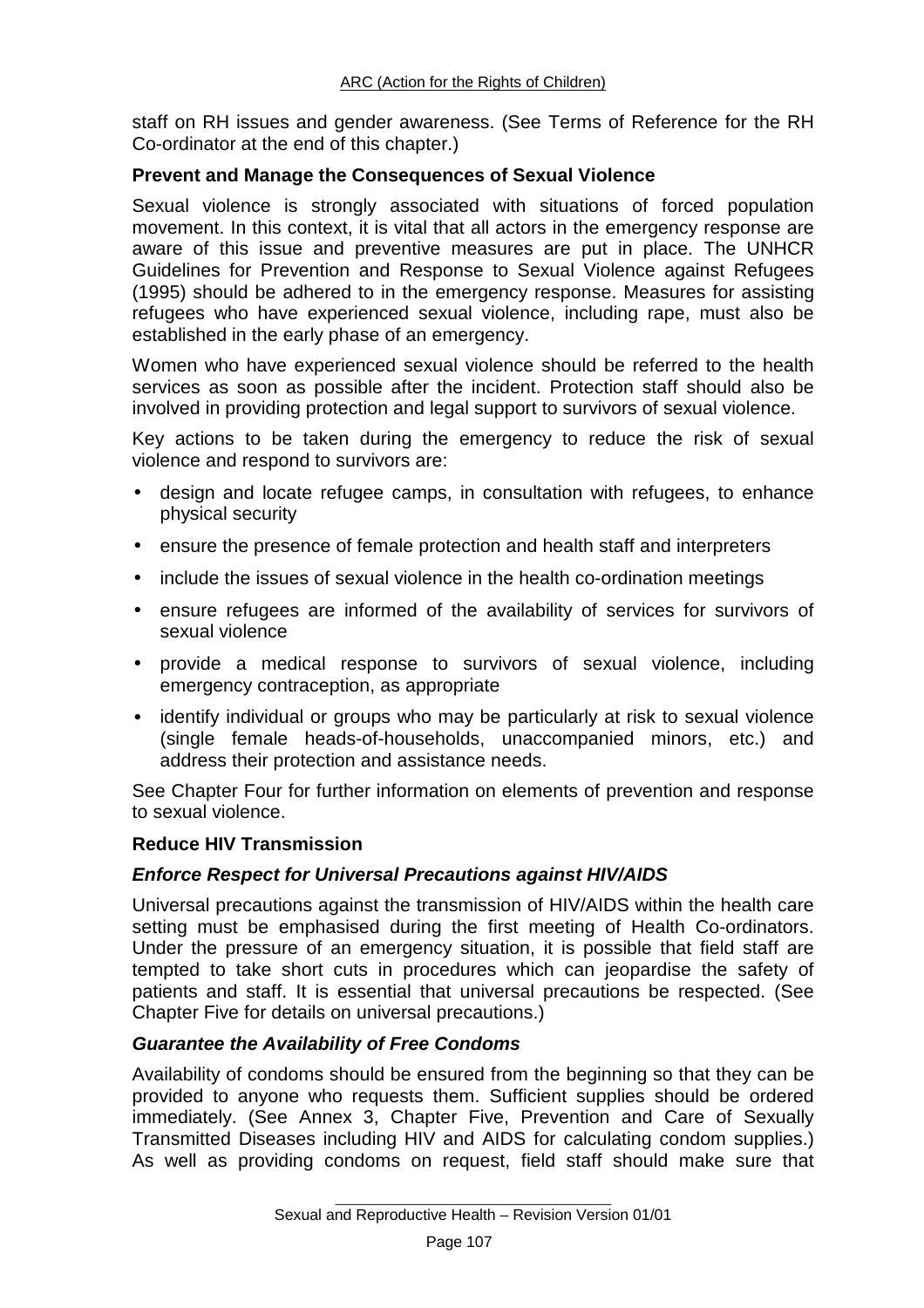staff on RH issues and gender awareness. (See Terms of Reference for the RH Co-ordinator at the end of this chapter.)

**Prevent and Manage the Consequences of Sexual Violence**

Sexual violence is strongly associated with situations of forced population movement. In this context, it is vital that all actors in the emergency response are aware of this issue and preventive measures are put in place. The UNHCR Guidelines for Prevention and Response to Sexual Violence against Refugees (1995) should be adhered to in the emergency response. Measures for assisting refugees who have experienced sexual violence, including rape, must also be established in the early phase of an emergency.

Women who have experienced sexual violence should be referred to the health services as soon as possible after the incident. Protection staff should also be involved in providing protection and legal support to survivors of sexual violence.

Key actions to be taken during the emergency to reduce the risk of sexual violence and respond to survivors are:

- design and locate refugee camps, in consultation with refugees, to enhance physical security
- ensure the presence of female protection and health staff and interpreters
- include the issues of sexual violence in the health co-ordination meetings
- ensure refugees are informed of the availability of services for survivors of sexual violence
- provide a medical response to survivors of sexual violence, including emergency contraception, as appropriate
- identify individual or groups who may be particularly at risk to sexual violence (single female heads-of-households, unaccompanied minors, etc.) and address their protection and assistance needs.

See Chapter Four for further information on elements of prevention and response to sexual violence.

**Reduce HIV Transmission**

***Enforce Respect for Universal Precautions against HIV/AIDS***

Universal precautions against the transmission of HIV/AIDS within the health care setting must be emphasised during the first meeting of Health Co-ordinators. Under the pressure of an emergency situation, it is possible that field staff are tempted to take short cuts in procedures which can jeopardise the safety of patients and staff. It is essential that universal precautions be respected. (See Chapter Five for details on universal precautions.)

***Guarantee the Availability of Free Condoms***

Availability of condoms should be ensured from the beginning so that they can be provided to anyone who requests them. Sufficient supplies should be ordered immediately. (See Annex 3, Chapter Five, Prevention and Care of Sexually Transmitted Diseases including HIV and AIDS for calculating condom supplies.) As well as providing condoms on request, field staff should make sure that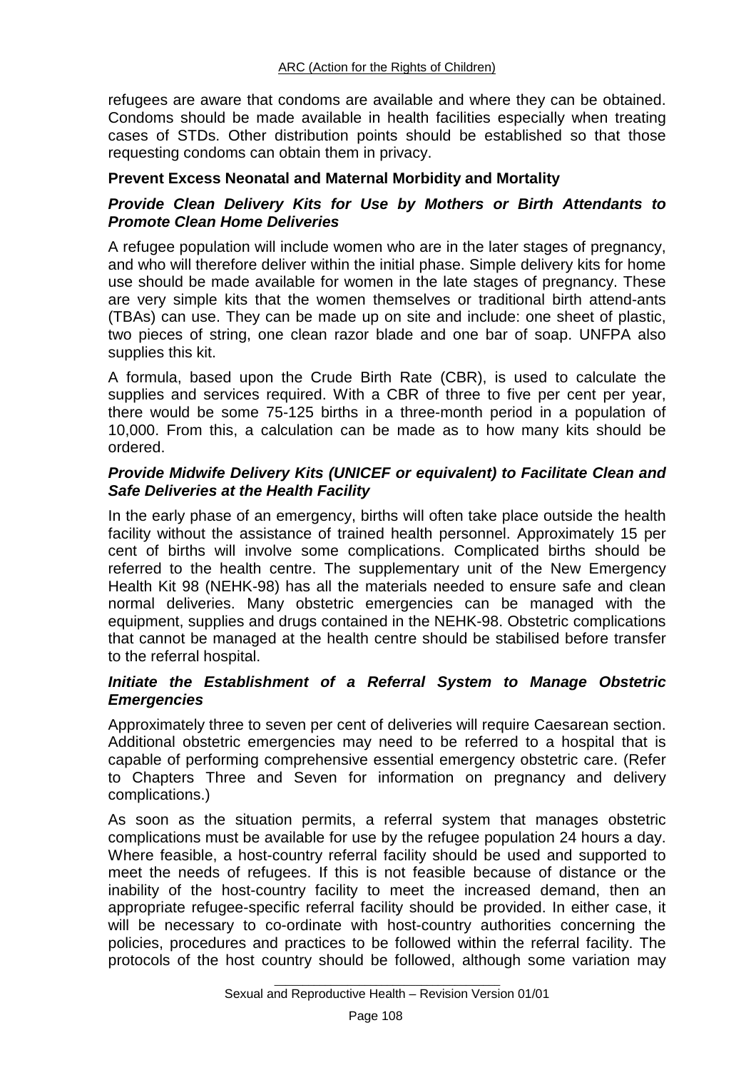refugees are aware that condoms are available and where they can be obtained. Condoms should be made available in health facilities especially when treating cases of STDs. Other distribution points should be established so that those requesting condoms can obtain them in privacy.

**Prevent Excess Neonatal and Maternal Morbidity and Mortality**

***Provide Clean Delivery Kits for Use by Mothers or Birth Attendants to Promote Clean Home Deliveries***

A refugee population will include women who are in the later stages of pregnancy, and who will therefore deliver within the initial phase. Simple delivery kits for home use should be made available for women in the late stages of pregnancy. These are very simple kits that the women themselves or traditional birth attend-ants (TBAs) can use. They can be made up on site and include: one sheet of plastic, two pieces of string, one clean razor blade and one bar of soap. UNFPA also supplies this kit.

A formula, based upon the Crude Birth Rate (CBR), is used to calculate the supplies and services required. With a CBR of three to five per cent per year, there would be some 75-125 births in a three-month period in a population of 10,000. From this, a calculation can be made as to how many kits should be ordered.

***Provide Midwife Delivery Kits (UNICEF or equivalent) to Facilitate Clean and Safe Deliveries at the Health Facility***

In the early phase of an emergency, births will often take place outside the health facility without the assistance of trained health personnel. Approximately 15 per cent of births will involve some complications. Complicated births should be referred to the health centre. The supplementary unit of the New Emergency Health Kit 98 (NEHK-98) has all the materials needed to ensure safe and clean normal deliveries. Many obstetric emergencies can be managed with the equipment, supplies and drugs contained in the NEHK-98. Obstetric complications that cannot be managed at the health centre should be stabilised before transfer to the referral hospital.

***Initiate the Establishment of a Referral System to Manage Obstetric Emergencies***

Approximately three to seven per cent of deliveries will require Caesarean section. Additional obstetric emergencies may need to be referred to a hospital that is capable of performing comprehensive essential emergency obstetric care. (Refer to Chapters Three and Seven for information on pregnancy and delivery complications.)

As soon as the situation permits, a referral system that manages obstetric complications must be available for use by the refugee population 24 hours a day. Where feasible, a host-country referral facility should be used and supported to meet the needs of refugees. If this is not feasible because of distance or the inability of the host-country facility to meet the increased demand, then an appropriate refugee-specific referral facility should be provided. In either case, it will be necessary to co-ordinate with host-country authorities concerning the policies, procedures and practices to be followed within the referral facility. The protocols of the host country should be followed, although some variation may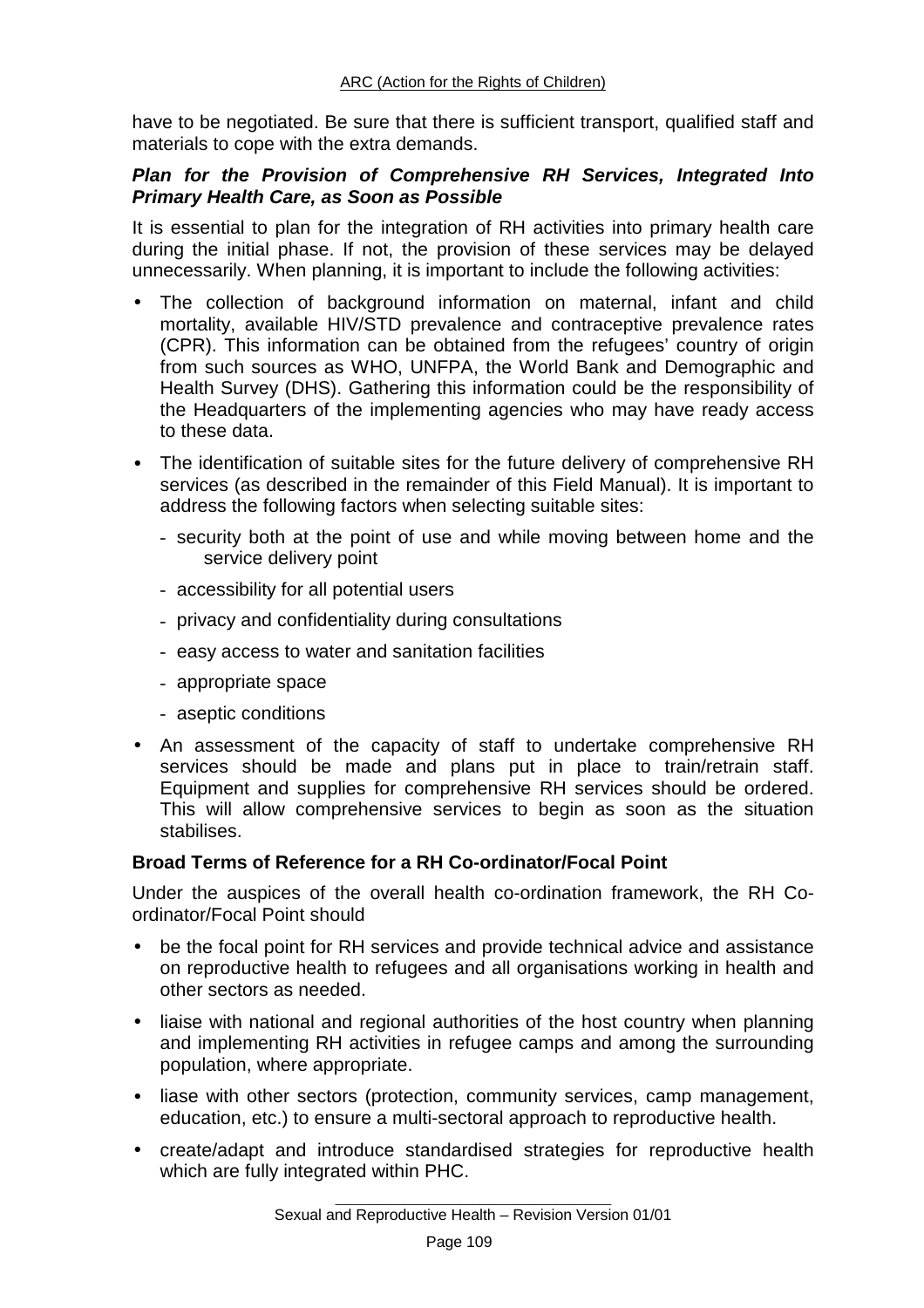have to be negotiated. Be sure that there is sufficient transport, qualified staff and materials to cope with the extra demands.

***Plan for the Provision of Comprehensive RH Services, Integrated Into Primary Health Care, as Soon as Possible***

It is essential to plan for the integration of RH activities into primary health care during the initial phase. If not, the provision of these services may be delayed unnecessarily. When planning, it is important to include the following activities:

- The collection of background information on maternal, infant and child mortality, available HIV/STD prevalence and contraceptive prevalence rates (CPR). This information can be obtained from the refugees' country of origin from such sources as WHO, UNFPA, the World Bank and Demographic and Health Survey (DHS). Gathering this information could be the responsibility of the Headquarters of the implementing agencies who may have ready access to these data.
- The identification of suitable sites for the future delivery of comprehensive RH services (as described in the remainder of this Field Manual). It is important to address the following factors when selecting suitable sites:
  - security both at the point of use and while moving between home and the service delivery point
  - accessibility for all potential users
  - privacy and confidentiality during consultations
  - easy access to water and sanitation facilities
  - appropriate space
  - aseptic conditions
- An assessment of the capacity of staff to undertake comprehensive RH services should be made and plans put in place to train/retrain staff. Equipment and supplies for comprehensive RH services should be ordered. This will allow comprehensive services to begin as soon as the situation stabilises.

**Broad Terms of Reference for a RH Co-ordinator/Focal Point**

Under the auspices of the overall health co-ordination framework, the RH Co-ordinator/Focal Point should

- be the focal point for RH services and provide technical advice and assistance on reproductive health to refugees and all organisations working in health and other sectors as needed.
- liaise with national and regional authorities of the host country when planning and implementing RH activities in refugee camps and among the surrounding population, where appropriate.
- liase with other sectors (protection, community services, camp management, education, etc.) to ensure a multi-sectoral approach to reproductive health.
- create/adapt and introduce standardised strategies for reproductive health which are fully integrated within PHC.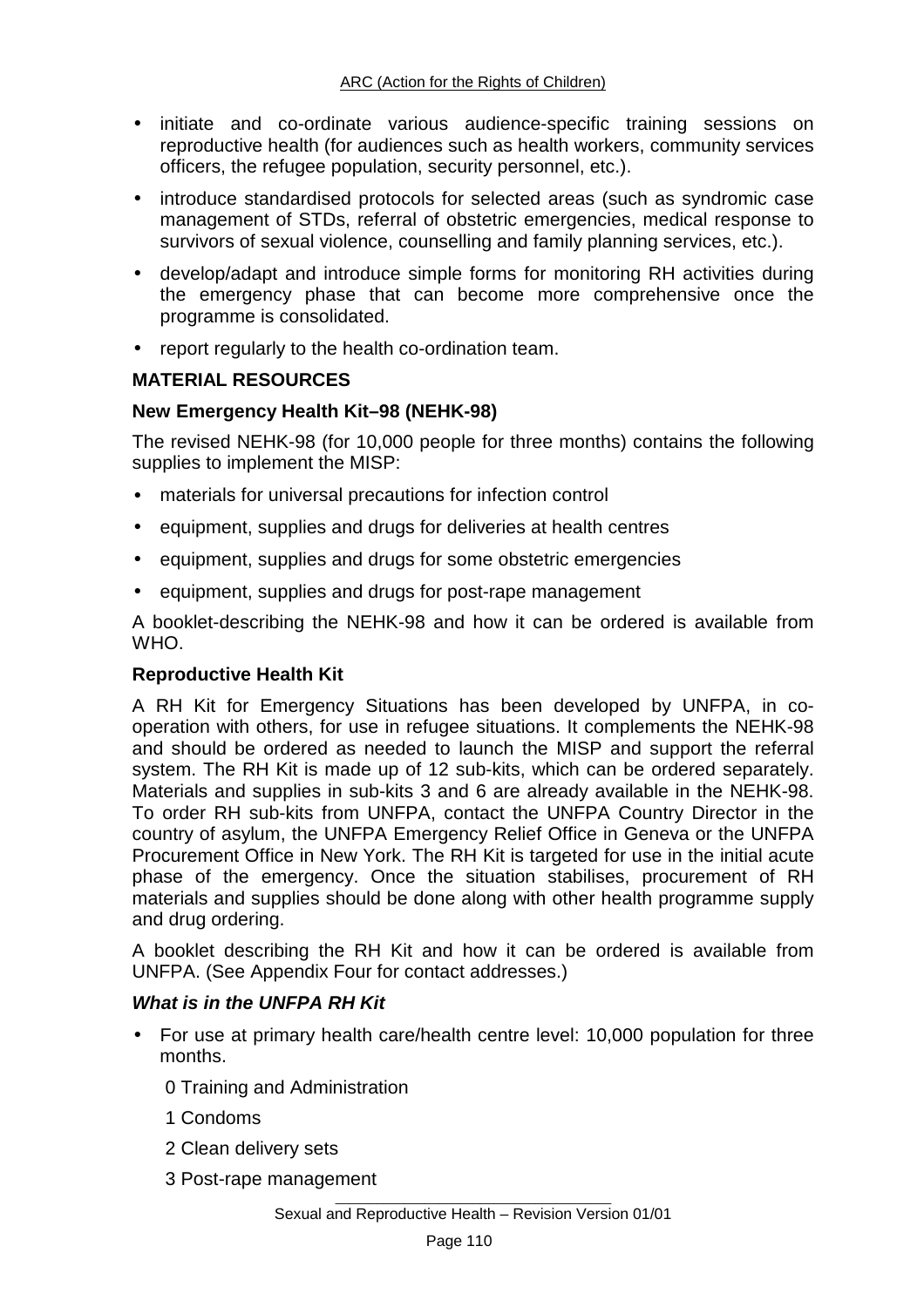- initiate and co-ordinate various audience-specific training sessions on reproductive health (for audiences such as health workers, community services officers, the refugee population, security personnel, etc.).
- introduce standardised protocols for selected areas (such as syndromic case management of STDs, referral of obstetric emergencies, medical response to survivors of sexual violence, counselling and family planning services, etc.).
- develop/adapt and introduce simple forms for monitoring RH activities during the emergency phase that can become more comprehensive once the programme is consolidated.
- report regularly to the health co-ordination team.

## MATERIAL RESOURCES

### New Emergency Health Kit–98 (NEHK-98)

The revised NEHK-98 (for 10,000 people for three months) contains the following supplies to implement the MISP:

- materials for universal precautions for infection control
- equipment, supplies and drugs for deliveries at health centres
- equipment, supplies and drugs for some obstetric emergencies
- equipment, supplies and drugs for post-rape management

A booklet-describing the NEHK-98 and how it can be ordered is available from WHO.

### Reproductive Health Kit

A RH Kit for Emergency Situations has been developed by UNFPA, in co-operation with others, for use in refugee situations. It complements the NEHK-98 and should be ordered as needed to launch the MISP and support the referral system. The RH Kit is made up of 12 sub-kits, which can be ordered separately. Materials and supplies in sub-kits 3 and 6 are already available in the NEHK-98. To order RH sub-kits from UNFPA, contact the UNFPA Country Director in the country of asylum, the UNFPA Emergency Relief Office in Geneva or the UNFPA Procurement Office in New York. The RH Kit is targeted for use in the initial acute phase of the emergency. Once the situation stabilises, procurement of RH materials and supplies should be done along with other health programme supply and drug ordering.

A booklet describing the RH Kit and how it can be ordered is available from UNFPA. (See Appendix Four for contact addresses.)

#### *What is in the UNFPA RH Kit*

- For use at primary health care/health centre level: 10,000 population for three months.

  0 Training and Administration

  1 Condoms

  2 Clean delivery sets

  3 Post-rape management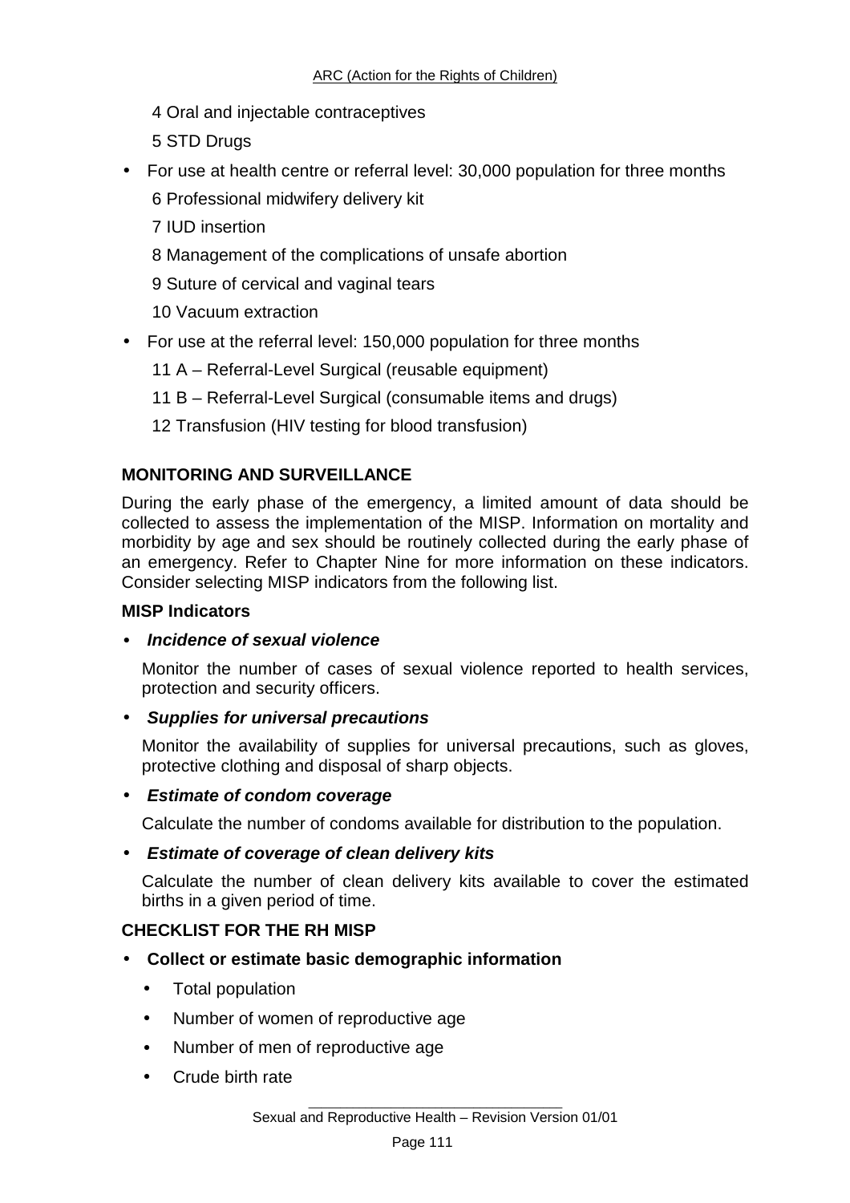4 Oral and injectable contraceptives

5 STD Drugs

- For use at health centre or referral level: 30,000 population for three months

  6 Professional midwifery delivery kit

  7 IUD insertion

  8 Management of the complications of unsafe abortion

  9 Suture of cervical and vaginal tears

  10 Vacuum extraction

- For use at the referral level: 150,000 population for three months

  11 A – Referral-Level Surgical (reusable equipment)

  11 B – Referral-Level Surgical (consumable items and drugs)

  12 Transfusion (HIV testing for blood transfusion)

## MONITORING AND SURVEILLANCE

During the early phase of the emergency, a limited amount of data should be collected to assess the implementation of the MISP. Information on mortality and morbidity by age and sex should be routinely collected during the early phase of an emergency. Refer to Chapter Nine for more information on these indicators. Consider selecting MISP indicators from the following list.

### MISP Indicators

- ***Incidence of sexual violence***

  Monitor the number of cases of sexual violence reported to health services, protection and security officers.

- ***Supplies for universal precautions***

  Monitor the availability of supplies for universal precautions, such as gloves, protective clothing and disposal of sharp objects.

- ***Estimate of condom coverage***

  Calculate the number of condoms available for distribution to the population.

- ***Estimate of coverage of clean delivery kits***

  Calculate the number of clean delivery kits available to cover the estimated births in a given period of time.

## CHECKLIST FOR THE RH MISP

- **Collect or estimate basic demographic information**
  - Total population
  - Number of women of reproductive age
  - Number of men of reproductive age
  - Crude birth rate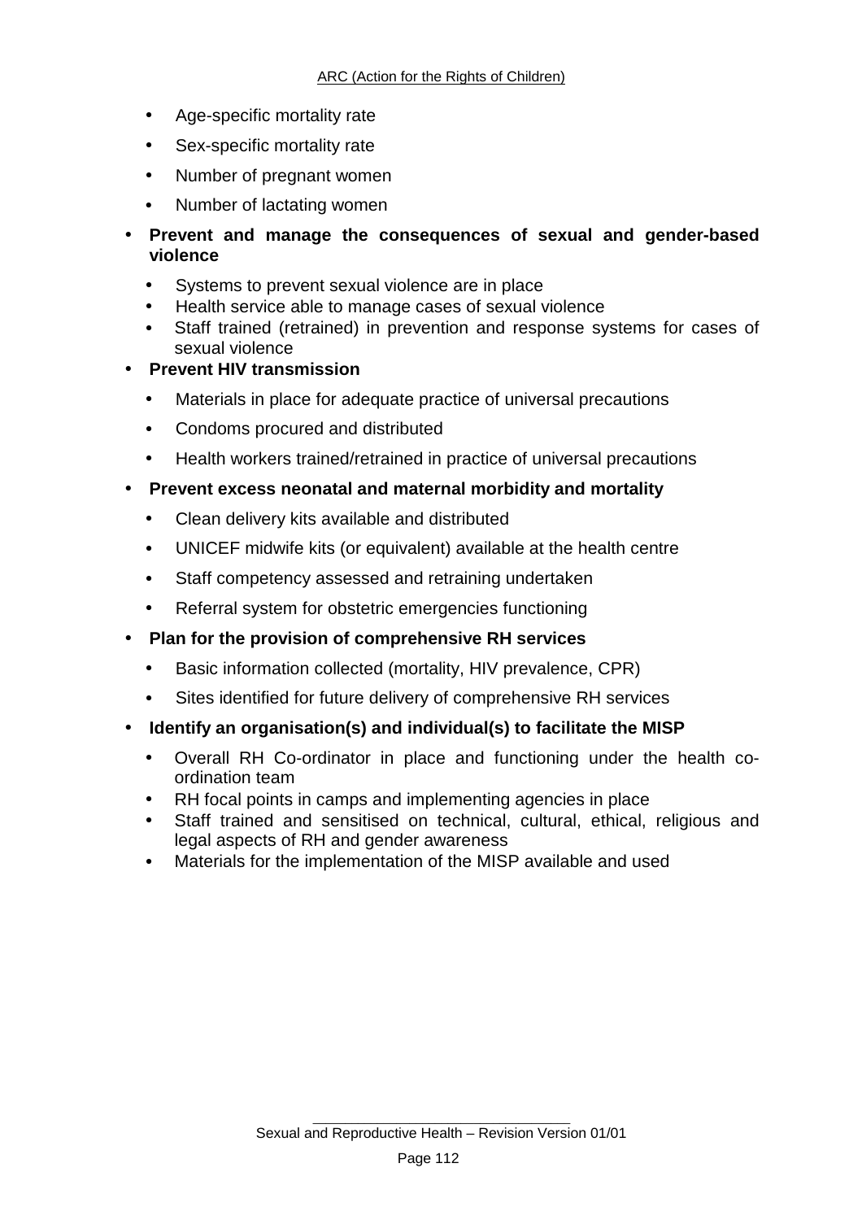- Age-specific mortality rate
- Sex-specific mortality rate
- Number of pregnant women
- Number of lactating women

- **Prevent and manage the consequences of sexual and gender-based violence**
  - Systems to prevent sexual violence are in place
  - Health service able to manage cases of sexual violence
  - Staff trained (retrained) in prevention and response systems for cases of sexual violence
- **Prevent HIV transmission**
  - Materials in place for adequate practice of universal precautions
  - Condoms procured and distributed
  - Health workers trained/retrained in practice of universal precautions
- **Prevent excess neonatal and maternal morbidity and mortality**
  - Clean delivery kits available and distributed
  - UNICEF midwife kits (or equivalent) available at the health centre
  - Staff competency assessed and retraining undertaken
  - Referral system for obstetric emergencies functioning
- **Plan for the provision of comprehensive RH services**
  - Basic information collected (mortality, HIV prevalence, CPR)
  - Sites identified for future delivery of comprehensive RH services
- **Identify an organisation(s) and individual(s) to facilitate the MISP**
  - Overall RH Co-ordinator in place and functioning under the health co-ordination team
  - RH focal points in camps and implementing agencies in place
  - Staff trained and sensitised on technical, cultural, ethical, religious and legal aspects of RH and gender awareness
  - Materials for the implementation of the MISP available and used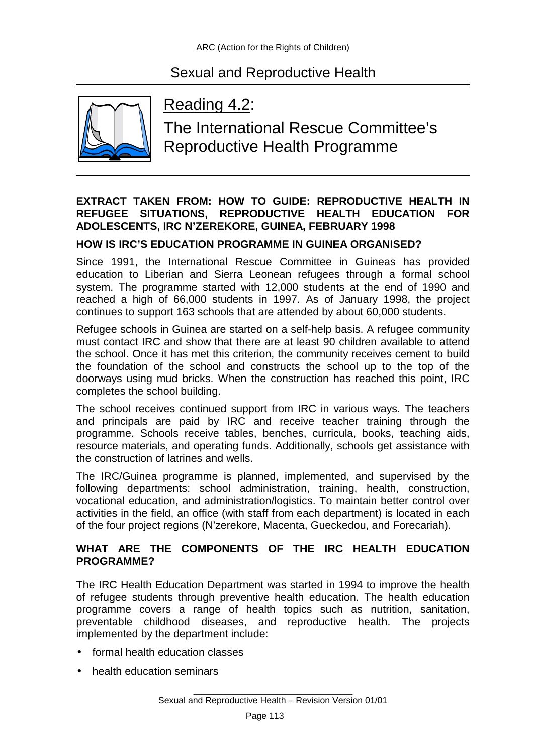# Reading 4.2:

# The International Rescue Committee's Reproductive Health Programme

**EXTRACT TAKEN FROM: HOW TO GUIDE: REPRODUCTIVE HEALTH IN REFUGEE SITUATIONS, REPRODUCTIVE HEALTH EDUCATION FOR ADOLESCENTS, IRC N'ZEREKORE, GUINEA, FEBRUARY 1998**

**HOW IS IRC'S EDUCATION PROGRAMME IN GUINEA ORGANISED?**

Since 1991, the International Rescue Committee in Guineas has provided education to Liberian and Sierra Leonean refugees through a formal school system. The programme started with 12,000 students at the end of 1990 and reached a high of 66,000 students in 1997. As of January 1998, the project continues to support 163 schools that are attended by about 60,000 students.

Refugee schools in Guinea are started on a self-help basis. A refugee community must contact IRC and show that there are at least 90 children available to attend the school. Once it has met this criterion, the community receives cement to build the foundation of the school and constructs the school up to the top of the doorways using mud bricks. When the construction has reached this point, IRC completes the school building.

The school receives continued support from IRC in various ways. The teachers and principals are paid by IRC and receive teacher training through the programme. Schools receive tables, benches, curricula, books, teaching aids, resource materials, and operating funds. Additionally, schools get assistance with the construction of latrines and wells.

The IRC/Guinea programme is planned, implemented, and supervised by the following departments: school administration, training, health, construction, vocational education, and administration/logistics. To maintain better control over activities in the field, an office (with staff from each department) is located in each of the four project regions (N'zerekore, Macenta, Gueckedou, and Forecariah).

**WHAT ARE THE COMPONENTS OF THE IRC HEALTH EDUCATION PROGRAMME?**

The IRC Health Education Department was started in 1994 to improve the health of refugee students through preventive health education. The health education programme covers a range of health topics such as nutrition, sanitation, preventable childhood diseases, and reproductive health. The projects implemented by the department include:

- formal health education classes
- health education seminars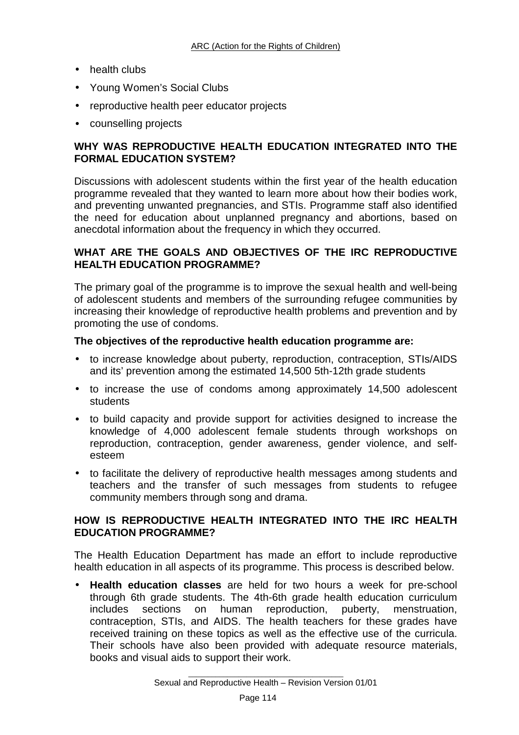- health clubs
- Young Women's Social Clubs
- reproductive health peer educator projects
- counselling projects

**WHY WAS REPRODUCTIVE HEALTH EDUCATION INTEGRATED INTO THE FORMAL EDUCATION SYSTEM?**

Discussions with adolescent students within the first year of the health education programme revealed that they wanted to learn more about how their bodies work, and preventing unwanted pregnancies, and STIs. Programme staff also identified the need for education about unplanned pregnancy and abortions, based on anecdotal information about the frequency in which they occurred.

**WHAT ARE THE GOALS AND OBJECTIVES OF THE IRC REPRODUCTIVE HEALTH EDUCATION PROGRAMME?**

The primary goal of the programme is to improve the sexual health and well-being of adolescent students and members of the surrounding refugee communities by increasing their knowledge of reproductive health problems and prevention and by promoting the use of condoms.

**The objectives of the reproductive health education programme are:**

- to increase knowledge about puberty, reproduction, contraception, STIs/AIDS and its' prevention among the estimated 14,500 5th-12th grade students
- to increase the use of condoms among approximately 14,500 adolescent students
- to build capacity and provide support for activities designed to increase the knowledge of 4,000 adolescent female students through workshops on reproduction, contraception, gender awareness, gender violence, and self-esteem
- to facilitate the delivery of reproductive health messages among students and teachers and the transfer of such messages from students to refugee community members through song and drama.

**HOW IS REPRODUCTIVE HEALTH INTEGRATED INTO THE IRC HEALTH EDUCATION PROGRAMME?**

The Health Education Department has made an effort to include reproductive health education in all aspects of its programme. This process is described below.

- **Health education classes** are held for two hours a week for pre-school through 6th grade students. The 4th-6th grade health education curriculum includes sections on human reproduction, puberty, menstruation, contraception, STIs, and AIDS. The health teachers for these grades have received training on these topics as well as the effective use of the curricula. Their schools have also been provided with adequate resource materials, books and visual aids to support their work.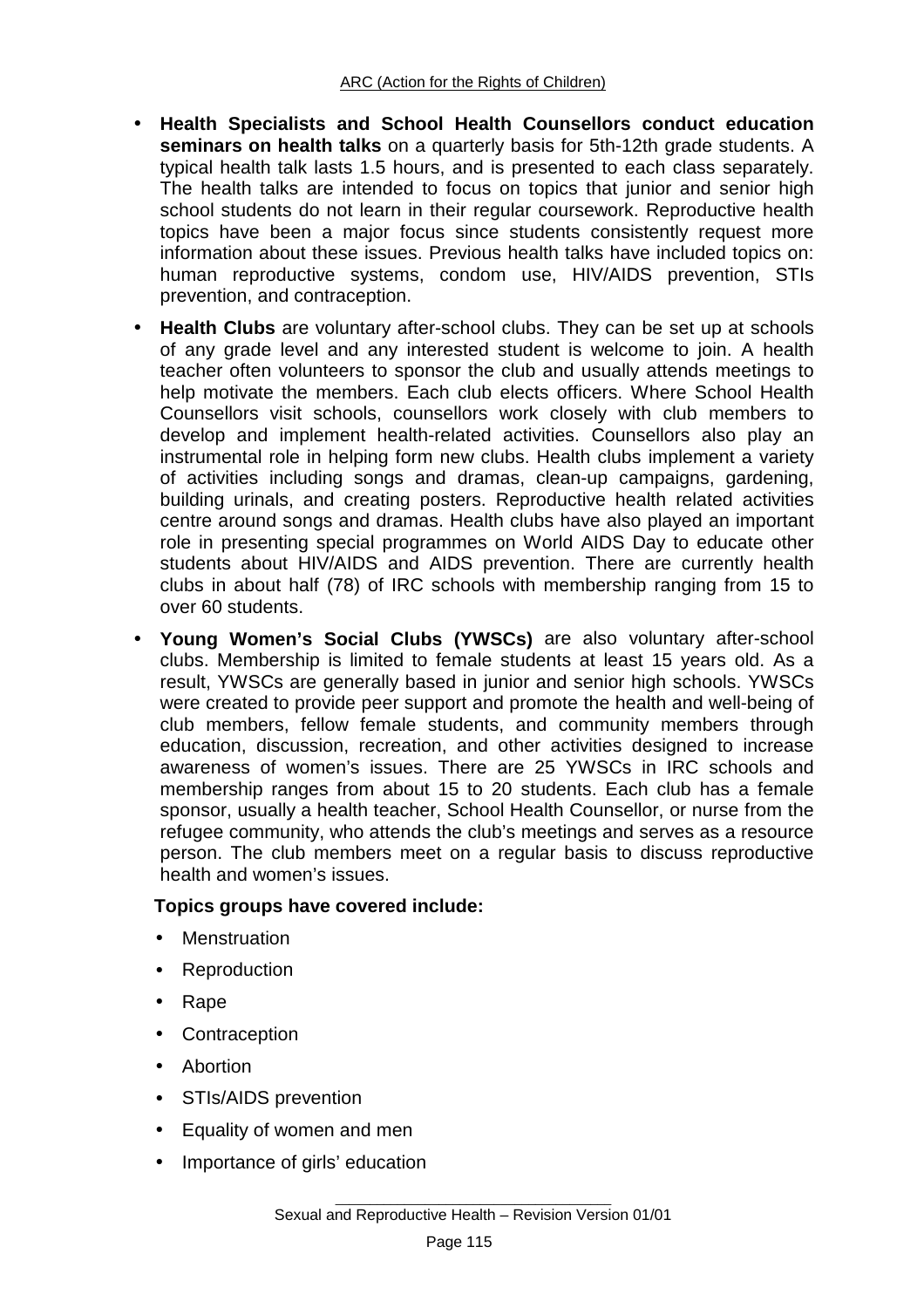- **Health Specialists and School Health Counsellors conduct education seminars on health talks** on a quarterly basis for 5th-12th grade students. A typical health talk lasts 1.5 hours, and is presented to each class separately. The health talks are intended to focus on topics that junior and senior high school students do not learn in their regular coursework. Reproductive health topics have been a major focus since students consistently request more information about these issues. Previous health talks have included topics on: human reproductive systems, condom use, HIV/AIDS prevention, STIs prevention, and contraception.
- **Health Clubs** are voluntary after-school clubs. They can be set up at schools of any grade level and any interested student is welcome to join. A health teacher often volunteers to sponsor the club and usually attends meetings to help motivate the members. Each club elects officers. Where School Health Counsellors visit schools, counsellors work closely with club members to develop and implement health-related activities. Counsellors also play an instrumental role in helping form new clubs. Health clubs implement a variety of activities including songs and dramas, clean-up campaigns, gardening, building urinals, and creating posters. Reproductive health related activities centre around songs and dramas. Health clubs have also played an important role in presenting special programmes on World AIDS Day to educate other students about HIV/AIDS and AIDS prevention. There are currently health clubs in about half (78) of IRC schools with membership ranging from 15 to over 60 students.
- **Young Women's Social Clubs (YWSCs)** are also voluntary after-school clubs. Membership is limited to female students at least 15 years old. As a result, YWSCs are generally based in junior and senior high schools. YWSCs were created to provide peer support and promote the health and well-being of club members, fellow female students, and community members through education, discussion, recreation, and other activities designed to increase awareness of women's issues. There are 25 YWSCs in IRC schools and membership ranges from about 15 to 20 students. Each club has a female sponsor, usually a health teacher, School Health Counsellor, or nurse from the refugee community, who attends the club's meetings and serves as a resource person. The club members meet on a regular basis to discuss reproductive health and women's issues.

  **Topics groups have covered include:**

  - Menstruation
  - Reproduction
  - Rape
  - Contraception
  - Abortion
  - STIs/AIDS prevention
  - Equality of women and men
  - Importance of girls' education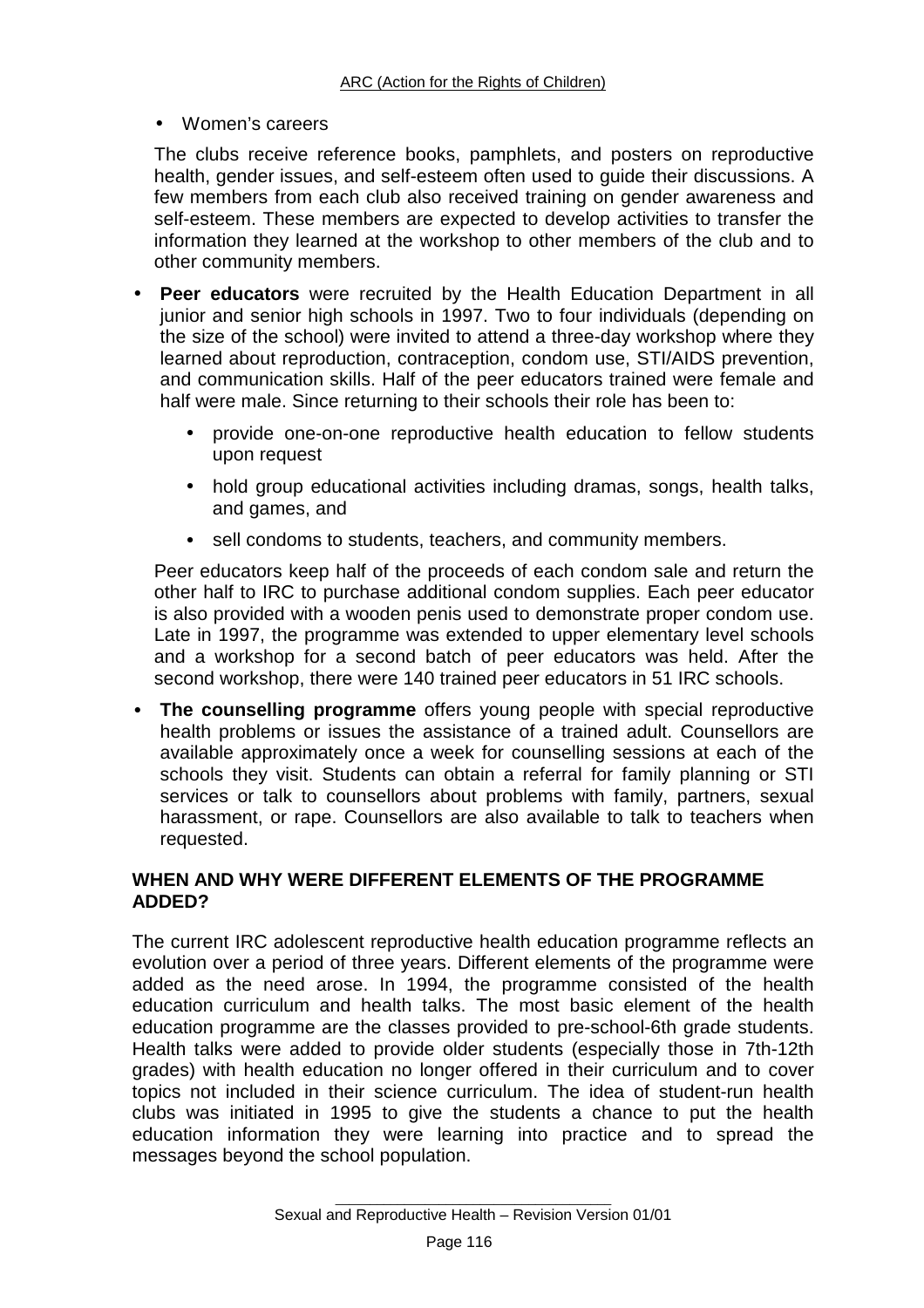- Women's careers

The clubs receive reference books, pamphlets, and posters on reproductive health, gender issues, and self-esteem often used to guide their discussions. A few members from each club also received training on gender awareness and self-esteem. These members are expected to develop activities to transfer the information they learned at the workshop to other members of the club and to other community members.

- **Peer educators** were recruited by the Health Education Department in all junior and senior high schools in 1997. Two to four individuals (depending on the size of the school) were invited to attend a three-day workshop where they learned about reproduction, contraception, condom use, STI/AIDS prevention, and communication skills. Half of the peer educators trained were female and half were male. Since returning to their schools their role has been to:

    - provide one-on-one reproductive health education to fellow students upon request
    - hold group educational activities including dramas, songs, health talks, and games, and
    - sell condoms to students, teachers, and community members.

  Peer educators keep half of the proceeds of each condom sale and return the other half to IRC to purchase additional condom supplies. Each peer educator is also provided with a wooden penis used to demonstrate proper condom use. Late in 1997, the programme was extended to upper elementary level schools and a workshop for a second batch of peer educators was held. After the second workshop, there were 140 trained peer educators in 51 IRC schools.

- **The counselling programme** offers young people with special reproductive health problems or issues the assistance of a trained adult. Counsellors are available approximately once a week for counselling sessions at each of the schools they visit. Students can obtain a referral for family planning or STI services or talk to counsellors about problems with family, partners, sexual harassment, or rape. Counsellors are also available to talk to teachers when requested.

## WHEN AND WHY WERE DIFFERENT ELEMENTS OF THE PROGRAMME ADDED?

The current IRC adolescent reproductive health education programme reflects an evolution over a period of three years. Different elements of the programme were added as the need arose. In 1994, the programme consisted of the health education curriculum and health talks. The most basic element of the health education programme are the classes provided to pre-school-6th grade students. Health talks were added to provide older students (especially those in 7th-12th grades) with health education no longer offered in their curriculum and to cover topics not included in their science curriculum. The idea of student-run health clubs was initiated in 1995 to give the students a chance to put the health education information they were learning into practice and to spread the messages beyond the school population.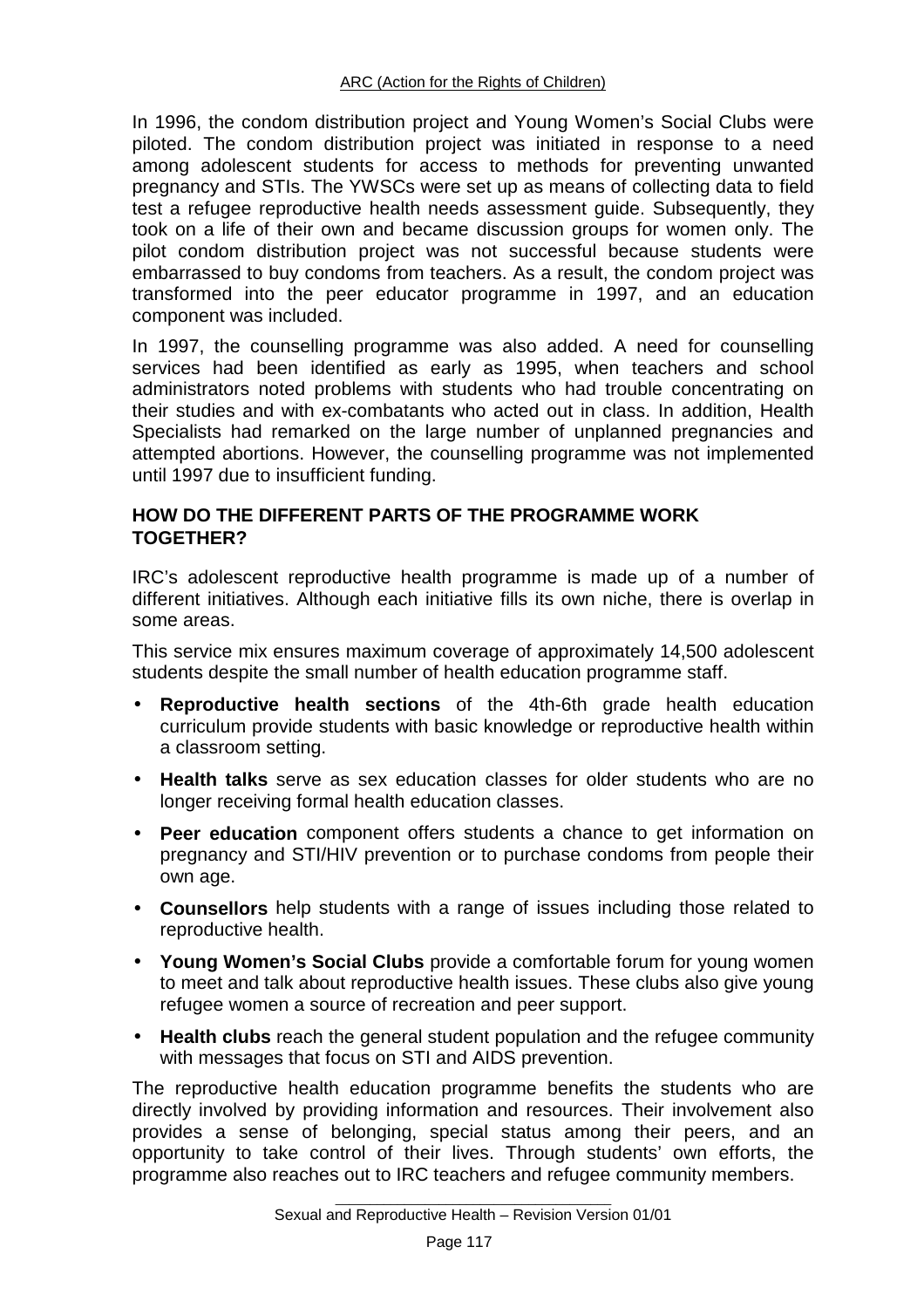In 1996, the condom distribution project and Young Women's Social Clubs were piloted. The condom distribution project was initiated in response to a need among adolescent students for access to methods for preventing unwanted pregnancy and STIs. The YWSCs were set up as means of collecting data to field test a refugee reproductive health needs assessment guide. Subsequently, they took on a life of their own and became discussion groups for women only. The pilot condom distribution project was not successful because students were embarrassed to buy condoms from teachers. As a result, the condom project was transformed into the peer educator programme in 1997, and an education component was included.

In 1997, the counselling programme was also added. A need for counselling services had been identified as early as 1995, when teachers and school administrators noted problems with students who had trouble concentrating on their studies and with ex-combatants who acted out in class. In addition, Health Specialists had remarked on the large number of unplanned pregnancies and attempted abortions. However, the counselling programme was not implemented until 1997 due to insufficient funding.

## HOW DO THE DIFFERENT PARTS OF THE PROGRAMME WORK TOGETHER?

IRC's adolescent reproductive health programme is made up of a number of different initiatives. Although each initiative fills its own niche, there is overlap in some areas.

This service mix ensures maximum coverage of approximately 14,500 adolescent students despite the small number of health education programme staff.

- **Reproductive health sections** of the 4th-6th grade health education curriculum provide students with basic knowledge or reproductive health within a classroom setting.
- **Health talks** serve as sex education classes for older students who are no longer receiving formal health education classes.
- **Peer education** component offers students a chance to get information on pregnancy and STI/HIV prevention or to purchase condoms from people their own age.
- **Counsellors** help students with a range of issues including those related to reproductive health.
- **Young Women's Social Clubs** provide a comfortable forum for young women to meet and talk about reproductive health issues. These clubs also give young refugee women a source of recreation and peer support.
- **Health clubs** reach the general student population and the refugee community with messages that focus on STI and AIDS prevention.

The reproductive health education programme benefits the students who are directly involved by providing information and resources. Their involvement also provides a sense of belonging, special status among their peers, and an opportunity to take control of their lives. Through students' own efforts, the programme also reaches out to IRC teachers and refugee community members.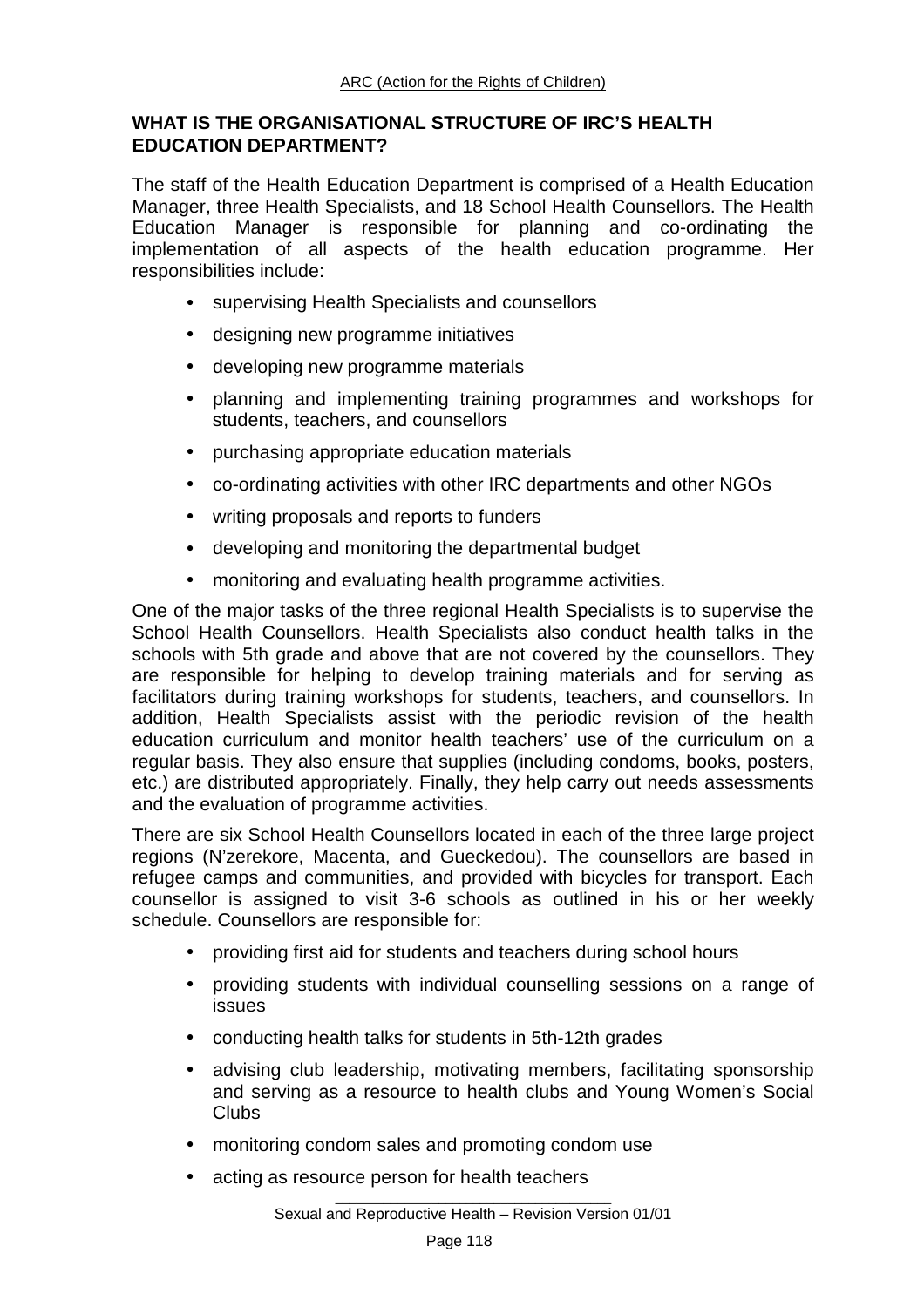## WHAT IS THE ORGANISATIONAL STRUCTURE OF IRC'S HEALTH EDUCATION DEPARTMENT?

The staff of the Health Education Department is comprised of a Health Education Manager, three Health Specialists, and 18 School Health Counsellors. The Health Education Manager is responsible for planning and co-ordinating the implementation of all aspects of the health education programme. Her responsibilities include:

- supervising Health Specialists and counsellors
- designing new programme initiatives
- developing new programme materials
- planning and implementing training programmes and workshops for students, teachers, and counsellors
- purchasing appropriate education materials
- co-ordinating activities with other IRC departments and other NGOs
- writing proposals and reports to funders
- developing and monitoring the departmental budget
- monitoring and evaluating health programme activities.

One of the major tasks of the three regional Health Specialists is to supervise the School Health Counsellors. Health Specialists also conduct health talks in the schools with 5th grade and above that are not covered by the counsellors. They are responsible for helping to develop training materials and for serving as facilitators during training workshops for students, teachers, and counsellors. In addition, Health Specialists assist with the periodic revision of the health education curriculum and monitor health teachers' use of the curriculum on a regular basis. They also ensure that supplies (including condoms, books, posters, etc.) are distributed appropriately. Finally, they help carry out needs assessments and the evaluation of programme activities.

There are six School Health Counsellors located in each of the three large project regions (N'zerekore, Macenta, and Gueckedou). The counsellors are based in refugee camps and communities, and provided with bicycles for transport. Each counsellor is assigned to visit 3-6 schools as outlined in his or her weekly schedule. Counsellors are responsible for:

- providing first aid for students and teachers during school hours
- providing students with individual counselling sessions on a range of issues
- conducting health talks for students in 5th-12th grades
- advising club leadership, motivating members, facilitating sponsorship and serving as a resource to health clubs and Young Women's Social Clubs
- monitoring condom sales and promoting condom use
- acting as resource person for health teachers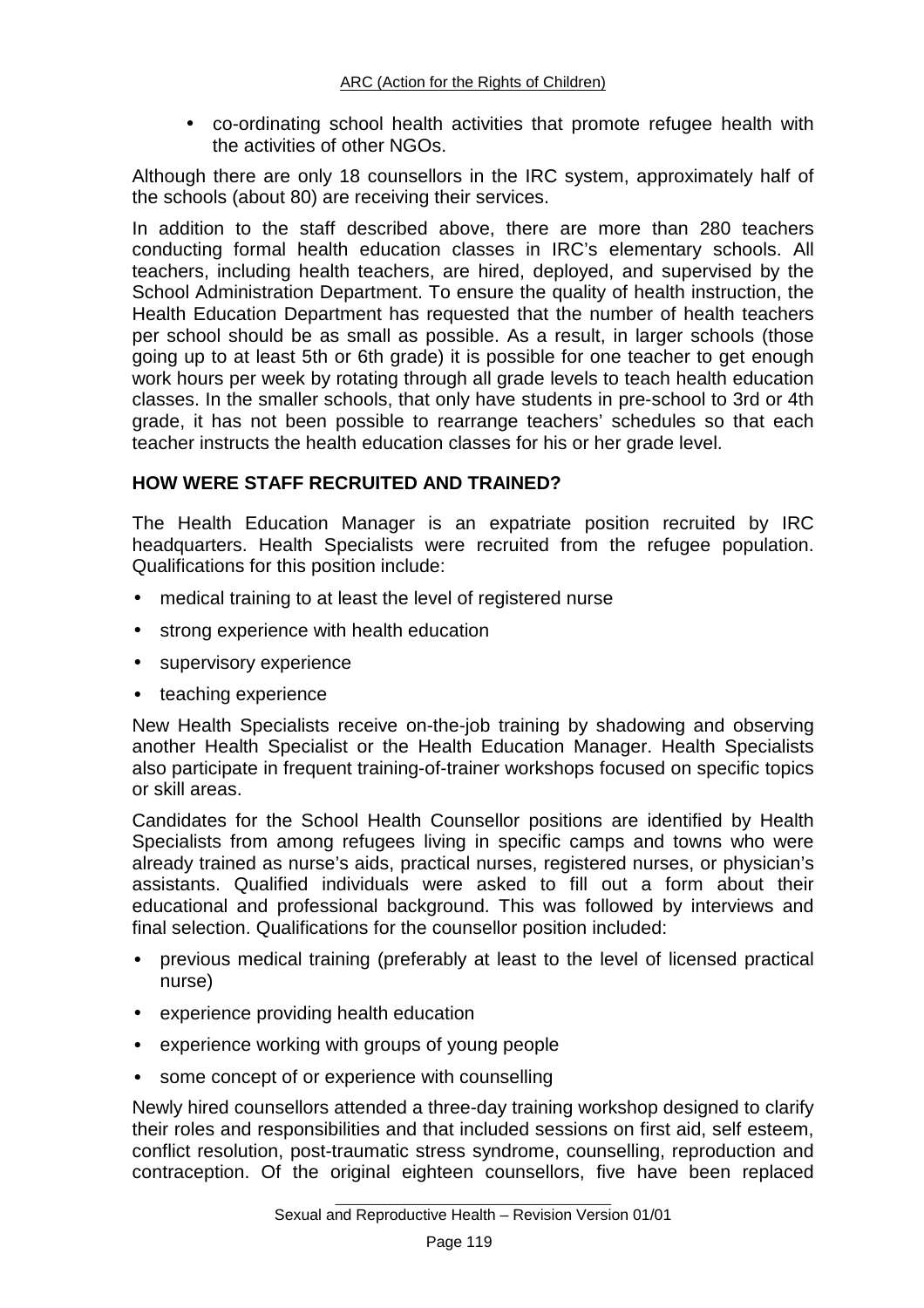- co-ordinating school health activities that promote refugee health with the activities of other NGOs.

Although there are only 18 counsellors in the IRC system, approximately half of the schools (about 80) are receiving their services.

In addition to the staff described above, there are more than 280 teachers conducting formal health education classes in IRC's elementary schools. All teachers, including health teachers, are hired, deployed, and supervised by the School Administration Department. To ensure the quality of health instruction, the Health Education Department has requested that the number of health teachers per school should be as small as possible. As a result, in larger schools (those going up to at least 5th or 6th grade) it is possible for one teacher to get enough work hours per week by rotating through all grade levels to teach health education classes. In the smaller schools, that only have students in pre-school to 3rd or 4th grade, it has not been possible to rearrange teachers' schedules so that each teacher instructs the health education classes for his or her grade level.

**HOW WERE STAFF RECRUITED AND TRAINED?**

The Health Education Manager is an expatriate position recruited by IRC headquarters. Health Specialists were recruited from the refugee population. Qualifications for this position include:

- medical training to at least the level of registered nurse
- strong experience with health education
- supervisory experience
- teaching experience

New Health Specialists receive on-the-job training by shadowing and observing another Health Specialist or the Health Education Manager. Health Specialists also participate in frequent training-of-trainer workshops focused on specific topics or skill areas.

Candidates for the School Health Counsellor positions are identified by Health Specialists from among refugees living in specific camps and towns who were already trained as nurse's aids, practical nurses, registered nurses, or physician's assistants. Qualified individuals were asked to fill out a form about their educational and professional background. This was followed by interviews and final selection. Qualifications for the counsellor position included:

- previous medical training (preferably at least to the level of licensed practical nurse)
- experience providing health education
- experience working with groups of young people
- some concept of or experience with counselling

Newly hired counsellors attended a three-day training workshop designed to clarify their roles and responsibilities and that included sessions on first aid, self esteem, conflict resolution, post-traumatic stress syndrome, counselling, reproduction and contraception. Of the original eighteen counsellors, five have been replaced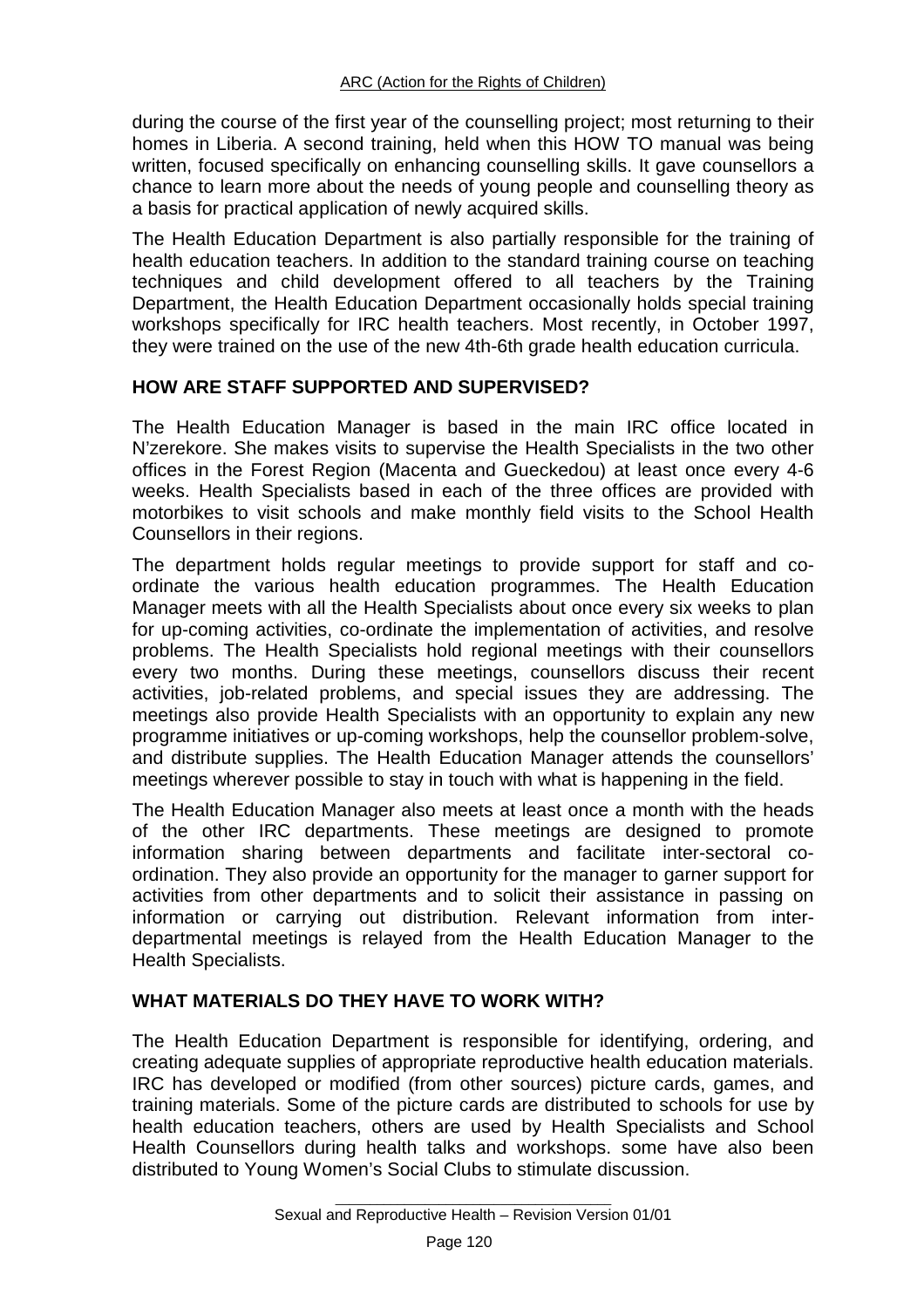during the course of the first year of the counselling project; most returning to their homes in Liberia. A second training, held when this HOW TO manual was being written, focused specifically on enhancing counselling skills. It gave counsellors a chance to learn more about the needs of young people and counselling theory as a basis for practical application of newly acquired skills.

The Health Education Department is also partially responsible for the training of health education teachers. In addition to the standard training course on teaching techniques and child development offered to all teachers by the Training Department, the Health Education Department occasionally holds special training workshops specifically for IRC health teachers. Most recently, in October 1997, they were trained on the use of the new 4th-6th grade health education curricula.

## HOW ARE STAFF SUPPORTED AND SUPERVISED?

The Health Education Manager is based in the main IRC office located in N'zerekore. She makes visits to supervise the Health Specialists in the two other offices in the Forest Region (Macenta and Gueckedou) at least once every 4-6 weeks. Health Specialists based in each of the three offices are provided with motorbikes to visit schools and make monthly field visits to the School Health Counsellors in their regions.

The department holds regular meetings to provide support for staff and co-ordinate the various health education programmes. The Health Education Manager meets with all the Health Specialists about once every six weeks to plan for up-coming activities, co-ordinate the implementation of activities, and resolve problems. The Health Specialists hold regional meetings with their counsellors every two months. During these meetings, counsellors discuss their recent activities, job-related problems, and special issues they are addressing. The meetings also provide Health Specialists with an opportunity to explain any new programme initiatives or up-coming workshops, help the counsellor problem-solve, and distribute supplies. The Health Education Manager attends the counsellors' meetings wherever possible to stay in touch with what is happening in the field.

The Health Education Manager also meets at least once a month with the heads of the other IRC departments. These meetings are designed to promote information sharing between departments and facilitate inter-sectoral co-ordination. They also provide an opportunity for the manager to garner support for activities from other departments and to solicit their assistance in passing on information or carrying out distribution. Relevant information from inter-departmental meetings is relayed from the Health Education Manager to the Health Specialists.

## WHAT MATERIALS DO THEY HAVE TO WORK WITH?

The Health Education Department is responsible for identifying, ordering, and creating adequate supplies of appropriate reproductive health education materials. IRC has developed or modified (from other sources) picture cards, games, and training materials. Some of the picture cards are distributed to schools for use by health education teachers, others are used by Health Specialists and School Health Counsellors during health talks and workshops. some have also been distributed to Young Women's Social Clubs to stimulate discussion.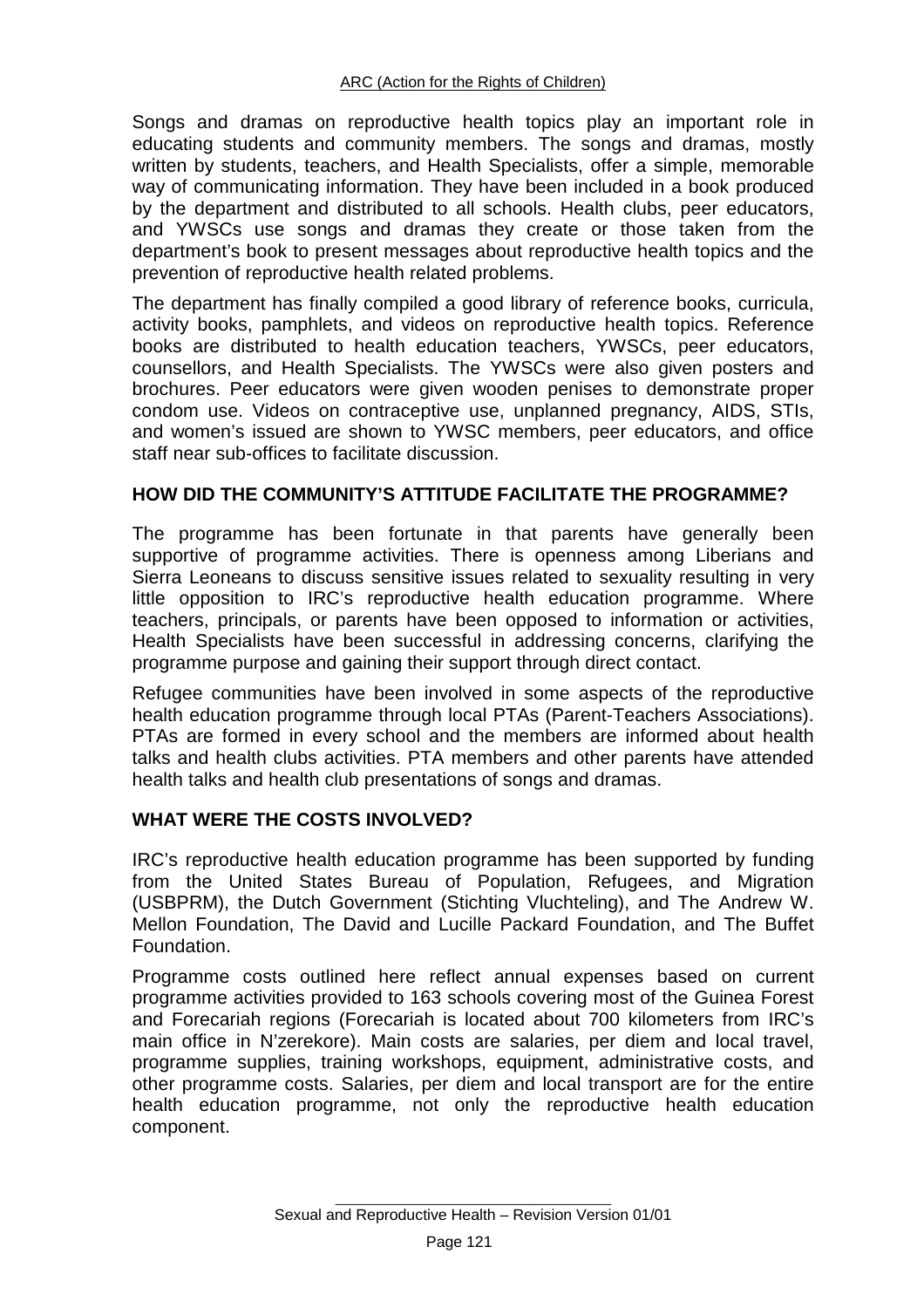Songs and dramas on reproductive health topics play an important role in educating students and community members. The songs and dramas, mostly written by students, teachers, and Health Specialists, offer a simple, memorable way of communicating information. They have been included in a book produced by the department and distributed to all schools. Health clubs, peer educators, and YWSCs use songs and dramas they create or those taken from the department's book to present messages about reproductive health topics and the prevention of reproductive health related problems.

The department has finally compiled a good library of reference books, curricula, activity books, pamphlets, and videos on reproductive health topics. Reference books are distributed to health education teachers, YWSCs, peer educators, counsellors, and Health Specialists. The YWSCs were also given posters and brochures. Peer educators were given wooden penises to demonstrate proper condom use. Videos on contraceptive use, unplanned pregnancy, AIDS, STIs, and women's issued are shown to YWSC members, peer educators, and office staff near sub-offices to facilitate discussion.

## HOW DID THE COMMUNITY'S ATTITUDE FACILITATE THE PROGRAMME?

The programme has been fortunate in that parents have generally been supportive of programme activities. There is openness among Liberians and Sierra Leoneans to discuss sensitive issues related to sexuality resulting in very little opposition to IRC's reproductive health education programme. Where teachers, principals, or parents have been opposed to information or activities, Health Specialists have been successful in addressing concerns, clarifying the programme purpose and gaining their support through direct contact.

Refugee communities have been involved in some aspects of the reproductive health education programme through local PTAs (Parent-Teachers Associations). PTAs are formed in every school and the members are informed about health talks and health clubs activities. PTA members and other parents have attended health talks and health club presentations of songs and dramas.

## WHAT WERE THE COSTS INVOLVED?

IRC's reproductive health education programme has been supported by funding from the United States Bureau of Population, Refugees, and Migration (USBPRM), the Dutch Government (Stichting Vluchteling), and The Andrew W. Mellon Foundation, The David and Lucille Packard Foundation, and The Buffet Foundation.

Programme costs outlined here reflect annual expenses based on current programme activities provided to 163 schools covering most of the Guinea Forest and Forecariah regions (Forecariah is located about 700 kilometers from IRC's main office in N'zerekore). Main costs are salaries, per diem and local travel, programme supplies, training workshops, equipment, administrative costs, and other programme costs. Salaries, per diem and local transport are for the entire health education programme, not only the reproductive health education component.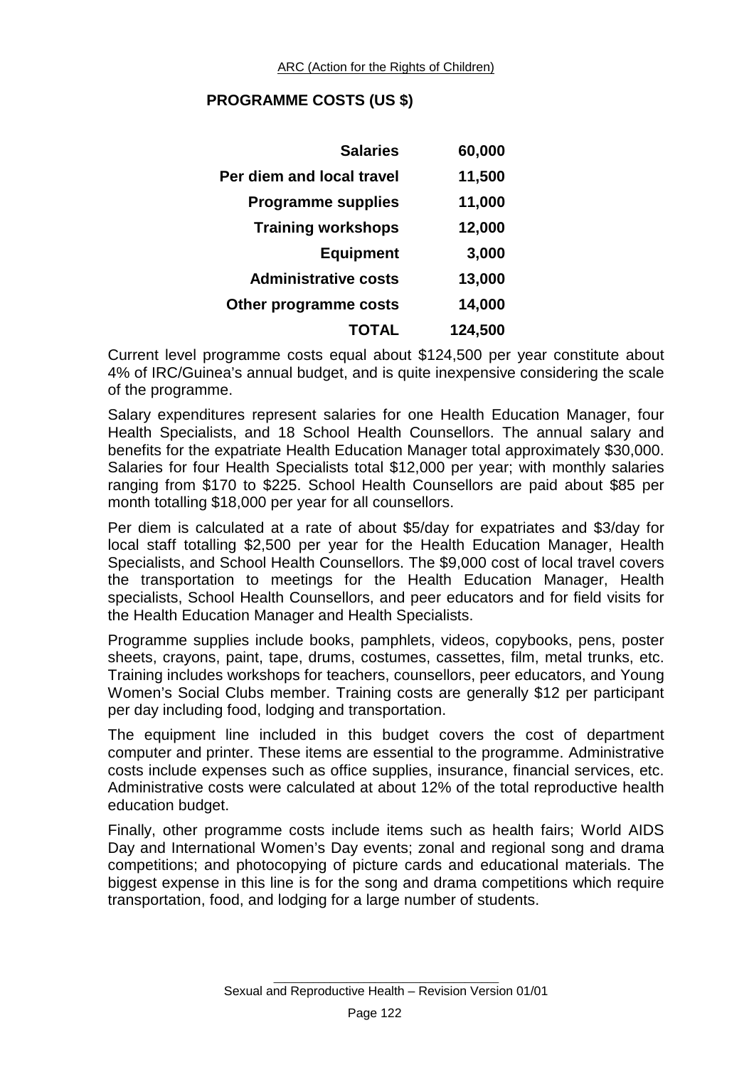## PROGRAMME COSTS (US $)

| | |
|---|---|
| **Salaries** | **60,000** |
| **Per diem and local travel** | **11,500** |
| **Programme supplies** | **11,000** |
| **Training workshops** | **12,000** |
| **Equipment** | **3,000** |
| **Administrative costs** | **13,000** |
| **Other programme costs** | **14,000** |
| **TOTAL** | **124,500** |

Current level programme costs equal about $124,500 per year constitute about 4% of IRC/Guinea's annual budget, and is quite inexpensive considering the scale of the programme.

Salary expenditures represent salaries for one Health Education Manager, four Health Specialists, and 18 School Health Counsellors. The annual salary and benefits for the expatriate Health Education Manager total approximately $30,000. Salaries for four Health Specialists total $12,000 per year; with monthly salaries ranging from $170 to $225. School Health Counsellors are paid about $85 per month totalling $18,000 per year for all counsellors.

Per diem is calculated at a rate of about $5/day for expatriates and $3/day for local staff totalling $2,500 per year for the Health Education Manager, Health Specialists, and School Health Counsellors. The $9,000 cost of local travel covers the transportation to meetings for the Health Education Manager, Health specialists, School Health Counsellors, and peer educators and for field visits for the Health Education Manager and Health Specialists.

Programme supplies include books, pamphlets, videos, copybooks, pens, poster sheets, crayons, paint, tape, drums, costumes, cassettes, film, metal trunks, etc. Training includes workshops for teachers, counsellors, peer educators, and Young Women's Social Clubs member. Training costs are generally $12 per participant per day including food, lodging and transportation.

The equipment line included in this budget covers the cost of department computer and printer. These items are essential to the programme. Administrative costs include expenses such as office supplies, insurance, financial services, etc. Administrative costs were calculated at about 12% of the total reproductive health education budget.

Finally, other programme costs include items such as health fairs; World AIDS Day and International Women's Day events; zonal and regional song and drama competitions; and photocopying of picture cards and educational materials. The biggest expense in this line is for the song and drama competitions which require transportation, food, and lodging for a large number of students.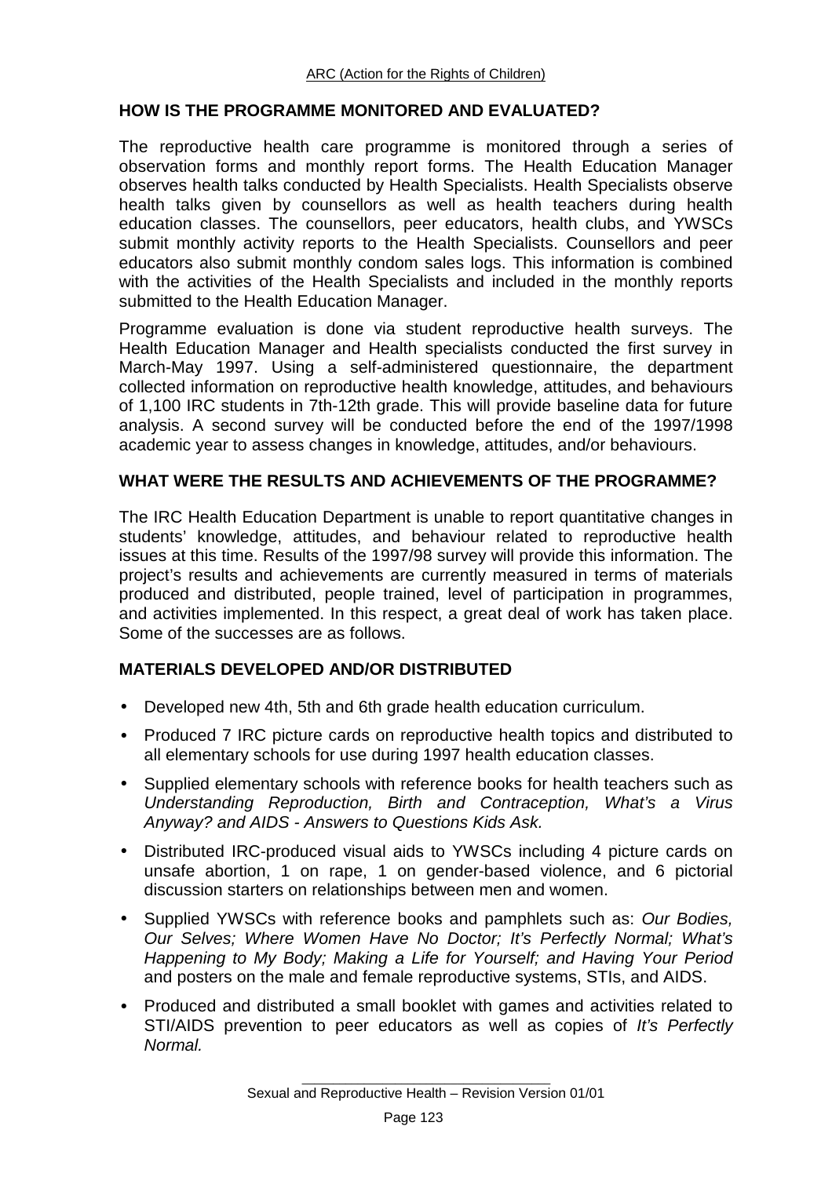## HOW IS THE PROGRAMME MONITORED AND EVALUATED?

The reproductive health care programme is monitored through a series of observation forms and monthly report forms. The Health Education Manager observes health talks conducted by Health Specialists. Health Specialists observe health talks given by counsellors as well as health teachers during health education classes. The counsellors, peer educators, health clubs, and YWSCs submit monthly activity reports to the Health Specialists. Counsellors and peer educators also submit monthly condom sales logs. This information is combined with the activities of the Health Specialists and included in the monthly reports submitted to the Health Education Manager.

Programme evaluation is done via student reproductive health surveys. The Health Education Manager and Health specialists conducted the first survey in March-May 1997. Using a self-administered questionnaire, the department collected information on reproductive health knowledge, attitudes, and behaviours of 1,100 IRC students in 7th-12th grade. This will provide baseline data for future analysis. A second survey will be conducted before the end of the 1997/1998 academic year to assess changes in knowledge, attitudes, and/or behaviours.

## WHAT WERE THE RESULTS AND ACHIEVEMENTS OF THE PROGRAMME?

The IRC Health Education Department is unable to report quantitative changes in students' knowledge, attitudes, and behaviour related to reproductive health issues at this time. Results of the 1997/98 survey will provide this information. The project's results and achievements are currently measured in terms of materials produced and distributed, people trained, level of participation in programmes, and activities implemented. In this respect, a great deal of work has taken place. Some of the successes are as follows.

## MATERIALS DEVELOPED AND/OR DISTRIBUTED

- Developed new 4th, 5th and 6th grade health education curriculum.
- Produced 7 IRC picture cards on reproductive health topics and distributed to all elementary schools for use during 1997 health education classes.
- Supplied elementary schools with reference books for health teachers such as *Understanding Reproduction, Birth and Contraception, What's a Virus Anyway? and AIDS - Answers to Questions Kids Ask.*
- Distributed IRC-produced visual aids to YWSCs including 4 picture cards on unsafe abortion, 1 on rape, 1 on gender-based violence, and 6 pictorial discussion starters on relationships between men and women.
- Supplied YWSCs with reference books and pamphlets such as: *Our Bodies, Our Selves; Where Women Have No Doctor; It's Perfectly Normal; What's Happening to My Body; Making a Life for Yourself; and Having Your Period* and posters on the male and female reproductive systems, STIs, and AIDS.
- Produced and distributed a small booklet with games and activities related to STI/AIDS prevention to peer educators as well as copies of *It's Perfectly Normal.*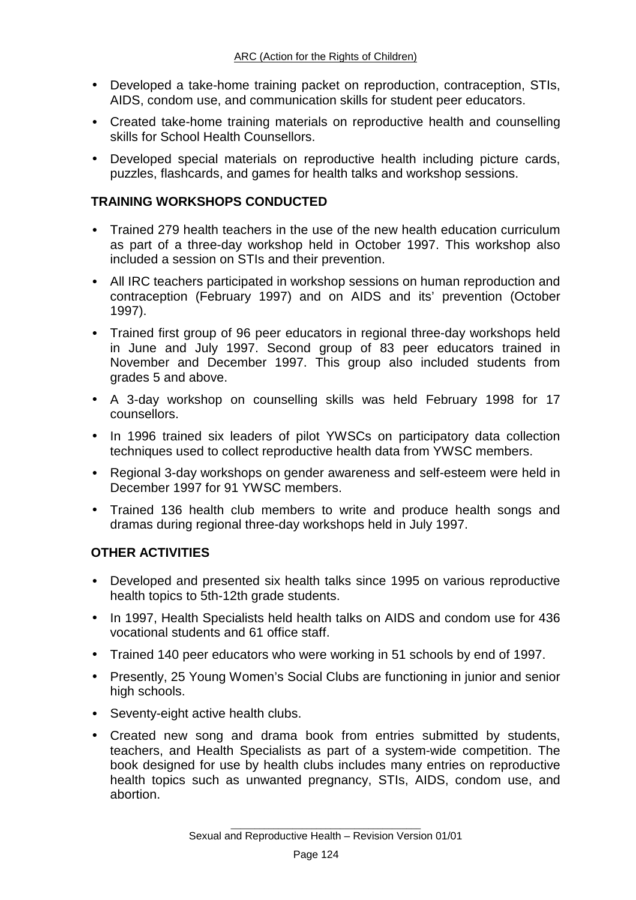- Developed a take-home training packet on reproduction, contraception, STIs, AIDS, condom use, and communication skills for student peer educators.
- Created take-home training materials on reproductive health and counselling skills for School Health Counsellors.
- Developed special materials on reproductive health including picture cards, puzzles, flashcards, and games for health talks and workshop sessions.

## TRAINING WORKSHOPS CONDUCTED

- Trained 279 health teachers in the use of the new health education curriculum as part of a three-day workshop held in October 1997. This workshop also included a session on STIs and their prevention.
- All IRC teachers participated in workshop sessions on human reproduction and contraception (February 1997) and on AIDS and its' prevention (October 1997).
- Trained first group of 96 peer educators in regional three-day workshops held in June and July 1997. Second group of 83 peer educators trained in November and December 1997. This group also included students from grades 5 and above.
- A 3-day workshop on counselling skills was held February 1998 for 17 counsellors.
- In 1996 trained six leaders of pilot YWSCs on participatory data collection techniques used to collect reproductive health data from YWSC members.
- Regional 3-day workshops on gender awareness and self-esteem were held in December 1997 for 91 YWSC members.
- Trained 136 health club members to write and produce health songs and dramas during regional three-day workshops held in July 1997.

## OTHER ACTIVITIES

- Developed and presented six health talks since 1995 on various reproductive health topics to 5th-12th grade students.
- In 1997, Health Specialists held health talks on AIDS and condom use for 436 vocational students and 61 office staff.
- Trained 140 peer educators who were working in 51 schools by end of 1997.
- Presently, 25 Young Women's Social Clubs are functioning in junior and senior high schools.
- Seventy-eight active health clubs.
- Created new song and drama book from entries submitted by students, teachers, and Health Specialists as part of a system-wide competition. The book designed for use by health clubs includes many entries on reproductive health topics such as unwanted pregnancy, STIs, AIDS, condom use, and abortion.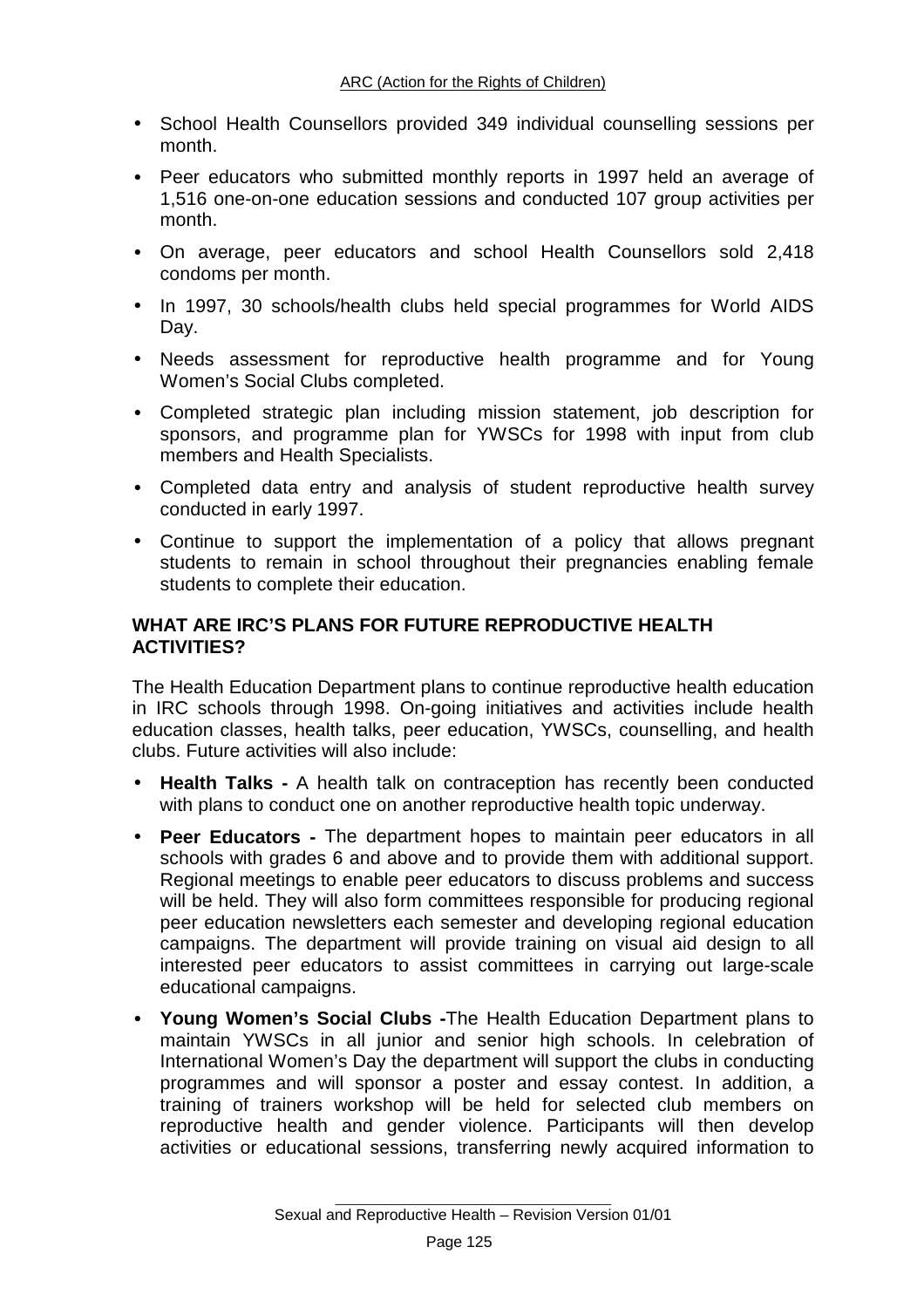- School Health Counsellors provided 349 individual counselling sessions per month.
- Peer educators who submitted monthly reports in 1997 held an average of 1,516 one-on-one education sessions and conducted 107 group activities per month.
- On average, peer educators and school Health Counsellors sold 2,418 condoms per month.
- In 1997, 30 schools/health clubs held special programmes for World AIDS Day.
- Needs assessment for reproductive health programme and for Young Women's Social Clubs completed.
- Completed strategic plan including mission statement, job description for sponsors, and programme plan for YWSCs for 1998 with input from club members and Health Specialists.
- Completed data entry and analysis of student reproductive health survey conducted in early 1997.
- Continue to support the implementation of a policy that allows pregnant students to remain in school throughout their pregnancies enabling female students to complete their education.

## WHAT ARE IRC'S PLANS FOR FUTURE REPRODUCTIVE HEALTH ACTIVITIES?

The Health Education Department plans to continue reproductive health education in IRC schools through 1998. On-going initiatives and activities include health education classes, health talks, peer education, YWSCs, counselling, and health clubs. Future activities will also include:

- **Health Talks -** A health talk on contraception has recently been conducted with plans to conduct one on another reproductive health topic underway.
- **Peer Educators -** The department hopes to maintain peer educators in all schools with grades 6 and above and to provide them with additional support. Regional meetings to enable peer educators to discuss problems and success will be held. They will also form committees responsible for producing regional peer education newsletters each semester and developing regional education campaigns. The department will provide training on visual aid design to all interested peer educators to assist committees in carrying out large-scale educational campaigns.
- **Young Women's Social Clubs -**The Health Education Department plans to maintain YWSCs in all junior and senior high schools. In celebration of International Women's Day the department will support the clubs in conducting programmes and will sponsor a poster and essay contest. In addition, a training of trainers workshop will be held for selected club members on reproductive health and gender violence. Participants will then develop activities or educational sessions, transferring newly acquired information to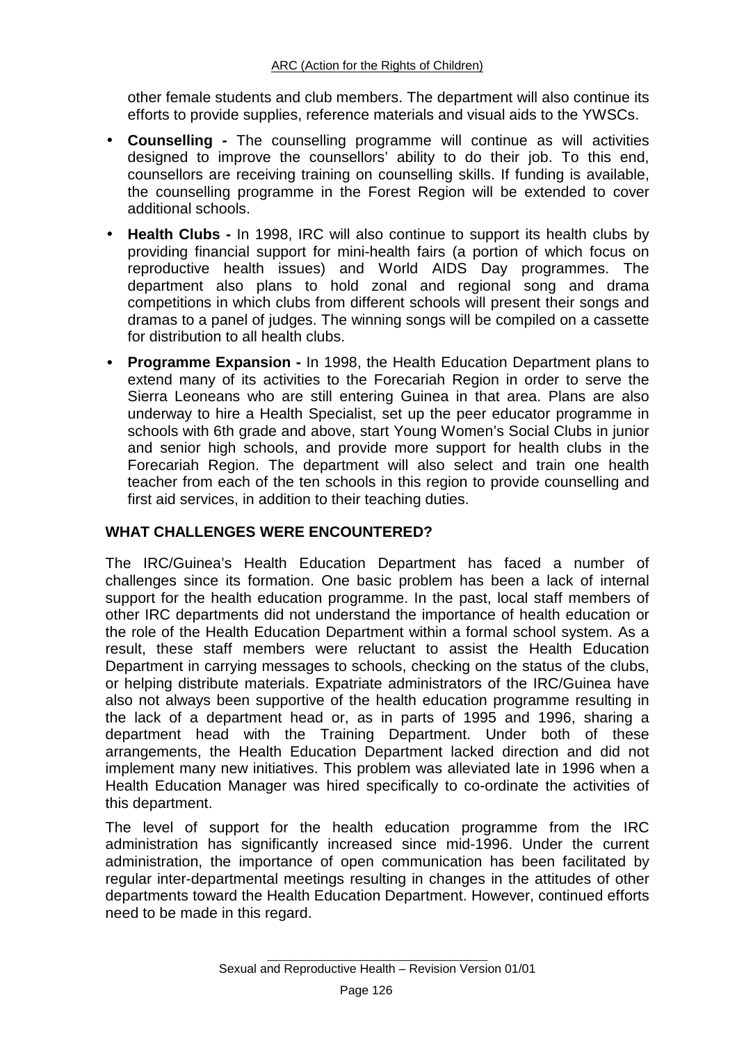other female students and club members. The department will also continue its efforts to provide supplies, reference materials and visual aids to the YWSCs.

- **Counselling -** The counselling programme will continue as will activities designed to improve the counsellors' ability to do their job. To this end, counsellors are receiving training on counselling skills. If funding is available, the counselling programme in the Forest Region will be extended to cover additional schools.
- **Health Clubs -** In 1998, IRC will also continue to support its health clubs by providing financial support for mini-health fairs (a portion of which focus on reproductive health issues) and World AIDS Day programmes. The department also plans to hold zonal and regional song and drama competitions in which clubs from different schools will present their songs and dramas to a panel of judges. The winning songs will be compiled on a cassette for distribution to all health clubs.
- **Programme Expansion -** In 1998, the Health Education Department plans to extend many of its activities to the Forecariah Region in order to serve the Sierra Leoneans who are still entering Guinea in that area. Plans are also underway to hire a Health Specialist, set up the peer educator programme in schools with 6th grade and above, start Young Women's Social Clubs in junior and senior high schools, and provide more support for health clubs in the Forecariah Region. The department will also select and train one health teacher from each of the ten schools in this region to provide counselling and first aid services, in addition to their teaching duties.

## WHAT CHALLENGES WERE ENCOUNTERED?

The IRC/Guinea's Health Education Department has faced a number of challenges since its formation. One basic problem has been a lack of internal support for the health education programme. In the past, local staff members of other IRC departments did not understand the importance of health education or the role of the Health Education Department within a formal school system. As a result, these staff members were reluctant to assist the Health Education Department in carrying messages to schools, checking on the status of the clubs, or helping distribute materials. Expatriate administrators of the IRC/Guinea have also not always been supportive of the health education programme resulting in the lack of a department head or, as in parts of 1995 and 1996, sharing a department head with the Training Department. Under both of these arrangements, the Health Education Department lacked direction and did not implement many new initiatives. This problem was alleviated late in 1996 when a Health Education Manager was hired specifically to co-ordinate the activities of this department.

The level of support for the health education programme from the IRC administration has significantly increased since mid-1996. Under the current administration, the importance of open communication has been facilitated by regular inter-departmental meetings resulting in changes in the attitudes of other departments toward the Health Education Department. However, continued efforts need to be made in this regard.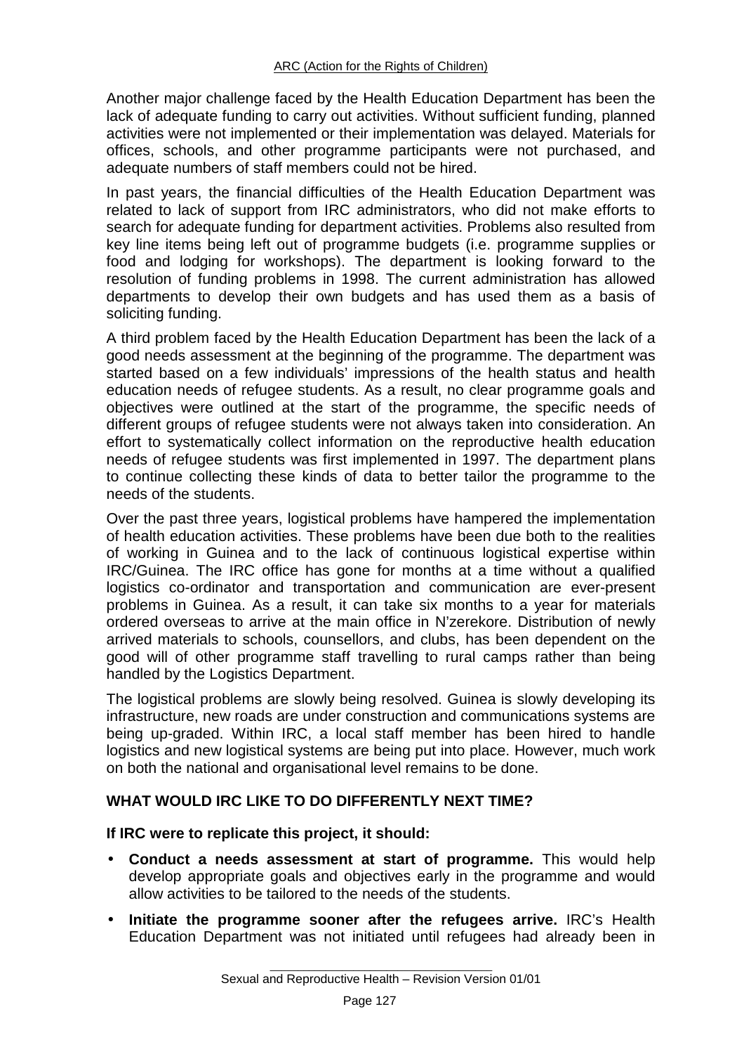Another major challenge faced by the Health Education Department has been the lack of adequate funding to carry out activities. Without sufficient funding, planned activities were not implemented or their implementation was delayed. Materials for offices, schools, and other programme participants were not purchased, and adequate numbers of staff members could not be hired.

In past years, the financial difficulties of the Health Education Department was related to lack of support from IRC administrators, who did not make efforts to search for adequate funding for department activities. Problems also resulted from key line items being left out of programme budgets (i.e. programme supplies or food and lodging for workshops). The department is looking forward to the resolution of funding problems in 1998. The current administration has allowed departments to develop their own budgets and has used them as a basis of soliciting funding.

A third problem faced by the Health Education Department has been the lack of a good needs assessment at the beginning of the programme. The department was started based on a few individuals' impressions of the health status and health education needs of refugee students. As a result, no clear programme goals and objectives were outlined at the start of the programme, the specific needs of different groups of refugee students were not always taken into consideration. An effort to systematically collect information on the reproductive health education needs of refugee students was first implemented in 1997. The department plans to continue collecting these kinds of data to better tailor the programme to the needs of the students.

Over the past three years, logistical problems have hampered the implementation of health education activities. These problems have been due both to the realities of working in Guinea and to the lack of continuous logistical expertise within IRC/Guinea. The IRC office has gone for months at a time without a qualified logistics co-ordinator and transportation and communication are ever-present problems in Guinea. As a result, it can take six months to a year for materials ordered overseas to arrive at the main office in N'zerekore. Distribution of newly arrived materials to schools, counsellors, and clubs, has been dependent on the good will of other programme staff travelling to rural camps rather than being handled by the Logistics Department.

The logistical problems are slowly being resolved. Guinea is slowly developing its infrastructure, new roads are under construction and communications systems are being up-graded. Within IRC, a local staff member has been hired to handle logistics and new logistical systems are being put into place. However, much work on both the national and organisational level remains to be done.

### WHAT WOULD IRC LIKE TO DO DIFFERENTLY NEXT TIME?

**If IRC were to replicate this project, it should:**

- **Conduct a needs assessment at start of programme.** This would help develop appropriate goals and objectives early in the programme and would allow activities to be tailored to the needs of the students.
- **Initiate the programme sooner after the refugees arrive.** IRC's Health Education Department was not initiated until refugees had already been in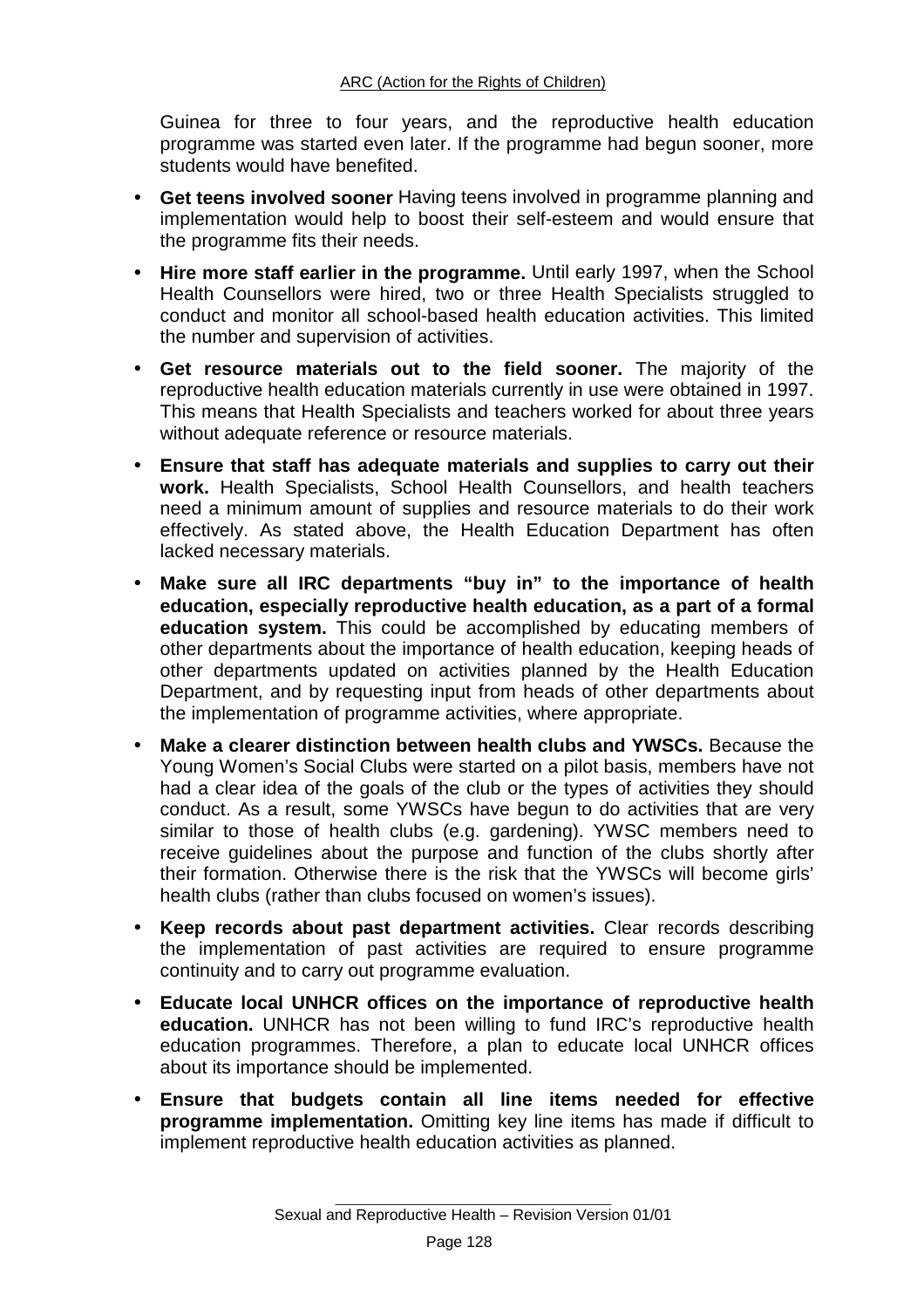Guinea for three to four years, and the reproductive health education programme was started even later. If the programme had begun sooner, more students would have benefited.

- **Get teens involved sooner** Having teens involved in programme planning and implementation would help to boost their self-esteem and would ensure that the programme fits their needs.
- **Hire more staff earlier in the programme.** Until early 1997, when the School Health Counsellors were hired, two or three Health Specialists struggled to conduct and monitor all school-based health education activities. This limited the number and supervision of activities.
- **Get resource materials out to the field sooner.** The majority of the reproductive health education materials currently in use were obtained in 1997. This means that Health Specialists and teachers worked for about three years without adequate reference or resource materials.
- **Ensure that staff has adequate materials and supplies to carry out their work.** Health Specialists, School Health Counsellors, and health teachers need a minimum amount of supplies and resource materials to do their work effectively. As stated above, the Health Education Department has often lacked necessary materials.
- **Make sure all IRC departments "buy in" to the importance of health education, especially reproductive health education, as a part of a formal education system.** This could be accomplished by educating members of other departments about the importance of health education, keeping heads of other departments updated on activities planned by the Health Education Department, and by requesting input from heads of other departments about the implementation of programme activities, where appropriate.
- **Make a clearer distinction between health clubs and YWSCs.** Because the Young Women's Social Clubs were started on a pilot basis, members have not had a clear idea of the goals of the club or the types of activities they should conduct. As a result, some YWSCs have begun to do activities that are very similar to those of health clubs (e.g. gardening). YWSC members need to receive guidelines about the purpose and function of the clubs shortly after their formation. Otherwise there is the risk that the YWSCs will become girls' health clubs (rather than clubs focused on women's issues).
- **Keep records about past department activities.** Clear records describing the implementation of past activities are required to ensure programme continuity and to carry out programme evaluation.
- **Educate local UNHCR offices on the importance of reproductive health education.** UNHCR has not been willing to fund IRC's reproductive health education programmes. Therefore, a plan to educate local UNHCR offices about its importance should be implemented.
- **Ensure that budgets contain all line items needed for effective programme implementation.** Omitting key line items has made if difficult to implement reproductive health education activities as planned.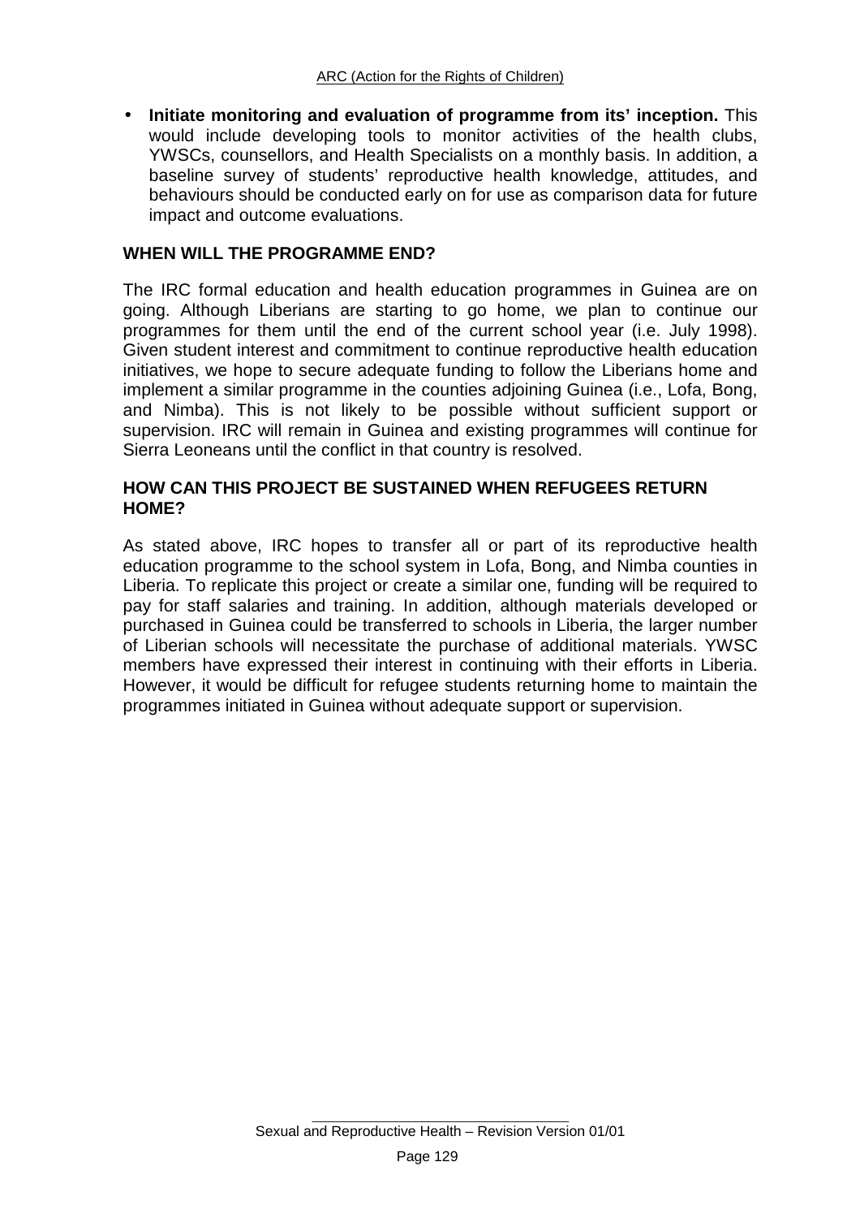- **Initiate monitoring and evaluation of programme from its' inception.** This would include developing tools to monitor activities of the health clubs, YWSCs, counsellors, and Health Specialists on a monthly basis. In addition, a baseline survey of students' reproductive health knowledge, attitudes, and behaviours should be conducted early on for use as comparison data for future impact and outcome evaluations.

## WHEN WILL THE PROGRAMME END?

The IRC formal education and health education programmes in Guinea are on going. Although Liberians are starting to go home, we plan to continue our programmes for them until the end of the current school year (i.e. July 1998). Given student interest and commitment to continue reproductive health education initiatives, we hope to secure adequate funding to follow the Liberians home and implement a similar programme in the counties adjoining Guinea (i.e., Lofa, Bong, and Nimba). This is not likely to be possible without sufficient support or supervision. IRC will remain in Guinea and existing programmes will continue for Sierra Leoneans until the conflict in that country is resolved.

## HOW CAN THIS PROJECT BE SUSTAINED WHEN REFUGEES RETURN HOME?

As stated above, IRC hopes to transfer all or part of its reproductive health education programme to the school system in Lofa, Bong, and Nimba counties in Liberia. To replicate this project or create a similar one, funding will be required to pay for staff salaries and training. In addition, although materials developed or purchased in Guinea could be transferred to schools in Liberia, the larger number of Liberian schools will necessitate the purchase of additional materials. YWSC members have expressed their interest in continuing with their efforts in Liberia. However, it would be difficult for refugee students returning home to maintain the programmes initiated in Guinea without adequate support or supervision.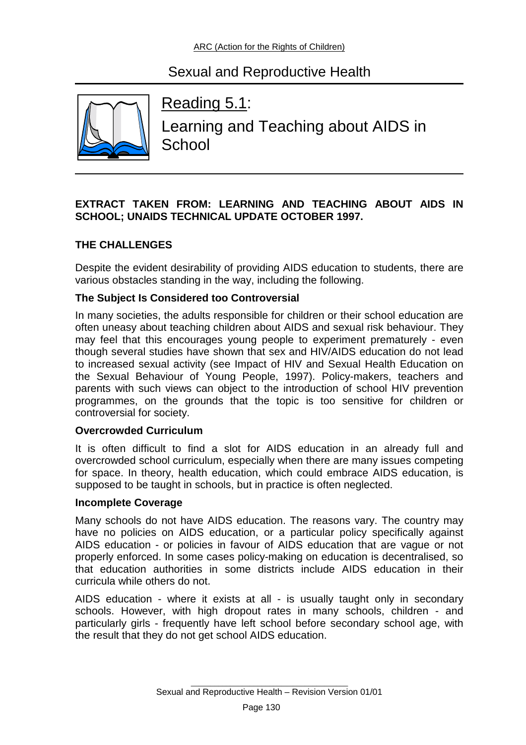# Reading 5.1:

## Learning and Teaching about AIDS in School

**EXTRACT TAKEN FROM: LEARNING AND TEACHING ABOUT AIDS IN SCHOOL; UNAIDS TECHNICAL UPDATE OCTOBER 1997.**

### THE CHALLENGES

Despite the evident desirability of providing AIDS education to students, there are various obstacles standing in the way, including the following.

#### The Subject Is Considered too Controversial

In many societies, the adults responsible for children or their school education are often uneasy about teaching children about AIDS and sexual risk behaviour. They may feel that this encourages young people to experiment prematurely - even though several studies have shown that sex and HIV/AIDS education do not lead to increased sexual activity (see Impact of HIV and Sexual Health Education on the Sexual Behaviour of Young People, 1997). Policy-makers, teachers and parents with such views can object to the introduction of school HIV prevention programmes, on the grounds that the topic is too sensitive for children or controversial for society.

#### Overcrowded Curriculum

It is often difficult to find a slot for AIDS education in an already full and overcrowded school curriculum, especially when there are many issues competing for space. In theory, health education, which could embrace AIDS education, is supposed to be taught in schools, but in practice is often neglected.

#### Incomplete Coverage

Many schools do not have AIDS education. The reasons vary. The country may have no policies on AIDS education, or a particular policy specifically against AIDS education - or policies in favour of AIDS education that are vague or not properly enforced. In some cases policy-making on education is decentralised, so that education authorities in some districts include AIDS education in their curricula while others do not.

AIDS education - where it exists at all - is usually taught only in secondary schools. However, with high dropout rates in many schools, children - and particularly girls - frequently have left school before secondary school age, with the result that they do not get school AIDS education.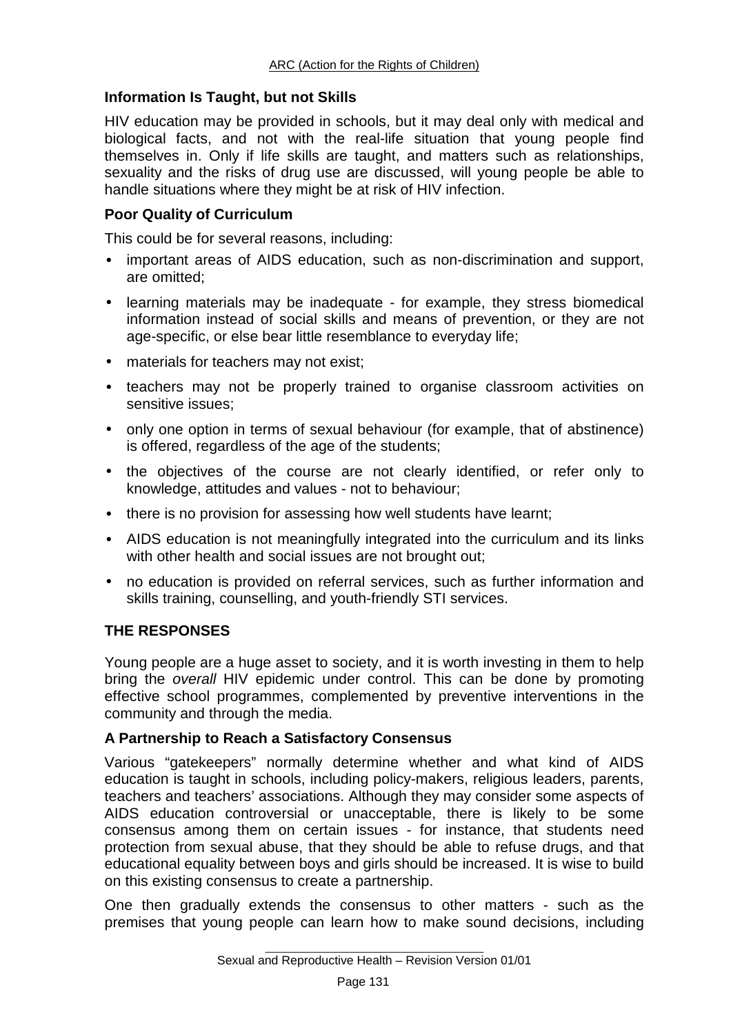### Information Is Taught, but not Skills

HIV education may be provided in schools, but it may deal only with medical and biological facts, and not with the real-life situation that young people find themselves in. Only if life skills are taught, and matters such as relationships, sexuality and the risks of drug use are discussed, will young people be able to handle situations where they might be at risk of HIV infection.

### Poor Quality of Curriculum

This could be for several reasons, including:

- important areas of AIDS education, such as non-discrimination and support, are omitted;
- learning materials may be inadequate - for example, they stress biomedical information instead of social skills and means of prevention, or they are not age-specific, or else bear little resemblance to everyday life;
- materials for teachers may not exist;
- teachers may not be properly trained to organise classroom activities on sensitive issues;
- only one option in terms of sexual behaviour (for example, that of abstinence) is offered, regardless of the age of the students;
- the objectives of the course are not clearly identified, or refer only to knowledge, attitudes and values - not to behaviour;
- there is no provision for assessing how well students have learnt;
- AIDS education is not meaningfully integrated into the curriculum and its links with other health and social issues are not brought out;
- no education is provided on referral services, such as further information and skills training, counselling, and youth-friendly STI services.

## THE RESPONSES

Young people are a huge asset to society, and it is worth investing in them to help bring the *overall* HIV epidemic under control. This can be done by promoting effective school programmes, complemented by preventive interventions in the community and through the media.

### A Partnership to Reach a Satisfactory Consensus

Various "gatekeepers" normally determine whether and what kind of AIDS education is taught in schools, including policy-makers, religious leaders, parents, teachers and teachers' associations. Although they may consider some aspects of AIDS education controversial or unacceptable, there is likely to be some consensus among them on certain issues - for instance, that students need protection from sexual abuse, that they should be able to refuse drugs, and that educational equality between boys and girls should be increased. It is wise to build on this existing consensus to create a partnership.

One then gradually extends the consensus to other matters - such as the premises that young people can learn how to make sound decisions, including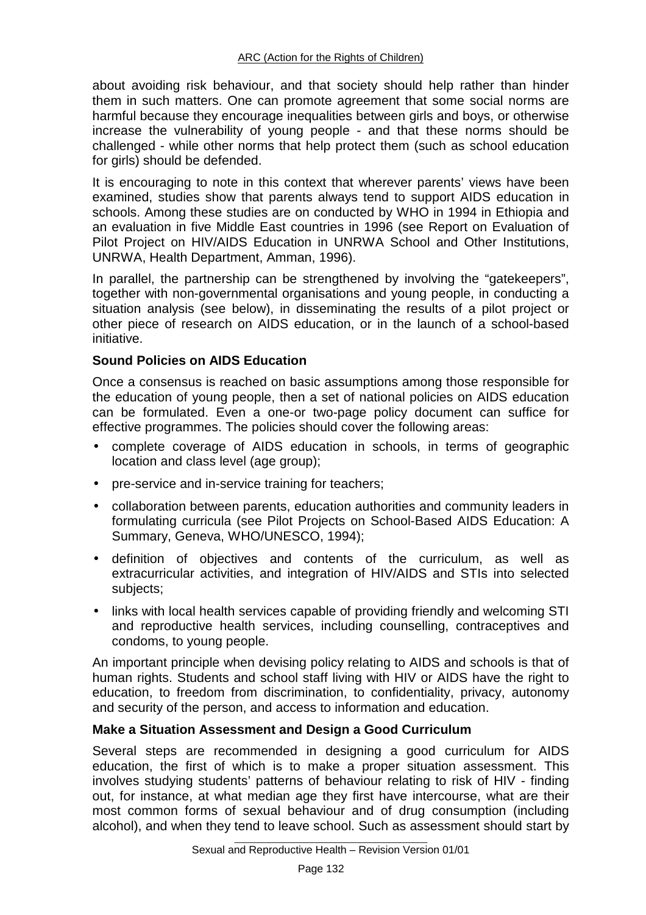about avoiding risk behaviour, and that society should help rather than hinder them in such matters. One can promote agreement that some social norms are harmful because they encourage inequalities between girls and boys, or otherwise increase the vulnerability of young people - and that these norms should be challenged - while other norms that help protect them (such as school education for girls) should be defended.

It is encouraging to note in this context that wherever parents' views have been examined, studies show that parents always tend to support AIDS education in schools. Among these studies are on conducted by WHO in 1994 in Ethiopia and an evaluation in five Middle East countries in 1996 (see Report on Evaluation of Pilot Project on HIV/AIDS Education in UNRWA School and Other Institutions, UNRWA, Health Department, Amman, 1996).

In parallel, the partnership can be strengthened by involving the "gatekeepers", together with non-governmental organisations and young people, in conducting a situation analysis (see below), in disseminating the results of a pilot project or other piece of research on AIDS education, or in the launch of a school-based initiative.

**Sound Policies on AIDS Education**

Once a consensus is reached on basic assumptions among those responsible for the education of young people, then a set of national policies on AIDS education can be formulated. Even a one-or two-page policy document can suffice for effective programmes. The policies should cover the following areas:

- complete coverage of AIDS education in schools, in terms of geographic location and class level (age group);
- pre-service and in-service training for teachers;
- collaboration between parents, education authorities and community leaders in formulating curricula (see Pilot Projects on School-Based AIDS Education: A Summary, Geneva, WHO/UNESCO, 1994);
- definition of objectives and contents of the curriculum, as well as extracurricular activities, and integration of HIV/AIDS and STIs into selected subjects;
- links with local health services capable of providing friendly and welcoming STI and reproductive health services, including counselling, contraceptives and condoms, to young people.

An important principle when devising policy relating to AIDS and schools is that of human rights. Students and school staff living with HIV or AIDS have the right to education, to freedom from discrimination, to confidentiality, privacy, autonomy and security of the person, and access to information and education.

**Make a Situation Assessment and Design a Good Curriculum**

Several steps are recommended in designing a good curriculum for AIDS education, the first of which is to make a proper situation assessment. This involves studying students' patterns of behaviour relating to risk of HIV - finding out, for instance, at what median age they first have intercourse, what are their most common forms of sexual behaviour and of drug consumption (including alcohol), and when they tend to leave school. Such as assessment should start by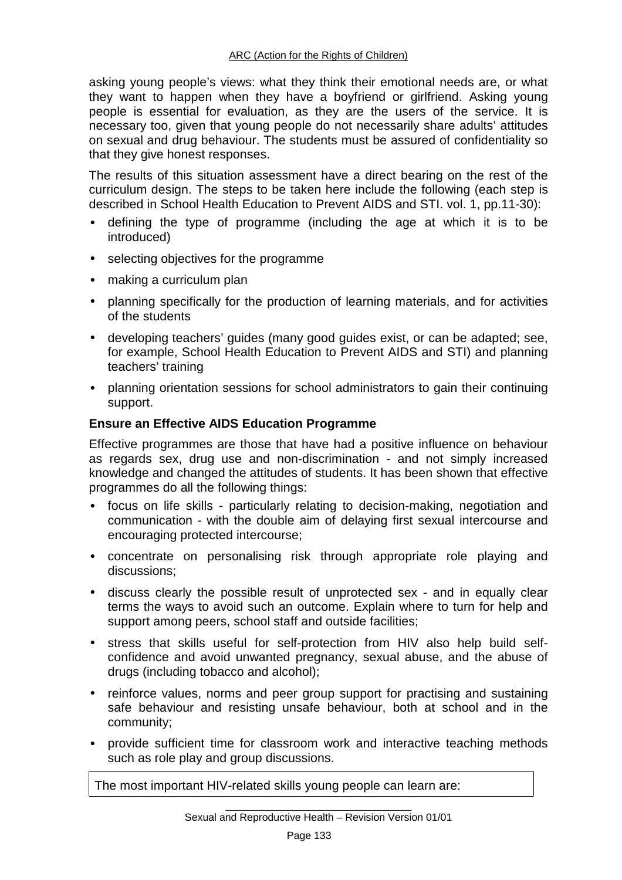asking young people's views: what they think their emotional needs are, or what they want to happen when they have a boyfriend or girlfriend. Asking young people is essential for evaluation, as they are the users of the service. It is necessary too, given that young people do not necessarily share adults' attitudes on sexual and drug behaviour. The students must be assured of confidentiality so that they give honest responses.

The results of this situation assessment have a direct bearing on the rest of the curriculum design. The steps to be taken here include the following (each step is described in School Health Education to Prevent AIDS and STI. vol. 1, pp.11-30):

- defining the type of programme (including the age at which it is to be introduced)
- selecting objectives for the programme
- making a curriculum plan
- planning specifically for the production of learning materials, and for activities of the students
- developing teachers' guides (many good guides exist, or can be adapted; see, for example, School Health Education to Prevent AIDS and STI) and planning teachers' training
- planning orientation sessions for school administrators to gain their continuing support.

**Ensure an Effective AIDS Education Programme**

Effective programmes are those that have had a positive influence on behaviour as regards sex, drug use and non-discrimination - and not simply increased knowledge and changed the attitudes of students. It has been shown that effective programmes do all the following things:

- focus on life skills - particularly relating to decision-making, negotiation and communication - with the double aim of delaying first sexual intercourse and encouraging protected intercourse;
- concentrate on personalising risk through appropriate role playing and discussions;
- discuss clearly the possible result of unprotected sex - and in equally clear terms the ways to avoid such an outcome. Explain where to turn for help and support among peers, school staff and outside facilities;
- stress that skills useful for self-protection from HIV also help build self-confidence and avoid unwanted pregnancy, sexual abuse, and the abuse of drugs (including tobacco and alcohol);
- reinforce values, norms and peer group support for practising and sustaining safe behaviour and resisting unsafe behaviour, both at school and in the community;
- provide sufficient time for classroom work and interactive teaching methods such as role play and group discussions.

The most important HIV-related skills young people can learn are: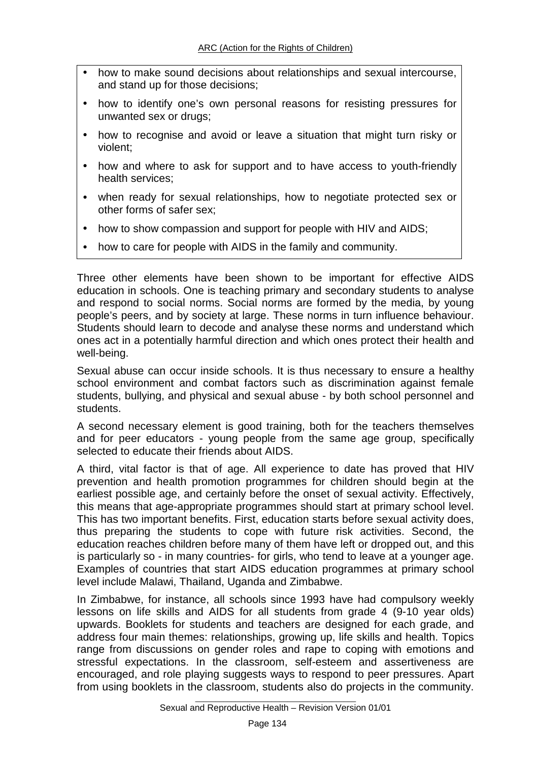- how to make sound decisions about relationships and sexual intercourse, and stand up for those decisions;
- how to identify one's own personal reasons for resisting pressures for unwanted sex or drugs;
- how to recognise and avoid or leave a situation that might turn risky or violent;
- how and where to ask for support and to have access to youth-friendly health services;
- when ready for sexual relationships, how to negotiate protected sex or other forms of safer sex;
- how to show compassion and support for people with HIV and AIDS;
- how to care for people with AIDS in the family and community.

Three other elements have been shown to be important for effective AIDS education in schools. One is teaching primary and secondary students to analyse and respond to social norms. Social norms are formed by the media, by young people's peers, and by society at large. These norms in turn influence behaviour. Students should learn to decode and analyse these norms and understand which ones act in a potentially harmful direction and which ones protect their health and well-being.

Sexual abuse can occur inside schools. It is thus necessary to ensure a healthy school environment and combat factors such as discrimination against female students, bullying, and physical and sexual abuse - by both school personnel and students.

A second necessary element is good training, both for the teachers themselves and for peer educators - young people from the same age group, specifically selected to educate their friends about AIDS.

A third, vital factor is that of age. All experience to date has proved that HIV prevention and health promotion programmes for children should begin at the earliest possible age, and certainly before the onset of sexual activity. Effectively, this means that age-appropriate programmes should start at primary school level. This has two important benefits. First, education starts before sexual activity does, thus preparing the students to cope with future risk activities. Second, the education reaches children before many of them have left or dropped out, and this is particularly so - in many countries- for girls, who tend to leave at a younger age. Examples of countries that start AIDS education programmes at primary school level include Malawi, Thailand, Uganda and Zimbabwe.

In Zimbabwe, for instance, all schools since 1993 have had compulsory weekly lessons on life skills and AIDS for all students from grade 4 (9-10 year olds) upwards. Booklets for students and teachers are designed for each grade, and address four main themes: relationships, growing up, life skills and health. Topics range from discussions on gender roles and rape to coping with emotions and stressful expectations. In the classroom, self-esteem and assertiveness are encouraged, and role playing suggests ways to respond to peer pressures. Apart from using booklets in the classroom, students also do projects in the community.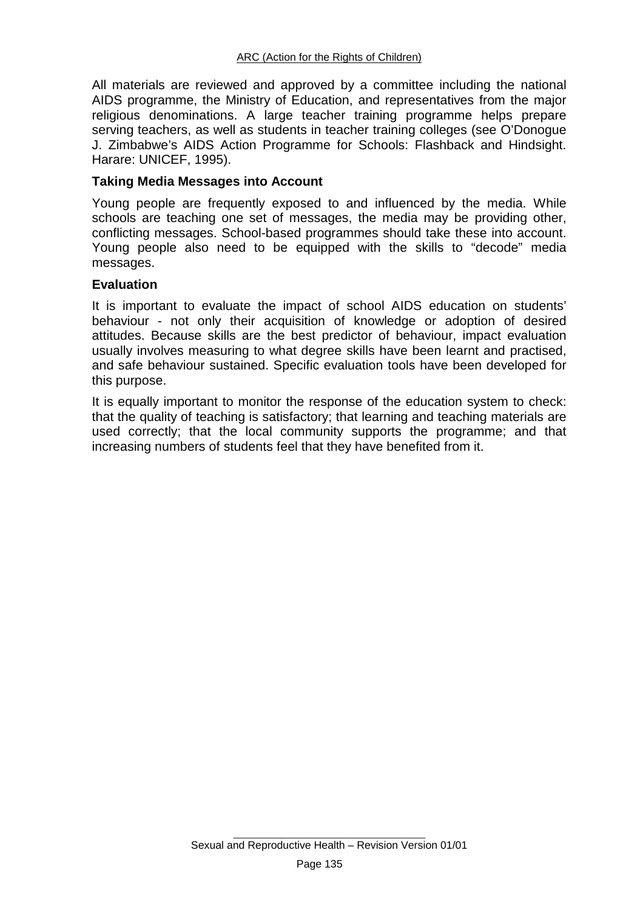All materials are reviewed and approved by a committee including the national AIDS programme, the Ministry of Education, and representatives from the major religious denominations. A large teacher training programme helps prepare serving teachers, as well as students in teacher training colleges (see O'Donogue J. Zimbabwe's AIDS Action Programme for Schools: Flashback and Hindsight. Harare: UNICEF, 1995).

### Taking Media Messages into Account

Young people are frequently exposed to and influenced by the media. While schools are teaching one set of messages, the media may be providing other, conflicting messages. School-based programmes should take these into account. Young people also need to be equipped with the skills to "decode" media messages.

### Evaluation

It is important to evaluate the impact of school AIDS education on students' behaviour - not only their acquisition of knowledge or adoption of desired attitudes. Because skills are the best predictor of behaviour, impact evaluation usually involves measuring to what degree skills have been learnt and practised, and safe behaviour sustained. Specific evaluation tools have been developed for this purpose.

It is equally important to monitor the response of the education system to check: that the quality of teaching is satisfactory; that learning and teaching materials are used correctly; that the local community supports the programme; and that increasing numbers of students feel that they have benefited from it.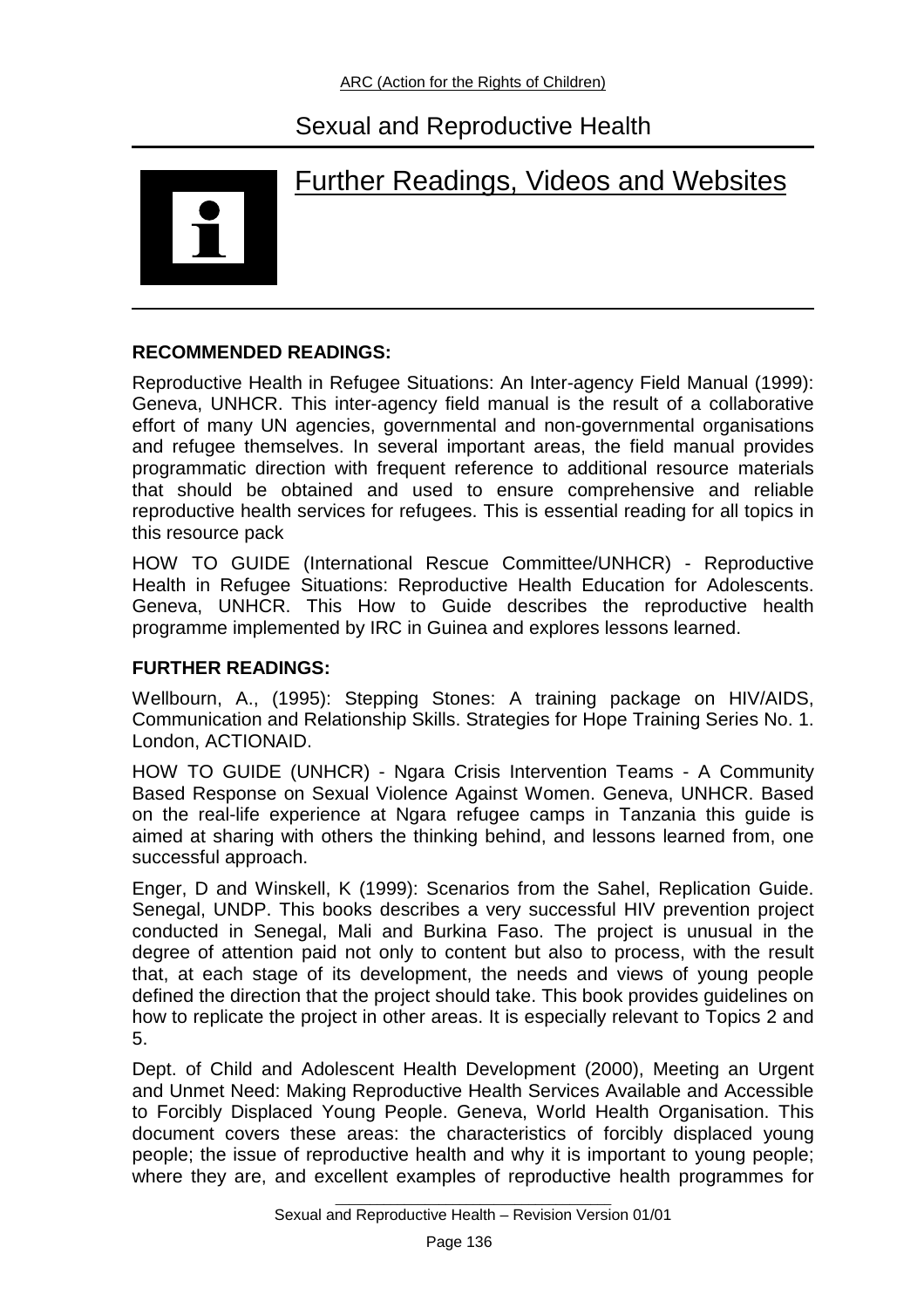# Sexual and Reproductive Health

## Further Readings, Videos and Websites

**RECOMMENDED READINGS:**

Reproductive Health in Refugee Situations: An Inter-agency Field Manual (1999): Geneva, UNHCR. This inter-agency field manual is the result of a collaborative effort of many UN agencies, governmental and non-governmental organisations and refugee themselves. In several important areas, the field manual provides programmatic direction with frequent reference to additional resource materials that should be obtained and used to ensure comprehensive and reliable reproductive health services for refugees. This is essential reading for all topics in this resource pack

HOW TO GUIDE (International Rescue Committee/UNHCR) - Reproductive Health in Refugee Situations: Reproductive Health Education for Adolescents. Geneva, UNHCR. This How to Guide describes the reproductive health programme implemented by IRC in Guinea and explores lessons learned.

**FURTHER READINGS:**

Wellbourn, A., (1995): Stepping Stones: A training package on HIV/AIDS, Communication and Relationship Skills. Strategies for Hope Training Series No. 1. London, ACTIONAID.

HOW TO GUIDE (UNHCR) - Ngara Crisis Intervention Teams - A Community Based Response on Sexual Violence Against Women. Geneva, UNHCR. Based on the real-life experience at Ngara refugee camps in Tanzania this guide is aimed at sharing with others the thinking behind, and lessons learned from, one successful approach.

Enger, D and Winskell, K (1999): Scenarios from the Sahel, Replication Guide. Senegal, UNDP. This books describes a very successful HIV prevention project conducted in Senegal, Mali and Burkina Faso. The project is unusual in the degree of attention paid not only to content but also to process, with the result that, at each stage of its development, the needs and views of young people defined the direction that the project should take. This book provides guidelines on how to replicate the project in other areas. It is especially relevant to Topics 2 and 5.

Dept. of Child and Adolescent Health Development (2000), Meeting an Urgent and Unmet Need: Making Reproductive Health Services Available and Accessible to Forcibly Displaced Young People. Geneva, World Health Organisation. This document covers these areas: the characteristics of forcibly displaced young people; the issue of reproductive health and why it is important to young people; where they are, and excellent examples of reproductive health programmes for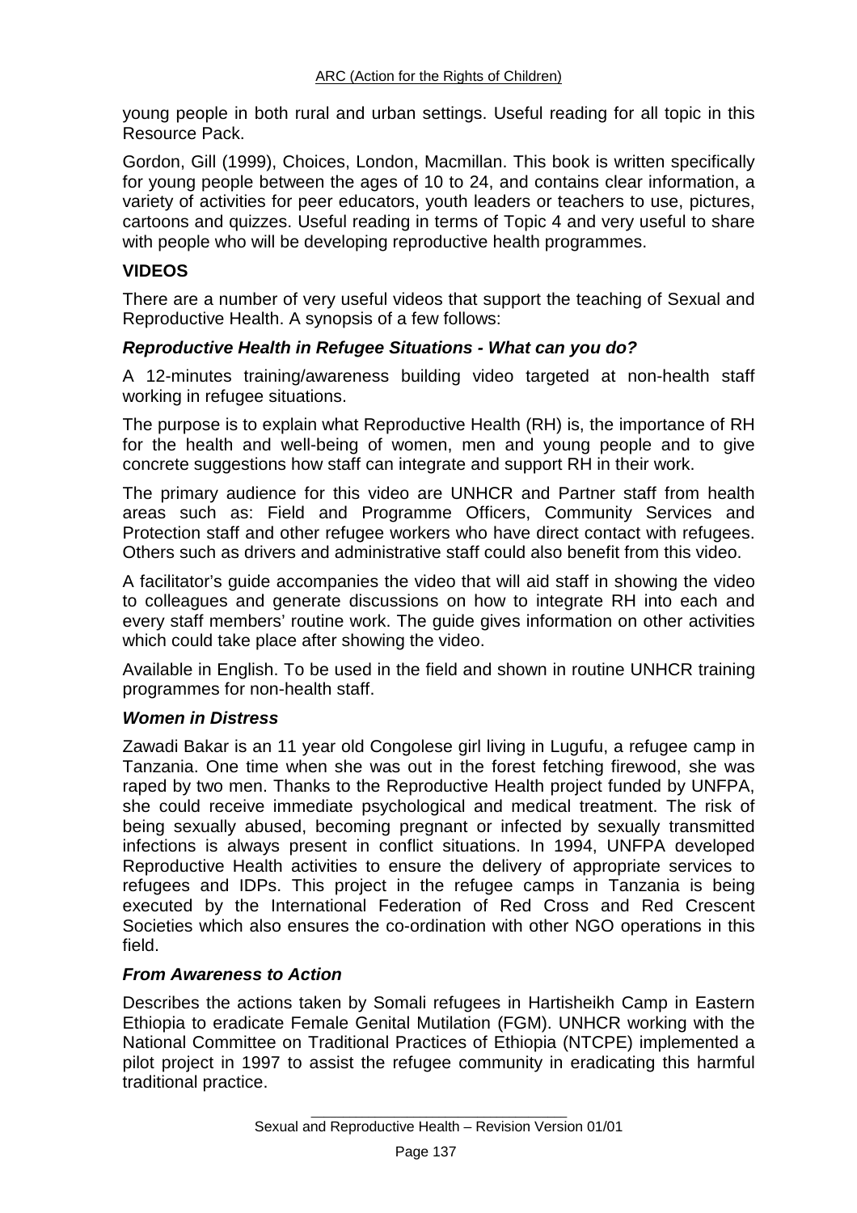young people in both rural and urban settings. Useful reading for all topic in this Resource Pack.

Gordon, Gill (1999), Choices, London, Macmillan. This book is written specifically for young people between the ages of 10 to 24, and contains clear information, a variety of activities for peer educators, youth leaders or teachers to use, pictures, cartoons and quizzes. Useful reading in terms of Topic 4 and very useful to share with people who will be developing reproductive health programmes.

## VIDEOS

There are a number of very useful videos that support the teaching of Sexual and Reproductive Health. A synopsis of a few follows:

### *Reproductive Health in Refugee Situations - What can you do?*

A 12-minutes training/awareness building video targeted at non-health staff working in refugee situations.

The purpose is to explain what Reproductive Health (RH) is, the importance of RH for the health and well-being of women, men and young people and to give concrete suggestions how staff can integrate and support RH in their work.

The primary audience for this video are UNHCR and Partner staff from health areas such as: Field and Programme Officers, Community Services and Protection staff and other refugee workers who have direct contact with refugees. Others such as drivers and administrative staff could also benefit from this video.

A facilitator's guide accompanies the video that will aid staff in showing the video to colleagues and generate discussions on how to integrate RH into each and every staff members' routine work. The guide gives information on other activities which could take place after showing the video.

Available in English. To be used in the field and shown in routine UNHCR training programmes for non-health staff.

### *Women in Distress*

Zawadi Bakar is an 11 year old Congolese girl living in Lugufu, a refugee camp in Tanzania. One time when she was out in the forest fetching firewood, she was raped by two men. Thanks to the Reproductive Health project funded by UNFPA, she could receive immediate psychological and medical treatment. The risk of being sexually abused, becoming pregnant or infected by sexually transmitted infections is always present in conflict situations. In 1994, UNFPA developed Reproductive Health activities to ensure the delivery of appropriate services to refugees and IDPs. This project in the refugee camps in Tanzania is being executed by the International Federation of Red Cross and Red Crescent Societies which also ensures the co-ordination with other NGO operations in this field.

### *From Awareness to Action*

Describes the actions taken by Somali refugees in Hartisheikh Camp in Eastern Ethiopia to eradicate Female Genital Mutilation (FGM). UNHCR working with the National Committee on Traditional Practices of Ethiopia (NTCPE) implemented a pilot project in 1997 to assist the refugee community in eradicating this harmful traditional practice.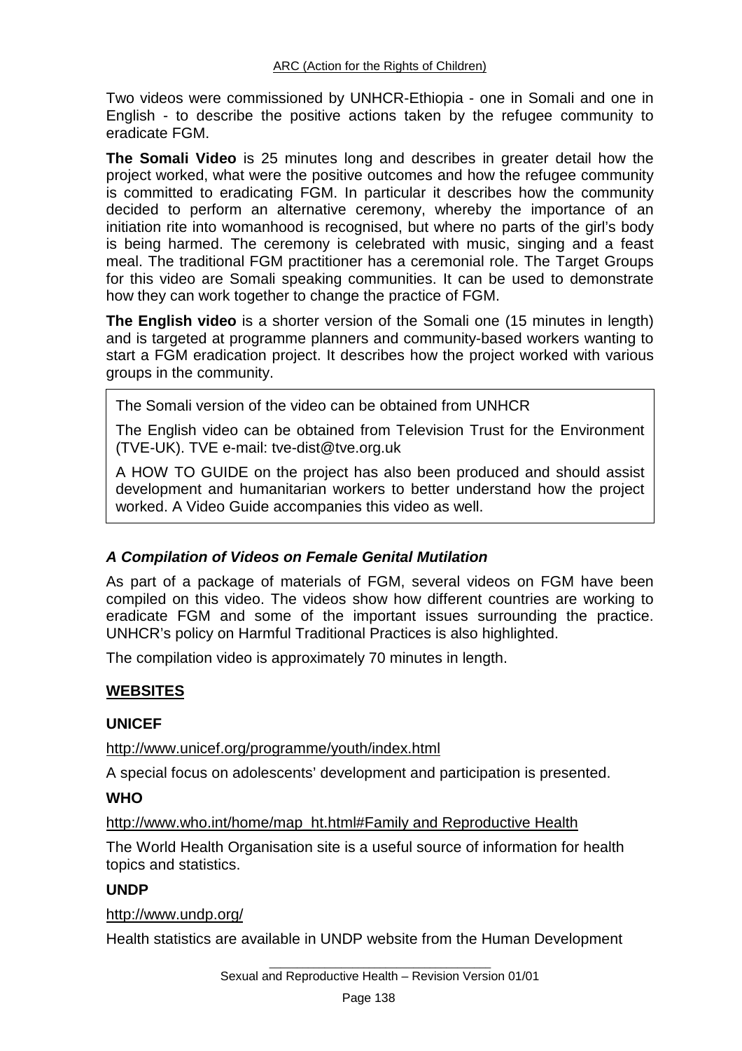Two videos were commissioned by UNHCR-Ethiopia - one in Somali and one in English - to describe the positive actions taken by the refugee community to eradicate FGM.

**The Somali Video** is 25 minutes long and describes in greater detail how the project worked, what were the positive outcomes and how the refugee community is committed to eradicating FGM. In particular it describes how the community decided to perform an alternative ceremony, whereby the importance of an initiation rite into womanhood is recognised, but where no parts of the girl's body is being harmed. The ceremony is celebrated with music, singing and a feast meal. The traditional FGM practitioner has a ceremonial role. The Target Groups for this video are Somali speaking communities. It can be used to demonstrate how they can work together to change the practice of FGM.

**The English video** is a shorter version of the Somali one (15 minutes in length) and is targeted at programme planners and community-based workers wanting to start a FGM eradication project. It describes how the project worked with various groups in the community.

> The Somali version of the video can be obtained from UNHCR
>
> The English video can be obtained from Television Trust for the Environment (TVE-UK). TVE e-mail: tve-dist@tve.org.uk
>
> A HOW TO GUIDE on the project has also been produced and should assist development and humanitarian workers to better understand how the project worked. A Video Guide accompanies this video as well.

### *A Compilation of Videos on Female Genital Mutilation*

As part of a package of materials of FGM, several videos on FGM have been compiled on this video. The videos show how different countries are working to eradicate FGM and some of the important issues surrounding the practice. UNHCR's policy on Harmful Traditional Practices is also highlighted.

The compilation video is approximately 70 minutes in length.

## WEBSITES

**UNICEF**

http://www.unicef.org/programme/youth/index.html

A special focus on adolescents' development and participation is presented.

**WHO**

http://www.who.int/home/map_ht.html#Family and Reproductive Health

The World Health Organisation site is a useful source of information for health topics and statistics.

**UNDP**

http://www.undp.org/

Health statistics are available in UNDP website from the Human Development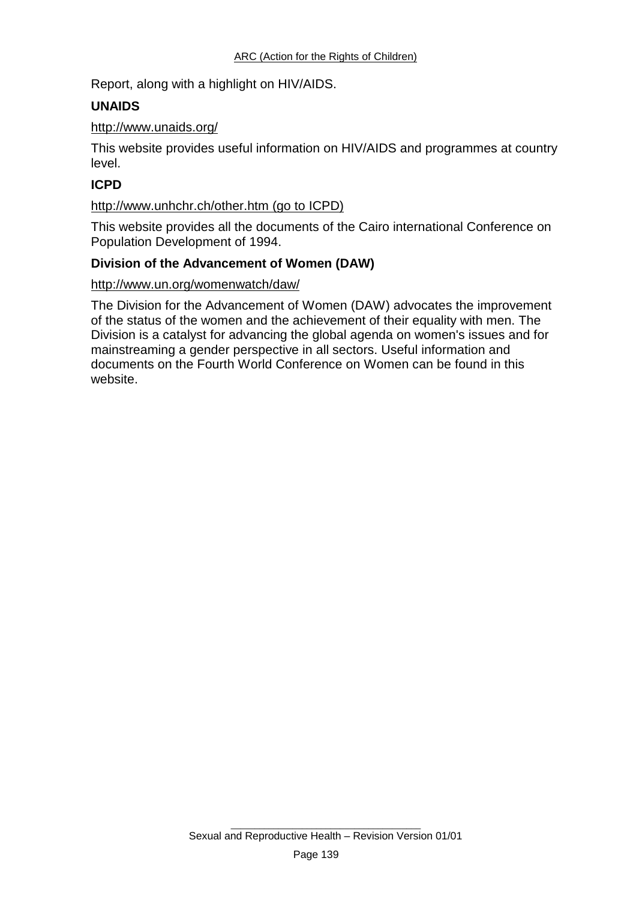Report, along with a highlight on HIV/AIDS.

**UNAIDS**

http://www.unaids.org/

This website provides useful information on HIV/AIDS and programmes at country level.

**ICPD**

http://www.unhchr.ch/other.htm (go to ICPD)

This website provides all the documents of the Cairo international Conference on Population Development of 1994.

**Division of the Advancement of Women (DAW)**

http://www.un.org/womenwatch/daw/

The Division for the Advancement of Women (DAW) advocates the improvement of the status of the women and the achievement of their equality with men. The Division is a catalyst for advancing the global agenda on women's issues and for mainstreaming a gender perspective in all sectors. Useful information and documents on the Fourth World Conference on Women can be found in this website.